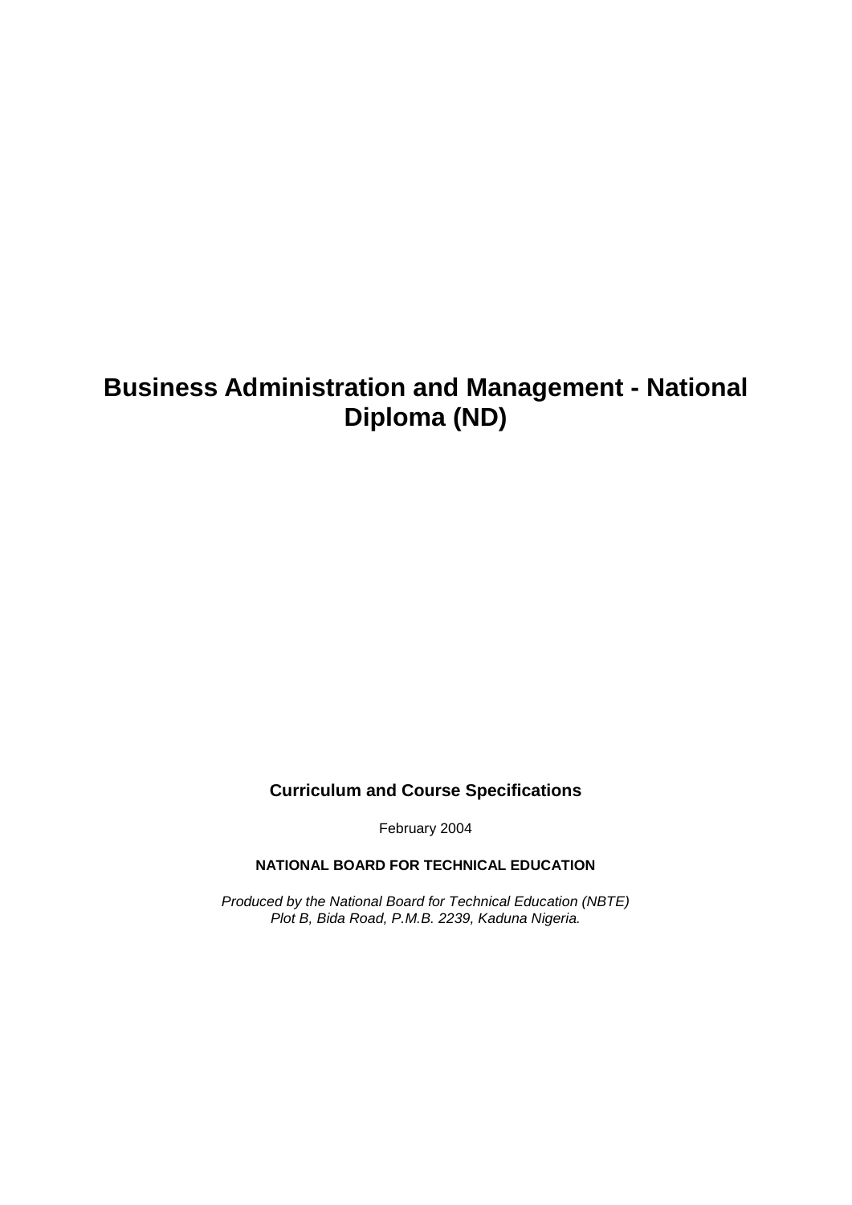# Business Administration and Management - National Diploma (ND)

**Curriculum and Course Specifications**

February 2004

**NATIONAL BOARD FOR TECHNICAL EDUCATION**

*Produced by the National Board for Technical Education (NBTE)*
*Plot B, Bida Road, P.M.B. 2239, Kaduna Nigeria.*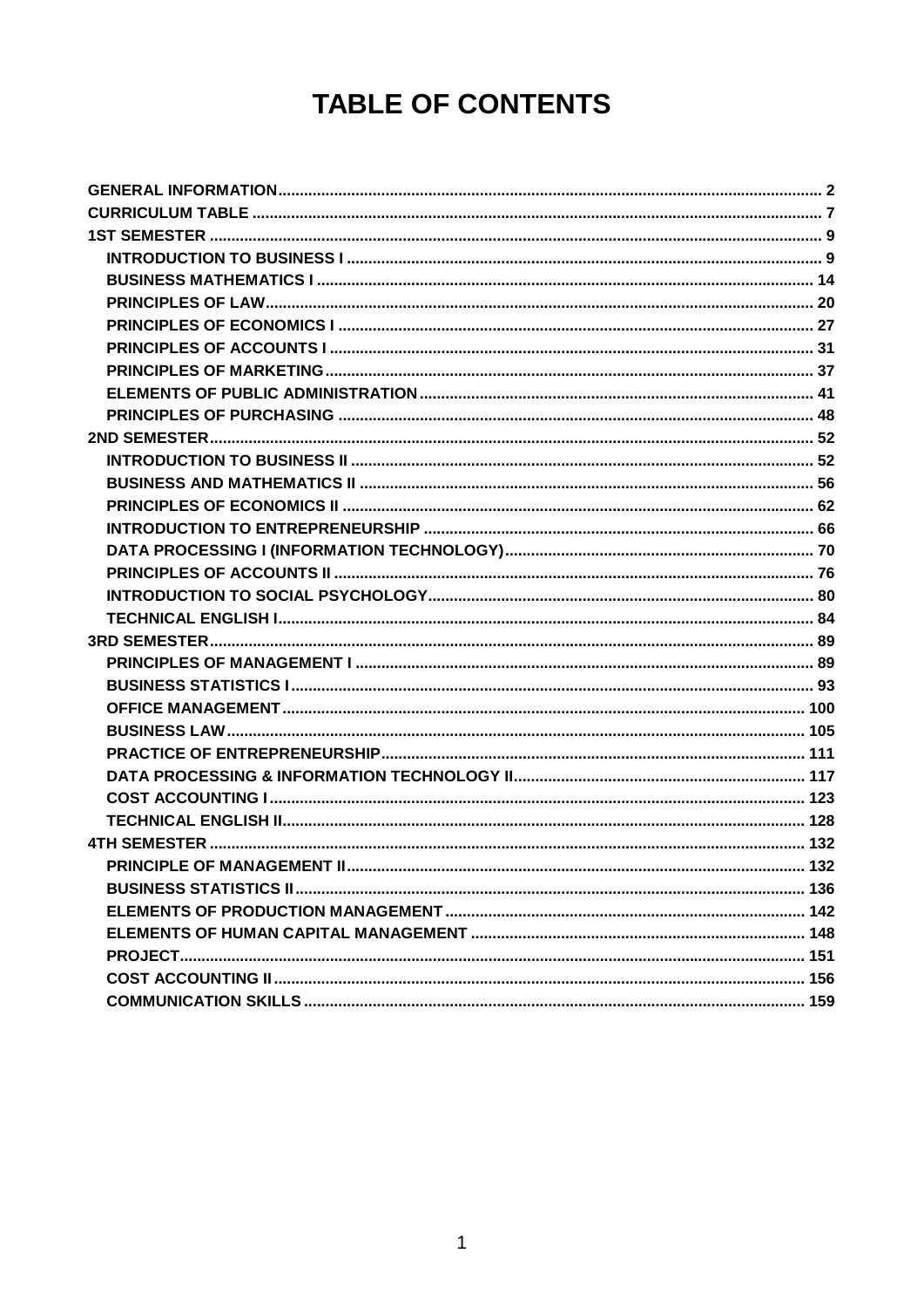# TABLE OF CONTENTS

GENERAL INFORMATION ..... 2
CURRICULUM TABLE ..... 7
1ST SEMESTER ..... 9
- INTRODUCTION TO BUSINESS I ..... 9
- BUSINESS MATHEMATICS I ..... 14
- PRINCIPLES OF LAW ..... 20
- PRINCIPLES OF ECONOMICS I ..... 27
- PRINCIPLES OF ACCOUNTS I ..... 31
- PRINCIPLES OF MARKETING ..... 37
- ELEMENTS OF PUBLIC ADMINISTRATION ..... 41
- PRINCIPLES OF PURCHASING ..... 48

2ND SEMESTER ..... 52
- INTRODUCTION TO BUSINESS II ..... 52
- BUSINESS AND MATHEMATICS II ..... 56
- PRINCIPLES OF ECONOMICS II ..... 62
- INTRODUCTION TO ENTREPRENEURSHIP ..... 66
- DATA PROCESSING I (INFORMATION TECHNOLOGY) ..... 70
- PRINCIPLES OF ACCOUNTS II ..... 76
- INTRODUCTION TO SOCIAL PSYCHOLOGY ..... 80
- TECHNICAL ENGLISH I ..... 84

3RD SEMESTER ..... 89
- PRINCIPLES OF MANAGEMENT I ..... 89
- BUSINESS STATISTICS I ..... 93
- OFFICE MANAGEMENT ..... 100
- BUSINESS LAW ..... 105
- PRACTICE OF ENTREPRENEURSHIP ..... 111
- DATA PROCESSING & INFORMATION TECHNOLOGY II ..... 117
- COST ACCOUNTING I ..... 123
- TECHNICAL ENGLISH II ..... 128

4TH SEMESTER ..... 132
- PRINCIPLE OF MANAGEMENT II ..... 132
- BUSINESS STATISTICS II ..... 136
- ELEMENTS OF PRODUCTION MANAGEMENT ..... 142
- ELEMENTS OF HUMAN CAPITAL MANAGEMENT ..... 148
- PROJECT ..... 151
- COST ACCOUNTING II ..... 156
- COMMUNICATION SKILLS ..... 159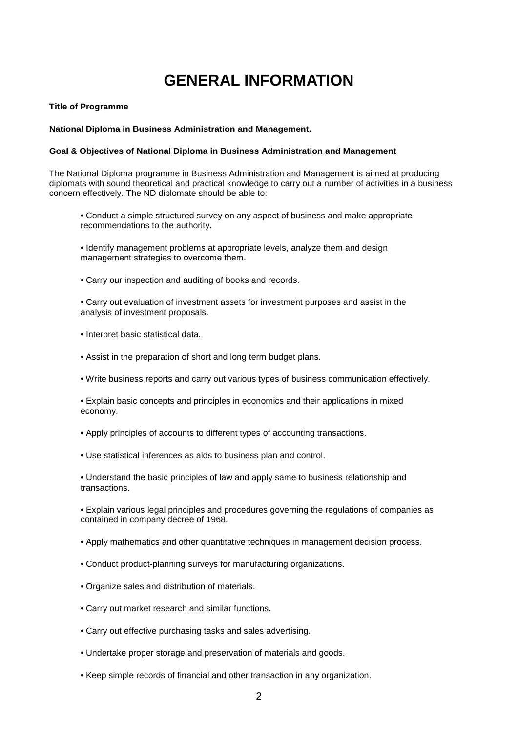# GENERAL INFORMATION

**Title of Programme**

**National Diploma in Business Administration and Management.**

**Goal & Objectives of National Diploma in Business Administration and Management**

The National Diploma programme in Business Administration and Management is aimed at producing diplomats with sound theoretical and practical knowledge to carry out a number of activities in a business concern effectively. The ND diplomate should be able to:

- Conduct a simple structured survey on any aspect of business and make appropriate recommendations to the authority.
- Identify management problems at appropriate levels, analyze them and design management strategies to overcome them.
- Carry our inspection and auditing of books and records.
- Carry out evaluation of investment assets for investment purposes and assist in the analysis of investment proposals.
- Interpret basic statistical data.
- Assist in the preparation of short and long term budget plans.
- Write business reports and carry out various types of business communication effectively.
- Explain basic concepts and principles in economics and their applications in mixed economy.
- Apply principles of accounts to different types of accounting transactions.
- Use statistical inferences as aids to business plan and control.
- Understand the basic principles of law and apply same to business relationship and transactions.
- Explain various legal principles and procedures governing the regulations of companies as contained in company decree of 1968.
- Apply mathematics and other quantitative techniques in management decision process.
- Conduct product-planning surveys for manufacturing organizations.
- Organize sales and distribution of materials.
- Carry out market research and similar functions.
- Carry out effective purchasing tasks and sales advertising.
- Undertake proper storage and preservation of materials and goods.
- Keep simple records of financial and other transaction in any organization.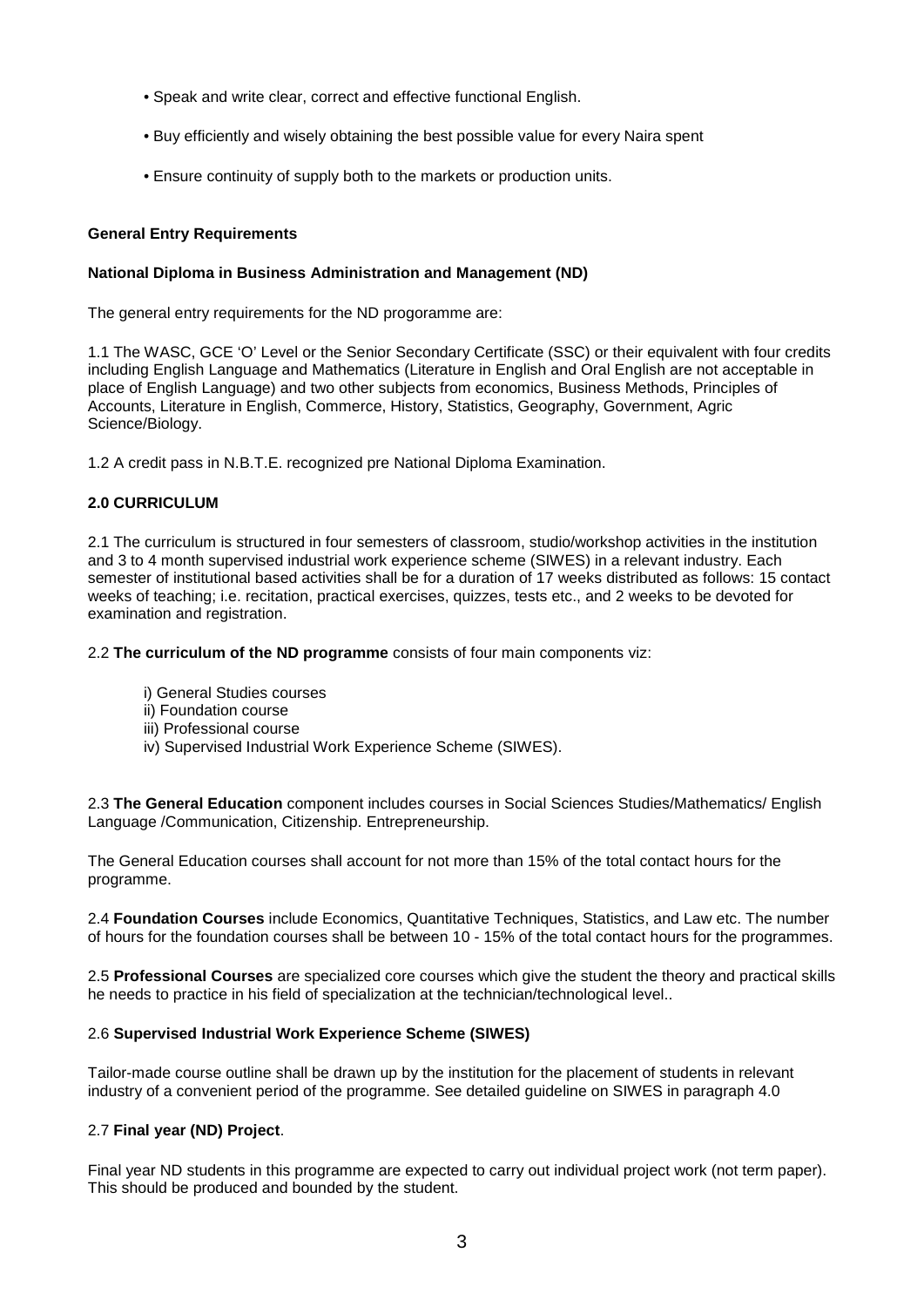- Speak and write clear, correct and effective functional English.
- Buy efficiently and wisely obtaining the best possible value for every Naira spent
- Ensure continuity of supply both to the markets or production units.

**General Entry Requirements**

**National Diploma in Business Administration and Management (ND)**

The general entry requirements for the ND progoramme are:

1.1 The WASC, GCE 'O' Level or the Senior Secondary Certificate (SSC) or their equivalent with four credits including English Language and Mathematics (Literature in English and Oral English are not acceptable in place of English Language) and two other subjects from economics, Business Methods, Principles of Accounts, Literature in English, Commerce, History, Statistics, Geography, Government, Agric Science/Biology.

1.2 A credit pass in N.B.T.E. recognized pre National Diploma Examination.

**2.0 CURRICULUM**

2.1 The curriculum is structured in four semesters of classroom, studio/workshop activities in the institution and 3 to 4 month supervised industrial work experience scheme (SIWES) in a relevant industry. Each semester of institutional based activities shall be for a duration of 17 weeks distributed as follows: 15 contact weeks of teaching; i.e. recitation, practical exercises, quizzes, tests etc., and 2 weeks to be devoted for examination and registration.

2.2 **The curriculum of the ND programme** consists of four main components viz:

i) General Studies courses
ii) Foundation course
iii) Professional course
iv) Supervised Industrial Work Experience Scheme (SIWES).

2.3 **The General Education** component includes courses in Social Sciences Studies/Mathematics/ English Language /Communication, Citizenship. Entrepreneurship.

The General Education courses shall account for not more than 15% of the total contact hours for the programme.

2.4 **Foundation Courses** include Economics, Quantitative Techniques, Statistics, and Law etc. The number of hours for the foundation courses shall be between 10 - 15% of the total contact hours for the programmes.

2.5 **Professional Courses** are specialized core courses which give the student the theory and practical skills he needs to practice in his field of specialization at the technician/technological level..

2.6 **Supervised Industrial Work Experience Scheme (SIWES)**

Tailor-made course outline shall be drawn up by the institution for the placement of students in relevant industry of a convenient period of the programme. See detailed guideline on SIWES in paragraph 4.0

2.7 **Final year (ND) Project**.

Final year ND students in this programme are expected to carry out individual project work (not term paper). This should be produced and bounded by the student.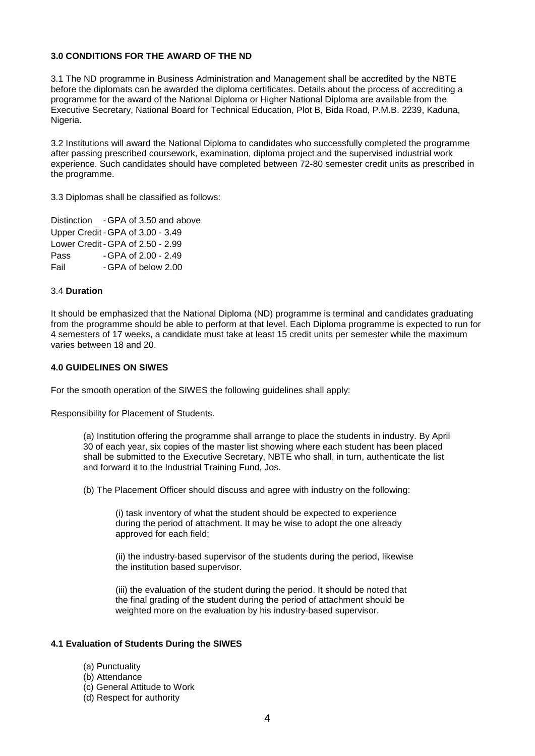**3.0 CONDITIONS FOR THE AWARD OF THE ND**

3.1 The ND programme in Business Administration and Management shall be accredited by the NBTE before the diplomats can be awarded the diploma certificates. Details about the process of accrediting a programme for the award of the National Diploma or Higher National Diploma are available from the Executive Secretary, National Board for Technical Education, Plot B, Bida Road, P.M.B. 2239, Kaduna, Nigeria.

3.2 Institutions will award the National Diploma to candidates who successfully completed the programme after passing prescribed coursework, examination, diploma project and the supervised industrial work experience. Such candidates should have completed between 72-80 semester credit units as prescribed in the programme.

3.3 Diplomas shall be classified as follows:

Distinction - GPA of 3.50 and above
Upper Credit - GPA of 3.00 - 3.49
Lower Credit - GPA of 2.50 - 2.99
Pass - GPA of 2.00 - 2.49
Fail - GPA of below 2.00

3.4 **Duration**

It should be emphasized that the National Diploma (ND) programme is terminal and candidates graduating from the programme should be able to perform at that level. Each Diploma programme is expected to run for 4 semesters of 17 weeks, a candidate must take at least 15 credit units per semester while the maximum varies between 18 and 20.

**4.0 GUIDELINES ON SIWES**

For the smooth operation of the SIWES the following guidelines shall apply:

Responsibility for Placement of Students.

(a) Institution offering the programme shall arrange to place the students in industry. By April 30 of each year, six copies of the master list showing where each student has been placed shall be submitted to the Executive Secretary, NBTE who shall, in turn, authenticate the list and forward it to the Industrial Training Fund, Jos.

(b) The Placement Officer should discuss and agree with industry on the following:

(i) task inventory of what the student should be expected to experience during the period of attachment. It may be wise to adopt the one already approved for each field;

(ii) the industry-based supervisor of the students during the period, likewise the institution based supervisor.

(iii) the evaluation of the student during the period. It should be noted that the final grading of the student during the period of attachment should be weighted more on the evaluation by his industry-based supervisor.

**4.1 Evaluation of Students During the SIWES**

(a) Punctuality
(b) Attendance
(c) General Attitude to Work
(d) Respect for authority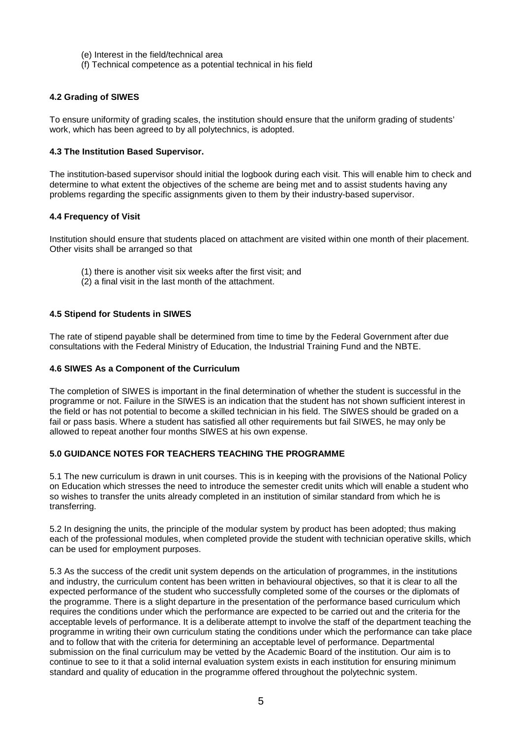(e) Interest in the field/technical area
(f) Technical competence as a potential technical in his field

### 4.2 Grading of SIWES

To ensure uniformity of grading scales, the institution should ensure that the uniform grading of students' work, which has been agreed to by all polytechnics, is adopted.

### 4.3 The Institution Based Supervisor.

The institution-based supervisor should initial the logbook during each visit. This will enable him to check and determine to what extent the objectives of the scheme are being met and to assist students having any problems regarding the specific assignments given to them by their industry-based supervisor.

### 4.4 Frequency of Visit

Institution should ensure that students placed on attachment are visited within one month of their placement. Other visits shall be arranged so that

(1) there is another visit six weeks after the first visit; and
(2) a final visit in the last month of the attachment.

### 4.5 Stipend for Students in SIWES

The rate of stipend payable shall be determined from time to time by the Federal Government after due consultations with the Federal Ministry of Education, the Industrial Training Fund and the NBTE.

### 4.6 SIWES As a Component of the Curriculum

The completion of SIWES is important in the final determination of whether the student is successful in the programme or not. Failure in the SIWES is an indication that the student has not shown sufficient interest in the field or has not potential to become a skilled technician in his field. The SIWES should be graded on a fail or pass basis. Where a student has satisfied all other requirements but fail SIWES, he may only be allowed to repeat another four months SIWES at his own expense.

## 5.0 GUIDANCE NOTES FOR TEACHERS TEACHING THE PROGRAMME

5.1 The new curriculum is drawn in unit courses. This is in keeping with the provisions of the National Policy on Education which stresses the need to introduce the semester credit units which will enable a student who so wishes to transfer the units already completed in an institution of similar standard from which he is transferring.

5.2 In designing the units, the principle of the modular system by product has been adopted; thus making each of the professional modules, when completed provide the student with technician operative skills, which can be used for employment purposes.

5.3 As the success of the credit unit system depends on the articulation of programmes, in the institutions and industry, the curriculum content has been written in behavioural objectives, so that it is clear to all the expected performance of the student who successfully completed some of the courses or the diplomats of the programme. There is a slight departure in the presentation of the performance based curriculum which requires the conditions under which the performance are expected to be carried out and the criteria for the acceptable levels of performance. It is a deliberate attempt to involve the staff of the department teaching the programme in writing their own curriculum stating the conditions under which the performance can take place and to follow that with the criteria for determining an acceptable level of performance. Departmental submission on the final curriculum may be vetted by the Academic Board of the institution. Our aim is to continue to see to it that a solid internal evaluation system exists in each institution for ensuring minimum standard and quality of education in the programme offered throughout the polytechnic system.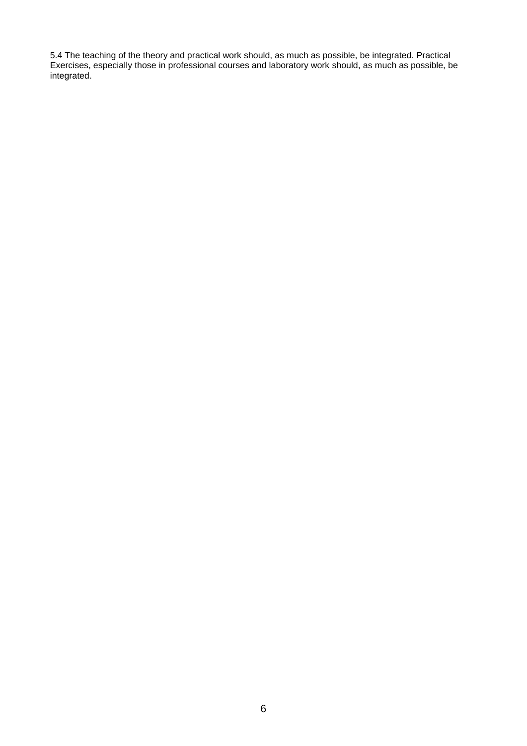5.4 The teaching of the theory and practical work should, as much as possible, be integrated. Practical Exercises, especially those in professional courses and laboratory work should, as much as possible, be integrated.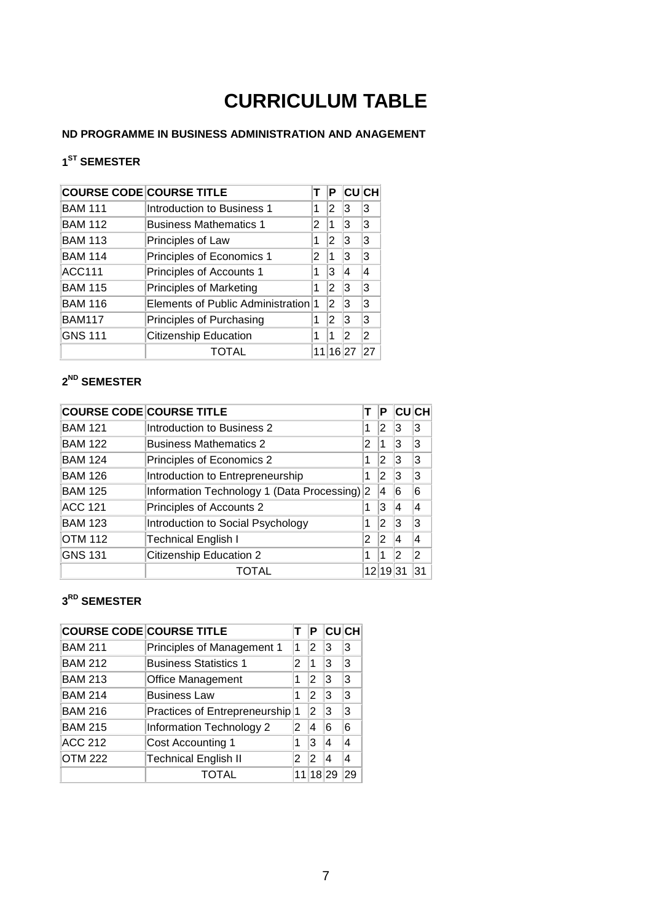# CURRICULUM TABLE

**ND PROGRAMME IN BUSINESS ADMINISTRATION AND ANAGEMENT**

### 1[ST] SEMESTER

| COURSE CODE | COURSE TITLE | T | P | CU | CH |
|---|---|---|---|---|---|
| BAM 111 | Introduction to Business 1 | 1 | 2 | 3 | 3 |
| BAM 112 | Business Mathematics 1 | 2 | 1 | 3 | 3 |
| BAM 113 | Principles of Law | 1 | 2 | 3 | 3 |
| BAM 114 | Principles of Economics 1 | 2 | 1 | 3 | 3 |
| ACC111 | Principles of Accounts 1 | 1 | 3 | 4 | 4 |
| BAM 115 | Principles of Marketing | 1 | 2 | 3 | 3 |
| BAM 116 | Elements of Public Administration | 1 | 2 | 3 | 3 |
| BAM117 | Principles of Purchasing | 1 | 2 | 3 | 3 |
| GNS 111 | Citizenship Education | 1 | 1 | 2 | 2 |
| | TOTAL | 11 | 16 | 27 | 27 |

### 2[ND] SEMESTER

| COURSE CODE | COURSE TITLE | T | P | CU | CH |
|---|---|---|---|---|---|
| BAM 121 | Introduction to Business 2 | 1 | 2 | 3 | 3 |
| BAM 122 | Business Mathematics 2 | 2 | 1 | 3 | 3 |
| BAM 124 | Principles of Economics 2 | 1 | 2 | 3 | 3 |
| BAM 126 | Introduction to Entrepreneurship | 1 | 2 | 3 | 3 |
| BAM 125 | Information Technology 1 (Data Processing) | 2 | 4 | 6 | 6 |
| ACC 121 | Principles of Accounts 2 | 1 | 3 | 4 | 4 |
| BAM 123 | Introduction to Social Psychology | 1 | 2 | 3 | 3 |
| OTM 112 | Technical English I | 2 | 2 | 4 | 4 |
| GNS 131 | Citizenship Education 2 | 1 | 1 | 2 | 2 |
| | TOTAL | 12 | 19 | 31 | 31 |

### 3[RD] SEMESTER

| COURSE CODE | COURSE TITLE | T | P | CU | CH |
|---|---|---|---|---|---|
| BAM 211 | Principles of Management 1 | 1 | 2 | 3 | 3 |
| BAM 212 | Business Statistics 1 | 2 | 1 | 3 | 3 |
| BAM 213 | Office Management | 1 | 2 | 3 | 3 |
| BAM 214 | Business Law | 1 | 2 | 3 | 3 |
| BAM 216 | Practices of Entrepreneurship | 1 | 2 | 3 | 3 |
| BAM 215 | Information Technology 2 | 2 | 4 | 6 | 6 |
| ACC 212 | Cost Accounting 1 | 1 | 3 | 4 | 4 |
| OTM 222 | Technical English II | 2 | 2 | 4 | 4 |
| | TOTAL | 11 | 18 | 29 | 29 |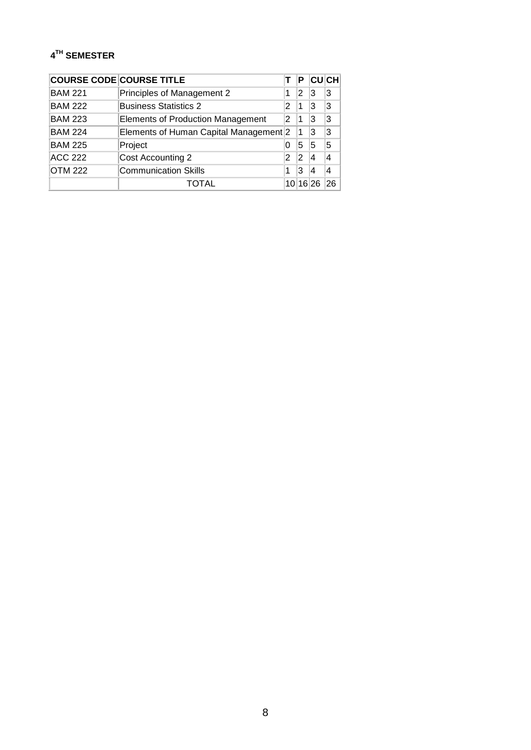## 4$^{TH}$ SEMESTER

| COURSE CODE | COURSE TITLE | T | P | CU | CH |
|---|---|---|---|---|---|
| BAM 221 | Principles of Management 2 | 1 | 2 | 3 | 3 |
| BAM 222 | Business Statistics 2 | 2 | 1 | 3 | 3 |
| BAM 223 | Elements of Production Management | 2 | 1 | 3 | 3 |
| BAM 224 | Elements of Human Capital Management | 2 | 1 | 3 | 3 |
| BAM 225 | Project | 0 | 5 | 5 | 5 |
| ACC 222 | Cost Accounting 2 | 2 | 2 | 4 | 4 |
| OTM 222 | Communication Skills | 1 | 3 | 4 | 4 |
| | TOTAL | 10 | 16 | 26 | 26 |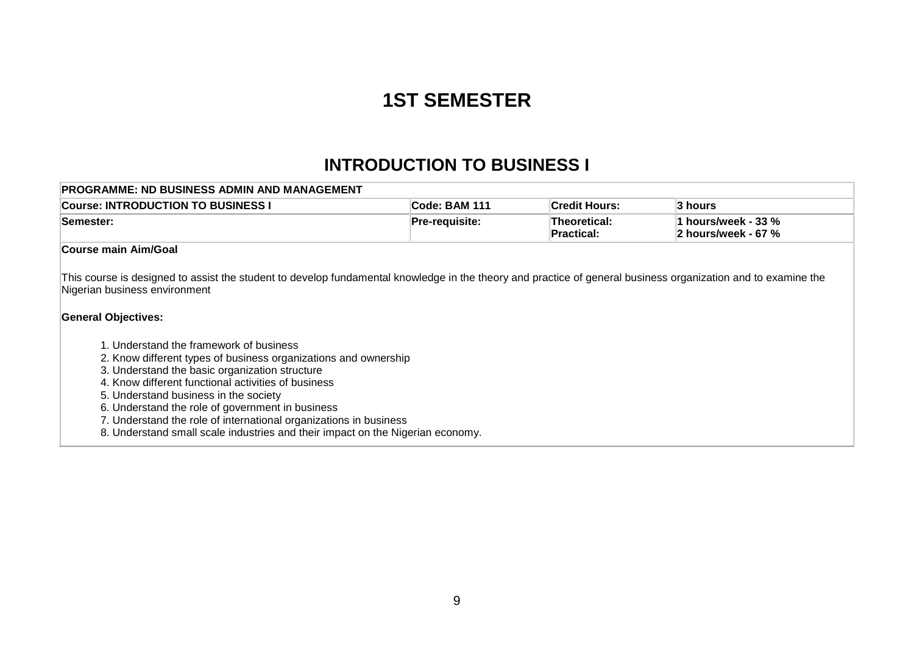# 1ST SEMESTER

## INTRODUCTION TO BUSINESS I

| PROGRAMME: ND BUSINESS ADMIN AND MANAGEMENT | | | |
|---|---|---|---|
| **Course: INTRODUCTION TO BUSINESS I** | **Code: BAM 111** | **Credit Hours:** | **3 hours** |
| **Semester:** | **Pre-requisite:** | **Theoretical:**<br>**Practical:** | **1 hours/week - 33 %**<br>**2 hours/week - 67 %** |

**Course main Aim/Goal**

This course is designed to assist the student to develop fundamental knowledge in the theory and practice of general business organization and to examine the Nigerian business environment

**General Objectives:**

1. Understand the framework of business
2. Know different types of business organizations and ownership
3. Understand the basic organization structure
4. Know different functional activities of business
5. Understand business in the society
6. Understand the role of government in business
7. Understand the role of international organizations in business
8. Understand small scale industries and their impact on the Nigerian economy.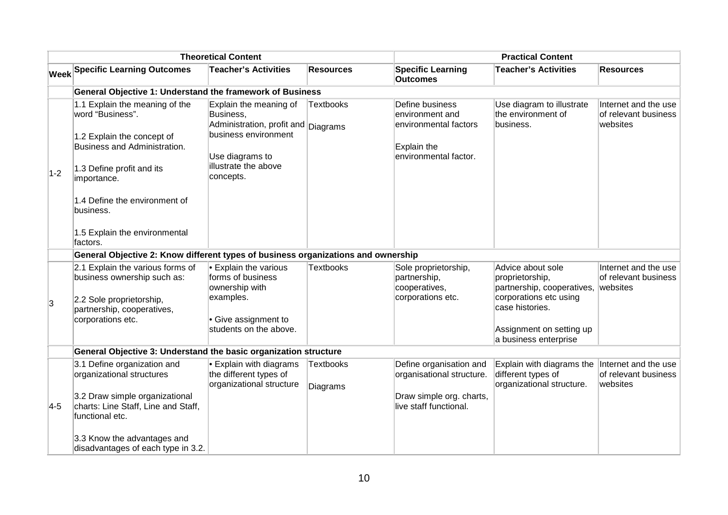| | Theoretical Content | | | Practical Content | | |
|---|---|---|---|---|---|---|
| **Week** | **Specific Learning Outcomes** | **Teacher's Activities** | **Resources** | **Specific Learning Outcomes** | **Teacher's Activities** | **Resources** |
| | **General Objective 1: Understand the framework of Business** | | | | | |
| 1-2 | 1.1 Explain the meaning of the word "Business".<br><br>1.2 Explain the concept of Business and Administration.<br><br>1.3 Define profit and its importance.<br><br>1.4 Define the environment of business.<br><br>1.5 Explain the environmental factors. | Explain the meaning of Business, Administration, profit and business environment<br><br>Use diagrams to illustrate the above concepts. | Textbooks<br><br>Diagrams | Define business environment and environmental factors<br><br>Explain the environmental factor. | Use diagram to illustrate the environment of business. | Internet and the use of relevant business websites |
| | **General Objective 2: Know different types of business organizations and ownership** | | | | | |
| 3 | 2.1 Explain the various forms of business ownership such as:<br><br>2.2 Sole proprietorship, partnership, cooperatives, corporations etc. | • Explain the various forms of business ownership with examples.<br><br>• Give assignment to students on the above. | Textbooks | Sole proprietorship, partnership, cooperatives, corporations etc. | Advice about sole proprietorship, partnership, cooperatives, corporations etc using case histories.<br><br>Assignment on setting up a business enterprise | Internet and the use of relevant business websites |
| | **General Objective 3: Understand the basic organization structure** | | | | | |
| 4-5 | 3.1 Define organization and organizational structures<br><br>3.2 Draw simple organizational charts: Line Staff, Line and Staff, functional etc.<br><br>3.3 Know the advantages and disadvantages of each type in 3.2. | • Explain with diagrams the different types of organizational structure | Textbooks<br><br>Diagrams | Define organisation and organisational structure.<br><br>Draw simple org. charts, live staff functional. | Explain with diagrams the different types of organizational structure. | Internet and the use of relevant business websites |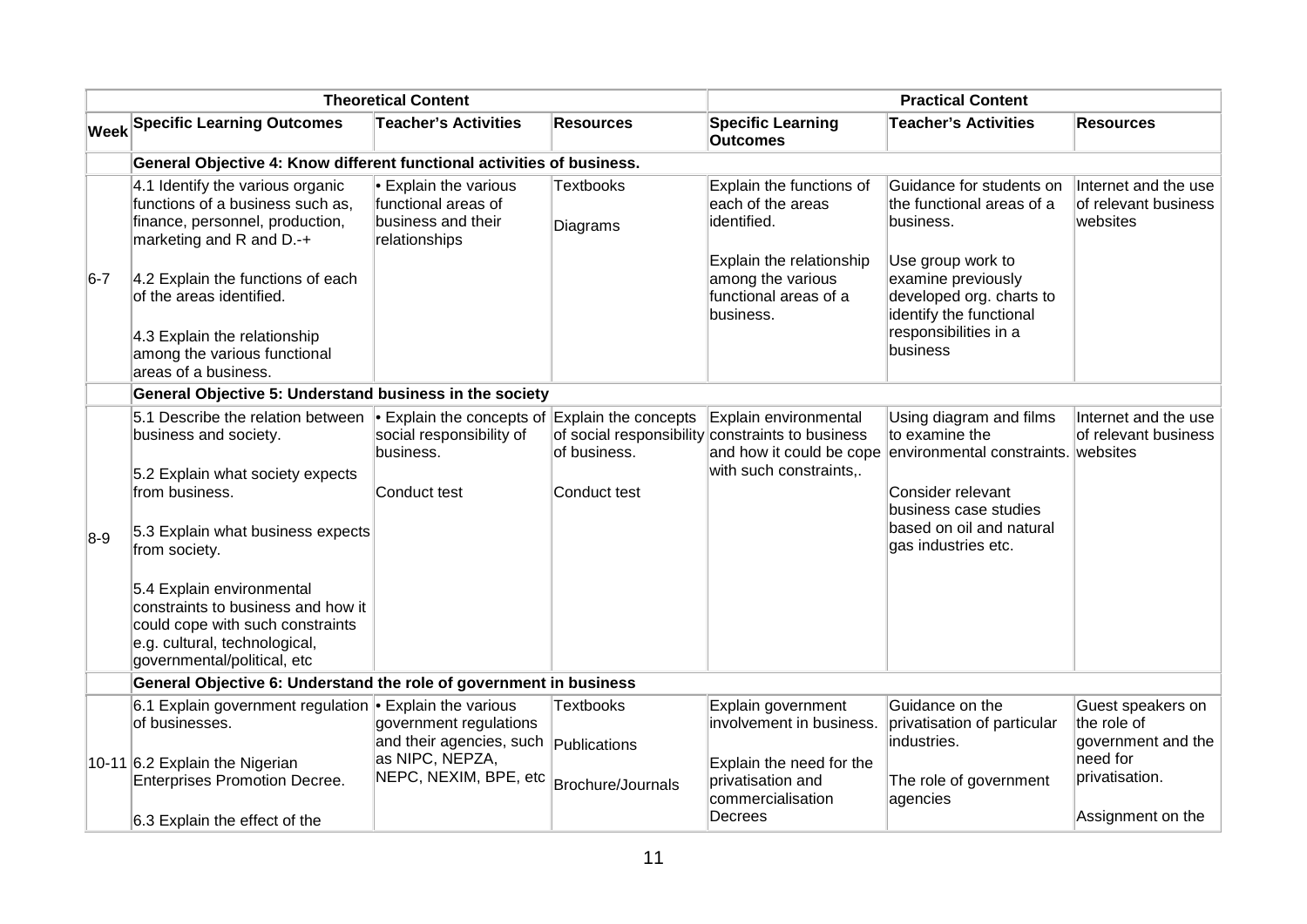| | Theoretical Content | | | Practical Content | | |
|---|---|---|---|---|---|---|
| **Week** | **Specific Learning Outcomes** | **Teacher's Activities** | **Resources** | **Specific Learning Outcomes** | **Teacher's Activities** | **Resources** |
| | **General Objective 4: Know different functional activities of business.** | | | | | |
| 6-7 | 4.1 Identify the various organic functions of a business such as, finance, personnel, production, marketing and R and D.-+<br><br>4.2 Explain the functions of each of the areas identified.<br><br>4.3 Explain the relationship among the various functional areas of a business. | • Explain the various functional areas of business and their relationships | Textbooks<br><br>Diagrams | Explain the functions of each of the areas identified.<br><br>Explain the relationship among the various functional areas of a business. | Guidance for students on the functional areas of a business.<br><br>Use group work to examine previously developed org. charts to identify the functional responsibilities in a business | Internet and the use of relevant business websites |
| | **General Objective 5: Understand business in the society** | | | | | |
| 8-9 | 5.1 Describe the relation between business and society.<br><br>5.2 Explain what society expects from business.<br><br>5.3 Explain what business expects from society.<br><br>5.4 Explain environmental constraints to business and how it could cope with such constraints e.g. cultural, technological, governmental/political, etc | • Explain the concepts of social responsibility of business.<br><br>Conduct test | Explain the concepts of social responsibility of business.<br><br>Conduct test | Explain environmental constraints to business and how it could be cope with such constraints,. | Using diagram and films to examine the environmental constraints.<br><br>Consider relevant business case studies based on oil and natural gas industries etc. | Internet and the use of relevant business websites |
| | **General Objective 6: Understand the role of government in business** | | | | | |
| 10-11 | 6.1 Explain government regulation of businesses.<br><br>6.2 Explain the Nigerian Enterprises Promotion Decree.<br><br>6.3 Explain the effect of the | • Explain the various government regulations and their agencies, such as NIPC, NEPZA, NEPC, NEXIM, BPE, etc | Textbooks<br><br>Publications<br><br>Brochure/Journals | Explain government involvement in business.<br><br>Explain the need for the privatisation and commercialisation Decrees | Guidance on the privatisation of particular industries.<br><br>The role of government agencies | Guest speakers on the role of government and the need for privatisation.<br><br>Assignment on the |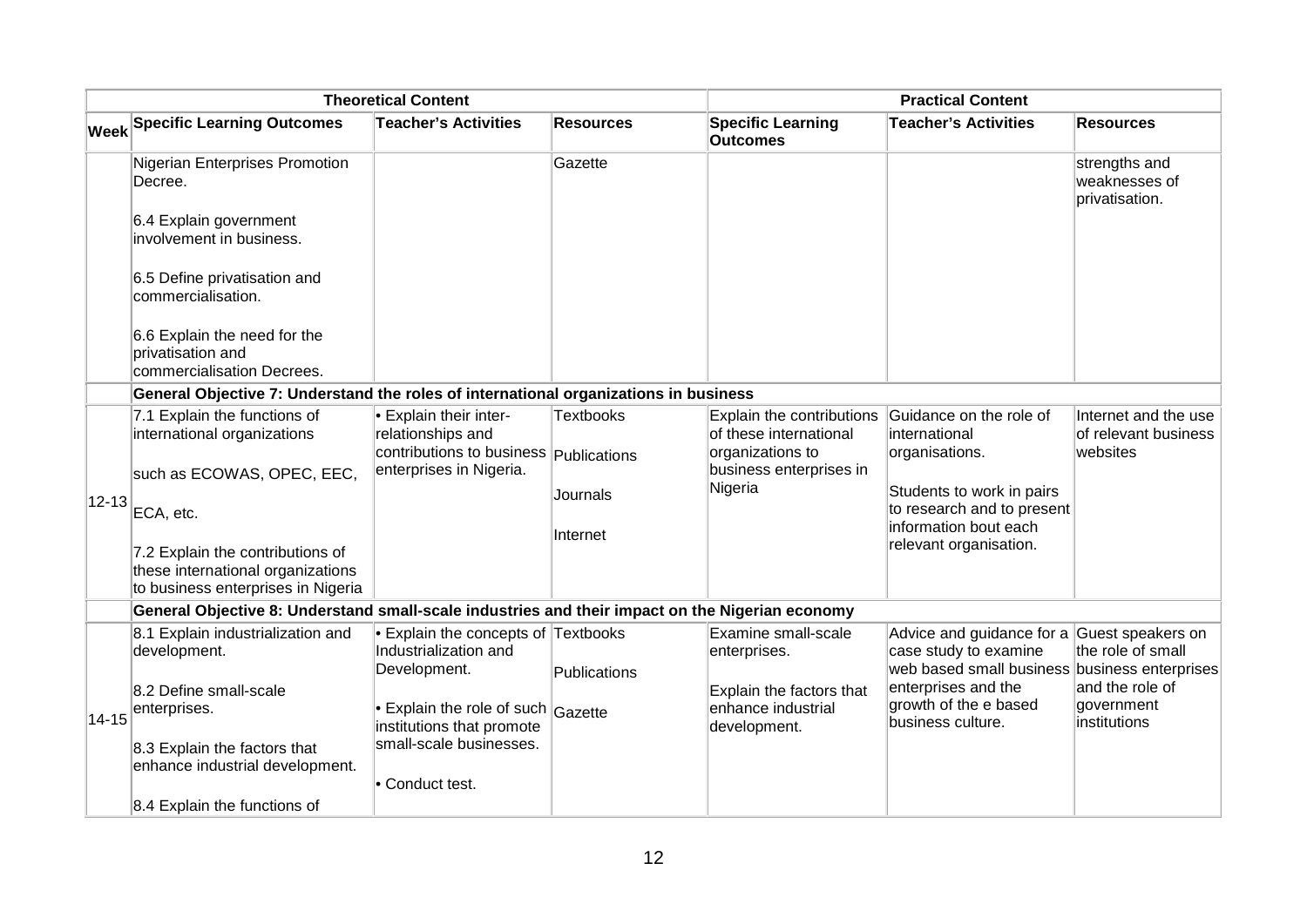| Theoretical Content | | | | Practical Content | | |
|---|---|---|---|---|---|---|
| **Week** | **Specific Learning Outcomes** | **Teacher's Activities** | **Resources** | **Specific Learning Outcomes** | **Teacher's Activities** | **Resources** |
| | Nigerian Enterprises Promotion Decree.<br><br>6.4 Explain government involvement in business.<br><br>6.5 Define privatisation and commercialisation.<br><br>6.6 Explain the need for the privatisation and commercialisation Decrees. | | Gazette | | | strengths and weaknesses of privatisation. |
| | **General Objective 7: Understand the roles of international organizations in business** | | | | | |
| 12-13 | 7.1 Explain the functions of international organizations<br><br>such as ECOWAS, OPEC, EEC,<br><br>ECA, etc.<br><br>7.2 Explain the contributions of these international organizations to business enterprises in Nigeria | • Explain their inter-relationships and contributions to business enterprises in Nigeria. | Textbooks<br><br>Publications<br><br>Journals<br><br>Internet | Explain the contributions of these international organizations to business enterprises in Nigeria | Guidance on the role of international organisations.<br><br>Students to work in pairs to research and to present information bout each relevant organisation. | Internet and the use of relevant business websites |
| | **General Objective 8: Understand small-scale industries and their impact on the Nigerian economy** | | | | | |
| 14-15 | 8.1 Explain industrialization and development.<br><br>8.2 Define small-scale enterprises.<br><br>8.3 Explain the factors that enhance industrial development.<br><br>8.4 Explain the functions of | • Explain the concepts of Industrialization and Development.<br><br>• Explain the role of such institutions that promote small-scale businesses.<br><br>• Conduct test. | Textbooks<br><br>Publications<br><br>Gazette | Examine small-scale enterprises.<br><br>Explain the factors that enhance industrial development. | Advice and guidance for a case study to examine web based small business enterprises and the growth of the e based business culture. | Guest speakers on the role of small business enterprises and the role of government institutions |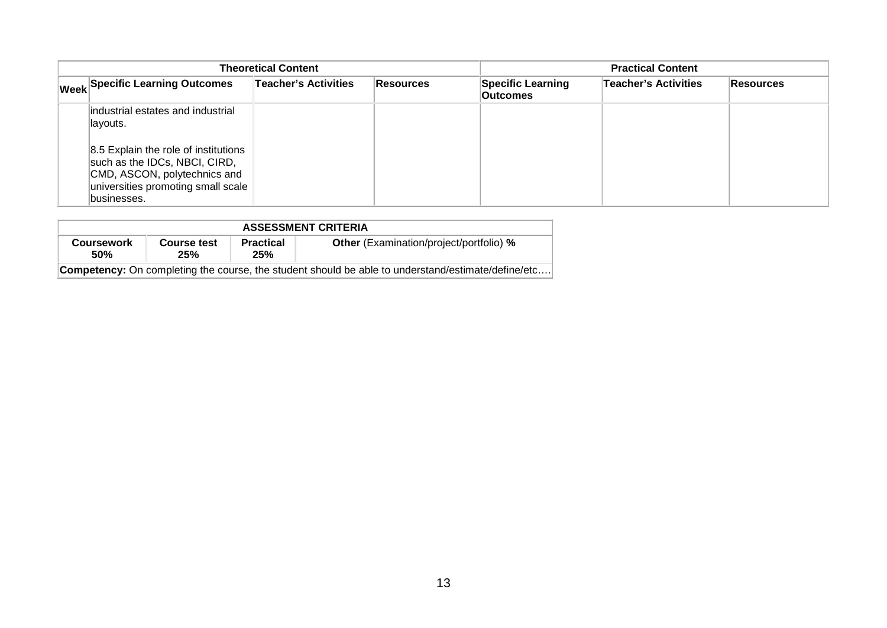| Theoretical Content | | | | Practical Content | | |
|---|---|---|---|---|---|---|
| **Week** | **Specific Learning Outcomes** | **Teacher's Activities** | **Resources** | **Specific Learning Outcomes** | **Teacher's Activities** | **Resources** |
| | industrial estates and industrial layouts.<br><br>8.5 Explain the role of institutions such as the IDCs, NBCI, CIRD, CMD, ASCON, polytechnics and universities promoting small scale businesses. | | | | | |

| ASSESSMENT CRITERIA | | | |
|---|---|---|---|
| **Coursework 50%** | **Course test 25%** | **Practical 25%** | **Other** (Examination/project/portfolio) **%** |
| **Competency:** On completing the course, the student should be able to understand/estimate/define/etc…. | | | |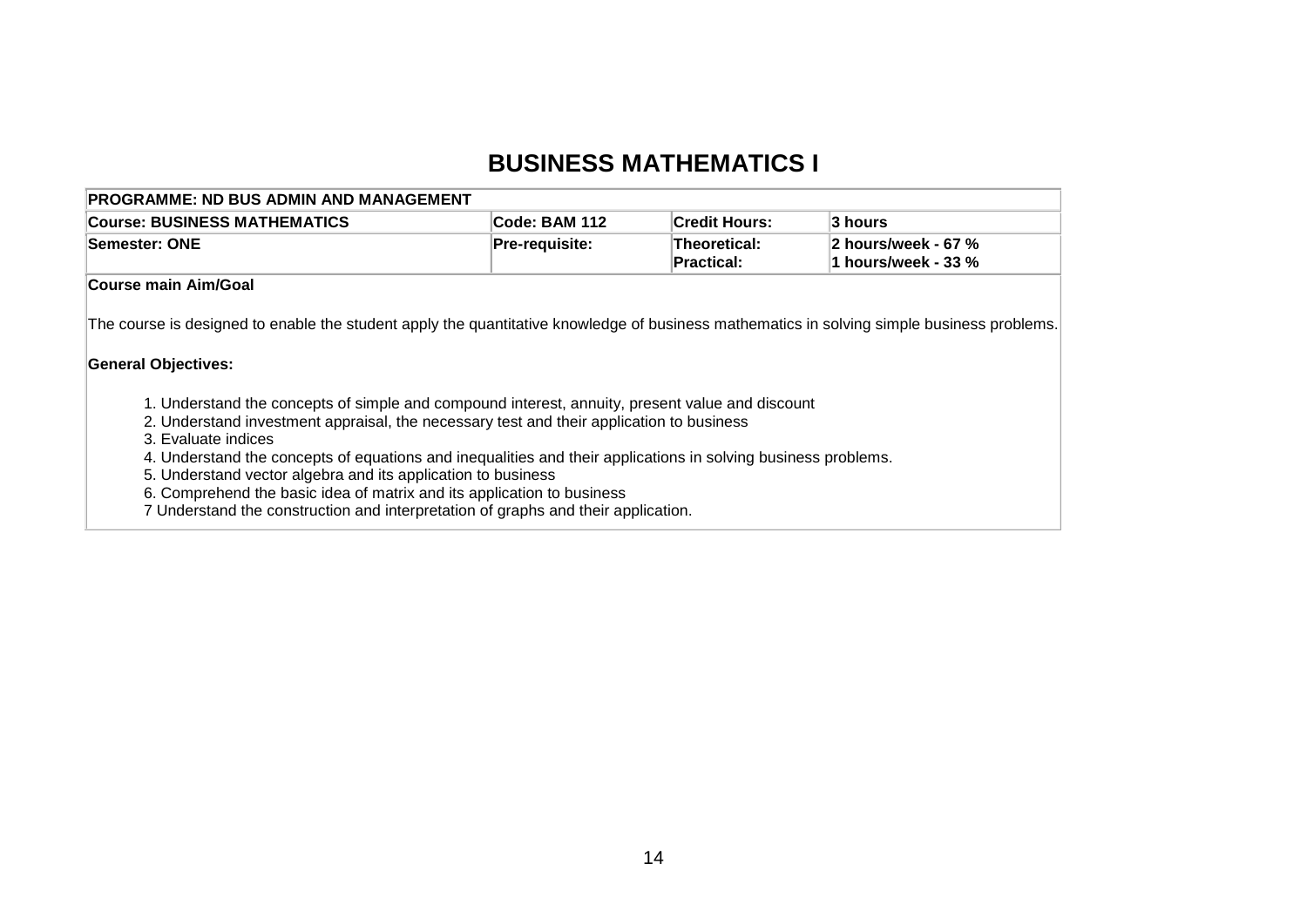# BUSINESS MATHEMATICS I

| PROGRAMME: ND BUS ADMIN AND MANAGEMENT | | | |
|---|---|---|---|
| **Course: BUSINESS MATHEMATICS** | **Code: BAM 112** | **Credit Hours:** | **3 hours** |
| **Semester: ONE** | **Pre-requisite:** | **Theoretical:**<br>**Practical:** | **2 hours/week - 67 %**<br>**1 hours/week - 33 %** |

**Course main Aim/Goal**

The course is designed to enable the student apply the quantitative knowledge of business mathematics in solving simple business problems.

**General Objectives:**

1. Understand the concepts of simple and compound interest, annuity, present value and discount
2. Understand investment appraisal, the necessary test and their application to business
3. Evaluate indices
4. Understand the concepts of equations and inequalities and their applications in solving business problems.
5. Understand vector algebra and its application to business
6. Comprehend the basic idea of matrix and its application to business
7 Understand the construction and interpretation of graphs and their application.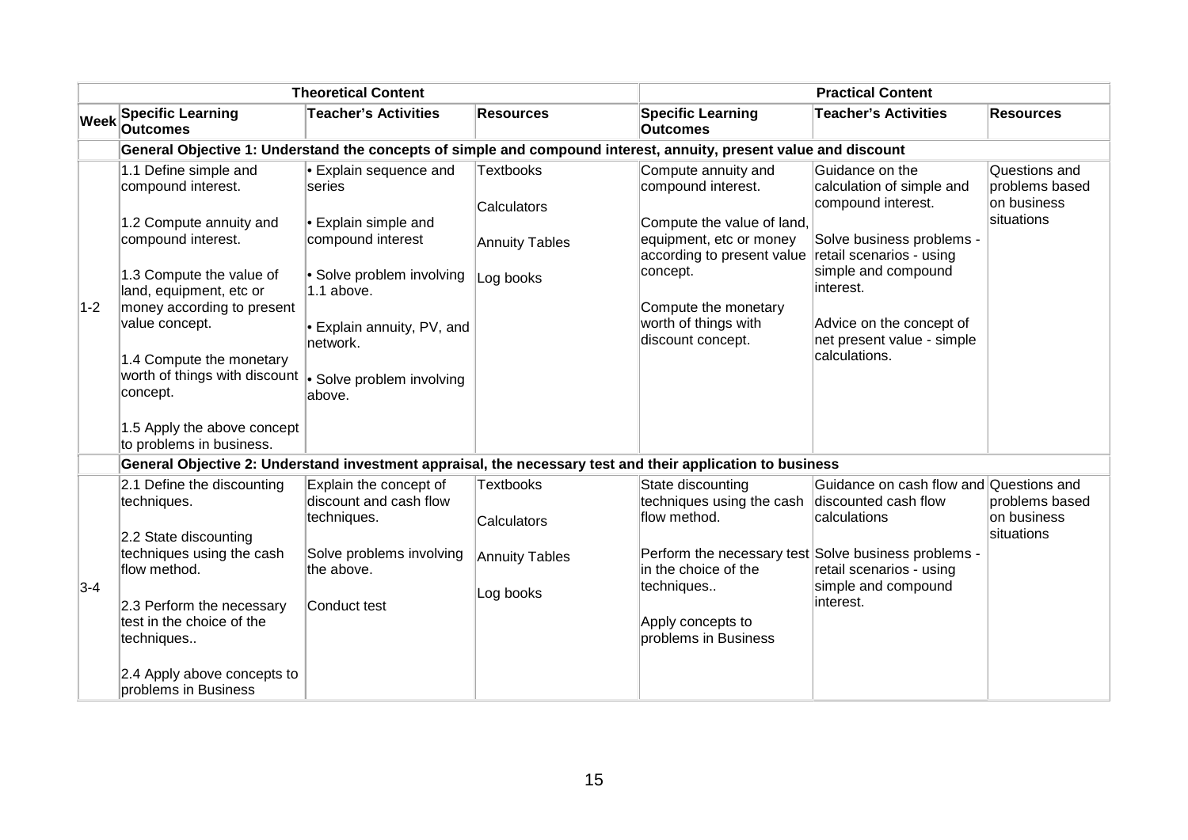| | Theoretical Content | | | Practical Content | | |
|---|---|---|---|---|---|---|
| **Week** | **Specific Learning Outcomes** | **Teacher's Activities** | **Resources** | **Specific Learning Outcomes** | **Teacher's Activities** | **Resources** |
| | **General Objective 1: Understand the concepts of simple and compound interest, annuity, present value and discount** | | | | | |
| 1-2 | 1.1 Define simple and compound interest.<br><br>1.2 Compute annuity and compound interest.<br><br>1.3 Compute the value of land, equipment, etc or money according to present value concept.<br><br>1.4 Compute the monetary worth of things with discount concept.<br><br>1.5 Apply the above concept to problems in business. | • Explain sequence and series<br><br>• Explain simple and compound interest<br><br>• Solve problem involving 1.1 above.<br><br>• Explain annuity, PV, and network.<br><br>• Solve problem involving above. | Textbooks<br><br>Calculators<br><br>Annuity Tables<br><br>Log books | Compute annuity and compound interest.<br><br>Compute the value of land, equipment, etc or money according to present value concept.<br><br>Compute the monetary worth of things with discount concept. | Guidance on the calculation of simple and compound interest.<br><br>Solve business problems - retail scenarios - using simple and compound interest.<br><br>Advice on the concept of net present value - simple calculations. | Questions and problems based on business situations |
| | **General Objective 2: Understand investment appraisal, the necessary test and their application to business** | | | | | |
| 3-4 | 2.1 Define the discounting techniques.<br><br>2.2 State discounting techniques using the cash flow method.<br><br>2.3 Perform the necessary test in the choice of the techniques..<br><br>2.4 Apply above concepts to problems in Business | Explain the concept of discount and cash flow techniques.<br><br>Solve problems involving the above.<br><br>Conduct test | Textbooks<br><br>Calculators<br><br>Annuity Tables<br><br>Log books | State discounting techniques using the cash flow method.<br><br>Perform the necessary test in the choice of the techniques..<br><br>Apply concepts to problems in Business | Guidance on cash flow and discounted cash flow calculations<br><br>Solve business problems - retail scenarios - using simple and compound interest. | Questions and problems based on business situations |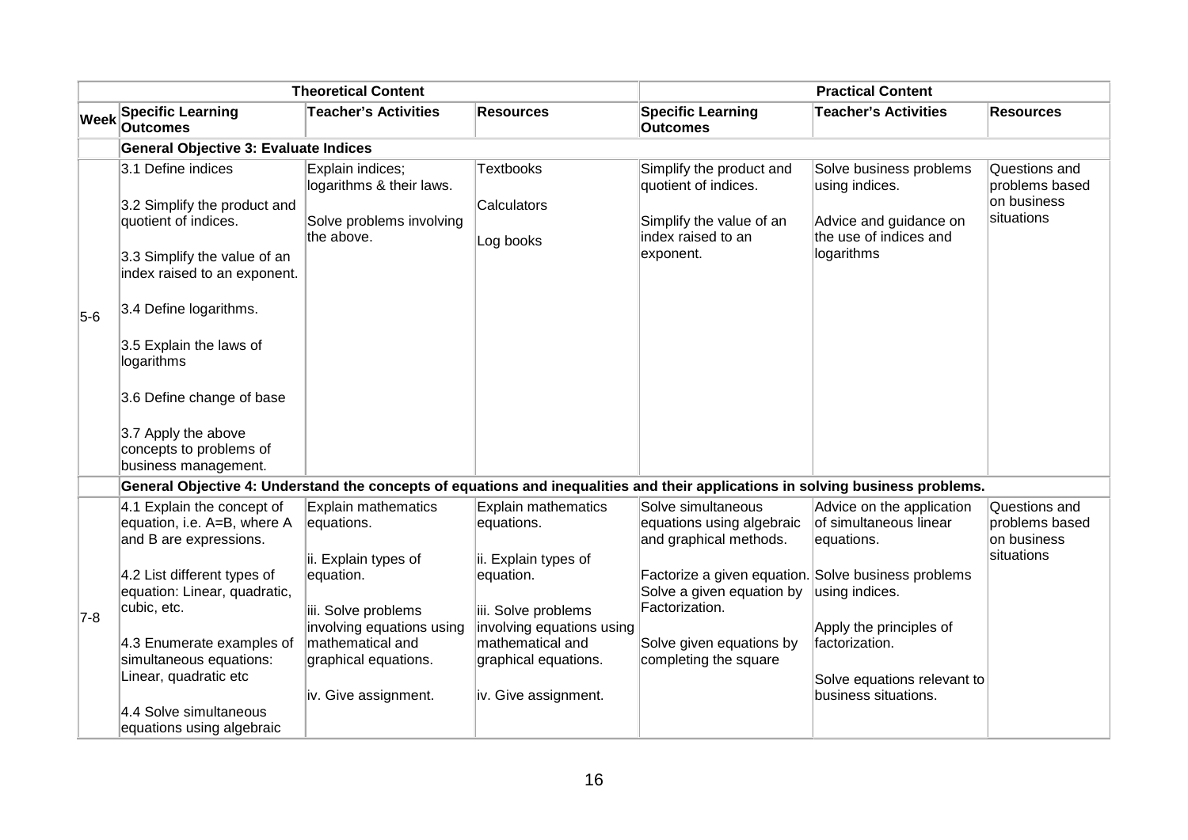| Week | Theoretical Content | | | Practical Content | | |
|---|---|---|---|---|---|---|
| | Specific Learning Outcomes | Teacher's Activities | Resources | Specific Learning Outcomes | Teacher's Activities | Resources |
| | **General Objective 3: Evaluate Indices** | | | | | |
| 5-6 | 3.1 Define indices<br><br>3.2 Simplify the product and quotient of indices.<br><br>3.3 Simplify the value of an index raised to an exponent.<br><br>3.4 Define logarithms.<br><br>3.5 Explain the laws of logarithms<br><br>3.6 Define change of base<br><br>3.7 Apply the above concepts to problems of business management. | Explain indices; logarithms & their laws.<br><br>Solve problems involving the above. | Textbooks<br><br>Calculators<br><br>Log books | Simplify the product and quotient of indices.<br><br>Simplify the value of an index raised to an exponent. | Solve business problems using indices.<br><br>Advice and guidance on the use of indices and logarithms | Questions and problems based on business situations |
| | **General Objective 4: Understand the concepts of equations and inequalities and their applications in solving business problems.** | | | | | |
| 7-8 | 4.1 Explain the concept of equation, i.e. A=B, where A and B are expressions.<br><br>4.2 List different types of equation: Linear, quadratic, cubic, etc.<br><br>4.3 Enumerate examples of simultaneous equations: Linear, quadratic etc<br><br>4.4 Solve simultaneous equations using algebraic | Explain mathematics equations.<br><br>ii. Explain types of equation.<br><br>iii. Solve problems involving equations using mathematical and graphical equations.<br><br>iv. Give assignment. | Explain mathematics equations.<br><br>ii. Explain types of equation.<br><br>iii. Solve problems involving equations using mathematical and graphical equations.<br><br>iv. Give assignment. | Solve simultaneous equations using algebraic and graphical methods.<br><br>Factorize a given equation. Solve a given equation by Factorization.<br><br>Solve given equations by completing the square | Advice on the application of simultaneous linear equations.<br><br>Solve business problems using indices.<br><br>Apply the principles of factorization.<br><br>Solve equations relevant to business situations. | Questions and problems based on business situations |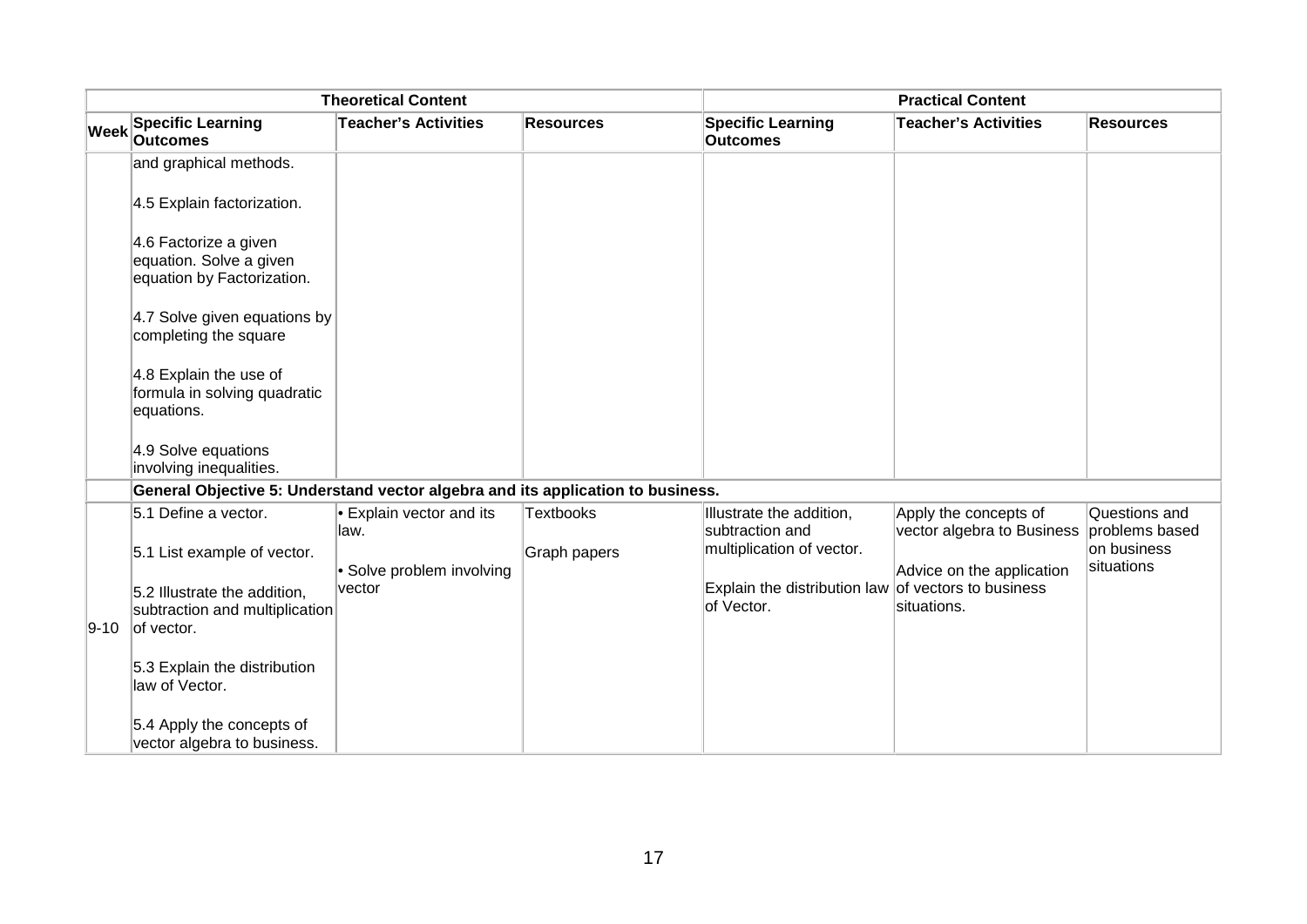| Theoretical Content | | | | Practical Content | | |
|---|---|---|---|---|---|---|
| Week | Specific Learning Outcomes | Teacher's Activities | Resources | Specific Learning Outcomes | Teacher's Activities | Resources |
| | and graphical methods.<br><br>4.5 Explain factorization.<br><br>4.6 Factorize a given equation. Solve a given equation by Factorization.<br><br>4.7 Solve given equations by completing the square<br><br>4.8 Explain the use of formula in solving quadratic equations.<br><br>4.9 Solve equations involving inequalities. | | | | | |
| | **General Objective 5: Understand vector algebra and its application to business.** | | | | | |
| 9-10 | 5.1 Define a vector.<br><br>5.1 List example of vector.<br><br>5.2 Illustrate the addition, subtraction and multiplication of vector.<br><br>5.3 Explain the distribution law of Vector.<br><br>5.4 Apply the concepts of vector algebra to business. | • Explain vector and its law.<br><br>• Solve problem involving vector | Textbooks<br><br>Graph papers | Illustrate the addition, subtraction and multiplication of vector.<br><br>Explain the distribution law of Vector. | Apply the concepts of vector algebra to Business<br><br>Advice on the application of vectors to business situations. | Questions and problems based on business situations |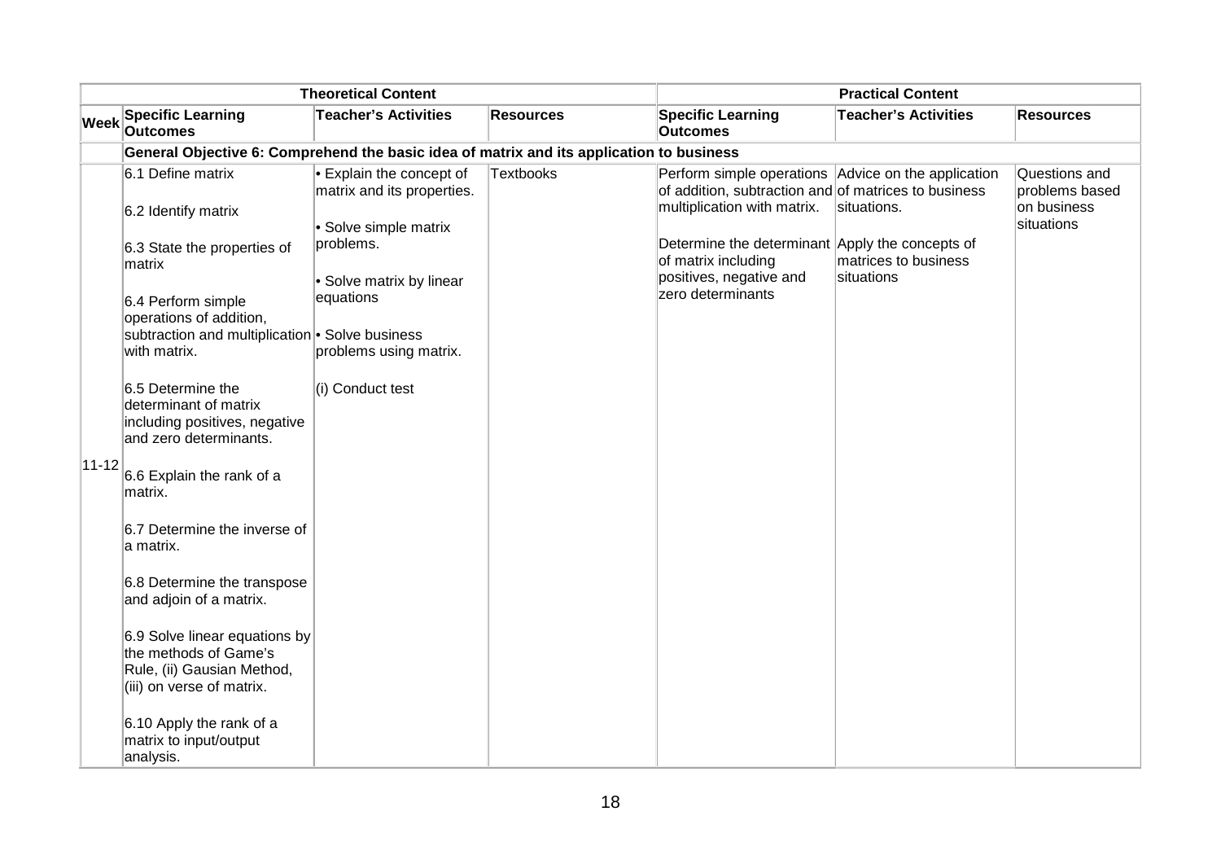| Theoretical Content | | | | Practical Content | | |
|---|---|---|---|---|---|---|
| Week | Specific Learning Outcomes | Teacher's Activities | Resources | Specific Learning Outcomes | Teacher's Activities | Resources |
| | **General Objective 6: Comprehend the basic idea of matrix and its application to business** | | | | | |
| 11-12 | 6.1 Define matrix<br><br>6.2 Identify matrix<br><br>6.3 State the properties of matrix<br><br>6.4 Perform simple operations of addition, subtraction and multiplication with matrix.<br><br>6.5 Determine the determinant of matrix including positives, negative and zero determinants.<br><br>6.6 Explain the rank of a matrix.<br><br>6.7 Determine the inverse of a matrix.<br><br>6.8 Determine the transpose and adjoin of a matrix.<br><br>6.9 Solve linear equations by the methods of Game's Rule, (ii) Gausian Method, (iii) on verse of matrix.<br><br>6.10 Apply the rank of a matrix to input/output analysis. | • Explain the concept of matrix and its properties.<br><br>• Solve simple matrix problems.<br><br>• Solve matrix by linear equations<br><br>• Solve business problems using matrix.<br><br>(i) Conduct test | Textbooks | Perform simple operations of addition, subtraction and multiplication with matrix.<br><br>Determine the determinant of matrix including positives, negative and zero determinants | Advice on the application of matrices to business situations.<br><br>Apply the concepts of matrices to business situations | Questions and problems based on business situations |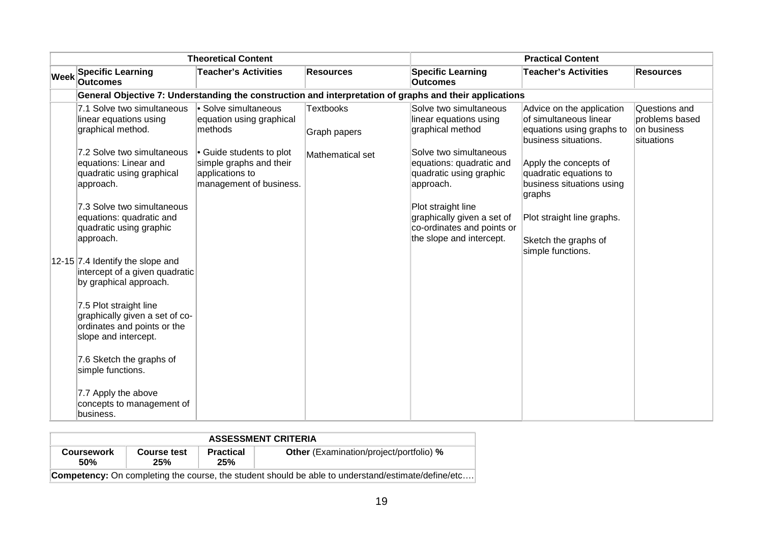| Theoretical Content | | | | Practical Content | | |
|---|---|---|---|---|---|---|
| **Week** | **Specific Learning Outcomes** | **Teacher's Activities** | **Resources** | **Specific Learning Outcomes** | **Teacher's Activities** | **Resources** |
| | **General Objective 7: Understanding the construction and interpretation of graphs and their applications** | | | | | |
| 12-15 | 7.1 Solve two simultaneous linear equations using graphical method.<br><br>7.2 Solve two simultaneous equations: Linear and quadratic using graphical approach.<br><br>7.3 Solve two simultaneous equations: quadratic and quadratic using graphic approach.<br><br>7.4 Identify the slope and intercept of a given quadratic by graphical approach.<br><br>7.5 Plot straight line graphically given a set of co-ordinates and points or the slope and intercept.<br><br>7.6 Sketch the graphs of simple functions.<br><br>7.7 Apply the above concepts to management of business. | • Solve simultaneous equation using graphical methods<br><br>• Guide students to plot simple graphs and their applications to management of business. | Textbooks<br><br>Graph papers<br><br>Mathematical set | Solve two simultaneous linear equations using graphical method<br><br>Solve two simultaneous equations: quadratic and quadratic using graphic approach.<br><br>Plot straight line graphically given a set of co-ordinates and points or the slope and intercept. | Advice on the application of simultaneous linear equations using graphs to business situations.<br><br>Apply the concepts of quadratic equations to business situations using graphs<br><br>Plot straight line graphs.<br><br>Sketch the graphs of simple functions. | Questions and problems based on business situations |

| ASSESSMENT CRITERIA | | | |
|---|---|---|---|
| **Coursework 50%** | **Course test 25%** | **Practical 25%** | **Other** (Examination/project/portfolio) **%** |
| **Competency:** On completing the course, the student should be able to understand/estimate/define/etc…. | | | |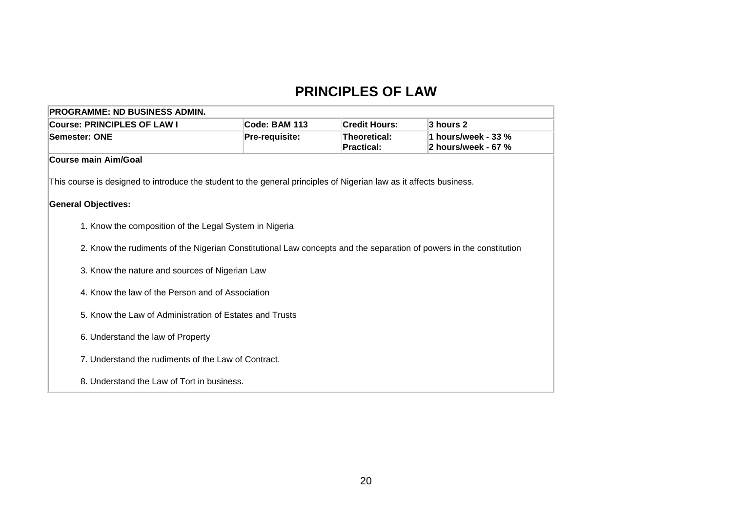# PRINCIPLES OF LAW

| PROGRAMME: ND BUSINESS ADMIN. | | | |
|---|---|---|---|
| **Course: PRINCIPLES OF LAW I** | **Code: BAM 113** | **Credit Hours:** | **3 hours 2** |
| **Semester: ONE** | **Pre-requisite:** | **Theoretical:**<br>**Practical:** | **1 hours/week - 33 %**<br>**2 hours/week - 67 %** |

**Course main Aim/Goal**

This course is designed to introduce the student to the general principles of Nigerian law as it affects business.

**General Objectives:**

1. Know the composition of the Legal System in Nigeria
2. Know the rudiments of the Nigerian Constitutional Law concepts and the separation of powers in the constitution
3. Know the nature and sources of Nigerian Law
4. Know the law of the Person and of Association
5. Know the Law of Administration of Estates and Trusts
6. Understand the law of Property
7. Understand the rudiments of the Law of Contract.
8. Understand the Law of Tort in business.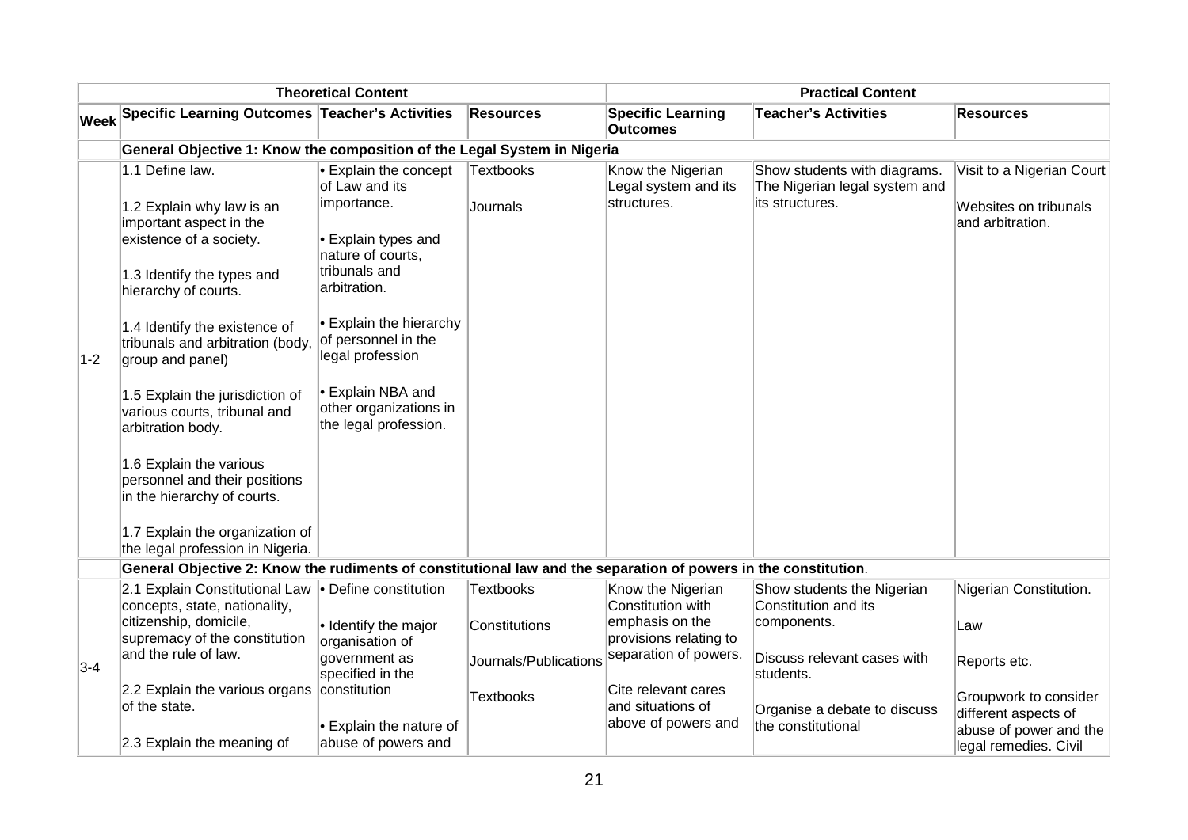| | Theoretical Content | | | Practical Content | | |
|---|---|---|---|---|---|---|
| Week | Specific Learning Outcomes | Teacher's Activities | Resources | Specific Learning Outcomes | Teacher's Activities | Resources |
| | **General Objective 1: Know the composition of the Legal System in Nigeria** | | | | | |
| 1-2 | 1.1 Define law.<br><br>1.2 Explain why law is an important aspect in the existence of a society.<br><br>1.3 Identify the types and hierarchy of courts.<br><br>1.4 Identify the existence of tribunals and arbitration (body, group and panel)<br><br>1.5 Explain the jurisdiction of various courts, tribunal and arbitration body.<br><br>1.6 Explain the various personnel and their positions in the hierarchy of courts.<br><br>1.7 Explain the organization of the legal profession in Nigeria. | • Explain the concept of Law and its importance.<br><br>• Explain types and nature of courts, tribunals and arbitration.<br><br>• Explain the hierarchy of personnel in the legal profession<br><br>• Explain NBA and other organizations in the legal profession. | Textbooks<br><br>Journals | Know the Nigerian Legal system and its structures. | Show students with diagrams. The Nigerian legal system and its structures. | Visit to a Nigerian Court<br><br>Websites on tribunals and arbitration. |
| | **General Objective 2: Know the rudiments of constitutional law and the separation of powers in the constitution.** | | | | | |
| 3-4 | 2.1 Explain Constitutional Law concepts, state, nationality, citizenship, domicile, supremacy of the constitution and the rule of law.<br><br>2.2 Explain the various organs of the state.<br><br>2.3 Explain the meaning of | • Define constitution<br><br>• Identify the major organisation of government as specified in the constitution<br><br>• Explain the nature of abuse of powers and | Textbooks<br><br>Constitutions<br><br>Journals/Publications<br><br>Textbooks | Know the Nigerian Constitution with emphasis on the provisions relating to separation of powers.<br><br>Cite relevant cares and situations of above of powers and | Show students the Nigerian Constitution and its components.<br><br>Discuss relevant cases with students.<br><br>Organise a debate to discuss the constitutional | Nigerian Constitution.<br><br>Law<br><br>Reports etc.<br><br>Groupwork to consider different aspects of abuse of power and the legal remedies. Civil |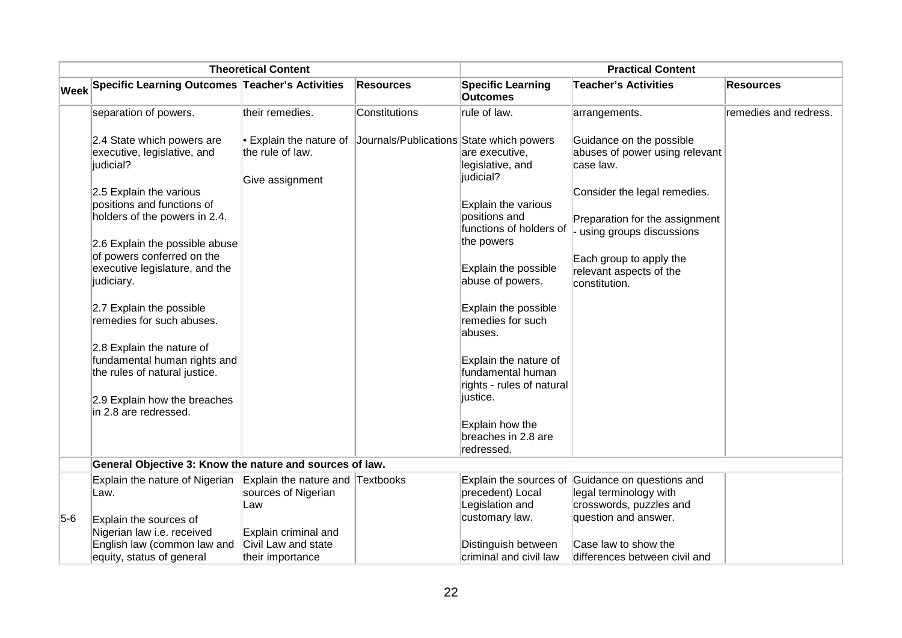| Theoretical Content | | | | Practical Content | | |
|---|---|---|---|---|---|---|
| Week | Specific Learning Outcomes | Teacher's Activities | Resources | Specific Learning Outcomes | Teacher's Activities | Resources |
| | separation of powers.<br><br>2.4 State which powers are executive, legislative, and judicial?<br><br>2.5 Explain the various positions and functions of holders of the powers in 2.4.<br><br>2.6 Explain the possible abuse of powers conferred on the executive legislature, and the judiciary.<br><br>2.7 Explain the possible remedies for such abuses.<br><br>2.8 Explain the nature of fundamental human rights and the rules of natural justice.<br><br>2.9 Explain how the breaches in 2.8 are redressed. | their remedies.<br><br>• Explain the nature of the rule of law.<br><br>Give assignment | Constitutions<br><br>Journals/Publications | rule of law.<br><br>State which powers are executive, legislative, and judicial?<br><br>Explain the various positions and functions of holders of the powers<br><br>Explain the possible abuse of powers.<br><br>Explain the possible remedies for such abuses.<br><br>Explain the nature of fundamental human rights - rules of natural justice.<br><br>Explain how the breaches in 2.8 are redressed. | arrangements.<br><br>Guidance on the possible abuses of power using relevant case law.<br><br>Consider the legal remedies.<br><br>Preparation for the assignment - using groups discussions<br><br>Each group to apply the relevant aspects of the constitution. | remedies and redress. |
| | **General Objective 3: Know the nature and sources of law.** | | | | | |
| 5-6 | Explain the nature of Nigerian Law.<br><br>Explain the sources of Nigerian law i.e. received English law (common law and equity, status of general | Explain the nature and sources of Nigerian Law<br><br>Explain criminal and Civil Law and state their importance | Textbooks | Explain the sources of precedent) Local Legislation and customary law.<br><br>Distinguish between criminal and civil law | Guidance on questions and legal terminology with crosswords, puzzles and question and answer.<br><br>Case law to show the differences between civil and | |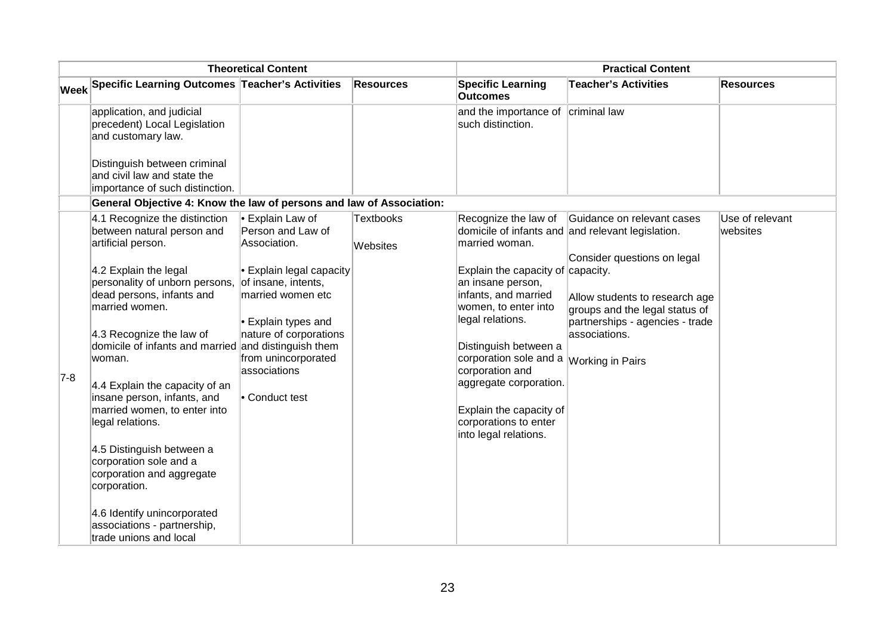| | Theoretical Content | | | Practical Content | | |
|---|---|---|---|---|---|---|
| **Week** | **Specific Learning Outcomes** | **Teacher's Activities** | **Resources** | **Specific Learning Outcomes** | **Teacher's Activities** | **Resources** |
| | application, and judicial precedent) Local Legislation and customary law.<br><br>Distinguish between criminal and civil law and state the importance of such distinction. | | | and the importance of such distinction. | criminal law | |
| | **General Objective 4: Know the law of persons and law of Association:** | | | | | |
| 7-8 | 4.1 Recognize the distinction between natural person and artificial person.<br><br>4.2 Explain the legal personality of unborn persons, dead persons, infants and married women.<br><br>4.3 Recognize the law of domicile of infants and married woman.<br><br>4.4 Explain the capacity of an insane person, infants, and married women, to enter into legal relations.<br><br>4.5 Distinguish between a corporation sole and a corporation and aggregate corporation.<br><br>4.6 Identify unincorporated associations - partnership, trade unions and local | • Explain Law of Person and Law of Association.<br><br>• Explain legal capacity of insane, intents, married women etc<br><br>• Explain types and nature of corporations and distinguish them from unincorporated associations<br><br>• Conduct test | Textbooks<br><br>Websites | Recognize the law of domicile of infants and married woman.<br><br>Explain the capacity of an insane person, infants, and married women, to enter into legal relations.<br><br>Distinguish between a corporation sole and a corporation and aggregate corporation.<br><br>Explain the capacity of corporations to enter into legal relations. | Guidance on relevant cases and relevant legislation.<br><br>Consider questions on legal capacity.<br><br>Allow students to research age groups and the legal status of partnerships - agencies - trade associations.<br><br>Working in Pairs | Use of relevant websites |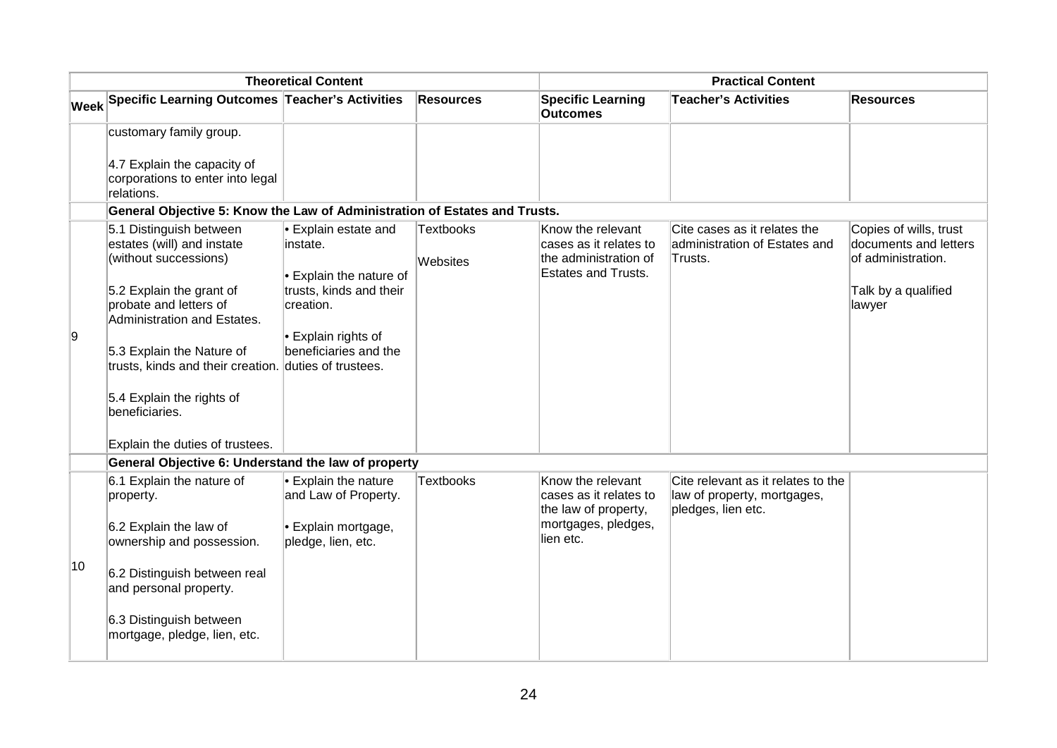| | Theoretical Content | | | Practical Content | | |
|---|---|---|---|---|---|---|
| **Week** | **Specific Learning Outcomes** | **Teacher's Activities** | **Resources** | **Specific Learning Outcomes** | **Teacher's Activities** | **Resources** |
| | customary family group.<br><br>4.7 Explain the capacity of corporations to enter into legal relations. | | | | | |
| | **General Objective 5: Know the Law of Administration of Estates and Trusts.** | | | | | |
| 9 | 5.1 Distinguish between estates (will) and instate (without successions)<br><br>5.2 Explain the grant of probate and letters of Administration and Estates.<br><br>5.3 Explain the Nature of trusts, kinds and their creation.<br><br>5.4 Explain the rights of beneficiaries.<br><br>Explain the duties of trustees. | • Explain estate and instate.<br><br>• Explain the nature of trusts, kinds and their creation.<br><br>• Explain rights of beneficiaries and the duties of trustees. | Textbooks<br><br>Websites | Know the relevant cases as it relates to the administration of Estates and Trusts. | Cite cases as it relates the administration of Estates and Trusts. | Copies of wills, trust documents and letters of administration.<br><br>Talk by a qualified lawyer |
| | **General Objective 6: Understand the law of property** | | | | | |
| 10 | 6.1 Explain the nature of property.<br><br>6.2 Explain the law of ownership and possession.<br><br>6.2 Distinguish between real and personal property.<br><br>6.3 Distinguish between mortgage, pledge, lien, etc. | • Explain the nature and Law of Property.<br><br>• Explain mortgage, pledge, lien, etc. | Textbooks | Know the relevant cases as it relates to the law of property, mortgages, pledges, lien etc. | Cite relevant as it relates to the law of property, mortgages, pledges, lien etc. | |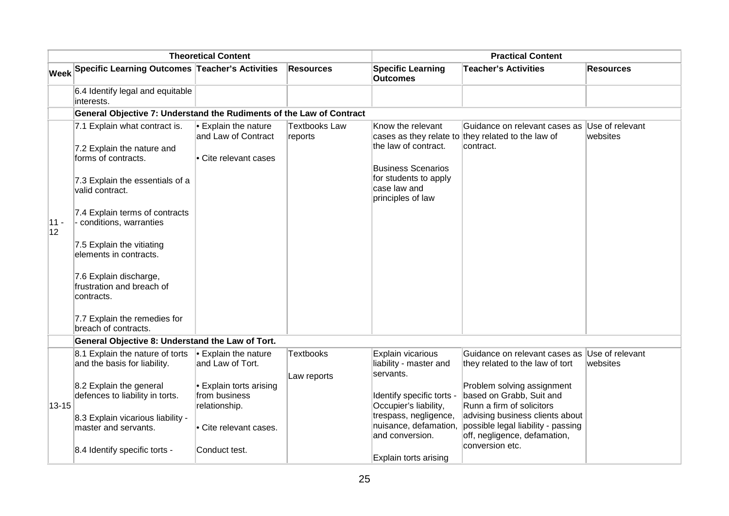| Week | Theoretical Content | | | Practical Content | | |
|---|---|---|---|---|---|---|
| | **Specific Learning Outcomes** | **Teacher's Activities** | **Resources** | **Specific Learning Outcomes** | **Teacher's Activities** | **Resources** |
| | 6.4 Identify legal and equitable interests. | | | | | |
| | **General Objective 7: Understand the Rudiments of the Law of Contract** | | | | | |
| 11 - 12 | 7.1 Explain what contract is.<br><br>7.2 Explain the nature and forms of contracts.<br><br>7.3 Explain the essentials of a valid contract.<br><br>7.4 Explain terms of contracts - conditions, warranties<br><br>7.5 Explain the vitiating elements in contracts.<br><br>7.6 Explain discharge, frustration and breach of contracts.<br><br>7.7 Explain the remedies for breach of contracts. | • Explain the nature and Law of Contract<br><br>• Cite relevant cases | Textbooks Law reports | Know the relevant cases as they relate to the law of contract.<br><br>Business Scenarios for students to apply case law and principles of law | Guidance on relevant cases as they related to the law of contract. | Use of relevant websites |
| | **General Objective 8: Understand the Law of Tort.** | | | | | |
| 13-15 | 8.1 Explain the nature of torts and the basis for liability.<br><br>8.2 Explain the general defences to liability in torts.<br><br>8.3 Explain vicarious liability - master and servants.<br><br>8.4 Identify specific torts - | • Explain the nature and Law of Tort.<br><br>• Explain torts arising from business relationship.<br><br>• Cite relevant cases.<br><br>Conduct test. | Textbooks<br><br>Law reports | Explain vicarious liability - master and servants.<br><br>Identify specific torts - Occupier's liability, trespass, negligence, nuisance, defamation, and conversion.<br><br>Explain torts arising | Guidance on relevant cases as they related to the law of tort<br><br>Problem solving assignment based on Grabb, Suit and Runn a firm of solicitors advising business clients about possible legal liability - passing off, negligence, defamation, conversion etc. | Use of relevant websites |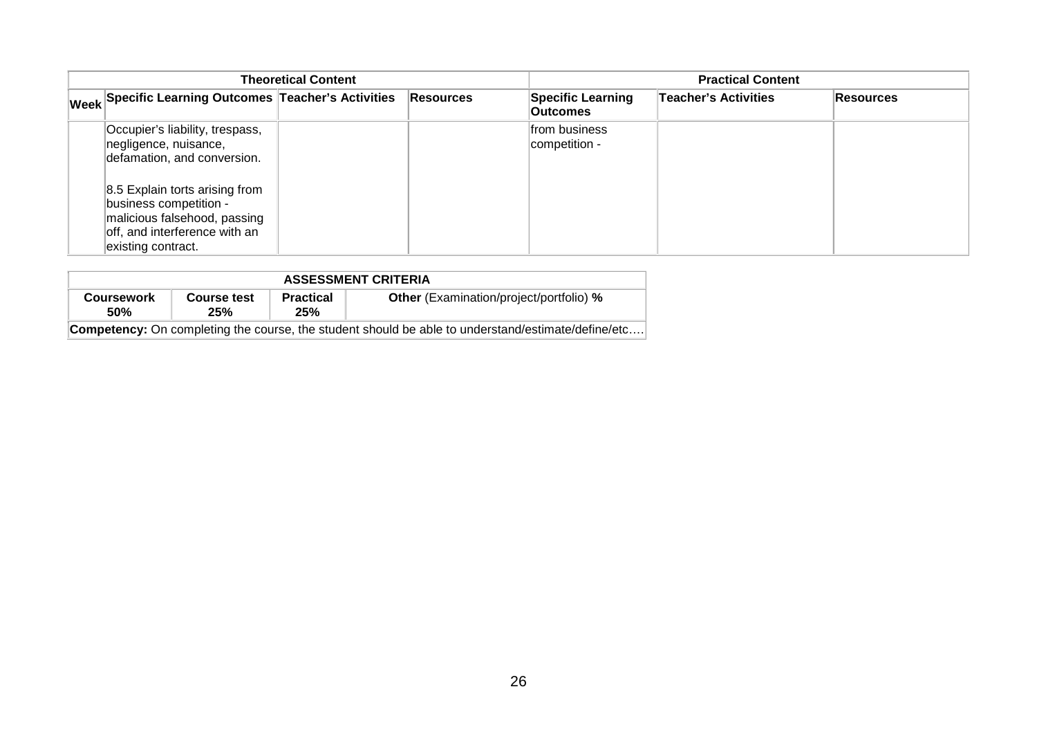| Theoretical Content | | | | Practical Content | | |
|---|---|---|---|---|---|---|
| **Week** | **Specific Learning Outcomes** | **Teacher's Activities** | **Resources** | **Specific Learning Outcomes** | **Teacher's Activities** | **Resources** |
| | Occupier's liability, trespass, negligence, nuisance, defamation, and conversion.<br><br>8.5 Explain torts arising from business competition - malicious falsehood, passing off, and interference with an existing contract. | | | from business competition - | | |

| ASSESSMENT CRITERIA | | | |
|---|---|---|---|
| **Coursework 50%** | **Course test 25%** | **Practical 25%** | **Other** (Examination/project/portfolio) **%** |
| **Competency:** On completing the course, the student should be able to understand/estimate/define/etc…. | | | |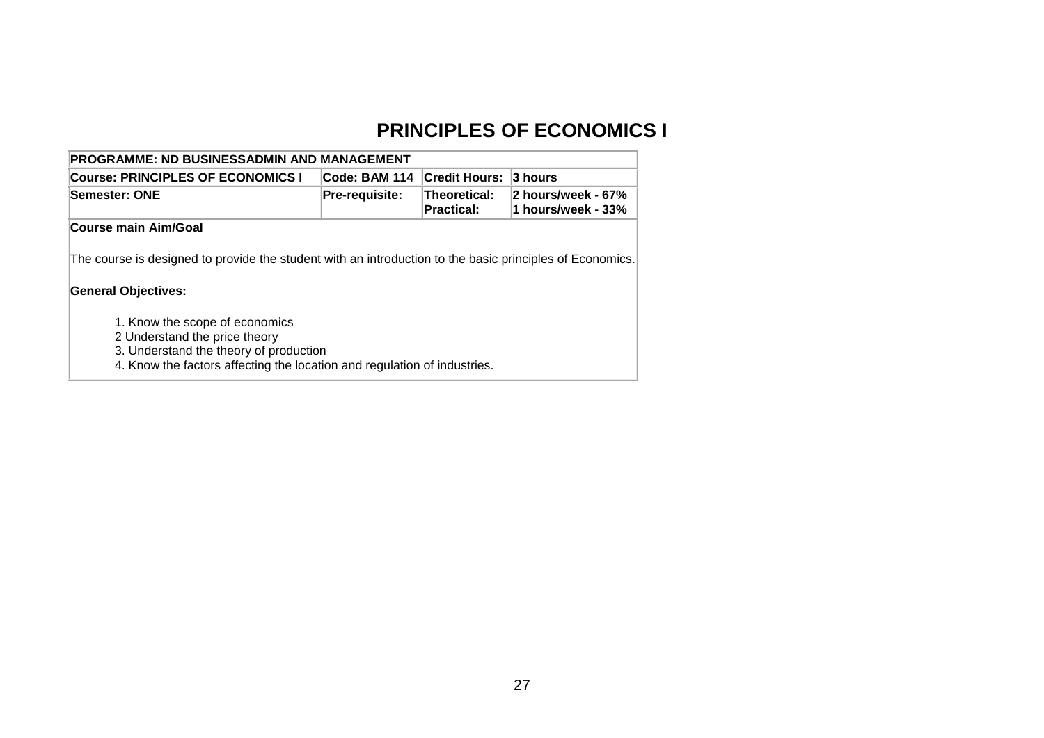# PRINCIPLES OF ECONOMICS I

| PROGRAMME: ND BUSINESSADMIN AND MANAGEMENT | | | |
|---|---|---|---|
| **Course: PRINCIPLES OF ECONOMICS I** | **Code: BAM 114** | **Credit Hours:** | **3 hours** |
| **Semester: ONE** | **Pre-requisite:** | **Theoretical:**<br>**Practical:** | **2 hours/week - 67%**<br>**1 hours/week - 33%** |

**Course main Aim/Goal**

The course is designed to provide the student with an introduction to the basic principles of Economics.

**General Objectives:**

1. Know the scope of economics
2 Understand the price theory
3. Understand the theory of production
4. Know the factors affecting the location and regulation of industries.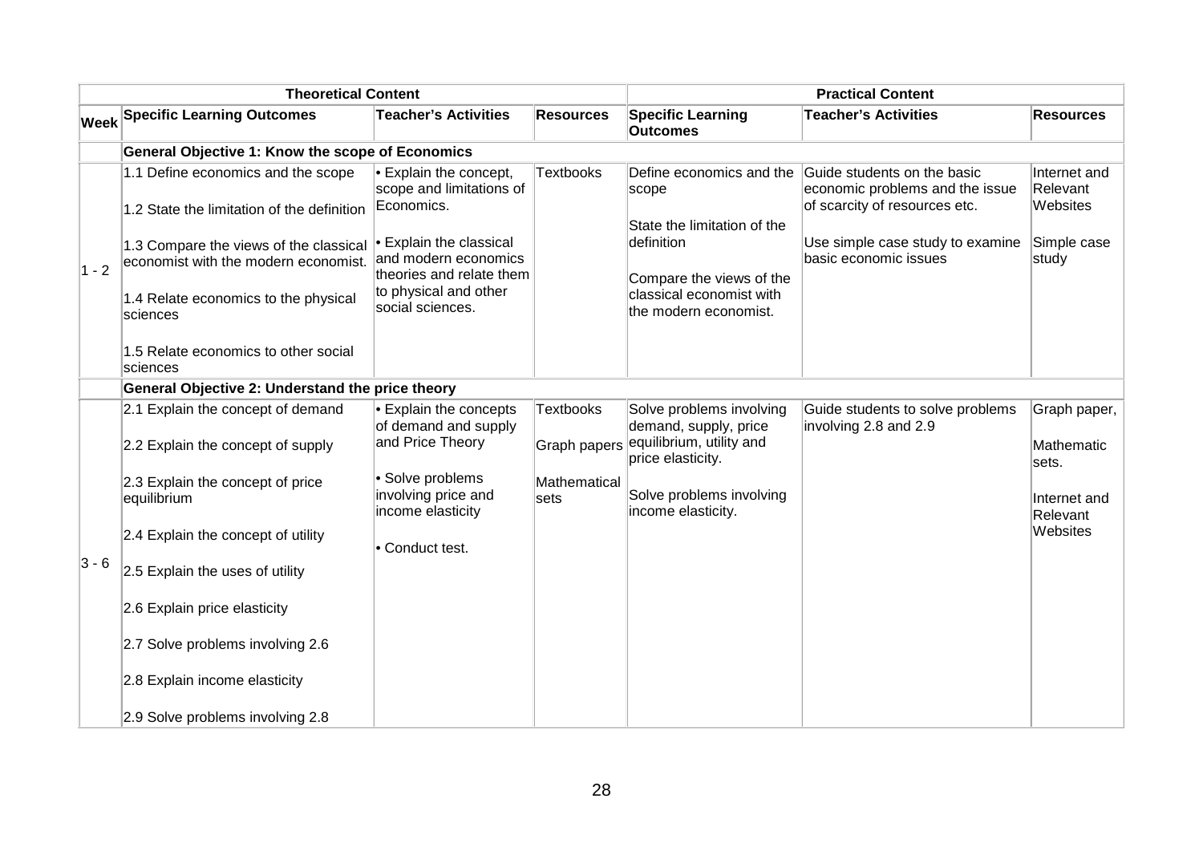| | Theoretical Content | | | Practical Content | | |
|---|---|---|---|---|---|---|
| Week | Specific Learning Outcomes | Teacher's Activities | Resources | Specific Learning Outcomes | Teacher's Activities | Resources |
| | **General Objective 1: Know the scope of Economics** | | | | | |
| 1 - 2 | 1.1 Define economics and the scope<br><br>1.2 State the limitation of the definition<br><br>1.3 Compare the views of the classical economist with the modern economist.<br><br>1.4 Relate economics to the physical sciences<br><br>1.5 Relate economics to other social sciences | • Explain the concept, scope and limitations of Economics.<br><br>• Explain the classical and modern economics theories and relate them to physical and other social sciences. | Textbooks | Define economics and the scope<br><br>State the limitation of the definition<br><br>Compare the views of the classical economist with the modern economist. | Guide students on the basic economic problems and the issue of scarcity of resources etc.<br><br>Use simple case study to examine basic economic issues | Internet and Relevant Websites<br><br>Simple case study |
| | **General Objective 2: Understand the price theory** | | | | | |
| 3 - 6 | 2.1 Explain the concept of demand<br><br>2.2 Explain the concept of supply<br><br>2.3 Explain the concept of price equilibrium<br><br>2.4 Explain the concept of utility<br><br>2.5 Explain the uses of utility<br><br>2.6 Explain price elasticity<br><br>2.7 Solve problems involving 2.6<br><br>2.8 Explain income elasticity<br><br>2.9 Solve problems involving 2.8 | • Explain the concepts of demand and supply and Price Theory<br><br>• Solve problems involving price and income elasticity<br><br>• Conduct test. | Textbooks<br><br>Graph papers<br><br>Mathematical sets | Solve problems involving demand, supply, price equilibrium, utility and price elasticity.<br><br>Solve problems involving income elasticity. | Guide students to solve problems involving 2.8 and 2.9 | Graph paper,<br><br>Mathematic sets.<br><br>Internet and Relevant Websites |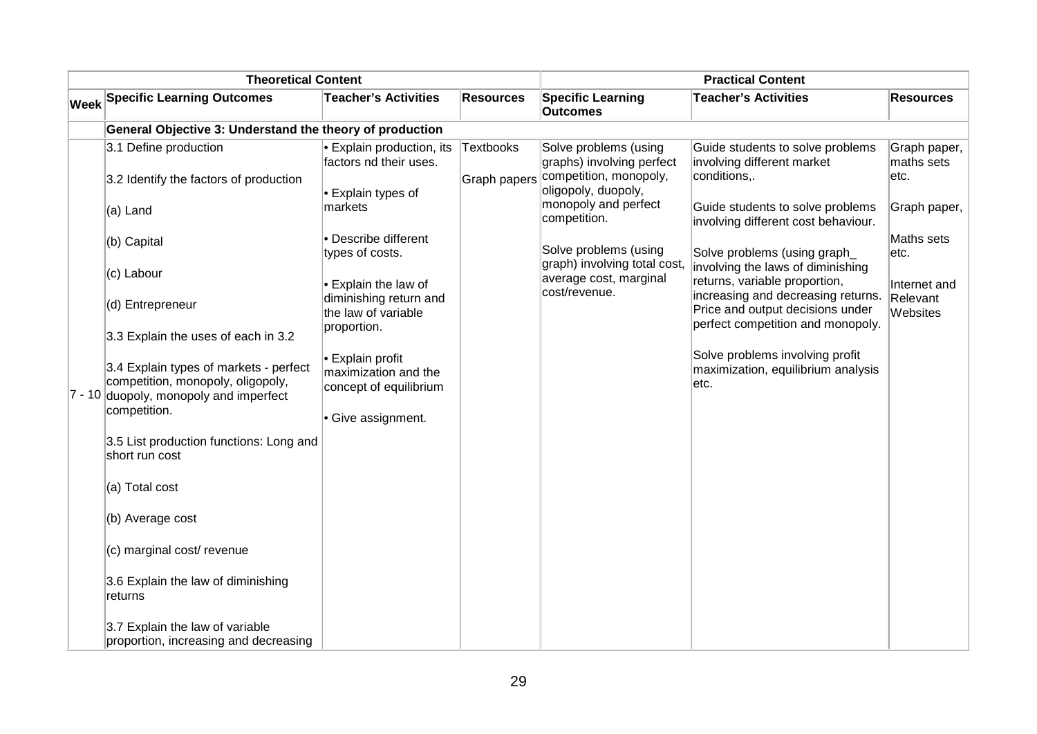| Theoretical Content | | | | Practical Content | | |
|---|---|---|---|---|---|---|
| **Week** | **Specific Learning Outcomes** | **Teacher's Activities** | **Resources** | **Specific Learning Outcomes** | **Teacher's Activities** | **Resources** |
| | **General Objective 3: Understand the theory of production** | | | | | |
| 7 - 10 | 3.1 Define production<br><br>3.2 Identify the factors of production<br><br>(a) Land<br><br>(b) Capital<br><br>(c) Labour<br><br>(d) Entrepreneur<br><br>3.3 Explain the uses of each in 3.2<br><br>3.4 Explain types of markets - perfect competition, monopoly, oligopoly, duopoly, monopoly and imperfect competition.<br><br>3.5 List production functions: Long and short run cost<br><br>(a) Total cost<br><br>(b) Average cost<br><br>(c) marginal cost/ revenue<br><br>3.6 Explain the law of diminishing returns<br><br>3.7 Explain the law of variable proportion, increasing and decreasing | • Explain production, its factors nd their uses.<br><br>• Explain types of markets<br><br>• Describe different types of costs.<br><br>• Explain the law of diminishing return and the law of variable proportion.<br><br>• Explain profit maximization and the concept of equilibrium<br><br>• Give assignment. | Textbooks<br><br>Graph papers | Solve problems (using graphs) involving perfect competition, monopoly, oligopoly, duopoly, monopoly and perfect competition.<br><br>Solve problems (using graph) involving total cost, average cost, marginal cost/revenue. | Guide students to solve problems involving different market conditions,.<br><br>Guide students to solve problems involving different cost behaviour.<br><br>Solve problems (using graph_ involving the laws of diminishing returns, variable proportion, increasing and decreasing returns. Price and output decisions under perfect competition and monopoly.<br><br>Solve problems involving profit maximization, equilibrium analysis etc. | Graph paper, maths sets etc.<br><br>Graph paper,<br><br>Maths sets etc.<br><br>Internet and Relevant Websites |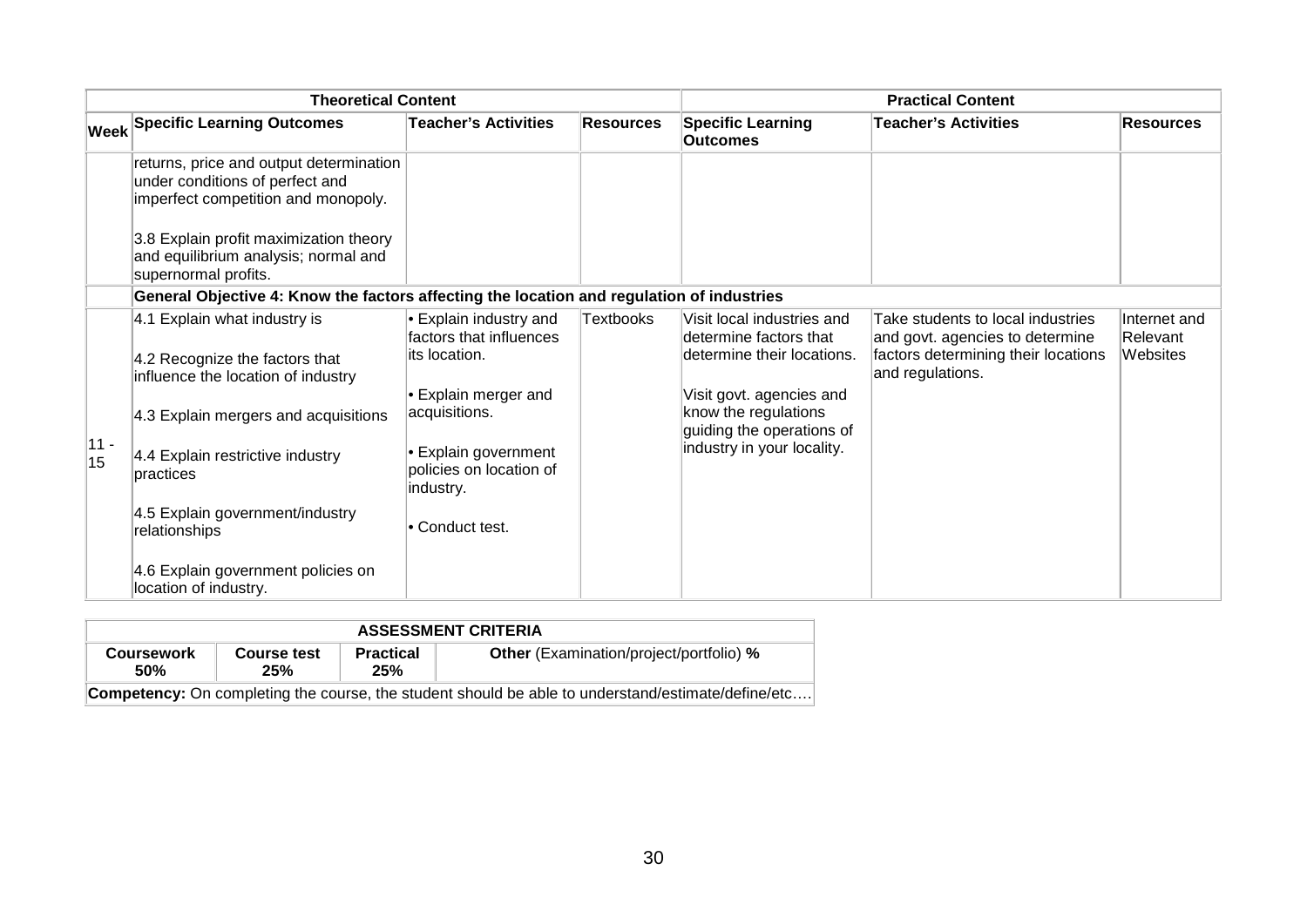| | Theoretical Content | | | Practical Content | | |
|---|---|---|---|---|---|---|
| Week | Specific Learning Outcomes | Teacher's Activities | Resources | Specific Learning Outcomes | Teacher's Activities | Resources |
| | returns, price and output determination under conditions of perfect and imperfect competition and monopoly.<br><br>3.8 Explain profit maximization theory and equilibrium analysis; normal and supernormal profits. | | | | | |
| | **General Objective 4: Know the factors affecting the location and regulation of industries** | | | | | |
| 11 - 15 | 4.1 Explain what industry is<br><br>4.2 Recognize the factors that influence the location of industry<br><br>4.3 Explain mergers and acquisitions<br><br>4.4 Explain restrictive industry practices<br><br>4.5 Explain government/industry relationships<br><br>4.6 Explain government policies on location of industry. | • Explain industry and factors that influences its location.<br><br>• Explain merger and acquisitions.<br><br>• Explain government policies on location of industry.<br><br>• Conduct test. | Textbooks | Visit local industries and determine factors that determine their locations.<br><br>Visit govt. agencies and know the regulations guiding the operations of industry in your locality. | Take students to local industries and govt. agencies to determine factors determining their locations and regulations. | Internet and Relevant Websites |

| ASSESSMENT CRITERIA | | | |
|---|---|---|---|
| **Coursework 50%** | **Course test 25%** | **Practical 25%** | **Other** (Examination/project/portfolio) **%** |
| **Competency:** On completing the course, the student should be able to understand/estimate/define/etc…. | | | |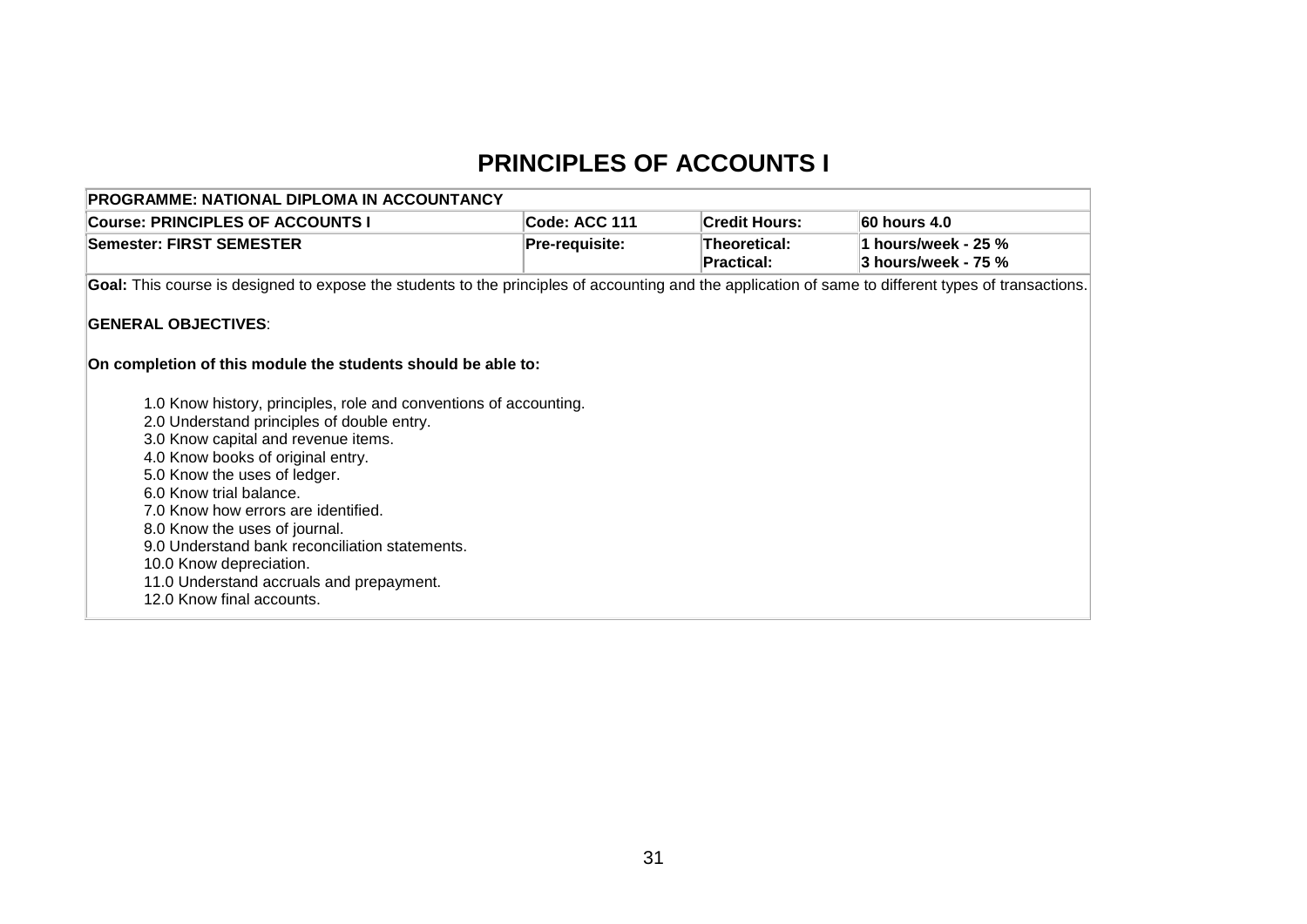# PRINCIPLES OF ACCOUNTS I

| PROGRAMME: NATIONAL DIPLOMA IN ACCOUNTANCY | | | |
|---|---|---|---|
| **Course: PRINCIPLES OF ACCOUNTS I** | **Code: ACC 111** | **Credit Hours:** | **60 hours 4.0** |
| **Semester: FIRST SEMESTER** | **Pre-requisite:** | **Theoretical:**<br>**Practical:** | **1 hours/week - 25 %**<br>**3 hours/week - 75 %** |

**Goal:** This course is designed to expose the students to the principles of accounting and the application of same to different types of transactions.

**GENERAL OBJECTIVES**:

**On completion of this module the students should be able to:**

1.0 Know history, principles, role and conventions of accounting.
2.0 Understand principles of double entry.
3.0 Know capital and revenue items.
4.0 Know books of original entry.
5.0 Know the uses of ledger.
6.0 Know trial balance.
7.0 Know how errors are identified.
8.0 Know the uses of journal.
9.0 Understand bank reconciliation statements.
10.0 Know depreciation.
11.0 Understand accruals and prepayment.
12.0 Know final accounts.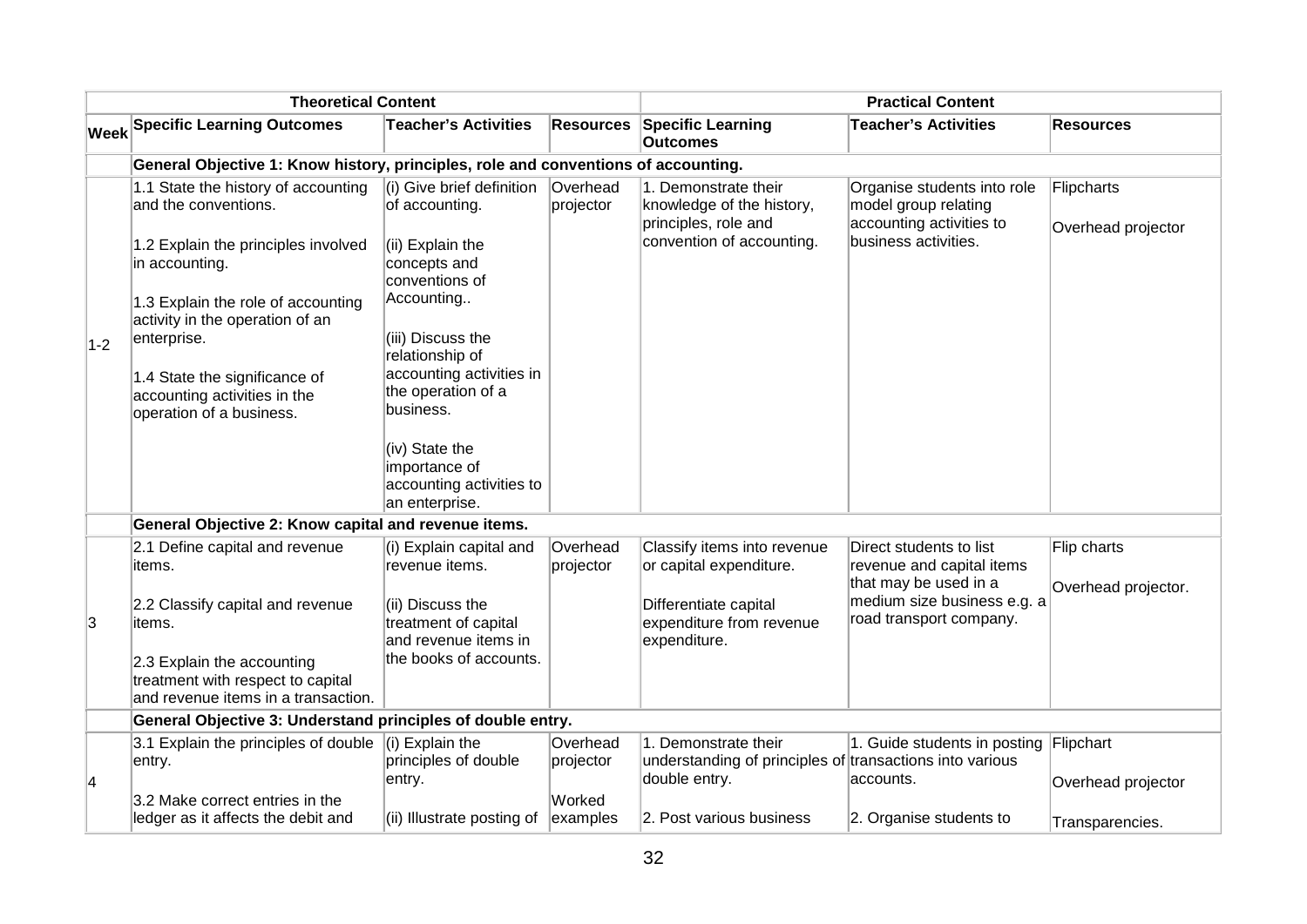| Theoretical Content | | | | Practical Content | | |
|---|---|---|---|---|---|---|
| **Week** | **Specific Learning Outcomes** | **Teacher's Activities** | **Resources** | **Specific Learning Outcomes** | **Teacher's Activities** | **Resources** |
| | **General Objective 1: Know history, principles, role and conventions of accounting.** | | | | | |
| 1-2 | 1.1 State the history of accounting and the conventions.<br><br>1.2 Explain the principles involved in accounting.<br><br>1.3 Explain the role of accounting activity in the operation of an enterprise.<br><br>1.4 State the significance of accounting activities in the operation of a business. | (i) Give brief definition of accounting.<br><br>(ii) Explain the concepts and conventions of Accounting..<br><br>(iii) Discuss the relationship of accounting activities in the operation of a business.<br><br>(iv) State the importance of accounting activities to an enterprise. | Overhead projector | 1. Demonstrate their knowledge of the history, principles, role and convention of accounting. | Organise students into role model group relating accounting activities to business activities. | Flipcharts<br><br>Overhead projector |
| | **General Objective 2: Know capital and revenue items.** | | | | | |
| 3 | 2.1 Define capital and revenue items.<br><br>2.2 Classify capital and revenue items.<br><br>2.3 Explain the accounting treatment with respect to capital and revenue items in a transaction. | (i) Explain capital and revenue items.<br><br>(ii) Discuss the treatment of capital and revenue items in the books of accounts. | Overhead projector | Classify items into revenue or capital expenditure.<br><br>Differentiate capital expenditure from revenue expenditure. | Direct students to list revenue and capital items that may be used in a medium size business e.g. a road transport company. | Flip charts<br><br>Overhead projector. |
| | **General Objective 3: Understand principles of double entry.** | | | | | |
| 4 | 3.1 Explain the principles of double entry.<br><br>3.2 Make correct entries in the ledger as it affects the debit and | (i) Explain the principles of double entry.<br><br>(ii) Illustrate posting of | Overhead projector<br><br>Worked examples | 1. Demonstrate their understanding of principles of double entry.<br><br>2. Post various business | 1. Guide students in posting transactions into various accounts.<br><br>2. Organise students to | Flipchart<br><br>Overhead projector<br><br>Transparencies. |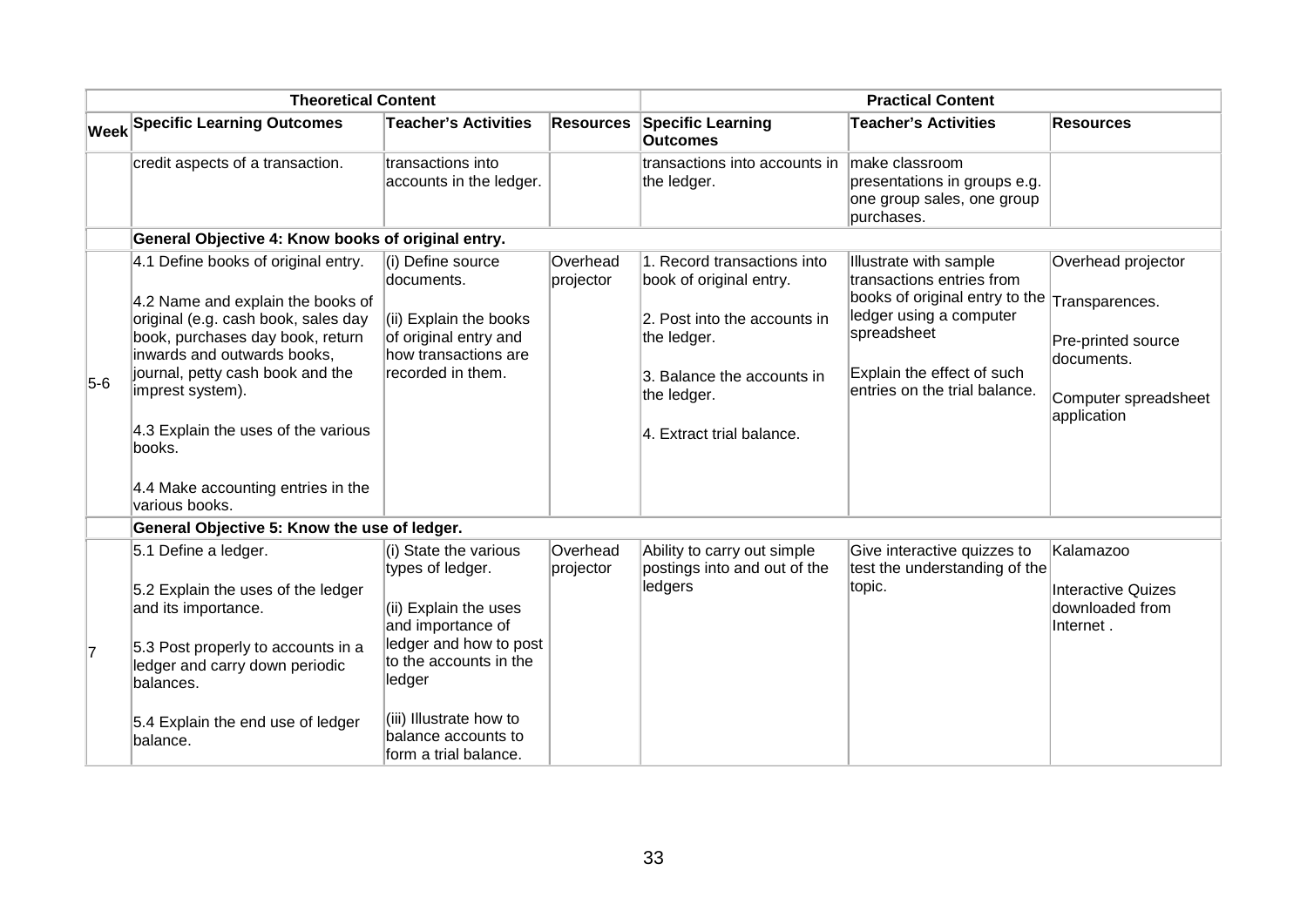| Theoretical Content | | | | Practical Content | | |
|---|---|---|---|---|---|---|
| **Week** | **Specific Learning Outcomes** | **Teacher's Activities** | **Resources** | **Specific Learning Outcomes** | **Teacher's Activities** | **Resources** |
| | credit aspects of a transaction. | transactions into accounts in the ledger. | | transactions into accounts in the ledger. | make classroom presentations in groups e.g. one group sales, one group purchases. | |
| | **General Objective 4: Know books of original entry.** | | | | | |
| 5-6 | 4.1 Define books of original entry.<br><br>4.2 Name and explain the books of original (e.g. cash book, sales day book, purchases day book, return inwards and outwards books, journal, petty cash book and the imprest system).<br><br>4.3 Explain the uses of the various books.<br><br>4.4 Make accounting entries in the various books. | (i) Define source documents.<br><br>(ii) Explain the books of original entry and how transactions are recorded in them. | Overhead projector | 1. Record transactions into book of original entry.<br><br>2. Post into the accounts in the ledger.<br><br>3. Balance the accounts in the ledger.<br><br>4. Extract trial balance. | Illustrate with sample transactions entries from books of original entry to the ledger using a computer spreadsheet<br><br>Explain the effect of such entries on the trial balance. | Overhead projector<br><br>Transparences.<br><br>Pre-printed source documents.<br><br>Computer spreadsheet application |
| | **General Objective 5: Know the use of ledger.** | | | | | |
| 7 | 5.1 Define a ledger.<br><br>5.2 Explain the uses of the ledger and its importance.<br><br>5.3 Post properly to accounts in a ledger and carry down periodic balances.<br><br>5.4 Explain the end use of ledger balance. | (i) State the various types of ledger.<br><br>(ii) Explain the uses and importance of ledger and how to post to the accounts in the ledger<br><br>(iii) Illustrate how to balance accounts to form a trial balance. | Overhead projector | Ability to carry out simple postings into and out of the ledgers | Give interactive quizzes to test the understanding of the topic. | Kalamazoo<br><br>Interactive Quizes downloaded from Internet . |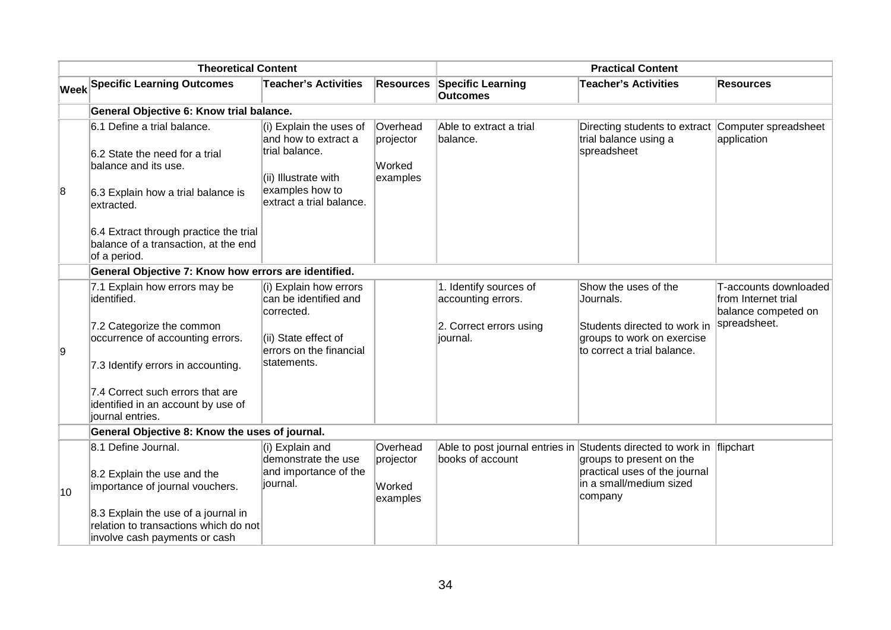| | Theoretical Content | | | Practical Content | | |
|---|---|---|---|---|---|---|
| Week | Specific Learning Outcomes | Teacher's Activities | Resources | Specific Learning Outcomes | Teacher's Activities | Resources |
| | **General Objective 6: Know trial balance.** | | | | | |
| 8 | 6.1 Define a trial balance.<br><br>6.2 State the need for a trial balance and its use.<br><br>6.3 Explain how a trial balance is extracted.<br><br>6.4 Extract through practice the trial balance of a transaction, at the end of a period. | (i) Explain the uses of and how to extract a trial balance.<br><br>(ii) Illustrate with examples how to extract a trial balance. | Overhead projector<br><br>Worked examples | Able to extract a trial balance. | Directing students to extract trial balance using a spreadsheet | Computer spreadsheet application |
| | **General Objective 7: Know how errors are identified.** | | | | | |
| 9 | 7.1 Explain how errors may be identified.<br><br>7.2 Categorize the common occurrence of accounting errors.<br><br>7.3 Identify errors in accounting.<br><br>7.4 Correct such errors that are identified in an account by use of journal entries. | (i) Explain how errors can be identified and corrected.<br><br>(ii) State effect of errors on the financial statements. | | 1. Identify sources of accounting errors.<br><br>2. Correct errors using journal. | Show the uses of the Journals.<br><br>Students directed to work in groups to work on exercise to correct a trial balance. | T-accounts downloaded from Internet trial balance competed on spreadsheet. |
| | **General Objective 8: Know the uses of journal.** | | | | | |
| 10 | 8.1 Define Journal.<br><br>8.2 Explain the use and the importance of journal vouchers.<br><br>8.3 Explain the use of a journal in relation to transactions which do not involve cash payments or cash | (i) Explain and demonstrate the use and importance of the journal. | Overhead projector<br><br>Worked examples | Able to post journal entries in books of account | Students directed to work in groups to present on the practical uses of the journal in a small/medium sized company | flipchart |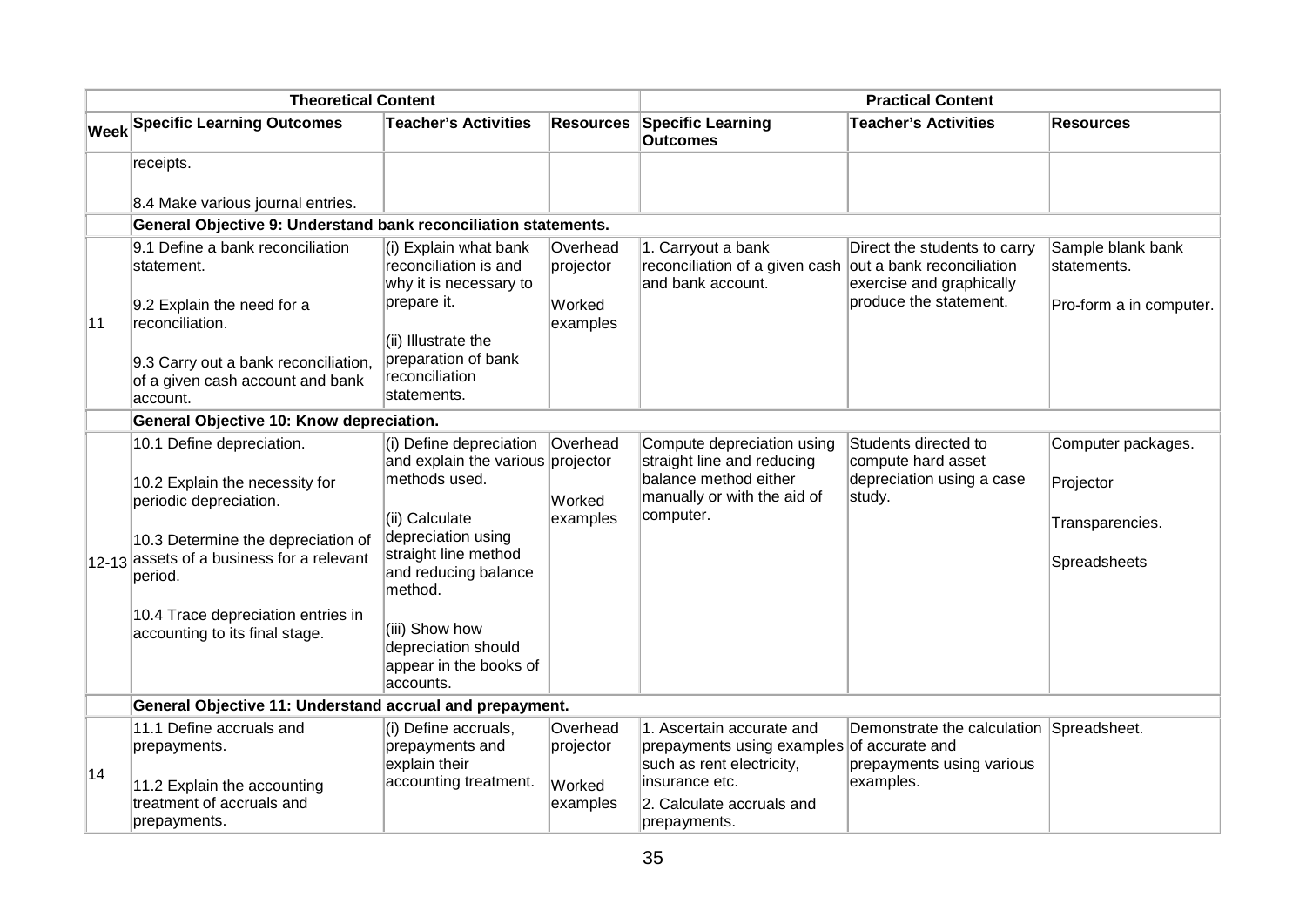| Theoretical Content | | | | Practical Content | | |
|---|---|---|---|---|---|---|
| Week | Specific Learning Outcomes | Teacher's Activities | Resources | Specific Learning Outcomes | Teacher's Activities | Resources |
| | receipts.<br><br>8.4 Make various journal entries. | | | | | |
| | **General Objective 9: Understand bank reconciliation statements.** | | | | | |
| 11 | 9.1 Define a bank reconciliation statement.<br><br>9.2 Explain the need for a reconciliation.<br><br>9.3 Carry out a bank reconciliation, of a given cash account and bank account. | (i) Explain what bank reconciliation is and why it is necessary to prepare it.<br><br>(ii) Illustrate the preparation of bank reconciliation statements. | Overhead projector<br><br>Worked examples | 1. Carryout a bank reconciliation of a given cash and bank account. | Direct the students to carry out a bank reconciliation exercise and graphically produce the statement. | Sample blank bank statements.<br><br>Pro-form a in computer. |
| | **General Objective 10: Know depreciation.** | | | | | |
| 12-13 | 10.1 Define depreciation.<br><br>10.2 Explain the necessity for periodic depreciation.<br><br>10.3 Determine the depreciation of assets of a business for a relevant period.<br><br>10.4 Trace depreciation entries in accounting to its final stage. | (i) Define depreciation and explain the various methods used.<br><br>(ii) Calculate depreciation using straight line method and reducing balance method.<br><br>(iii) Show how depreciation should appear in the books of accounts. | Overhead projector<br><br>Worked examples | Compute depreciation using straight line and reducing balance method either manually or with the aid of computer. | Students directed to compute hard asset depreciation using a case study. | Computer packages.<br><br>Projector<br><br>Transparencies.<br><br>Spreadsheets |
| | **General Objective 11: Understand accrual and prepayment.** | | | | | |
| 14 | 11.1 Define accruals and prepayments.<br><br>11.2 Explain the accounting treatment of accruals and prepayments. | (i) Define accruals, prepayments and explain their accounting treatment. | Overhead projector<br><br>Worked examples | 1. Ascertain accurate and prepayments using examples such as rent electricity, insurance etc.<br><br>2. Calculate accruals and prepayments. | Demonstrate the calculation of accurate and prepayments using various examples. | Spreadsheet. |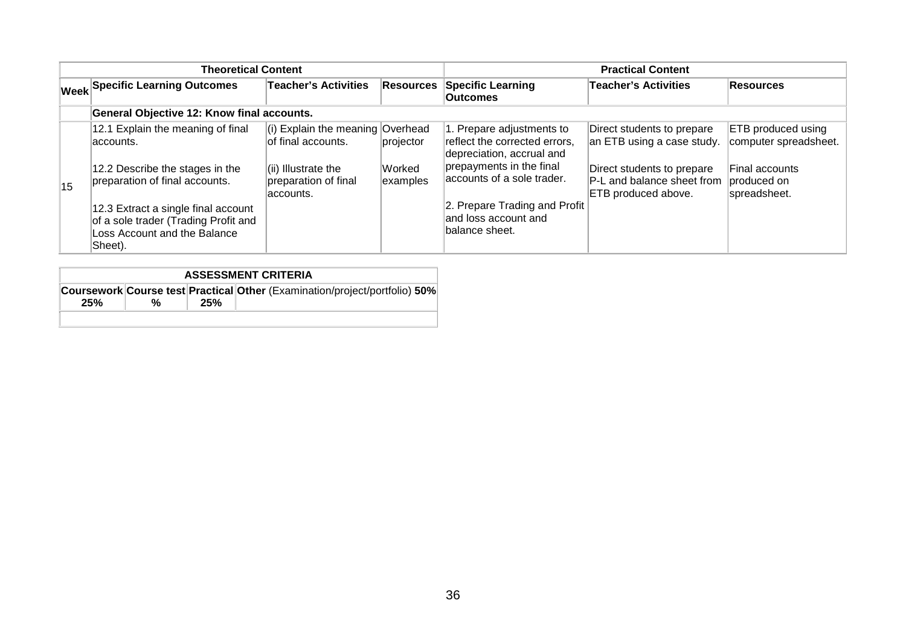| Theoretical Content | | | | Practical Content | | |
|---|---|---|---|---|---|---|
| **Week** | **Specific Learning Outcomes** | **Teacher's Activities** | **Resources** | **Specific Learning Outcomes** | **Teacher's Activities** | **Resources** |
| | **General Objective 12: Know final accounts.** | | | | | |
| 15 | 12.1 Explain the meaning of final accounts.<br><br>12.2 Describe the stages in the preparation of final accounts.<br><br>12.3 Extract a single final account of a sole trader (Trading Profit and Loss Account and the Balance Sheet). | (i) Explain the meaning of final accounts.<br><br>(ii) Illustrate the preparation of final accounts. | Overhead projector<br><br>Worked examples | 1. Prepare adjustments to reflect the corrected errors, depreciation, accrual and prepayments in the final accounts of a sole trader.<br><br>2. Prepare Trading and Profit and loss account and balance sheet. | Direct students to prepare an ETB using a case study.<br><br>Direct students to prepare P-L and balance sheet from ETB produced above. | ETB produced using computer spreadsheet.<br><br>Final accounts produced on spreadsheet. |

| ASSESSMENT CRITERIA | | | |
|---|---|---|---|
| **Coursework 25%** | **Course test %** | **Practical 25%** | **Other** (Examination/project/portfolio) **50%** |
| | | | |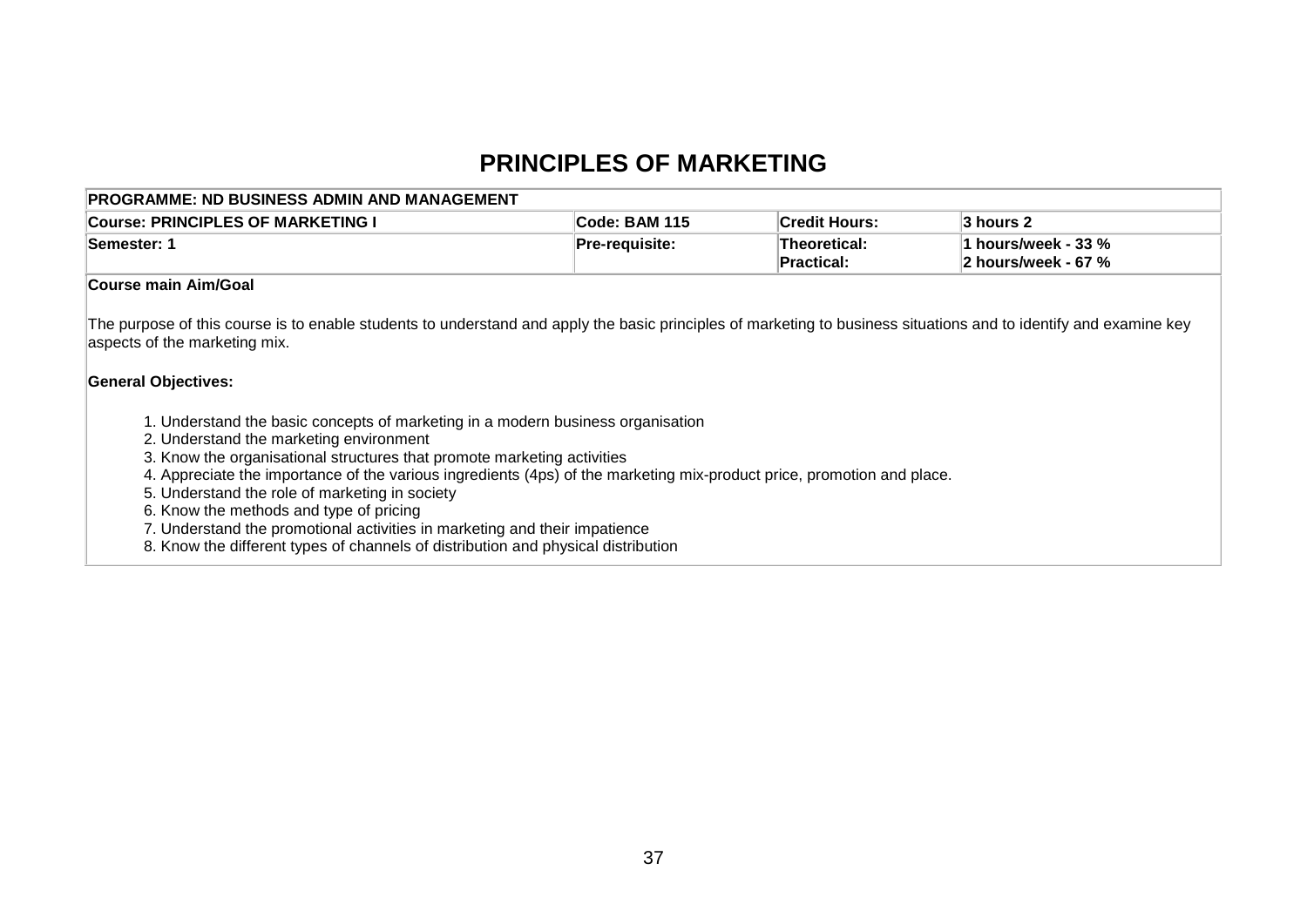# PRINCIPLES OF MARKETING

| PROGRAMME: ND BUSINESS ADMIN AND MANAGEMENT | | | |
|---|---|---|---|
| **Course: PRINCIPLES OF MARKETING I** | **Code: BAM 115** | **Credit Hours:** | **3 hours 2** |
| **Semester: 1** | **Pre-requisite:** | **Theoretical:** <br> **Practical:** | **1 hours/week - 33 %** <br> **2 hours/week - 67 %** |

**Course main Aim/Goal**

The purpose of this course is to enable students to understand and apply the basic principles of marketing to business situations and to identify and examine key aspects of the marketing mix.

**General Objectives:**

1. Understand the basic concepts of marketing in a modern business organisation
2. Understand the marketing environment
3. Know the organisational structures that promote marketing activities
4. Appreciate the importance of the various ingredients (4ps) of the marketing mix-product price, promotion and place.
5. Understand the role of marketing in society
6. Know the methods and type of pricing
7. Understand the promotional activities in marketing and their impatience
8. Know the different types of channels of distribution and physical distribution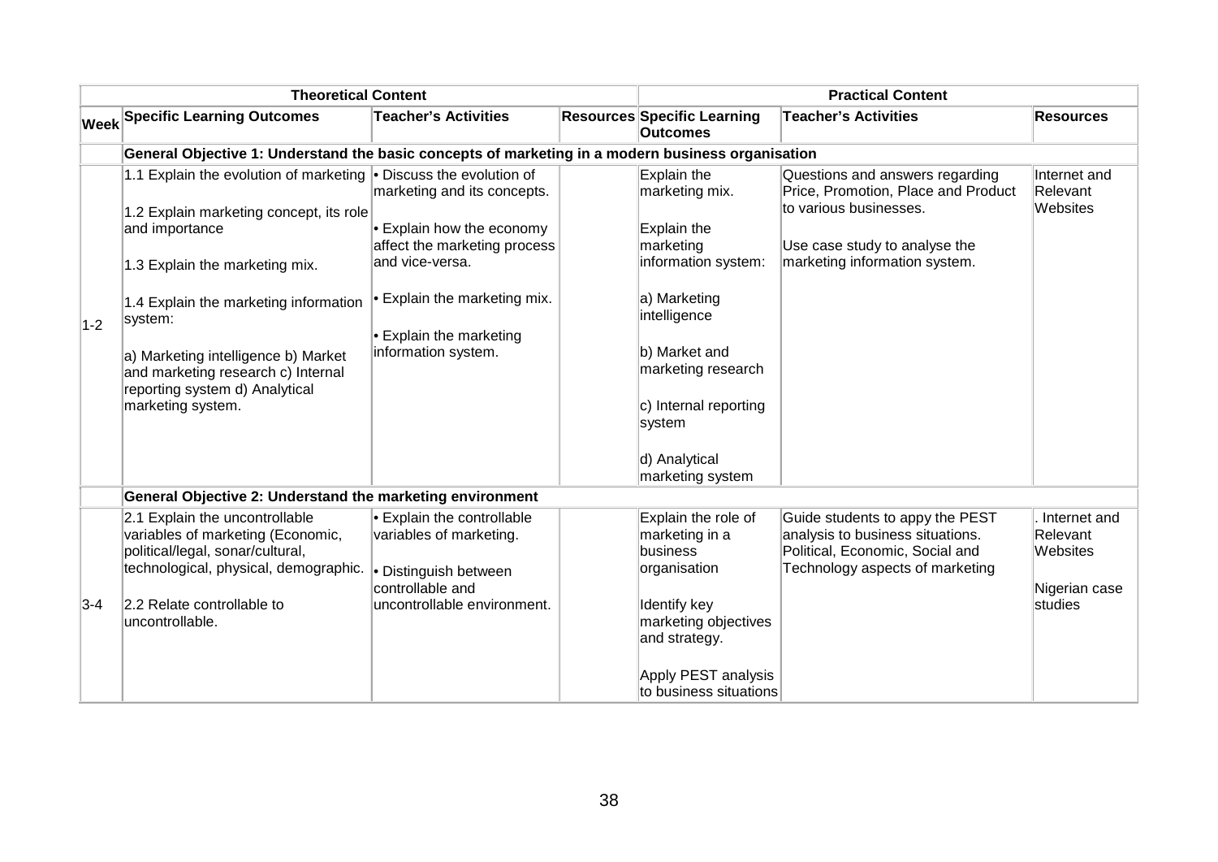| | Theoretical Content | | | Practical Content | | |
|---|---|---|---|---|---|---|
| **Week** | **Specific Learning Outcomes** | **Teacher's Activities** | **Resources** | **Specific Learning Outcomes** | **Teacher's Activities** | **Resources** |
| | **General Objective 1: Understand the basic concepts of marketing in a modern business organisation** | | | | | |
| 1-2 | 1.1 Explain the evolution of marketing<br><br>1.2 Explain marketing concept, its role and importance<br><br>1.3 Explain the marketing mix.<br><br>1.4 Explain the marketing information system:<br><br>a) Marketing intelligence b) Market and marketing research c) Internal reporting system d) Analytical marketing system. | • Discuss the evolution of marketing and its concepts.<br><br>• Explain how the economy affect the marketing process and vice-versa.<br><br>• Explain the marketing mix.<br><br>• Explain the marketing information system. | | Explain the marketing mix.<br><br>Explain the marketing information system:<br><br>a) Marketing intelligence<br><br>b) Market and marketing research<br><br>c) Internal reporting system<br><br>d) Analytical marketing system | Questions and answers regarding Price, Promotion, Place and Product to various businesses.<br><br>Use case study to analyse the marketing information system. | Internet and Relevant Websites |
| | **General Objective 2: Understand the marketing environment** | | | | | |
| 3-4 | 2.1 Explain the uncontrollable variables of marketing (Economic, political/legal, sonar/cultural, technological, physical, demographic.<br><br>2.2 Relate controllable to uncontrollable. | • Explain the controllable variables of marketing.<br><br>• Distinguish between controllable and uncontrollable environment. | | Explain the role of marketing in a business organisation<br><br>Identify key marketing objectives and strategy.<br><br>Apply PEST analysis to business situations | Guide students to appy the PEST analysis to business situations. Political, Economic, Social and Technology aspects of marketing | . Internet and Relevant Websites<br><br>Nigerian case studies |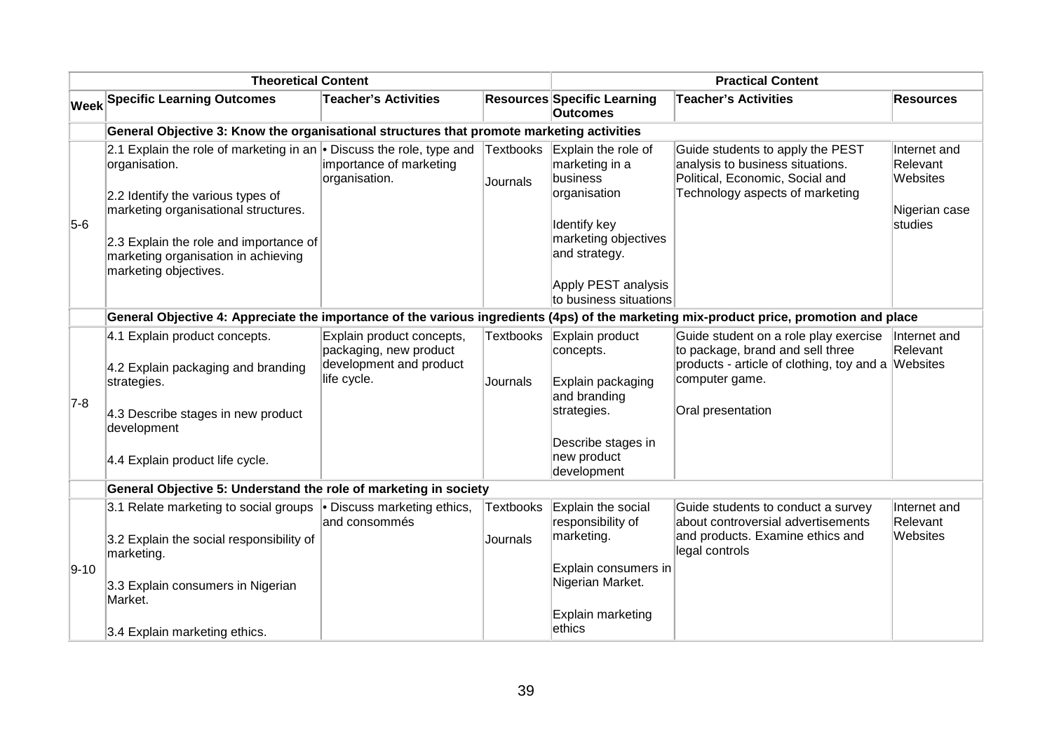| Theoretical Content | | | | Practical Content | | |
|---|---|---|---|---|---|---|
| **Week** | **Specific Learning Outcomes** | **Teacher's Activities** | **Resources** | **Specific Learning Outcomes** | **Teacher's Activities** | **Resources** |
| | **General Objective 3: Know the organisational structures that promote marketing activities** | | | | | |
| 5-6 | 2.1 Explain the role of marketing in an organisation.<br><br>2.2 Identify the various types of marketing organisational structures.<br><br>2.3 Explain the role and importance of marketing organisation in achieving marketing objectives. | • Discuss the role, type and importance of marketing organisation. | Textbooks<br><br>Journals | Explain the role of marketing in a business organisation<br><br>Identify key marketing objectives and strategy.<br><br>Apply PEST analysis to business situations | Guide students to apply the PEST analysis to business situations. Political, Economic, Social and Technology aspects of marketing | Internet and Relevant Websites<br><br>Nigerian case studies |
| | **General Objective 4: Appreciate the importance of the various ingredients (4ps) of the marketing mix-product price, promotion and place** | | | | | |
| 7-8 | 4.1 Explain product concepts.<br><br>4.2 Explain packaging and branding strategies.<br><br>4.3 Describe stages in new product development<br><br>4.4 Explain product life cycle. | Explain product concepts, packaging, new product development and product life cycle. | Textbooks<br><br>Journals | Explain product concepts.<br><br>Explain packaging and branding strategies.<br><br>Describe stages in new product development | Guide student on a role play exercise to package, brand and sell three products - article of clothing, toy and a computer game.<br><br>Oral presentation | Internet and Relevant Websites |
| | **General Objective 5: Understand the role of marketing in society** | | | | | |
| 9-10 | 3.1 Relate marketing to social groups<br><br>3.2 Explain the social responsibility of marketing.<br><br>3.3 Explain consumers in Nigerian Market.<br><br>3.4 Explain marketing ethics. | • Discuss marketing ethics, and consommés | Textbooks<br><br>Journals | Explain the social responsibility of marketing.<br><br>Explain consumers in Nigerian Market.<br><br>Explain marketing ethics | Guide students to conduct a survey about controversial advertisements and products. Examine ethics and legal controls | Internet and Relevant Websites |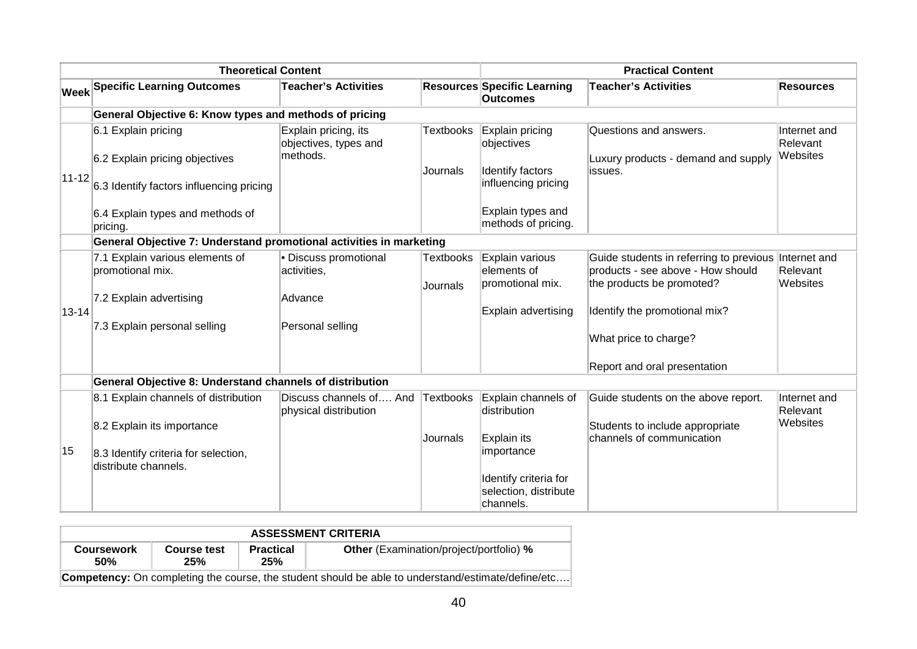| Week | Theoretical Content | | | Practical Content | | |
|---|---|---|---|---|---|---|
| | Specific Learning Outcomes | Teacher's Activities | Resources | Specific Learning Outcomes | Teacher's Activities | Resources |
| | **General Objective 6: Know types and methods of pricing** | | | | | |
| 11-12 | 6.1 Explain pricing<br><br>6.2 Explain pricing objectives<br><br>6.3 Identify factors influencing pricing<br><br>6.4 Explain types and methods of pricing. | Explain pricing, its objectives, types and methods. | Textbooks<br><br>Journals | Explain pricing objectives<br><br>Identify factors influencing pricing<br><br>Explain types and methods of pricing. | Questions and answers.<br><br>Luxury products - demand and supply issues. | Internet and Relevant Websites |
| | **General Objective 7: Understand promotional activities in marketing** | | | | | |
| 13-14 | 7.1 Explain various elements of promotional mix.<br><br>7.2 Explain advertising<br><br>7.3 Explain personal selling | • Discuss promotional activities,<br><br>Advance<br><br>Personal selling | Textbooks<br><br>Journals | Explain various elements of promotional mix.<br><br>Explain advertising | Guide students in referring to previous products - see above - How should the products be promoted?<br><br>Identify the promotional mix?<br><br>What price to charge?<br><br>Report and oral presentation | Internet and Relevant Websites |
| | **General Objective 8: Understand channels of distribution** | | | | | |
| 15 | 8.1 Explain channels of distribution<br><br>8.2 Explain its importance<br><br>8.3 Identify criteria for selection, distribute channels. | Discuss channels of…. And physical distribution | Textbooks<br><br>Journals | Explain channels of distribution<br><br>Explain its importance<br><br>Identify criteria for selection, distribute channels. | Guide students on the above report.<br><br>Students to include appropriate channels of communication | Internet and Relevant Websites |

| ASSESSMENT CRITERIA | | | |
|---|---|---|---|
| **Coursework 50%** | **Course test 25%** | **Practical 25%** | **Other** (Examination/project/portfolio) **%** |
| **Competency:** On completing the course, the student should be able to understand/estimate/define/etc…. | | | |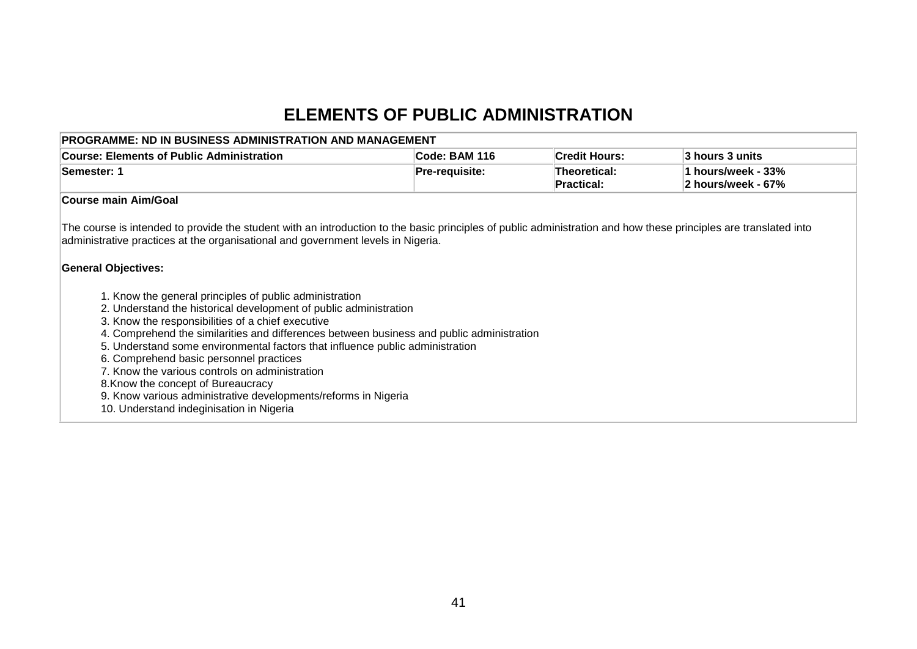# ELEMENTS OF PUBLIC ADMINISTRATION

| PROGRAMME: ND IN BUSINESS ADMINISTRATION AND MANAGEMENT | | | |
|---|---|---|---|
| **Course: Elements of Public Administration** | **Code: BAM 116** | **Credit Hours:** | **3 hours 3 units** |
| **Semester: 1** | **Pre-requisite:** | **Theoretical:**<br>**Practical:** | **1 hours/week - 33%**<br>**2 hours/week - 67%** |

**Course main Aim/Goal**

The course is intended to provide the student with an introduction to the basic principles of public administration and how these principles are translated into administrative practices at the organisational and government levels in Nigeria.

**General Objectives:**

1. Know the general principles of public administration
2. Understand the historical development of public administration
3. Know the responsibilities of a chief executive
4. Comprehend the similarities and differences between business and public administration
5. Understand some environmental factors that influence public administration
6. Comprehend basic personnel practices
7. Know the various controls on administration
8. Know the concept of Bureaucracy
9. Know various administrative developments/reforms in Nigeria
10. Understand indeginisation in Nigeria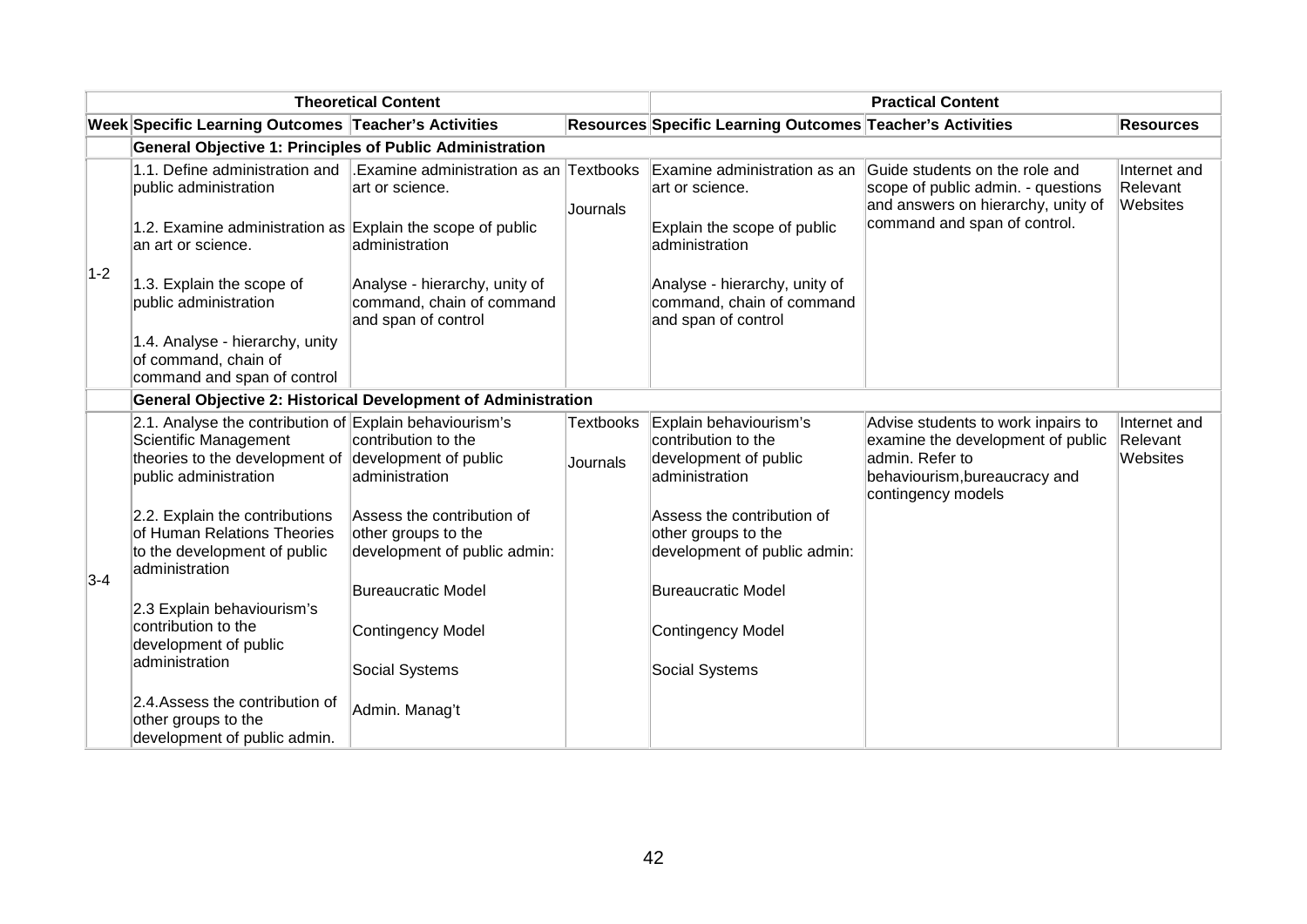| Theoretical Content | | | | Practical Content | | |
|---|---|---|---|---|---|---|
| **Week** | **Specific Learning Outcomes** | **Teacher's Activities** | **Resources** | **Specific Learning Outcomes** | **Teacher's Activities** | **Resources** |
| | **General Objective 1: Principles of Public Administration** | | | | | |
| 1-2 | 1.1. Define administration and public administration<br><br>1.2. Examine administration as an art or science.<br><br>1.3. Explain the scope of public administration<br><br>1.4. Analyse - hierarchy, unity of command, chain of command and span of control | .Examine administration as an art or science.<br><br>Explain the scope of public administration<br><br>Analyse - hierarchy, unity of command, chain of command and span of control | Textbooks<br><br>Journals | Examine administration as an art or science.<br><br>Explain the scope of public administration<br><br>Analyse - hierarchy, unity of command, chain of command and span of control | Guide students on the role and scope of public admin. - questions and answers on hierarchy, unity of command and span of control. | Internet and Relevant Websites |
| | **General Objective 2: Historical Development of Administration** | | | | | |
| 3-4 | 2.1. Analyse the contribution of Scientific Management theories to the development of public administration<br><br>2.2. Explain the contributions of Human Relations Theories to the development of public administration<br><br>2.3 Explain behaviourism's contribution to the development of public administration<br><br>2.4.Assess the contribution of other groups to the development of public admin. | Explain behaviourism's contribution to the development of public administration<br><br>Assess the contribution of other groups to the development of public admin:<br><br>Bureaucratic Model<br><br>Contingency Model<br><br>Social Systems<br><br>Admin. Manag't | Textbooks<br><br>Journals | Explain behaviourism's contribution to the development of public administration<br><br>Assess the contribution of other groups to the development of public admin:<br><br>Bureaucratic Model<br><br>Contingency Model<br><br>Social Systems | Advise students to work inpairs to examine the development of public admin. Refer to behaviourism,bureaucracy and contingency models | Internet and Relevant Websites |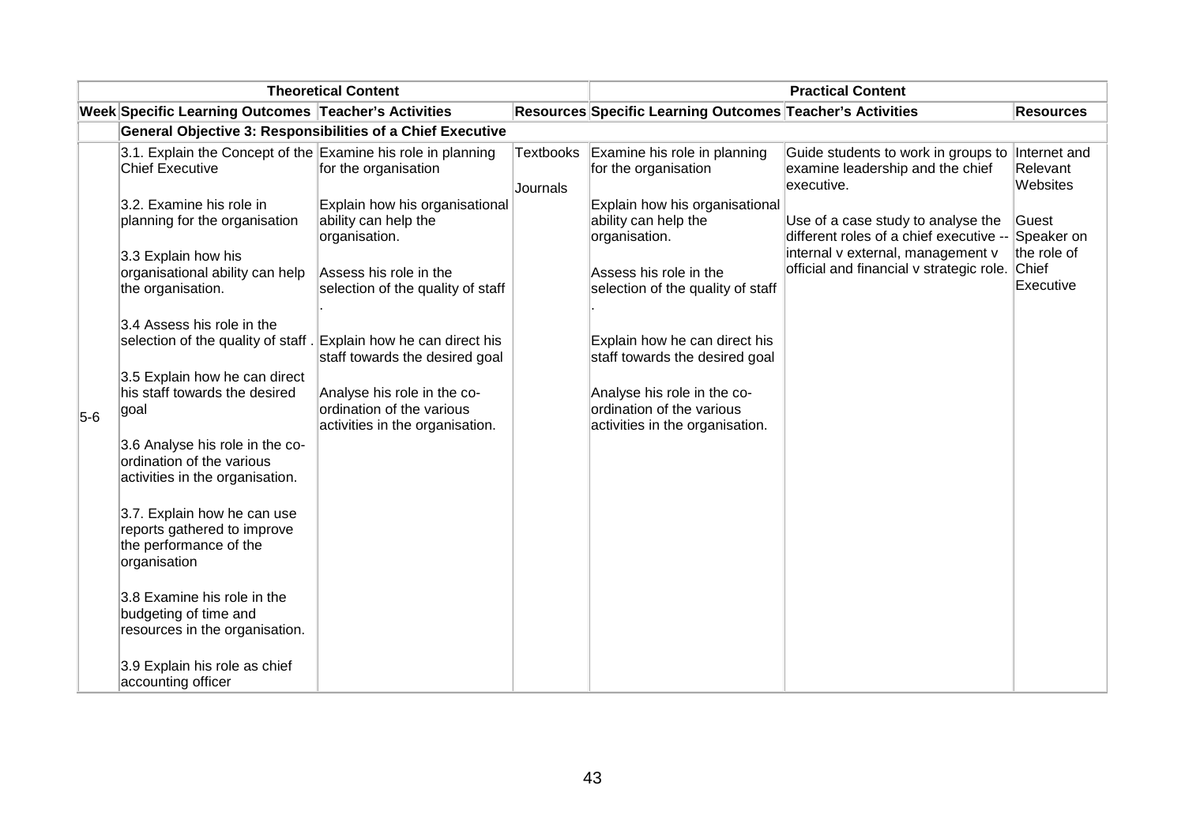| Theoretical Content | | | | Practical Content | | |
|---|---|---|---|---|---|---|
| **Week** | **Specific Learning Outcomes** | **Teacher's Activities** | **Resources** | **Specific Learning Outcomes** | **Teacher's Activities** | **Resources** |
| | **General Objective 3: Responsibilities of a Chief Executive** | | | | | |
| 5-6 | 3.1. Explain the Concept of the Chief Executive<br><br>3.2. Examine his role in planning for the organisation<br><br>3.3 Explain how his organisational ability can help the organisation.<br><br>3.4 Assess his role in the selection of the quality of staff .<br><br>3.5 Explain how he can direct his staff towards the desired goal<br><br>3.6 Analyse his role in the co-ordination of the various activities in the organisation.<br><br>3.7. Explain how he can use reports gathered to improve the performance of the organisation<br><br>3.8 Examine his role in the budgeting of time and resources in the organisation.<br><br>3.9 Explain his role as chief accounting officer | Examine his role in planning for the organisation<br><br>Explain how his organisational ability can help the organisation.<br><br>Assess his role in the selection of the quality of staff .<br><br>Explain how he can direct his staff towards the desired goal<br><br>Analyse his role in the co-ordination of the various activities in the organisation. | Textbooks<br><br>Journals | Examine his role in planning for the organisation<br><br>Explain how his organisational ability can help the organisation.<br><br>Assess his role in the selection of the quality of staff .<br><br>Explain how he can direct his staff towards the desired goal<br><br>Analyse his role in the co-ordination of the various activities in the organisation. | Guide students to work in groups to examine leadership and the chief executive.<br><br>Use of a case study to analyse the different roles of a chief executive -- internal v external, management v official and financial v strategic role. | Internet and Relevant Websites<br><br>Guest Speaker on the role of Chief Executive |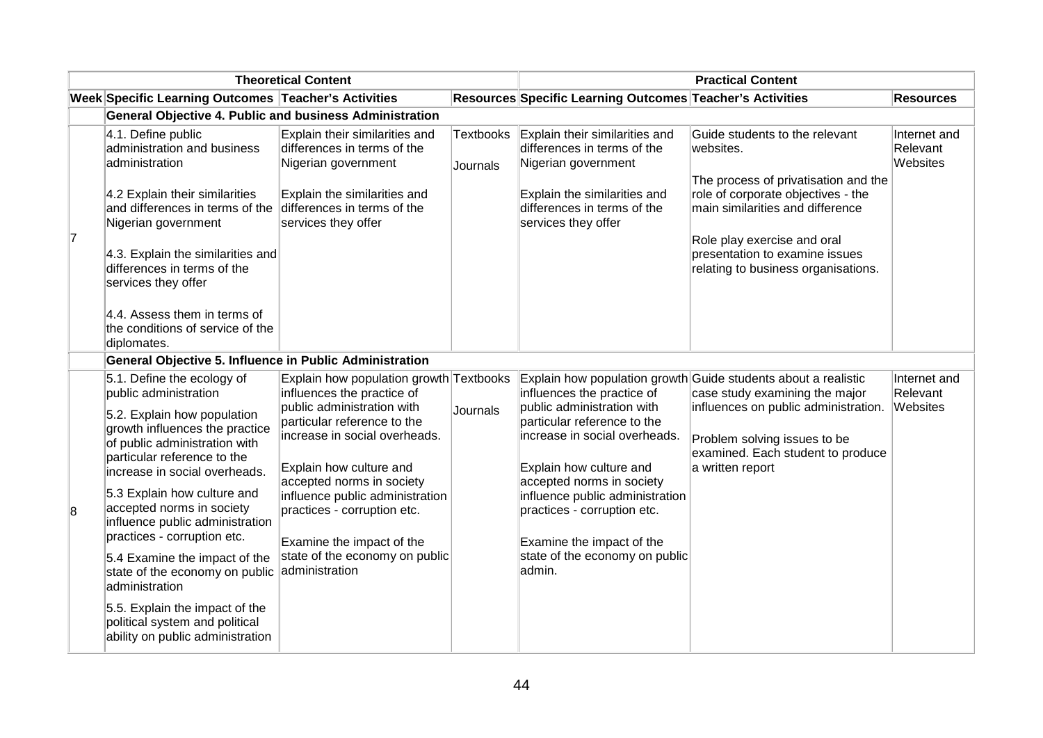| Theoretical Content | | | | Practical Content | | |
|---|---|---|---|---|---|---|
| **Week** | **Specific Learning Outcomes** | **Teacher's Activities** | **Resources** | **Specific Learning Outcomes** | **Teacher's Activities** | **Resources** |
| | **General Objective 4. Public and business Administration** | | | | | |
| 7 | 4.1. Define public administration and business administration<br><br>4.2 Explain their similarities and differences in terms of the Nigerian government<br><br>4.3. Explain the similarities and differences in terms of the services they offer<br><br>4.4. Assess them in terms of the conditions of service of the diplomates. | Explain their similarities and differences in terms of the Nigerian government<br><br>Explain the similarities and differences in terms of the services they offer | Textbooks<br><br>Journals | Explain their similarities and differences in terms of the Nigerian government<br><br>Explain the similarities and differences in terms of the services they offer | Guide students to the relevant websites.<br><br>The process of privatisation and the role of corporate objectives - the main similarities and difference<br><br>Role play exercise and oral presentation to examine issues relating to business organisations. | Internet and Relevant Websites |
| | **General Objective 5. Influence in Public Administration** | | | | | |
| 8 | 5.1. Define the ecology of public administration<br><br>5.2. Explain how population growth influences the practice of public administration with particular reference to the increase in social overheads.<br><br>5.3 Explain how culture and accepted norms in society influence public administration practices - corruption etc.<br><br>5.4 Examine the impact of the state of the economy on public administration<br><br>5.5. Explain the impact of the political system and political ability on public administration | Explain how population growth influences the practice of public administration with particular reference to the increase in social overheads.<br><br>Explain how culture and accepted norms in society influence public administration practices - corruption etc.<br><br>Examine the impact of the state of the economy on public administration | Textbooks<br><br>Journals | Explain how population growth influences the practice of public administration with particular reference to the increase in social overheads.<br><br>Explain how culture and accepted norms in society influence public administration practices - corruption etc.<br><br>Examine the impact of the state of the economy on public admin. | Guide students about a realistic case study examining the major influences on public administration.<br><br>Problem solving issues to be examined. Each student to produce a written report | Internet and Relevant Websites |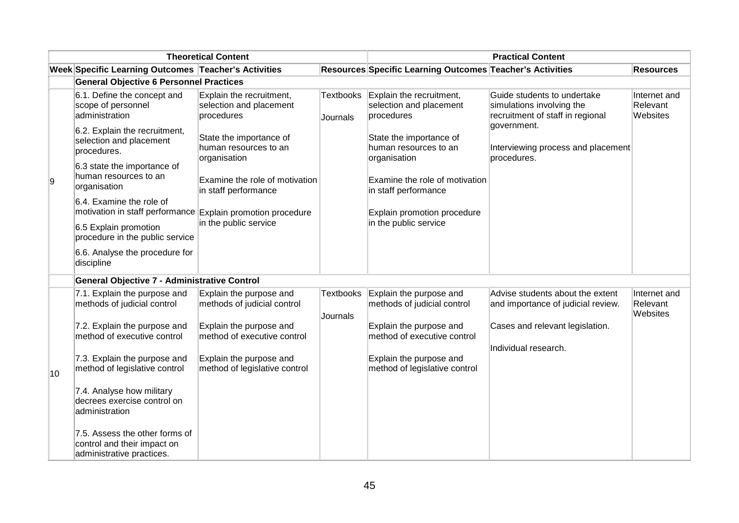| Theoretical Content | | | | Practical Content | | |
|---|---|---|---|---|---|---|
| **Week** | **Specific Learning Outcomes** | **Teacher's Activities** | **Resources** | **Specific Learning Outcomes** | **Teacher's Activities** | **Resources** |
| | **General Objective 6 Personnel Practices** | | | | | |
| 9 | 6.1. Define the concept and scope of personnel administration<br><br>6.2. Explain the recruitment, selection and placement procedures.<br><br>6.3 state the importance of human resources to an organisation<br><br>6.4. Examine the role of motivation in staff performance<br><br>6.5 Explain promotion procedure in the public service<br><br>6.6. Analyse the procedure for discipline | Explain the recruitment, selection and placement procedures<br><br>State the importance of human resources to an organisation<br><br>Examine the role of motivation in staff performance<br><br>Explain promotion procedure in the public service | Textbooks<br><br>Journals | Explain the recruitment, selection and placement procedures<br><br>State the importance of human resources to an organisation<br><br>Examine the role of motivation in staff performance<br><br>Explain promotion procedure in the public service | Guide students to undertake simulations involving the recruitment of staff in regional government.<br><br>Interviewing process and placement procedures. | Internet and Relevant Websites |
| | **General Objective 7 - Administrative Control** | | | | | |
| 10 | 7.1. Explain the purpose and methods of judicial control<br><br>7.2. Explain the purpose and method of executive control<br><br>7.3. Explain the purpose and method of legislative control<br><br>7.4. Analyse how military decrees exercise control on administration<br><br>7.5. Assess the other forms of control and their impact on administrative practices. | Explain the purpose and methods of judicial control<br><br>Explain the purpose and method of executive control<br><br>Explain the purpose and method of legislative control | Textbooks<br><br>Journals | Explain the purpose and methods of judicial control<br><br>Explain the purpose and method of executive control<br><br>Explain the purpose and method of legislative control | Advise students about the extent and importance of judicial review.<br><br>Cases and relevant legislation.<br><br>Individual research. | Internet and Relevant Websites |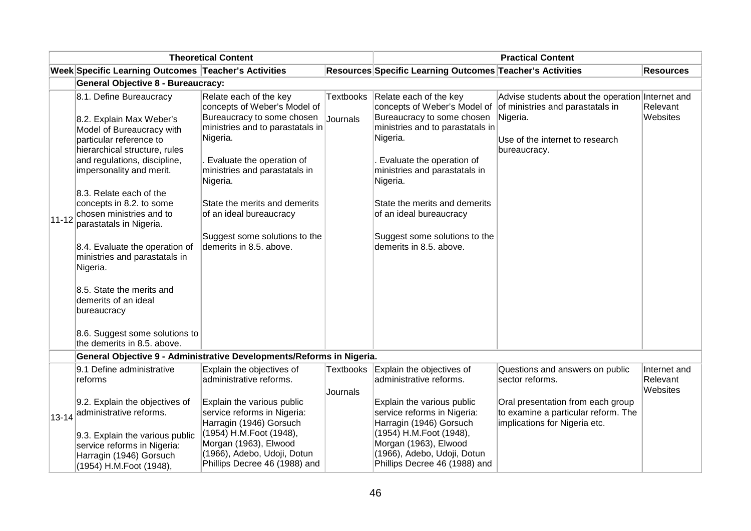| Theoretical Content | | | | Practical Content | | |
|---|---|---|---|---|---|---|
| **Week** | **Specific Learning Outcomes** | **Teacher's Activities** | **Resources** | **Specific Learning Outcomes** | **Teacher's Activities** | **Resources** |
| | **General Objective 8 - Bureaucracy:** | | | | | |
| 11-12 | 8.1. Define Bureaucracy<br><br>8.2. Explain Max Weber's Model of Bureaucracy with particular reference to hierarchical structure, rules and regulations, discipline, impersonality and merit.<br><br>8.3. Relate each of the concepts in 8.2. to some chosen ministries and to parastatals in Nigeria.<br><br>8.4. Evaluate the operation of ministries and parastatals in Nigeria.<br><br>8.5. State the merits and demerits of an ideal bureaucracy<br><br>8.6. Suggest some solutions to the demerits in 8.5. above. | Relate each of the key concepts of Weber's Model of Bureaucracy to some chosen ministries and to parastatals in Nigeria.<br><br>. Evaluate the operation of ministries and parastatals in Nigeria.<br><br>State the merits and demerits of an ideal bureaucracy<br><br>Suggest some solutions to the demerits in 8.5. above. | Textbooks<br><br>Journals | Relate each of the key concepts of Weber's Model of Bureaucracy to some chosen ministries and to parastatals in Nigeria.<br><br>. Evaluate the operation of ministries and parastatals in Nigeria.<br><br>State the merits and demerits of an ideal bureaucracy<br><br>Suggest some solutions to the demerits in 8.5. above. | Advise students about the operation of ministries and parastatals in Nigeria.<br><br>Use of the internet to research bureaucracy. | Internet and Relevant Websites |
| | **General Objective 9 - Administrative Developments/Reforms in Nigeria.** | | | | | |
| 13-14 | 9.1 Define administrative reforms<br><br>9.2. Explain the objectives of administrative reforms.<br><br>9.3. Explain the various public service reforms in Nigeria: Harragin (1946) Gorsuch (1954) H.M.Foot (1948), | Explain the objectives of administrative reforms.<br><br>Explain the various public service reforms in Nigeria: Harragin (1946) Gorsuch (1954) H.M.Foot (1948), Morgan (1963), Elwood (1966), Adebo, Udoji, Dotun Phillips Decree 46 (1988) and | Textbooks<br><br>Journals | Explain the objectives of administrative reforms.<br><br>Explain the various public service reforms in Nigeria: Harragin (1946) Gorsuch (1954) H.M.Foot (1948), Morgan (1963), Elwood (1966), Adebo, Udoji, Dotun Phillips Decree 46 (1988) and | Questions and answers on public sector reforms.<br><br>Oral presentation from each group to examine a particular reform. The implications for Nigeria etc. | Internet and Relevant Websites |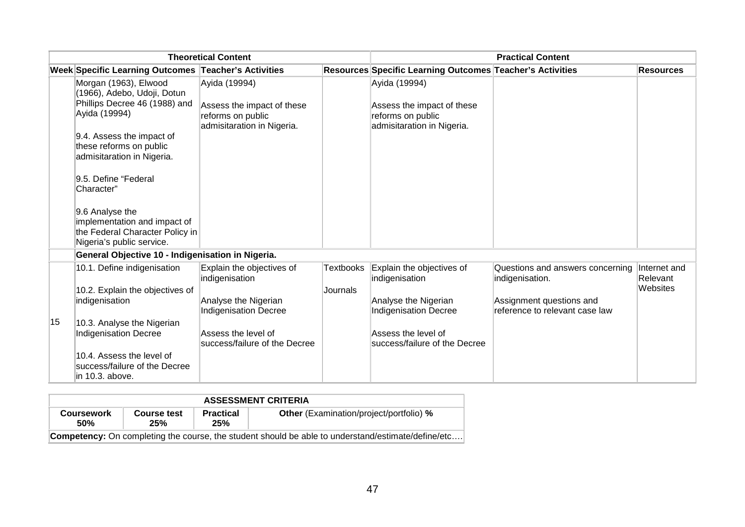| Theoretical Content | | | | Practical Content | | |
|---|---|---|---|---|---|---|
| **Week** | **Specific Learning Outcomes** | **Teacher's Activities** | **Resources** | **Specific Learning Outcomes** | **Teacher's Activities** | **Resources** |
| | Morgan (1963), Elwood (1966), Adebo, Udoji, Dotun Phillips Decree 46 (1988) and Ayida (19994)<br><br>9.4. Assess the impact of these reforms on public admisitaration in Nigeria.<br><br>9.5. Define "Federal Character"<br><br>9.6 Analyse the implementation and impact of the Federal Character Policy in Nigeria's public service. | Ayida (19994)<br><br>Assess the impact of these reforms on public admisitaration in Nigeria. | | Ayida (19994)<br><br>Assess the impact of these reforms on public admisitaration in Nigeria. | | |
| | **General Objective 10 - Indigenisation in Nigeria.** | | | | | |
| 15 | 10.1. Define indigenisation<br><br>10.2. Explain the objectives of indigenisation<br><br>10.3. Analyse the Nigerian Indigenisation Decree<br><br>10.4. Assess the level of success/failure of the Decree in 10.3. above. | Explain the objectives of indigenisation<br><br>Analyse the Nigerian Indigenisation Decree<br><br>Assess the level of success/failure of the Decree | Textbooks<br><br>Journals | Explain the objectives of indigenisation<br><br>Analyse the Nigerian Indigenisation Decree<br><br>Assess the level of success/failure of the Decree | Questions and answers concerning indigenisation.<br><br>Assignment questions and reference to relevant case law | Internet and Relevant Websites |

| ASSESSMENT CRITERIA | | | |
|---|---|---|---|
| **Coursework 50%** | **Course test 25%** | **Practical 25%** | **Other** (Examination/project/portfolio) **%** |
| **Competency:** On completing the course, the student should be able to understand/estimate/define/etc…. | | | |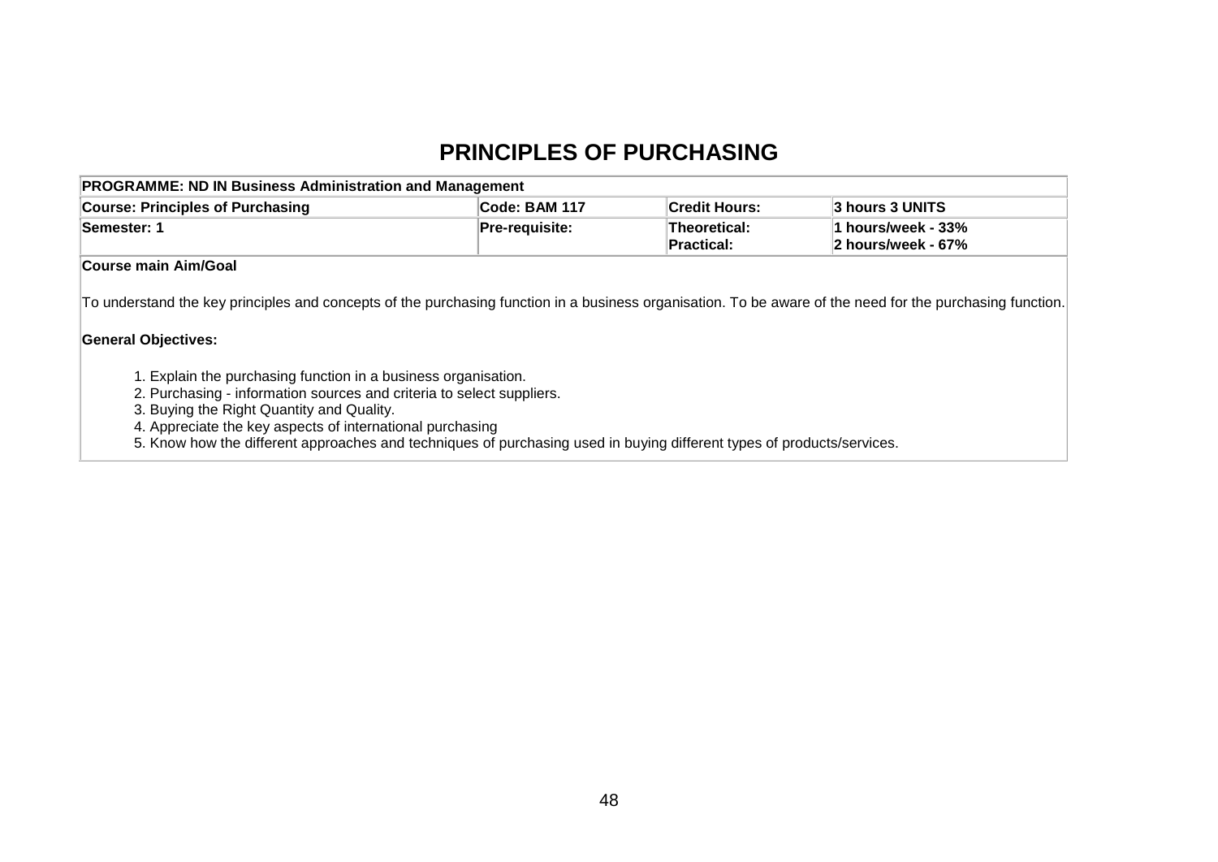# PRINCIPLES OF PURCHASING

| PROGRAMME: ND IN Business Administration and Management | | | |
|---|---|---|---|
| **Course: Principles of Purchasing** | **Code: BAM 117** | **Credit Hours:** | **3 hours 3 UNITS** |
| **Semester: 1** | **Pre-requisite:** | **Theoretical:**<br>**Practical:** | **1 hours/week - 33%**<br>**2 hours/week - 67%** |

**Course main Aim/Goal**

To understand the key principles and concepts of the purchasing function in a business organisation. To be aware of the need for the purchasing function.

**General Objectives:**

1. Explain the purchasing function in a business organisation.
2. Purchasing - information sources and criteria to select suppliers.
3. Buying the Right Quantity and Quality.
4. Appreciate the key aspects of international purchasing
5. Know how the different approaches and techniques of purchasing used in buying different types of products/services.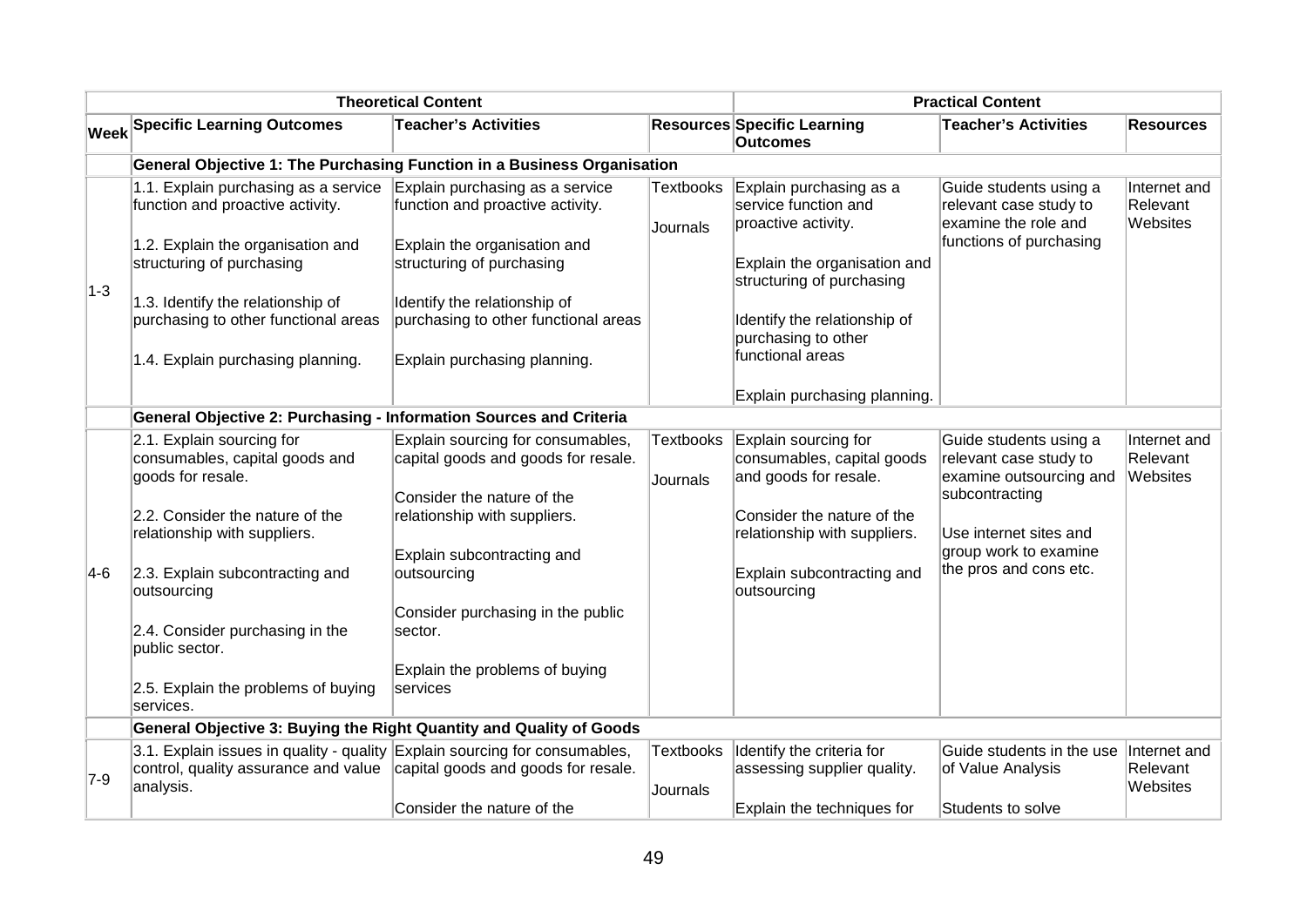| | Theoretical Content | | | Practical Content | | |
|---|---|---|---|---|---|---|
| **Week** | **Specific Learning Outcomes** | **Teacher's Activities** | **Resources** | **Specific Learning Outcomes** | **Teacher's Activities** | **Resources** |
| | **General Objective 1: The Purchasing Function in a Business Organisation** | | | | | |
| 1-3 | 1.1. Explain purchasing as a service function and proactive activity.<br><br>1.2. Explain the organisation and structuring of purchasing<br><br>1.3. Identify the relationship of purchasing to other functional areas<br><br>1.4. Explain purchasing planning. | Explain purchasing as a service function and proactive activity.<br><br>Explain the organisation and structuring of purchasing<br><br>Identify the relationship of purchasing to other functional areas<br><br>Explain purchasing planning. | Textbooks<br><br>Journals | Explain purchasing as a service function and proactive activity.<br><br>Explain the organisation and structuring of purchasing<br><br>Identify the relationship of purchasing to other functional areas<br><br>Explain purchasing planning. | Guide students using a relevant case study to examine the role and functions of purchasing | Internet and Relevant Websites |
| | **General Objective 2: Purchasing - Information Sources and Criteria** | | | | | |
| 4-6 | 2.1. Explain sourcing for consumables, capital goods and goods for resale.<br><br>2.2. Consider the nature of the relationship with suppliers.<br><br>2.3. Explain subcontracting and outsourcing<br><br>2.4. Consider purchasing in the public sector.<br><br>2.5. Explain the problems of buying services. | Explain sourcing for consumables, capital goods and goods for resale.<br><br>Consider the nature of the relationship with suppliers.<br><br>Explain subcontracting and outsourcing<br><br>Consider purchasing in the public sector.<br><br>Explain the problems of buying services | Textbooks<br><br>Journals | Explain sourcing for consumables, capital goods and goods for resale.<br><br>Consider the nature of the relationship with suppliers.<br><br>Explain subcontracting and outsourcing | Guide students using a relevant case study to examine outsourcing and subcontracting<br><br>Use internet sites and group work to examine the pros and cons etc. | Internet and Relevant Websites |
| | **General Objective 3: Buying the Right Quantity and Quality of Goods** | | | | | |
| 7-9 | 3.1. Explain issues in quality - quality control, quality assurance and value analysis. | Explain sourcing for consumables, capital goods and goods for resale.<br><br>Consider the nature of the | Textbooks<br><br>Journals | Identify the criteria for assessing supplier quality.<br><br>Explain the techniques for | Guide students in the use of Value Analysis<br><br>Students to solve | Internet and Relevant Websites |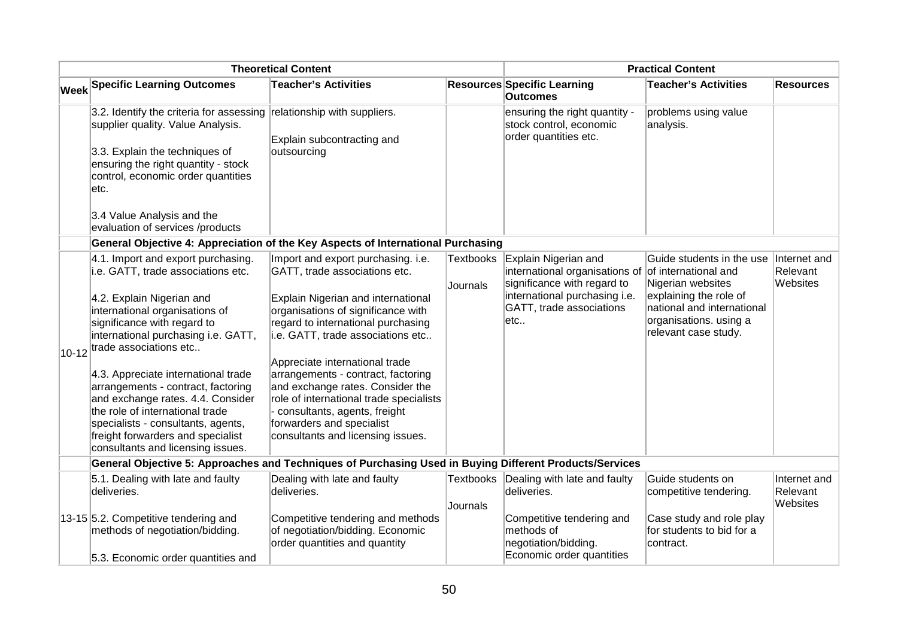| Theoretical Content | | | | Practical Content | | |
|---|---|---|---|---|---|---|
| **Week** | **Specific Learning Outcomes** | **Teacher's Activities** | **Resources** | **Specific Learning Outcomes** | **Teacher's Activities** | **Resources** |
| | 3.2. Identify the criteria for assessing supplier quality. Value Analysis.<br><br>3.3. Explain the techniques of ensuring the right quantity - stock control, economic order quantities etc.<br><br>3.4 Value Analysis and the evaluation of services /products | relationship with suppliers.<br><br>Explain subcontracting and outsourcing | | ensuring the right quantity - stock control, economic order quantities etc. | problems using value analysis. | |
| | **General Objective 4: Appreciation of the Key Aspects of International Purchasing** | | | | | |
| 10-12 | 4.1. Import and export purchasing. i.e. GATT, trade associations etc.<br><br>4.2. Explain Nigerian and international organisations of significance with regard to international purchasing i.e. GATT, trade associations etc..<br><br>4.3. Appreciate international trade arrangements - contract, factoring and exchange rates. 4.4. Consider the role of international trade specialists - consultants, agents, freight forwarders and specialist consultants and licensing issues. | Import and export purchasing. i.e. GATT, trade associations etc.<br><br>Explain Nigerian and international organisations of significance with regard to international purchasing i.e. GATT, trade associations etc..<br><br>Appreciate international trade arrangements - contract, factoring and exchange rates. Consider the role of international trade specialists - consultants, agents, freight forwarders and specialist consultants and licensing issues. | Textbooks<br><br>Journals | Explain Nigerian and international organisations of significance with regard to international purchasing i.e. GATT, trade associations etc.. | Guide students in the use of international and Nigerian websites explaining the role of national and international organisations. using a relevant case study. | Internet and Relevant Websites |
| | **General Objective 5: Approaches and Techniques of Purchasing Used in Buying Different Products/Services** | | | | | |
| 13-15 | 5.1. Dealing with late and faulty deliveries.<br><br>5.2. Competitive tendering and methods of negotiation/bidding.<br><br>5.3. Economic order quantities and | Dealing with late and faulty deliveries.<br><br>Competitive tendering and methods of negotiation/bidding. Economic order quantities and quantity | Textbooks<br><br>Journals | Dealing with late and faulty deliveries.<br><br>Competitive tendering and methods of negotiation/bidding. Economic order quantities | Guide students on competitive tendering.<br><br>Case study and role play for students to bid for a contract. | Internet and Relevant Websites |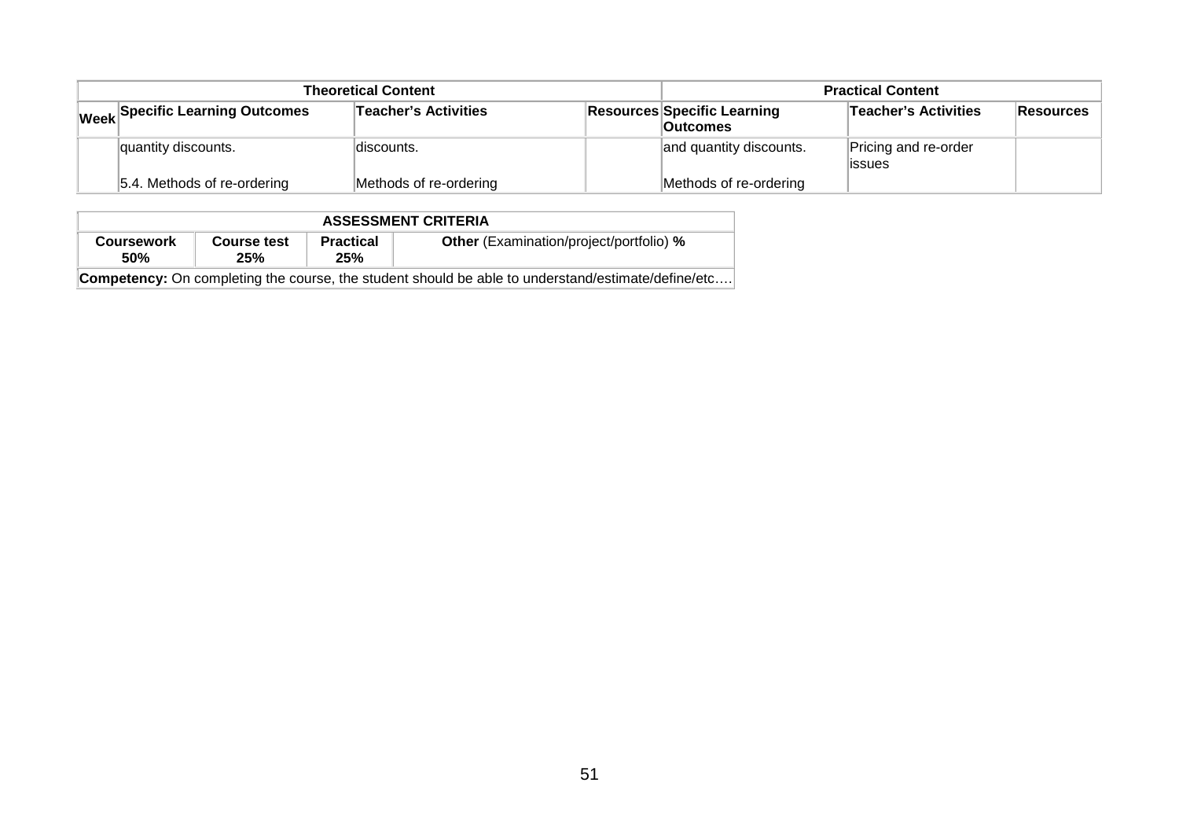| Theoretical Content | | | | Practical Content | | |
|---|---|---|---|---|---|---|
| Week | Specific Learning Outcomes | Teacher's Activities | Resources | Specific Learning Outcomes | Teacher's Activities | Resources |
| | quantity discounts.<br><br>5.4. Methods of re-ordering | discounts.<br><br>Methods of re-ordering | | and quantity discounts.<br><br>Methods of re-ordering | Pricing and re-order issues | |

| ASSESSMENT CRITERIA | | | |
|---|---|---|---|
| **Coursework 50%** | **Course test 25%** | **Practical 25%** | **Other** (Examination/project/portfolio) **%** |
| **Competency:** On completing the course, the student should be able to understand/estimate/define/etc…. | | | |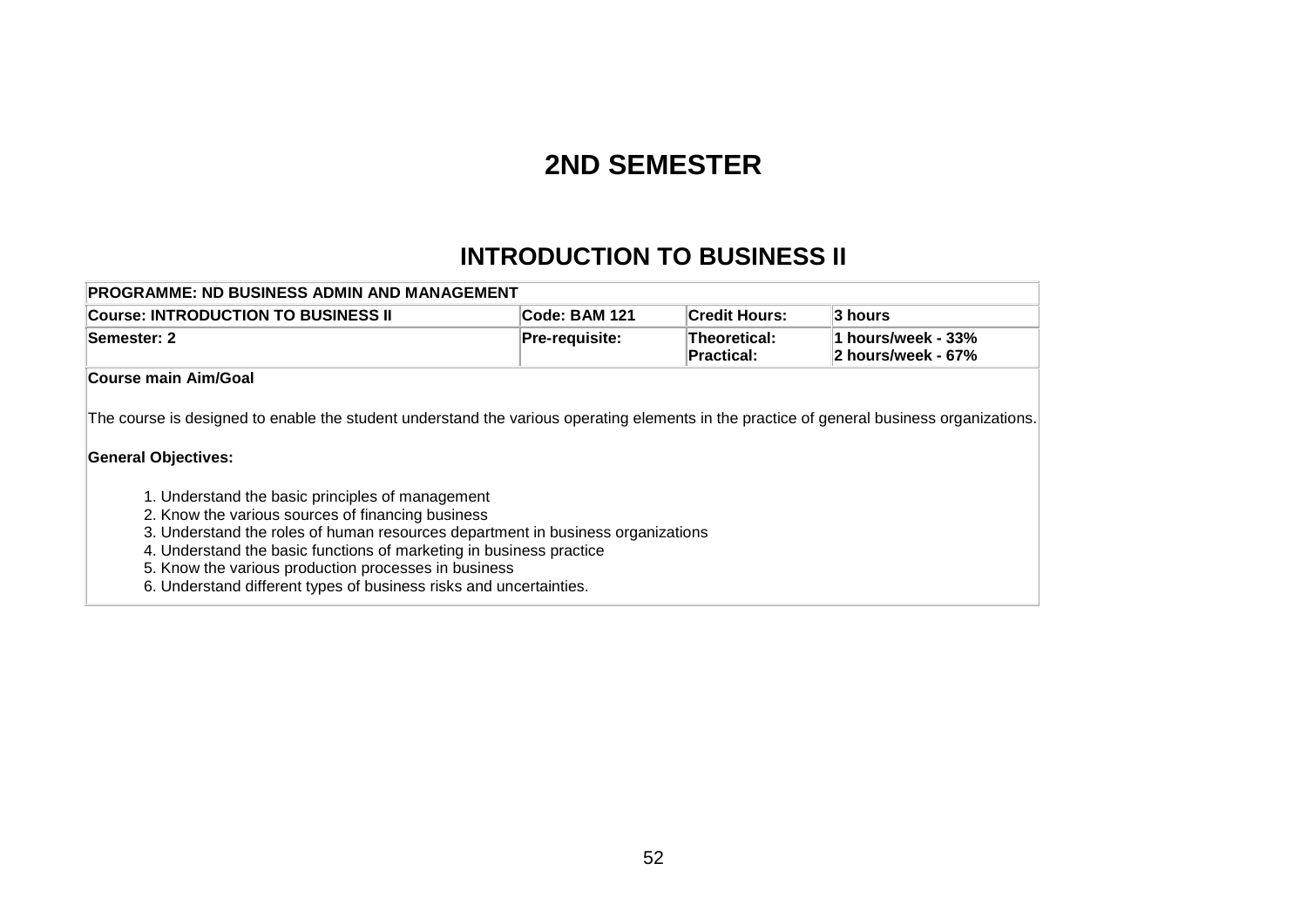# 2ND SEMESTER

## INTRODUCTION TO BUSINESS II

| PROGRAMME: ND BUSINESS ADMIN AND MANAGEMENT | | | |
|---|---|---|---|
| **Course: INTRODUCTION TO BUSINESS II** | **Code: BAM 121** | **Credit Hours:** | **3 hours** |
| **Semester: 2** | **Pre-requisite:** | **Theoretical:**<br>**Practical:** | **1 hours/week - 33%**<br>**2 hours/week - 67%** |

**Course main Aim/Goal**

The course is designed to enable the student understand the various operating elements in the practice of general business organizations.

**General Objectives:**

1. Understand the basic principles of management
2. Know the various sources of financing business
3. Understand the roles of human resources department in business organizations
4. Understand the basic functions of marketing in business practice
5. Know the various production processes in business
6. Understand different types of business risks and uncertainties.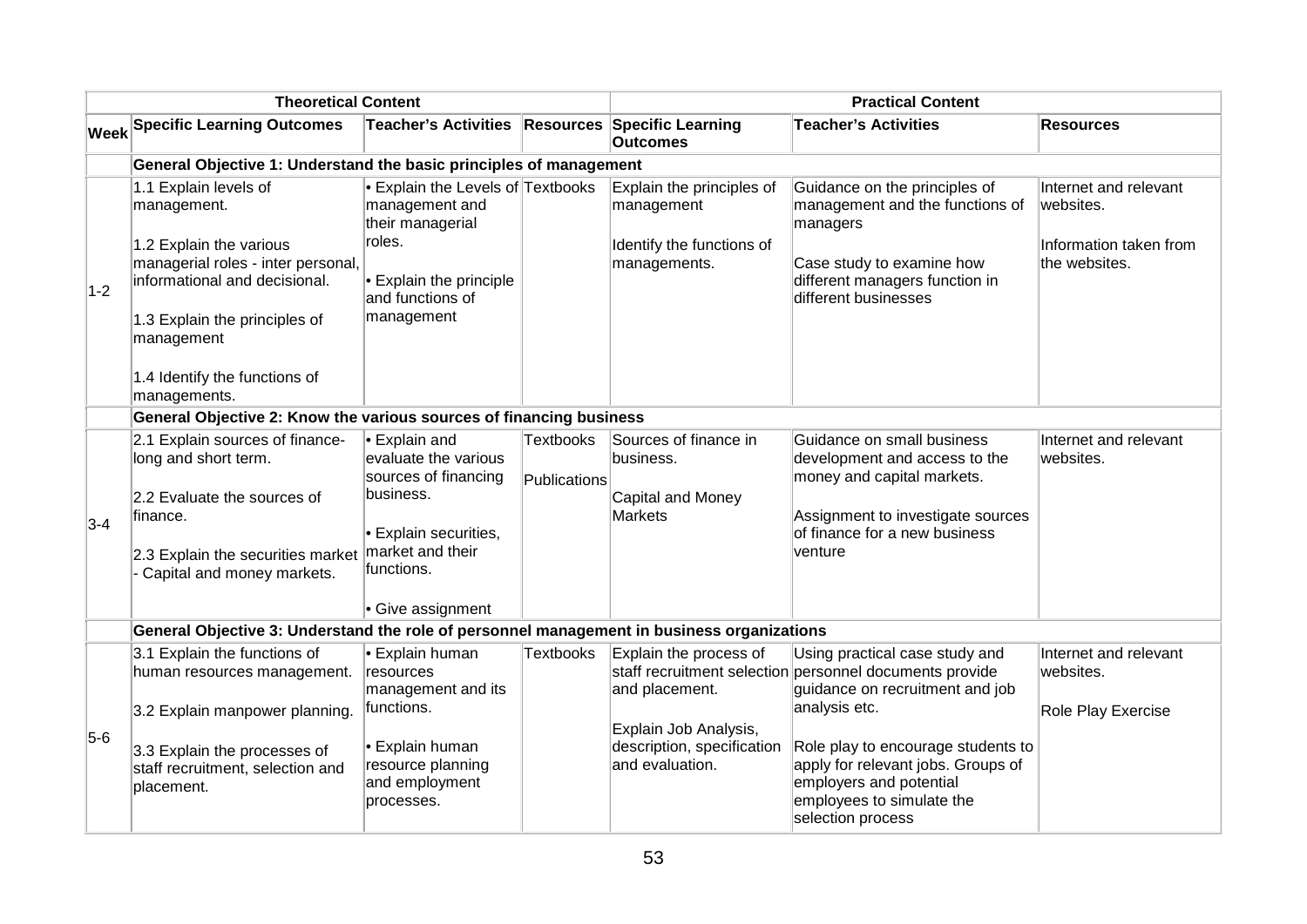| | Theoretical Content | | | Practical Content | | |
|---|---|---|---|---|---|---|
| **Week** | **Specific Learning Outcomes** | **Teacher's Activities** | **Resources** | **Specific Learning Outcomes** | **Teacher's Activities** | **Resources** |
| | **General Objective 1: Understand the basic principles of management** | | | | | |
| 1-2 | 1.1 Explain levels of management.<br><br>1.2 Explain the various managerial roles - inter personal, informational and decisional.<br><br>1.3 Explain the principles of management<br><br>1.4 Identify the functions of managements. | • Explain the Levels of management and their managerial roles.<br><br>• Explain the principle and functions of management | Textbooks | Explain the principles of management<br><br>Identify the functions of managements. | Guidance on the principles of management and the functions of managers<br><br>Case study to examine how different managers function in different businesses | Internet and relevant websites.<br><br>Information taken from the websites. |
| | **General Objective 2: Know the various sources of financing business** | | | | | |
| 3-4 | 2.1 Explain sources of finance- long and short term.<br><br>2.2 Evaluate the sources of finance.<br><br>2.3 Explain the securities market - Capital and money markets. | • Explain and evaluate the various sources of financing business.<br><br>• Explain securities, market and their functions.<br><br>• Give assignment | Textbooks<br><br>Publications | Sources of finance in business.<br><br>Capital and Money Markets | Guidance on small business development and access to the money and capital markets.<br><br>Assignment to investigate sources of finance for a new business venture | Internet and relevant websites. |
| | **General Objective 3: Understand the role of personnel management in business organizations** | | | | | |
| 5-6 | 3.1 Explain the functions of human resources management.<br><br>3.2 Explain manpower planning.<br><br>3.3 Explain the processes of staff recruitment, selection and placement. | • Explain human resources management and its functions.<br><br>• Explain human resource planning and employment processes. | Textbooks | Explain the process of staff recruitment selection and placement.<br><br>Explain Job Analysis, description, specification and evaluation. | Using practical case study and personnel documents provide guidance on recruitment and job analysis etc.<br><br>Role play to encourage students to apply for relevant jobs. Groups of employers and potential employees to simulate the selection process | Internet and relevant websites.<br><br>Role Play Exercise |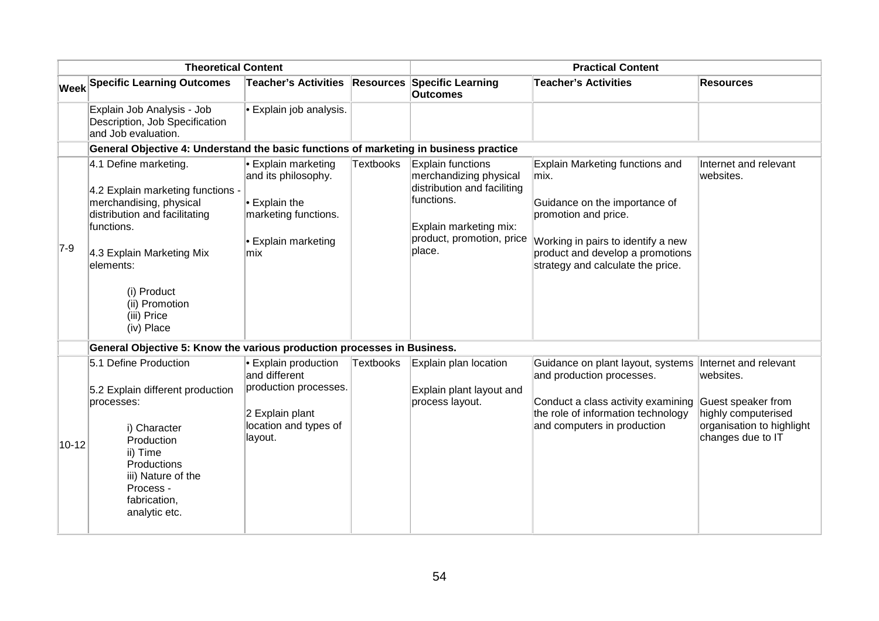| Theoretical Content | | | | Practical Content | | |
|---|---|---|---|---|---|---|
| Week | Specific Learning Outcomes | Teacher's Activities | Resources | Specific Learning Outcomes | Teacher's Activities | Resources |
| | Explain Job Analysis - Job Description, Job Specification and Job evaluation. | • Explain job analysis. | | | | |
| | **General Objective 4: Understand the basic functions of marketing in business practice** | | | | | |
| 7-9 | 4.1 Define marketing.<br><br>4.2 Explain marketing functions - merchandising, physical distribution and facilitating functions.<br><br>4.3 Explain Marketing Mix elements:<br><br>(i) Product<br>(ii) Promotion<br>(iii) Price<br>(iv) Place | • Explain marketing and its philosophy.<br><br>• Explain the marketing functions.<br><br>• Explain marketing mix | Textbooks | Explain functions merchandizing physical distribution and faciliting functions.<br><br>Explain marketing mix: product, promotion, price place. | Explain Marketing functions and mix.<br><br>Guidance on the importance of promotion and price.<br><br>Working in pairs to identify a new product and develop a promotions strategy and calculate the price. | Internet and relevant websites. |
| | **General Objective 5: Know the various production processes in Business.** | | | | | |
| 10-12 | 5.1 Define Production<br><br>5.2 Explain different production processes:<br><br>i) Character Production<br>ii) Time Productions<br>iii) Nature of the Process - fabrication, analytic etc. | • Explain production and different production processes.<br><br>2 Explain plant location and types of layout. | Textbooks | Explain plan location<br><br>Explain plant layout and process layout. | Guidance on plant layout, systems and production processes.<br><br>Conduct a class activity examining the role of information technology and computers in production | Internet and relevant websites.<br><br>Guest speaker from highly computerised organisation to highlight changes due to IT |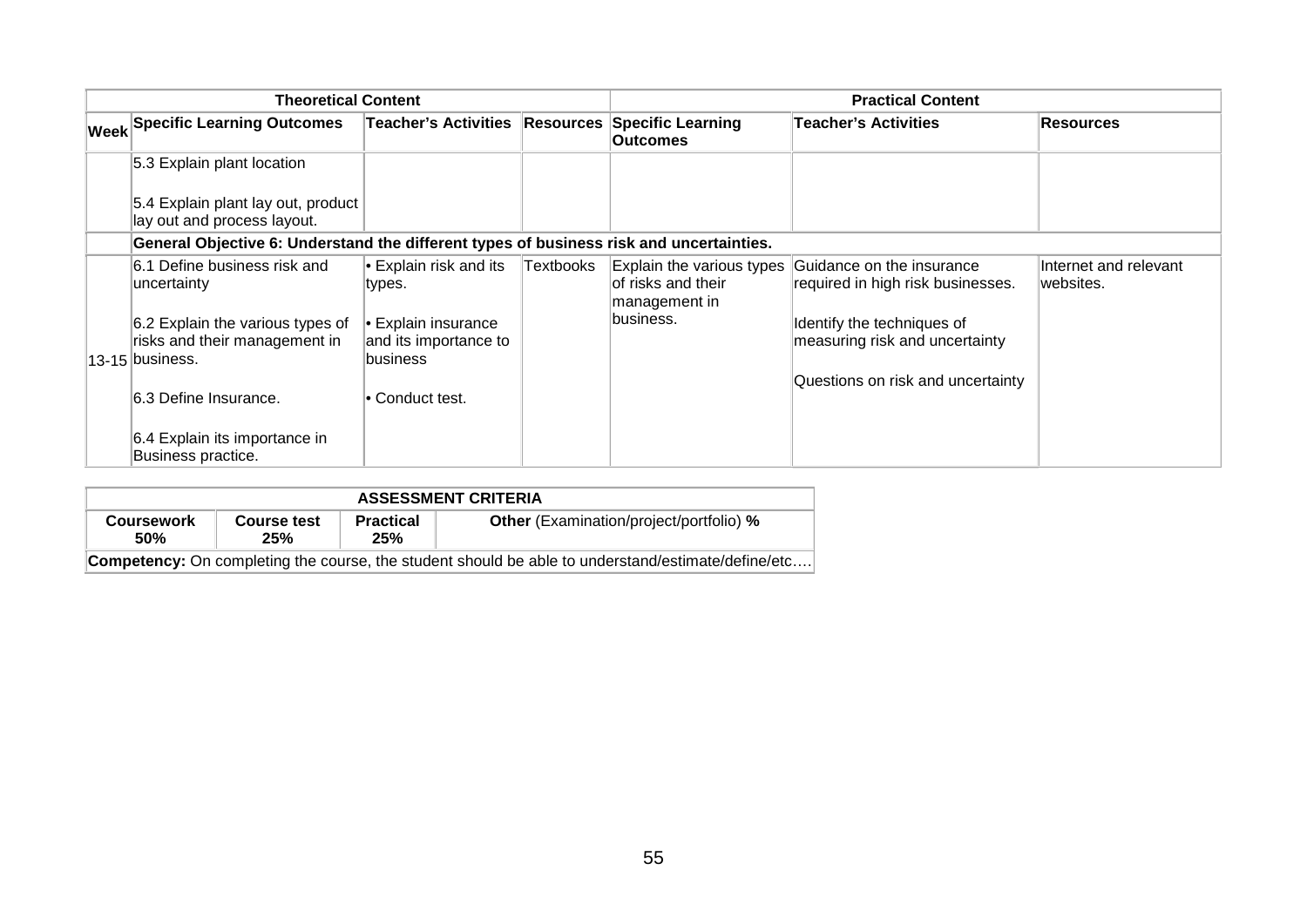| Theoretical Content | | | | Practical Content | | |
|---|---|---|---|---|---|---|
| Week | Specific Learning Outcomes | Teacher's Activities | Resources | Specific Learning Outcomes | Teacher's Activities | Resources |
| | 5.3 Explain plant location<br><br>5.4 Explain plant lay out, product lay out and process layout. | | | | | |
| | **General Objective 6: Understand the different types of business risk and uncertainties.** | | | | | |
| 13-15 | 6.1 Define business risk and uncertainty<br><br>6.2 Explain the various types of risks and their management in business.<br><br>6.3 Define Insurance.<br><br>6.4 Explain its importance in Business practice. | • Explain risk and its types.<br><br>• Explain insurance and its importance to business<br><br>• Conduct test. | Textbooks | Explain the various types of risks and their management in business. | Guidance on the insurance required in high risk businesses.<br><br>Identify the techniques of measuring risk and uncertainty<br><br>Questions on risk and uncertainty | Internet and relevant websites. |

| ASSESSMENT CRITERIA | | | |
|---|---|---|---|
| **Coursework 50%** | **Course test 25%** | **Practical 25%** | **Other** (Examination/project/portfolio) **%** |
| **Competency:** On completing the course, the student should be able to understand/estimate/define/etc…. | | | |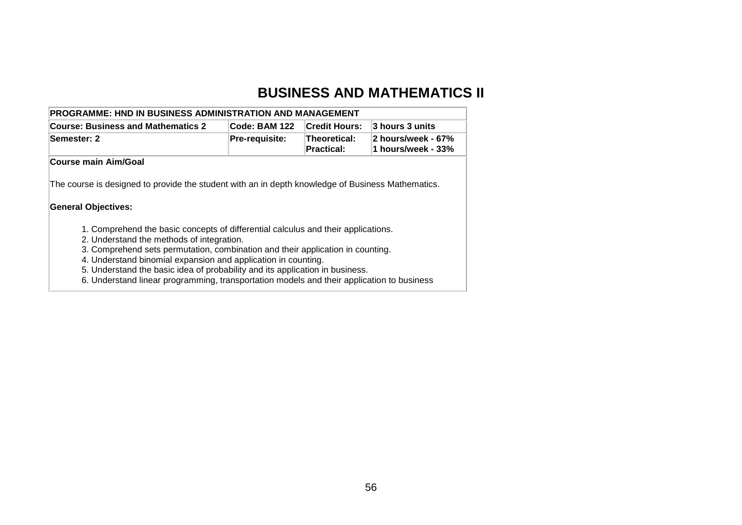# BUSINESS AND MATHEMATICS II

| PROGRAMME: HND IN BUSINESS ADMINISTRATION AND MANAGEMENT | | | |
|---|---|---|---|
| **Course: Business and Mathematics 2** | **Code: BAM 122** | **Credit Hours:** | **3 hours 3 units** |
| **Semester: 2** | **Pre-requisite:** | **Theoretical:**<br>**Practical:** | **2 hours/week - 67%**<br>**1 hours/week - 33%** |

**Course main Aim/Goal**

The course is designed to provide the student with an in depth knowledge of Business Mathematics.

**General Objectives:**

1. Comprehend the basic concepts of differential calculus and their applications.
2. Understand the methods of integration.
3. Comprehend sets permutation, combination and their application in counting.
4. Understand binomial expansion and application in counting.
5. Understand the basic idea of probability and its application in business.
6. Understand linear programming, transportation models and their application to business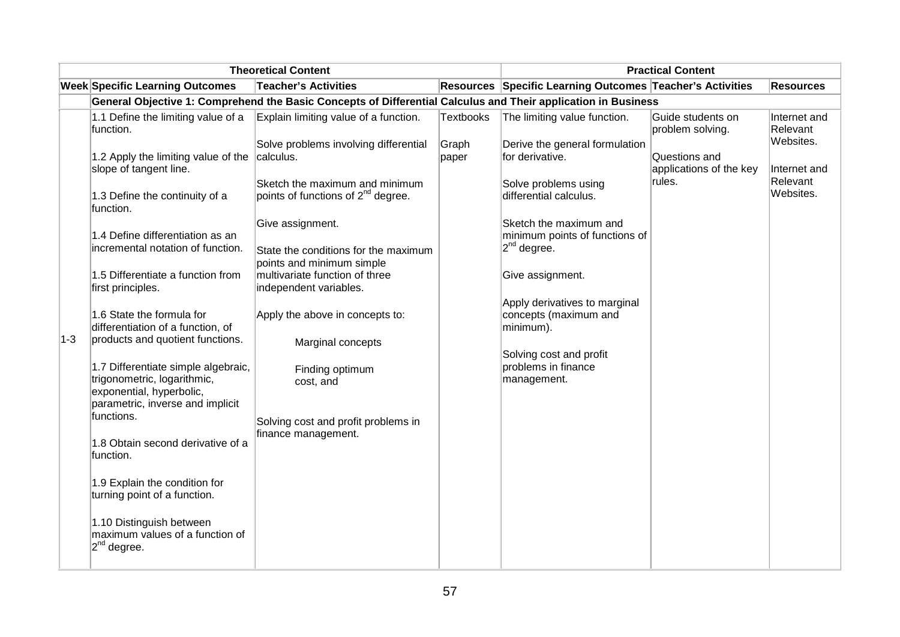| | Theoretical Content | | | Practical Content | | |
|---|---|---|---|---|---|---|
| **Week** | **Specific Learning Outcomes** | **Teacher's Activities** | **Resources** | **Specific Learning Outcomes** | **Teacher's Activities** | **Resources** |
| | **General Objective 1: Comprehend the Basic Concepts of Differential Calculus and Their application in Business** | | | | | |
| 1-3 | 1.1 Define the limiting value of a function.<br><br>1.2 Apply the limiting value of the slope of tangent line.<br><br>1.3 Define the continuity of a function.<br><br>1.4 Define differentiation as an incremental notation of function.<br><br>1.5 Differentiate a function from first principles.<br><br>1.6 State the formula for differentiation of a function, of products and quotient functions.<br><br>1.7 Differentiate simple algebraic, trigonometric, logarithmic, exponential, hyperbolic, parametric, inverse and implicit functions.<br><br>1.8 Obtain second derivative of a function.<br><br>1.9 Explain the condition for turning point of a function.<br><br>1.10 Distinguish between maximum values of a function of $2^{nd}$ degree. | Explain limiting value of a function.<br><br>Solve problems involving differential calculus.<br><br>Sketch the maximum and minimum points of functions of $2^{nd}$ degree.<br><br>Give assignment.<br><br>State the conditions for the maximum points and minimum simple multivariate function of three independent variables.<br><br>Apply the above in concepts to:<br><br>Marginal concepts<br><br>Finding optimum cost, and<br><br>Solving cost and profit problems in finance management. | Textbooks<br><br>Graph paper | The limiting value function.<br><br>Derive the general formulation for derivative.<br><br>Solve problems using differential calculus.<br><br>Sketch the maximum and minimum points of functions of $2^{nd}$ degree.<br><br>Give assignment.<br><br>Apply derivatives to marginal concepts (maximum and minimum).<br><br>Solving cost and profit problems in finance management. | Guide students on problem solving.<br><br>Questions and applications of the key rules. | Internet and Relevant Websites.<br><br>Internet and Relevant Websites. |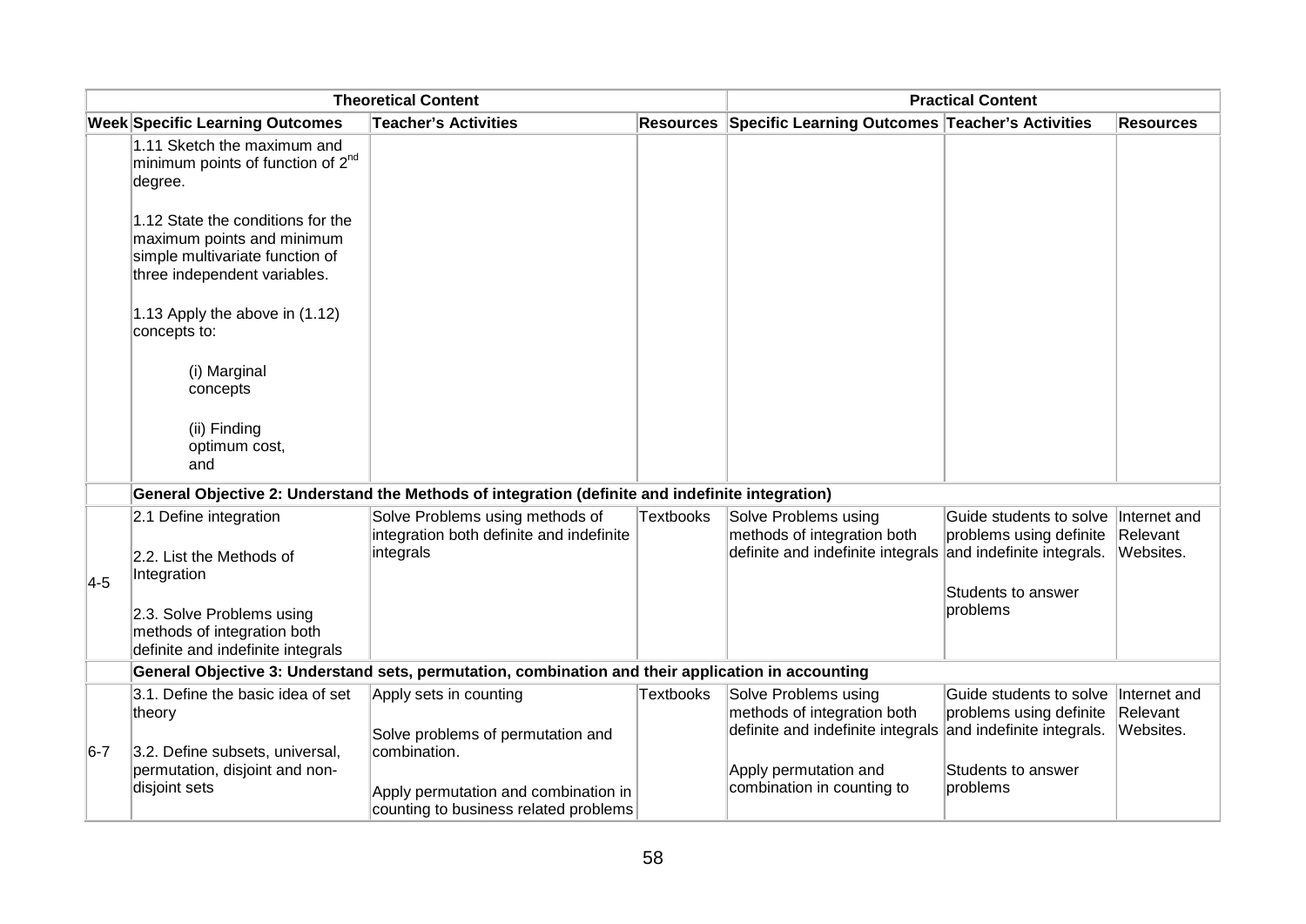| Theoretical Content | | | | Practical Content | | |
|---|---|---|---|---|---|---|
| **Week** | **Specific Learning Outcomes** | **Teacher's Activities** | **Resources** | **Specific Learning Outcomes** | **Teacher's Activities** | **Resources** |
| | 1.11 Sketch the maximum and minimum points of function of $2^{nd}$ degree.<br><br>1.12 State the conditions for the maximum points and minimum simple multivariate function of three independent variables.<br><br>1.13 Apply the above in (1.12) concepts to:<br><br>(i) Marginal concepts<br><br>(ii) Finding optimum cost, and | | | | | |
| | **General Objective 2: Understand the Methods of integration (definite and indefinite integration)** | | | | | |
| 4-5 | 2.1 Define integration<br><br>2.2. List the Methods of Integration<br><br>2.3. Solve Problems using methods of integration both definite and indefinite integrals | Solve Problems using methods of integration both definite and indefinite integrals | Textbooks | Solve Problems using methods of integration both definite and indefinite integrals | Guide students to solve problems using definite and indefinite integrals.<br><br>Students to answer problems | Internet and Relevant Websites. |
| | **General Objective 3: Understand sets, permutation, combination and their application in accounting** | | | | | |
| 6-7 | 3.1. Define the basic idea of set theory<br><br>3.2. Define subsets, universal, permutation, disjoint and non-disjoint sets | Apply sets in counting<br><br>Solve problems of permutation and combination.<br><br>Apply permutation and combination in counting to business related problems | Textbooks | Solve Problems using methods of integration both definite and indefinite integrals<br><br>Apply permutation and combination in counting to | Guide students to solve problems using definite and indefinite integrals.<br><br>Students to answer problems | Internet and Relevant Websites. |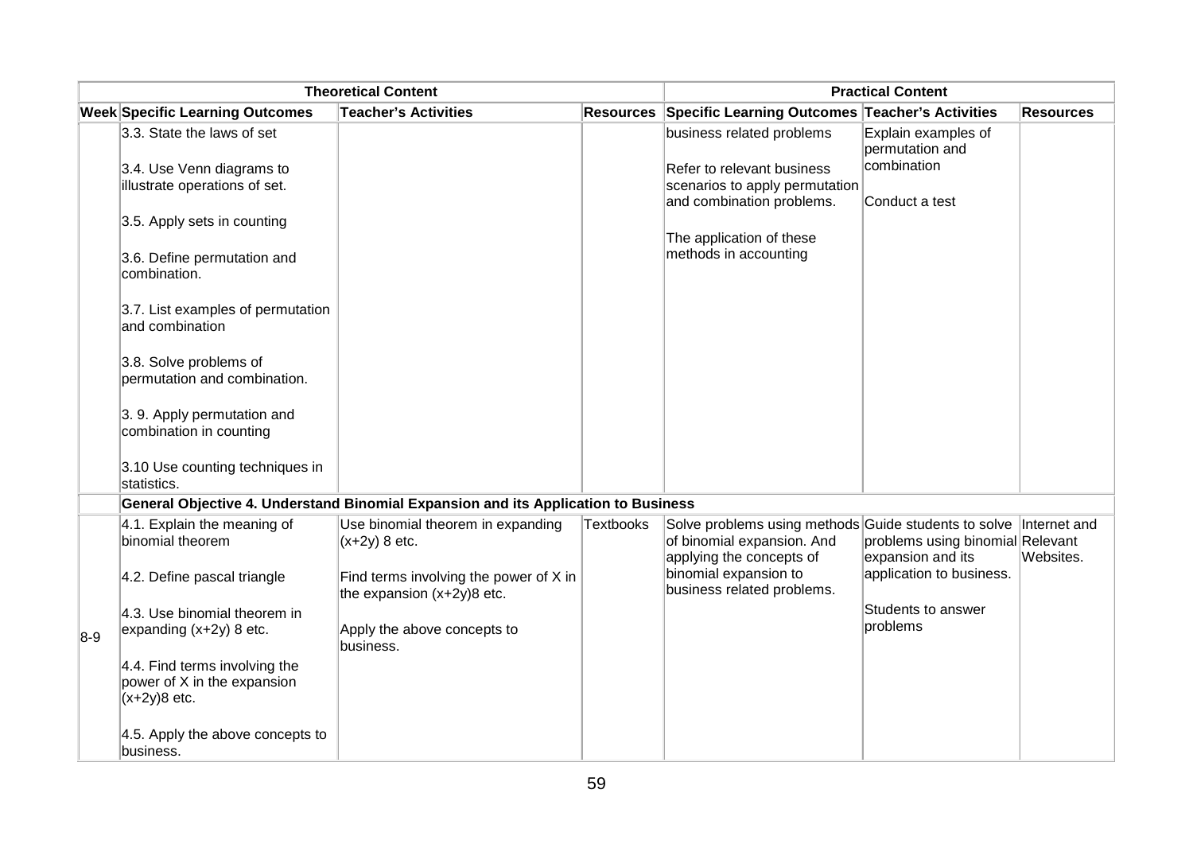| Theoretical Content | | | | Practical Content | | |
|---|---|---|---|---|---|---|
| **Week** | **Specific Learning Outcomes** | **Teacher's Activities** | **Resources** | **Specific Learning Outcomes** | **Teacher's Activities** | **Resources** |
| | 3.3. State the laws of set<br><br>3.4. Use Venn diagrams to illustrate operations of set.<br><br>3.5. Apply sets in counting<br><br>3.6. Define permutation and combination.<br><br>3.7. List examples of permutation and combination<br><br>3.8. Solve problems of permutation and combination.<br><br>3. 9. Apply permutation and combination in counting<br><br>3.10 Use counting techniques in statistics. | | | business related problems<br><br>Refer to relevant business scenarios to apply permutation and combination problems.<br><br>The application of these methods in accounting | Explain examples of permutation and combination<br><br>Conduct a test | |
| | **General Objective 4. Understand Binomial Expansion and its Application to Business** | | | | | |
| 8-9 | 4.1. Explain the meaning of binomial theorem<br><br>4.2. Define pascal triangle<br><br>4.3. Use binomial theorem in expanding (x+2y) 8 etc.<br><br>4.4. Find terms involving the power of X in the expansion (x+2y)8 etc.<br><br>4.5. Apply the above concepts to business. | Use binomial theorem in expanding (x+2y) 8 etc.<br><br>Find terms involving the power of X in the expansion (x+2y)8 etc.<br><br>Apply the above concepts to business. | Textbooks | Solve problems using methods of binomial expansion. And applying the concepts of binomial expansion to business related problems. | Guide students to solve problems using binomial expansion and its application to business.<br><br>Students to answer problems | Internet and Relevant Websites. |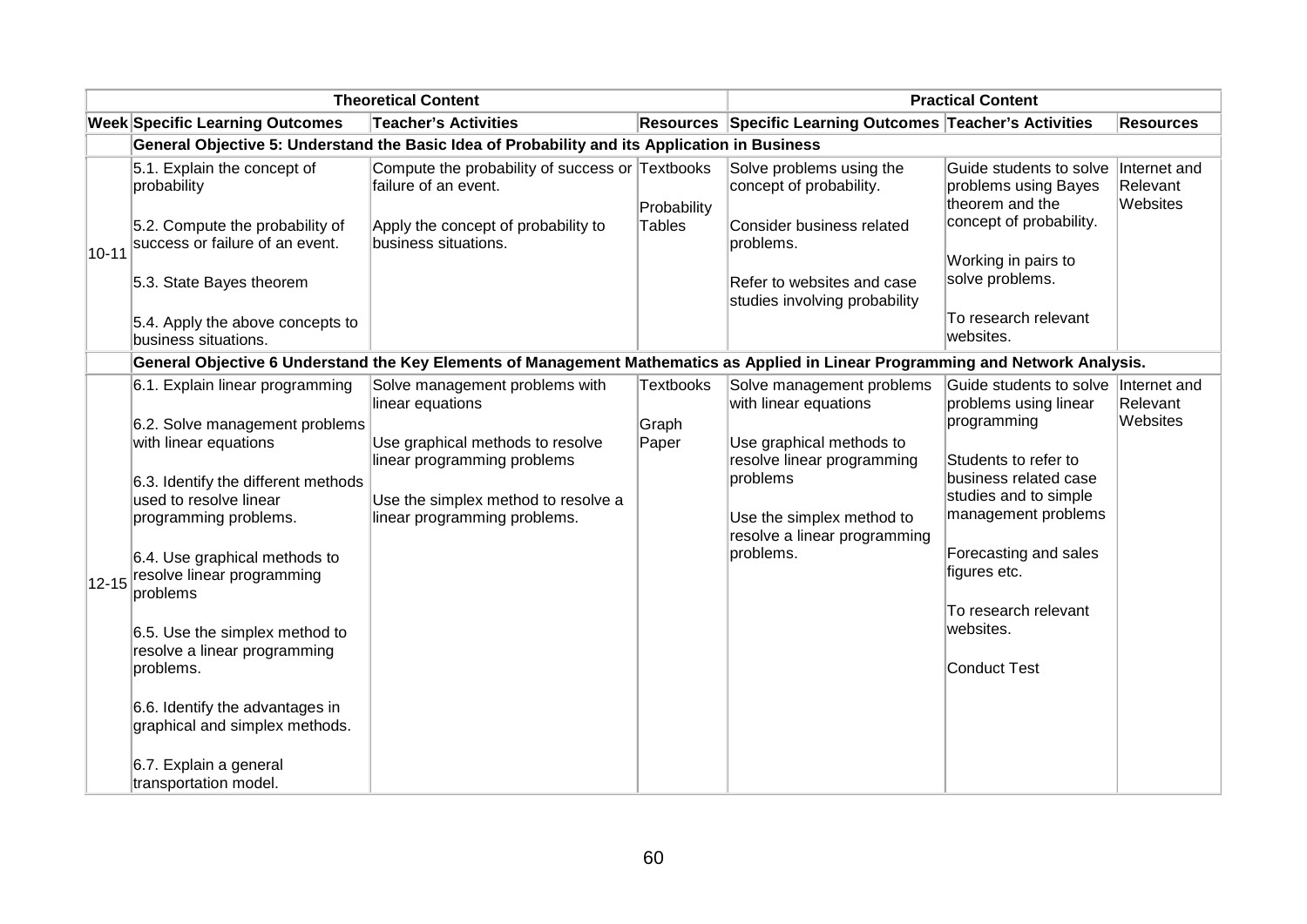| Theoretical Content | | | | Practical Content | | |
|---|---|---|---|---|---|---|
| **Week** | **Specific Learning Outcomes** | **Teacher's Activities** | **Resources** | **Specific Learning Outcomes** | **Teacher's Activities** | **Resources** |
| | **General Objective 5: Understand the Basic Idea of Probability and its Application in Business** | | | | | |
| 10-11 | 5.1. Explain the concept of probability<br><br>5.2. Compute the probability of success or failure of an event.<br><br>5.3. State Bayes theorem<br><br>5.4. Apply the above concepts to business situations. | Compute the probability of success or failure of an event.<br><br>Apply the concept of probability to business situations. | Textbooks<br><br>Probability Tables | Solve problems using the concept of probability.<br><br>Consider business related problems.<br><br>Refer to websites and case studies involving probability | Guide students to solve problems using Bayes theorem and the concept of probability.<br><br>Working in pairs to solve problems.<br><br>To research relevant websites. | Internet and Relevant Websites |
| | **General Objective 6 Understand the Key Elements of Management Mathematics as Applied in Linear Programming and Network Analysis.** | | | | | |
| 12-15 | 6.1. Explain linear programming<br><br>6.2. Solve management problems with linear equations<br><br>6.3. Identify the different methods used to resolve linear programming problems.<br><br>6.4. Use graphical methods to resolve linear programming problems<br><br>6.5. Use the simplex method to resolve a linear programming problems.<br><br>6.6. Identify the advantages in graphical and simplex methods.<br><br>6.7. Explain a general transportation model. | Solve management problems with linear equations<br><br>Use graphical methods to resolve linear programming problems<br><br>Use the simplex method to resolve a linear programming problems. | Textbooks<br><br>Graph Paper | Solve management problems with linear equations<br><br>Use graphical methods to resolve linear programming problems<br><br>Use the simplex method to resolve a linear programming problems. | Guide students to solve problems using linear programming<br><br>Students to refer to business related case studies and to simple management problems<br><br>Forecasting and sales figures etc.<br><br>To research relevant websites.<br><br>Conduct Test | Internet and Relevant Websites |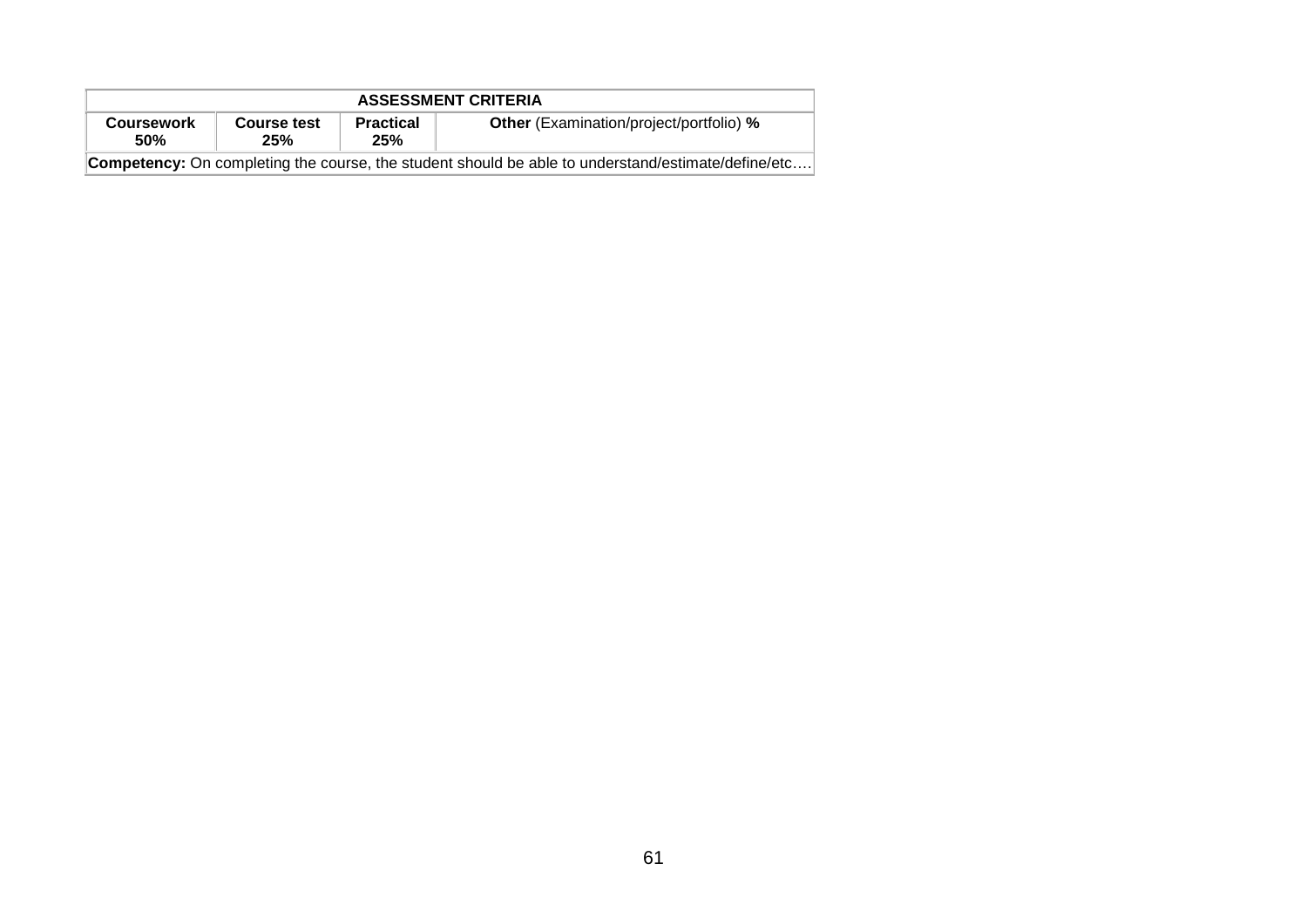| ASSESSMENT CRITERIA | | | |
|---|---|---|---|
| **Coursework 50%** | **Course test 25%** | **Practical 25%** | **Other** (Examination/project/portfolio) **%** |
| **Competency:** On completing the course, the student should be able to understand/estimate/define/etc…. | | | |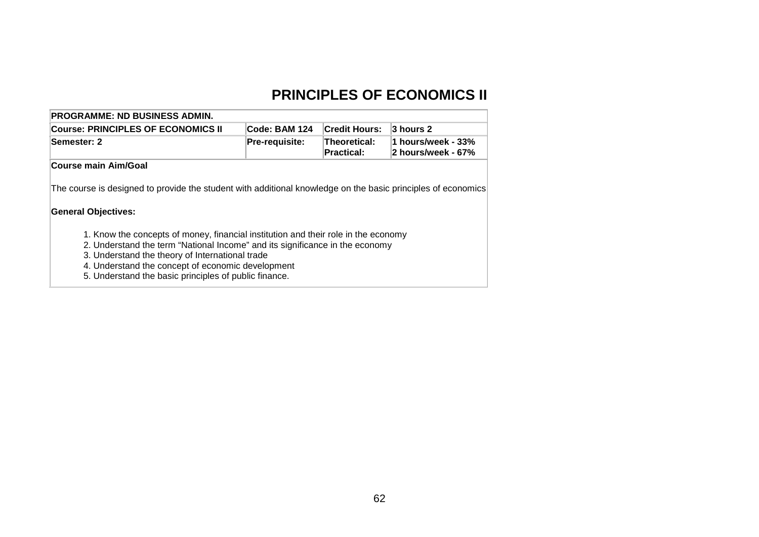# PRINCIPLES OF ECONOMICS II

| PROGRAMME: ND BUSINESS ADMIN. | | | |
|---|---|---|---|
| **Course: PRINCIPLES OF ECONOMICS II** | **Code: BAM 124** | **Credit Hours:** | **3 hours 2** |
| **Semester: 2** | **Pre-requisite:** | **Theoretical:**<br>**Practical:** | **1 hours/week - 33%**<br>**2 hours/week - 67%** |

**Course main Aim/Goal**

The course is designed to provide the student with additional knowledge on the basic principles of economics

**General Objectives:**

1. Know the concepts of money, financial institution and their role in the economy
2. Understand the term "National Income" and its significance in the economy
3. Understand the theory of International trade
4. Understand the concept of economic development
5. Understand the basic principles of public finance.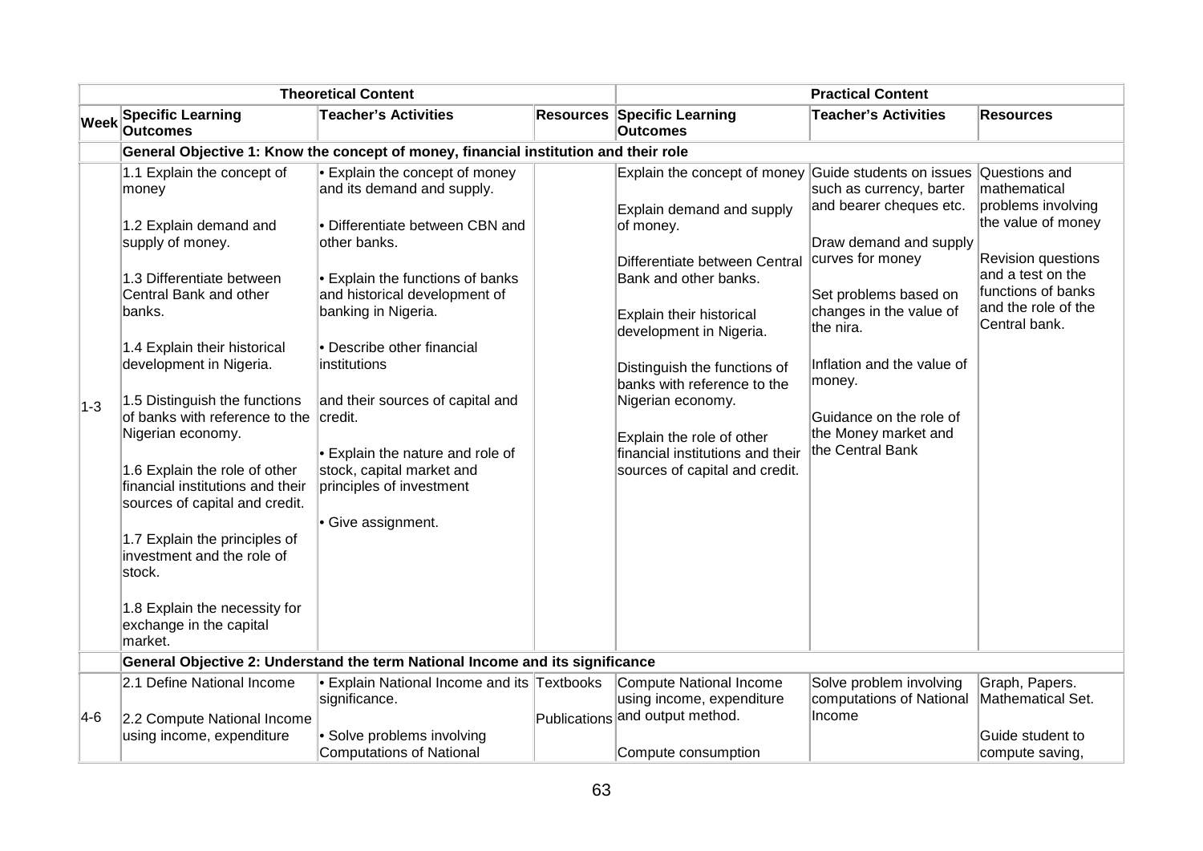| | Theoretical Content | | | Practical Content | | |
|---|---|---|---|---|---|---|
| Week | Specific Learning Outcomes | Teacher's Activities | Resources | Specific Learning Outcomes | Teacher's Activities | Resources |
| | **General Objective 1: Know the concept of money, financial institution and their role** | | | | | |
| 1-3 | 1.1 Explain the concept of money<br><br>1.2 Explain demand and supply of money.<br><br>1.3 Differentiate between Central Bank and other banks.<br><br>1.4 Explain their historical development in Nigeria.<br><br>1.5 Distinguish the functions of banks with reference to the Nigerian economy.<br><br>1.6 Explain the role of other financial institutions and their sources of capital and credit.<br><br>1.7 Explain the principles of investment and the role of stock.<br><br>1.8 Explain the necessity for exchange in the capital market. | • Explain the concept of money and its demand and supply.<br><br>• Differentiate between CBN and other banks.<br><br>• Explain the functions of banks and historical development of banking in Nigeria.<br><br>• Describe other financial institutions<br><br>and their sources of capital and credit.<br><br>• Explain the nature and role of stock, capital market and principles of investment<br><br>• Give assignment. | | Explain the concept of money<br><br>Explain demand and supply of money.<br><br>Differentiate between Central Bank and other banks.<br><br>Explain their historical development in Nigeria.<br><br>Distinguish the functions of banks with reference to the Nigerian economy.<br><br>Explain the role of other financial institutions and their sources of capital and credit. | Guide students on issues such as currency, barter and bearer cheques etc.<br><br>Draw demand and supply curves for money<br><br>Set problems based on changes in the value of the nira.<br><br>Inflation and the value of money.<br><br>Guidance on the role of the Money market and the Central Bank | Questions and mathematical problems involving the value of money<br><br>Revision questions and a test on the functions of banks and the role of the Central bank. |
| | **General Objective 2: Understand the term National Income and its significance** | | | | | |
| 4-6 | 2.1 Define National Income<br><br>2.2 Compute National Income using income, expenditure | • Explain National Income and its significance.<br><br>• Solve problems involving Computations of National | Textbooks<br><br>Publications | Compute National Income using income, expenditure and output method.<br><br>Compute consumption | Solve problem involving computations of National Income | Graph, Papers. Mathematical Set.<br><br>Guide student to compute saving, |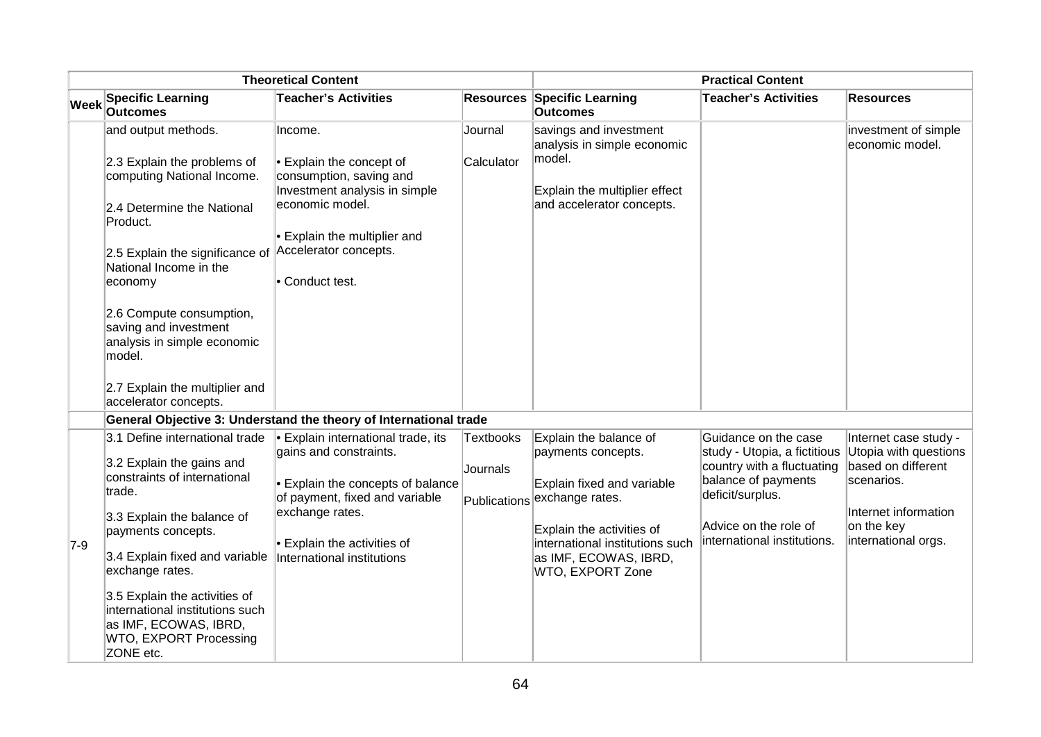| | Theoretical Content | | | Practical Content | | |
|---|---|---|---|---|---|---|
| Week | Specific Learning Outcomes | Teacher's Activities | Resources | Specific Learning Outcomes | Teacher's Activities | Resources |
| | and output methods.<br><br>2.3 Explain the problems of computing National Income.<br><br>2.4 Determine the National Product.<br><br>2.5 Explain the significance of National Income in the economy<br><br>2.6 Compute consumption, saving and investment analysis in simple economic model.<br><br>2.7 Explain the multiplier and accelerator concepts. | Income.<br><br>• Explain the concept of consumption, saving and Investment analysis in simple economic model.<br><br>• Explain the multiplier and Accelerator concepts.<br><br>• Conduct test. | Journal<br><br>Calculator | savings and investment analysis in simple economic model.<br><br>Explain the multiplier effect and accelerator concepts. | | investment of simple economic model. |
| | **General Objective 3: Understand the theory of International trade** | | | | | |
| 7-9 | 3.1 Define international trade<br><br>3.2 Explain the gains and constraints of international trade.<br><br>3.3 Explain the balance of payments concepts.<br><br>3.4 Explain fixed and variable exchange rates.<br><br>3.5 Explain the activities of international institutions such as IMF, ECOWAS, IBRD, WTO, EXPORT Processing ZONE etc. | • Explain international trade, its gains and constraints.<br><br>• Explain the concepts of balance of payment, fixed and variable exchange rates.<br><br>• Explain the activities of International institutions | Textbooks<br><br>Journals<br><br>Publications | Explain the balance of payments concepts.<br><br>Explain fixed and variable exchange rates.<br><br>Explain the activities of international institutions such as IMF, ECOWAS, IBRD, WTO, EXPORT Zone | Guidance on the case study - Utopia, a fictitious country with a fluctuating balance of payments deficit/surplus.<br><br>Advice on the role of international institutions. | Internet case study - Utopia with questions based on different scenarios.<br><br>Internet information on the key international orgs. |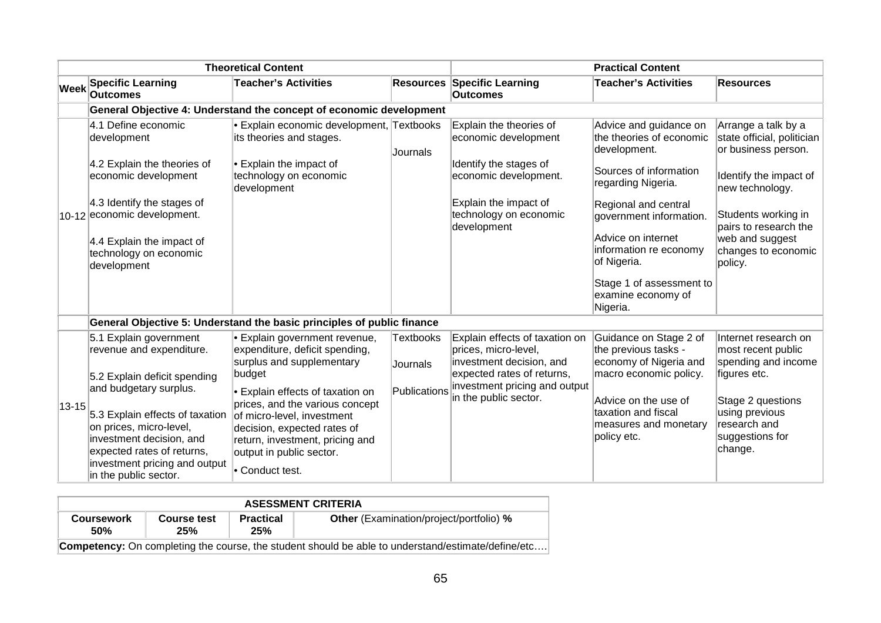| | Theoretical Content | | | Practical Content | | |
|---|---|---|---|---|---|---|
| **Week** | **Specific Learning Outcomes** | **Teacher's Activities** | **Resources** | **Specific Learning Outcomes** | **Teacher's Activities** | **Resources** |
| | **General Objective 4: Understand the concept of economic development** | | | | | |
| 10-12 | 4.1 Define economic development<br><br>4.2 Explain the theories of economic development<br><br>4.3 Identify the stages of economic development.<br><br>4.4 Explain the impact of technology on economic development | • Explain economic development, its theories and stages.<br><br>• Explain the impact of technology on economic development | Textbooks<br><br>Journals | Explain the theories of economic development<br><br>Identify the stages of economic development.<br><br>Explain the impact of technology on economic development | Advice and guidance on the theories of economic development.<br><br>Sources of information regarding Nigeria.<br><br>Regional and central government information.<br><br>Advice on internet information re economy of Nigeria.<br><br>Stage 1 of assessment to examine economy of Nigeria. | Arrange a talk by a state official, politician or business person.<br><br>Identify the impact of new technology.<br><br>Students working in pairs to research the web and suggest changes to economic policy. |
| | **General Objective 5: Understand the basic principles of public finance** | | | | | |
| 13-15 | 5.1 Explain government revenue and expenditure.<br><br>5.2 Explain deficit spending and budgetary surplus.<br><br>5.3 Explain effects of taxation on prices, micro-level, investment decision, and expected rates of returns, investment pricing and output in the public sector. | • Explain government revenue, expenditure, deficit spending, surplus and supplementary budget<br><br>• Explain effects of taxation on prices, and the various concept of micro-level, investment decision, expected rates of return, investment, pricing and output in public sector.<br><br>• Conduct test. | Textbooks<br><br>Journals<br><br>Publications | Explain effects of taxation on prices, micro-level, investment decision, and expected rates of returns, investment pricing and output in the public sector. | Guidance on Stage 2 of the previous tasks - economy of Nigeria and macro economic policy.<br><br>Advice on the use of taxation and fiscal measures and monetary policy etc. | Internet research on most recent public spending and income figures etc.<br><br>Stage 2 questions using previous research and suggestions for change. |

| ASESSMENT CRITERIA | | | |
|---|---|---|---|
| **Coursework 50%** | **Course test 25%** | **Practical 25%** | **Other** (Examination/project/portfolio) **%** |
| **Competency:** On completing the course, the student should be able to understand/estimate/define/etc…. | | | |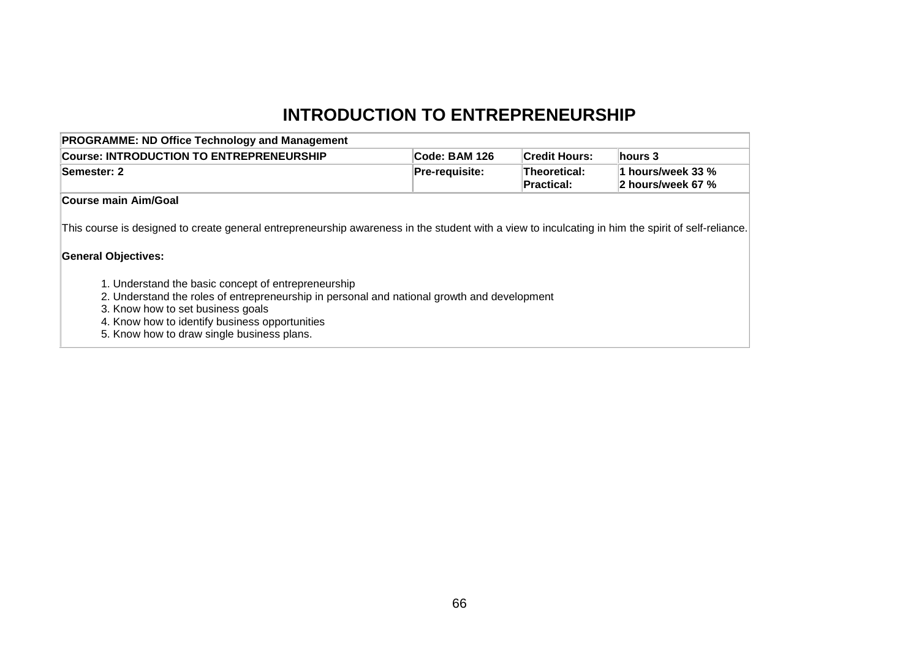# INTRODUCTION TO ENTREPRENEURSHIP

| PROGRAMME: ND Office Technology and Management | | | |
|---|---|---|---|
| Course: INTRODUCTION TO ENTREPRENEURSHIP | Code: BAM 126 | Credit Hours: | hours 3 |
| Semester: 2 | Pre-requisite: | Theoretical:<br>Practical: | 1 hours/week 33 %<br>2 hours/week 67 % |

**Course main Aim/Goal**

This course is designed to create general entrepreneurship awareness in the student with a view to inculcating in him the spirit of self-reliance.

**General Objectives:**

1. Understand the basic concept of entrepreneurship
2. Understand the roles of entrepreneurship in personal and national growth and development
3. Know how to set business goals
4. Know how to identify business opportunities
5. Know how to draw single business plans.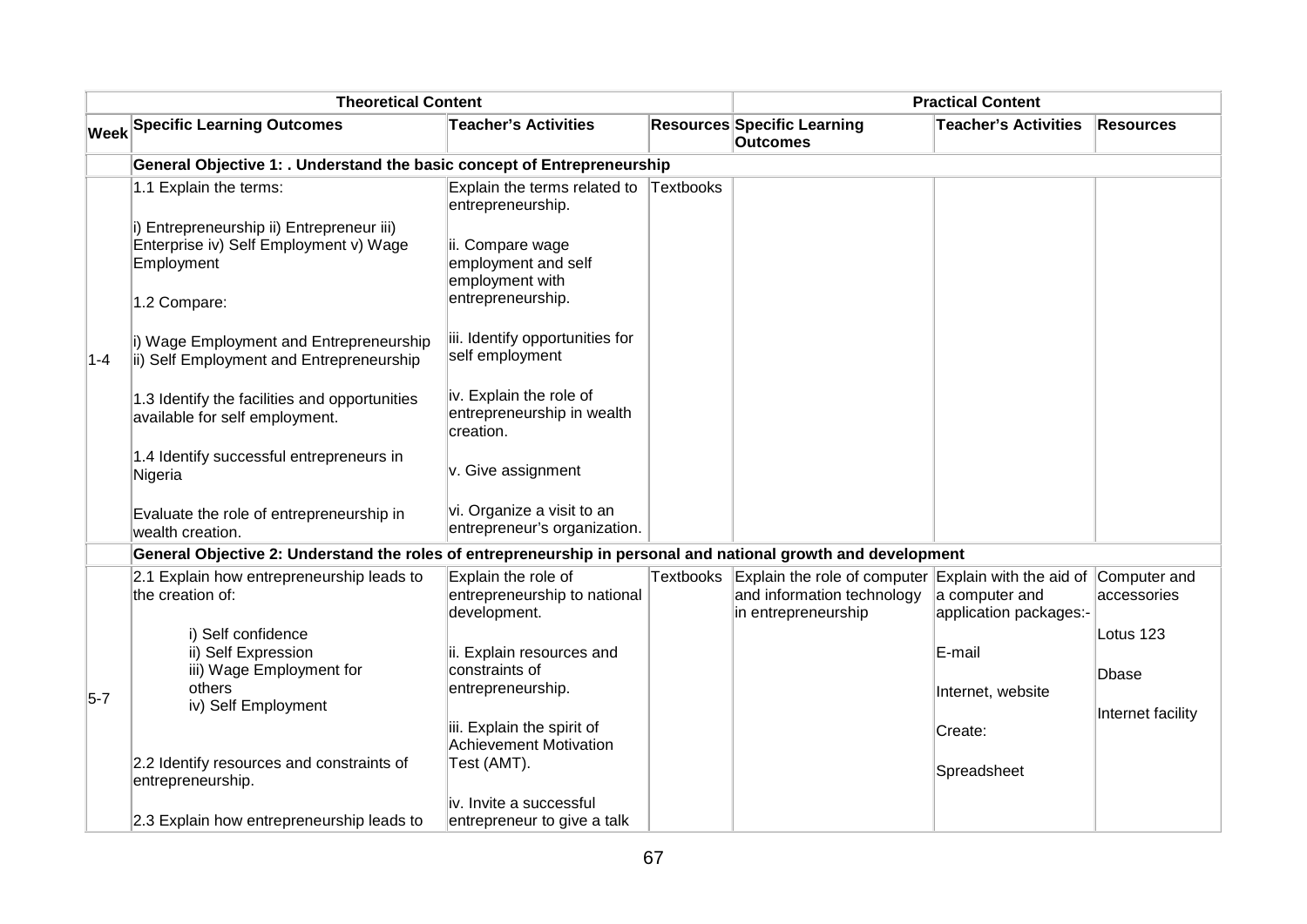| Week | Theoretical Content | | | Practical Content | | |
|---|---|---|---|---|---|---|
| | **Specific Learning Outcomes** | **Teacher's Activities** | **Resources** | **Specific Learning Outcomes** | **Teacher's Activities** | **Resources** |
| | **General Objective 1: . Understand the basic concept of Entrepreneurship** | | | | | |
| 1-4 | 1.1 Explain the terms:<br><br>i) Entrepreneurship ii) Entrepreneur iii) Enterprise iv) Self Employment v) Wage Employment<br><br>1.2 Compare:<br><br>i) Wage Employment and Entrepreneurship ii) Self Employment and Entrepreneurship<br><br>1.3 Identify the facilities and opportunities available for self employment.<br><br>1.4 Identify successful entrepreneurs in Nigeria<br><br>Evaluate the role of entrepreneurship in wealth creation. | Explain the terms related to entrepreneurship.<br><br>ii. Compare wage employment and self employment with entrepreneurship.<br><br>iii. Identify opportunities for self employment<br><br>iv. Explain the role of entrepreneurship in wealth creation.<br><br>v. Give assignment<br><br>vi. Organize a visit to an entrepreneur's organization. | Textbooks | | | |
| | **General Objective 2: Understand the roles of entrepreneurship in personal and national growth and development** | | | | | |
| 5-7 | 2.1 Explain how entrepreneurship leads to the creation of:<br><br>i) Self confidence<br>ii) Self Expression<br>iii) Wage Employment for others<br>iv) Self Employment<br><br>2.2 Identify resources and constraints of entrepreneurship.<br><br>2.3 Explain how entrepreneurship leads to | Explain the role of entrepreneurship to national development.<br><br>ii. Explain resources and constraints of entrepreneurship.<br><br>iii. Explain the spirit of Achievement Motivation Test (AMT).<br><br>iv. Invite a successful entrepreneur to give a talk | Textbooks | Explain the role of computer and information technology in entrepreneurship | Explain with the aid of a computer and application packages:-<br><br>E-mail<br><br>Internet, website<br><br>Create:<br><br>Spreadsheet | Computer and accessories<br><br>Lotus 123<br><br>Dbase<br><br>Internet facility |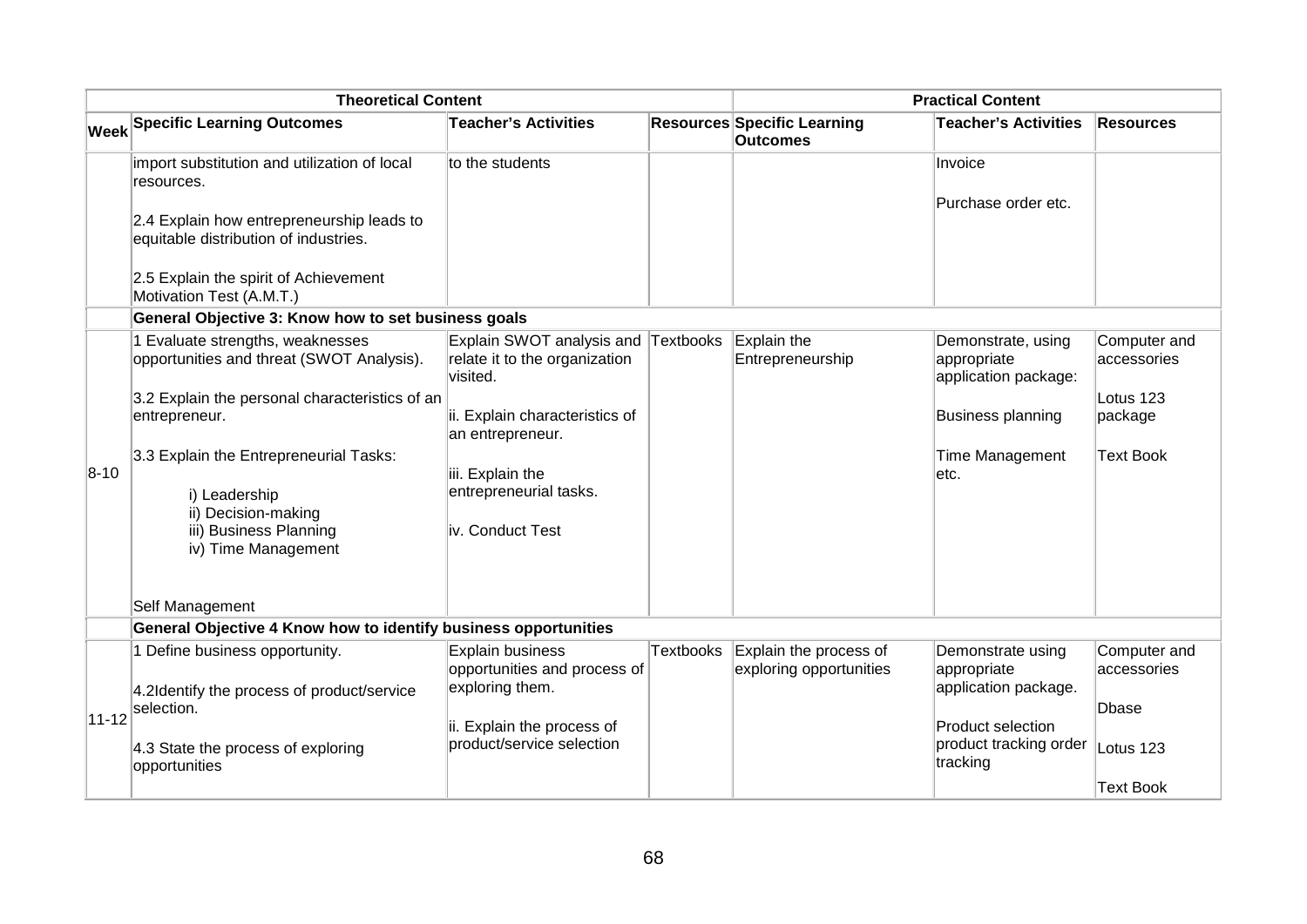| Theoretical Content | | | | Practical Content | | |
|---|---|---|---|---|---|---|
| Week | Specific Learning Outcomes | Teacher's Activities | Resources | Specific Learning Outcomes | Teacher's Activities | Resources |
| | import substitution and utilization of local resources.<br><br>2.4 Explain how entrepreneurship leads to equitable distribution of industries.<br><br>2.5 Explain the spirit of Achievement Motivation Test (A.M.T.) | to the students | | | Invoice<br><br>Purchase order etc. | |
| | **General Objective 3: Know how to set business goals** | | | | | |
| 8-10 | 1 Evaluate strengths, weaknesses opportunities and threat (SWOT Analysis).<br><br>3.2 Explain the personal characteristics of an entrepreneur.<br><br>3.3 Explain the Entrepreneurial Tasks:<br><br>i) Leadership<br>ii) Decision-making<br>iii) Business Planning<br>iv) Time Management<br><br>Self Management | Explain SWOT analysis and relate it to the organization visited.<br><br>ii. Explain characteristics of an entrepreneur.<br><br>iii. Explain the entrepreneurial tasks.<br><br>iv. Conduct Test | Textbooks | Explain the Entrepreneurship | Demonstrate, using appropriate application package:<br><br>Business planning<br><br>Time Management etc. | Computer and accessories<br><br>Lotus 123 package<br><br>Text Book |
| | **General Objective 4 Know how to identify business opportunities** | | | | | |
| 11-12 | 1 Define business opportunity.<br><br>4.2Identify the process of product/service selection.<br><br>4.3 State the process of exploring opportunities | Explain business opportunities and process of exploring them.<br><br>ii. Explain the process of product/service selection | Textbooks | Explain the process of exploring opportunities | Demonstrate using appropriate application package.<br><br>Product selection product tracking order tracking | Computer and accessories<br><br>Dbase<br><br>Lotus 123<br><br>Text Book |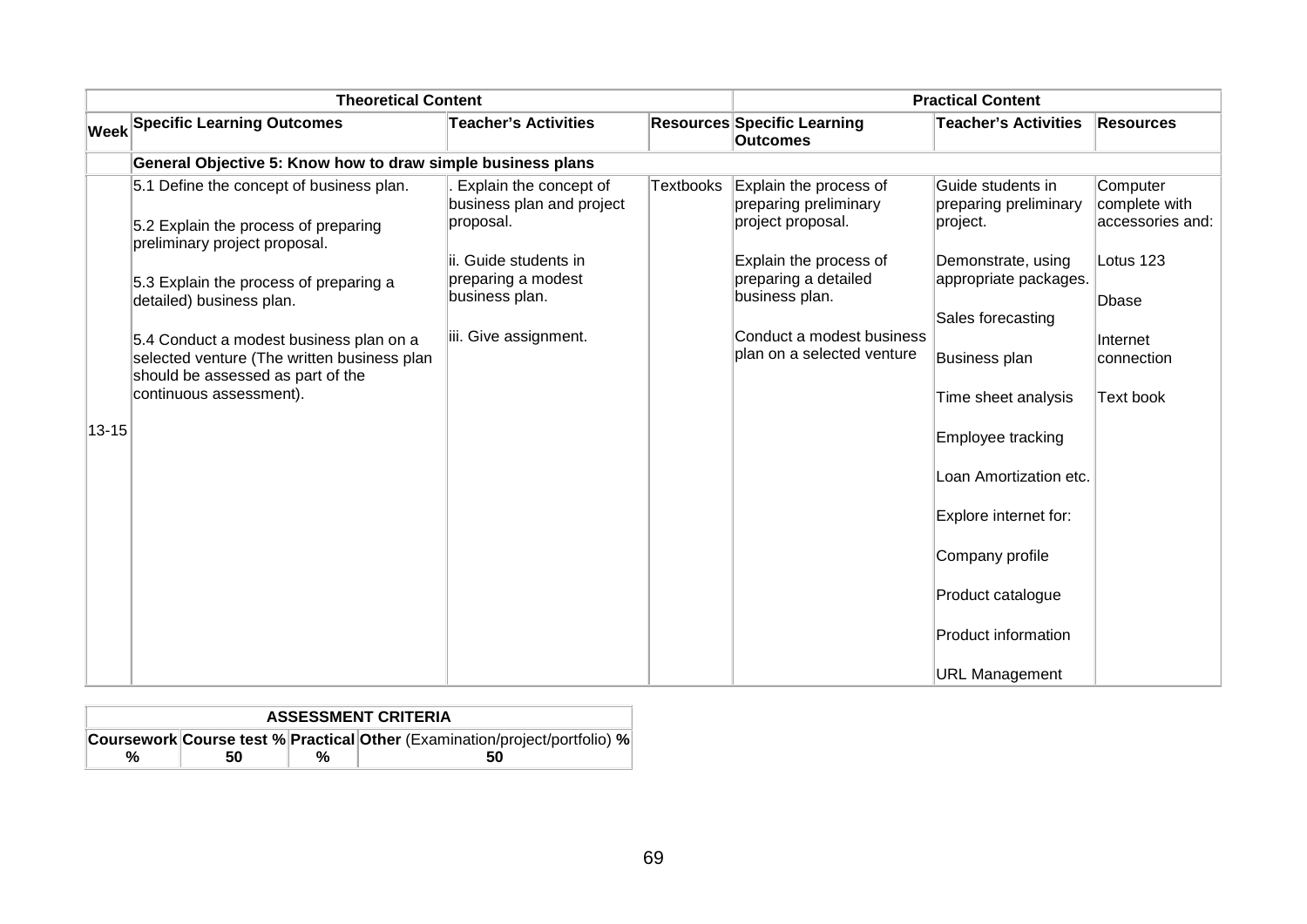| Theoretical Content | | | | Practical Content | | |
|---|---|---|---|---|---|---|
| **Week** | **Specific Learning Outcomes** | **Teacher's Activities** | **Resources** | **Specific Learning Outcomes** | **Teacher's Activities** | **Resources** |
| | **General Objective 5: Know how to draw simple business plans** | | | | | |
| 13-15 | 5.1 Define the concept of business plan.<br><br>5.2 Explain the process of preparing preliminary project proposal.<br><br>5.3 Explain the process of preparing a detailed) business plan.<br><br>5.4 Conduct a modest business plan on a selected venture (The written business plan should be assessed as part of the continuous assessment). | . Explain the concept of business plan and project proposal.<br><br>ii. Guide students in preparing a modest business plan.<br><br>iii. Give assignment. | Textbooks | Explain the process of preparing preliminary project proposal.<br><br>Explain the process of preparing a detailed business plan.<br><br>Conduct a modest business plan on a selected venture | Guide students in preparing preliminary project.<br><br>Demonstrate, using appropriate packages.<br><br>Sales forecasting<br><br>Business plan<br><br>Time sheet analysis<br><br>Employee tracking<br><br>Loan Amortization etc.<br><br>Explore internet for:<br><br>Company profile<br><br>Product catalogue<br><br>Product information<br><br>URL Management | Computer complete with accessories and:<br><br>Lotus 123<br><br>Dbase<br><br>Internet connection<br><br>Text book |

| ASSESSMENT CRITERIA | | | |
|---|---|---|---|
| **Coursework %** | **Course test % 50** | **Practical %** | **Other** (Examination/project/portfolio) **% 50** |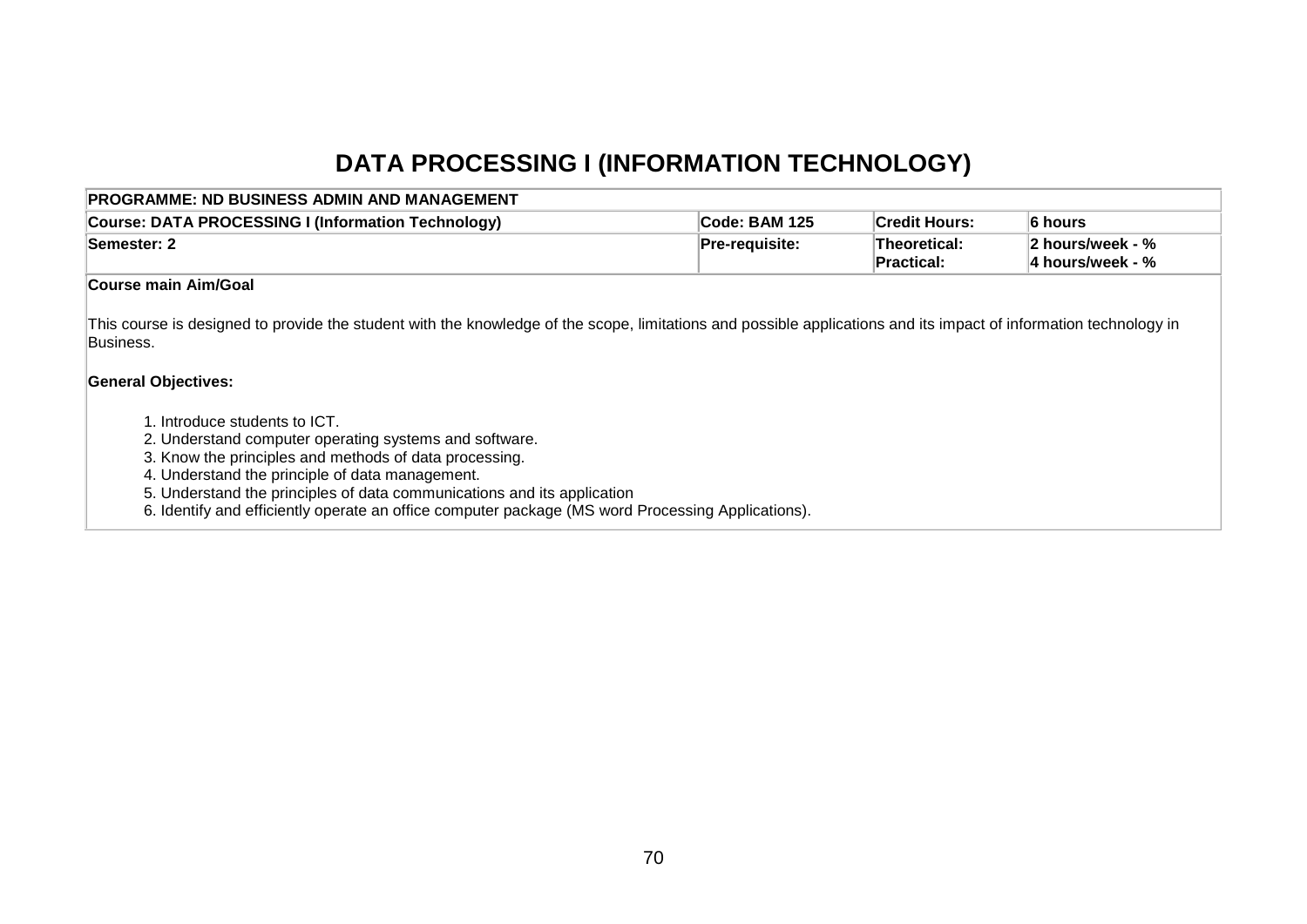# DATA PROCESSING I (INFORMATION TECHNOLOGY)

| PROGRAMME: ND BUSINESS ADMIN AND MANAGEMENT | | | |
|---|---|---|---|
| **Course: DATA PROCESSING I (Information Technology)** | **Code: BAM 125** | **Credit Hours:** | **6 hours** |
| **Semester: 2** | **Pre-requisite:** | **Theoretical:**<br>**Practical:** | **2 hours/week - %**<br>**4 hours/week - %** |

**Course main Aim/Goal**

This course is designed to provide the student with the knowledge of the scope, limitations and possible applications and its impact of information technology in Business.

**General Objectives:**

1. Introduce students to ICT.
2. Understand computer operating systems and software.
3. Know the principles and methods of data processing.
4. Understand the principle of data management.
5. Understand the principles of data communications and its application
6. Identify and efficiently operate an office computer package (MS word Processing Applications).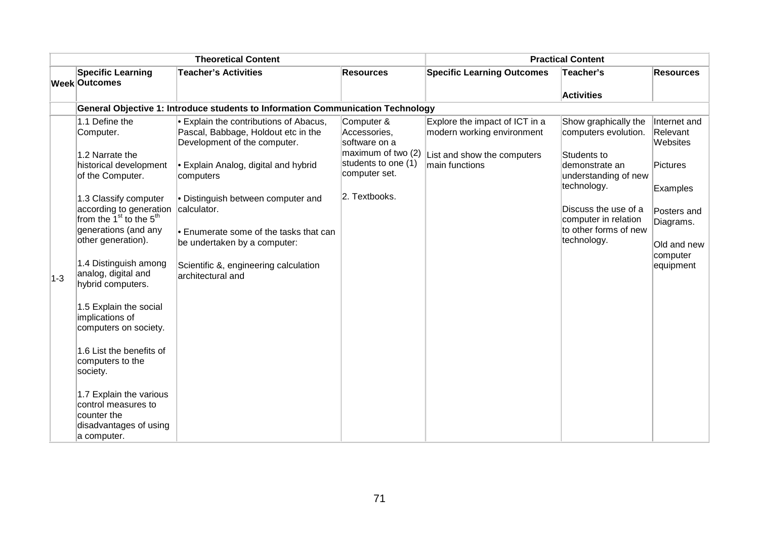| | Theoretical Content | | | Practical Content | | |
|---|---|---|---|---|---|---|
| Week | Specific Learning Outcomes | Teacher's Activities | Resources | Specific Learning Outcomes | Teacher's Activities | Resources |
| | **General Objective 1: Introduce students to Information Communication Technology** | | | | | |
| 1-3 | 1.1 Define the Computer.<br><br>1.2 Narrate the historical development of the Computer.<br><br>1.3 Classify computer according to generation from the $1^{st}$ to the $5^{th}$ generations (and any other generation).<br><br>1.4 Distinguish among analog, digital and hybrid computers.<br><br>1.5 Explain the social implications of computers on society.<br><br>1.6 List the benefits of computers to the society.<br><br>1.7 Explain the various control measures to counter the disadvantages of using a computer. | • Explain the contributions of Abacus, Pascal, Babbage, Holdout etc in the Development of the computer.<br><br>• Explain Analog, digital and hybrid computers<br><br>• Distinguish between computer and calculator.<br><br>• Enumerate some of the tasks that can be undertaken by a computer:<br><br>Scientific &, engineering calculation architectural and | Computer & Accessories, software on a maximum of two (2) students to one (1) computer set.<br><br>2. Textbooks. | Explore the impact of ICT in a modern working environment<br><br>List and show the computers main functions | Show graphically the computers evolution.<br><br>Students to demonstrate an understanding of new technology.<br><br>Discuss the use of a computer in relation to other forms of new technology. | Internet and Relevant Websites<br><br>Pictures<br><br>Examples<br><br>Posters and Diagrams.<br><br>Old and new computer equipment |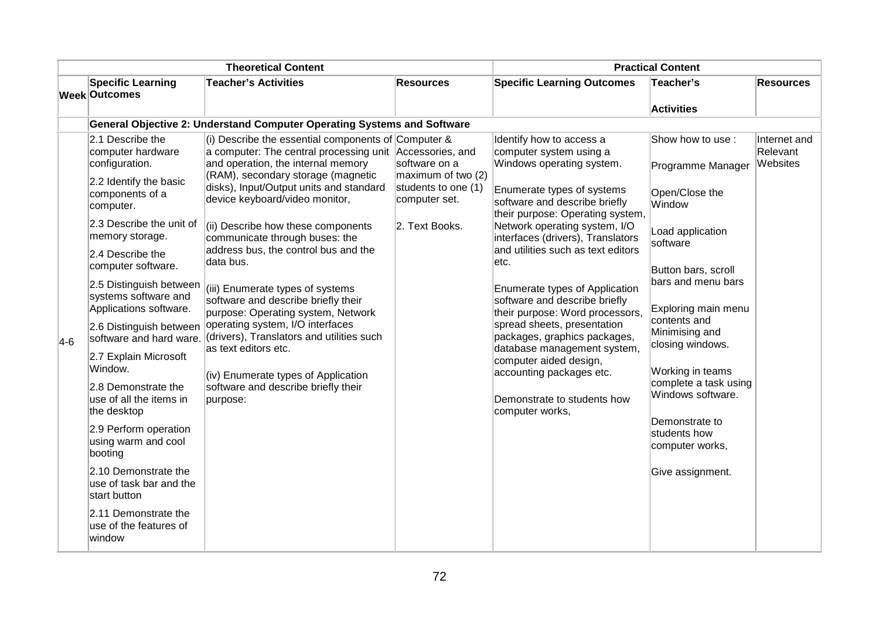| | Theoretical Content | | | Practical Content | | |
|---|---|---|---|---|---|---|
| **Week** | **Specific Learning Outcomes** | **Teacher's Activities** | **Resources** | **Specific Learning Outcomes** | **Teacher's Activities** | **Resources** |
| | **General Objective 2: Understand Computer Operating Systems and Software** | | | | | |
| 4-6 | 2.1 Describe the computer hardware configuration.<br><br>2.2 Identify the basic components of a computer.<br><br>2.3 Describe the unit of memory storage.<br><br>2.4 Describe the computer software.<br><br>2.5 Distinguish between systems software and Applications software.<br><br>2.6 Distinguish between software and hard ware.<br><br>2.7 Explain Microsoft Window.<br><br>2.8 Demonstrate the use of all the items in the desktop<br><br>2.9 Perform operation using warm and cool booting<br><br>2.10 Demonstrate the use of task bar and the start button<br><br>2.11 Demonstrate the use of the features of window | (i) Describe the essential components of a computer: The central processing unit and operation, the internal memory (RAM), secondary storage (magnetic disks), Input/Output units and standard device keyboard/video monitor,<br><br>(ii) Describe how these components communicate through buses: the address bus, the control bus and the data bus.<br><br>(iii) Enumerate types of systems software and describe briefly their purpose: Operating system, Network operating system, I/O interfaces (drivers), Translators and utilities such as text editors etc.<br><br>(iv) Enumerate types of Application software and describe briefly their purpose: | Computer & Accessories, and software on a maximum of two (2) students to one (1) computer set.<br><br>2. Text Books. | Identify how to access a computer system using a Windows operating system.<br><br>Enumerate types of systems software and describe briefly their purpose: Operating system, Network operating system, I/O interfaces (drivers), Translators and utilities such as text editors etc.<br><br>Enumerate types of Application software and describe briefly their purpose: Word processors, spread sheets, presentation packages, graphics packages, database management system, computer aided design, accounting packages etc.<br><br>Demonstrate to students how computer works, | Show how to use :<br><br>Programme Manager<br><br>Open/Close the Window<br><br>Load application software<br><br>Button bars, scroll bars and menu bars<br><br>Exploring main menu contents and Minimising and closing windows.<br><br>Working in teams complete a task using Windows software.<br><br>Demonstrate to students how computer works,<br><br>Give assignment. | Internet and Relevant Websites |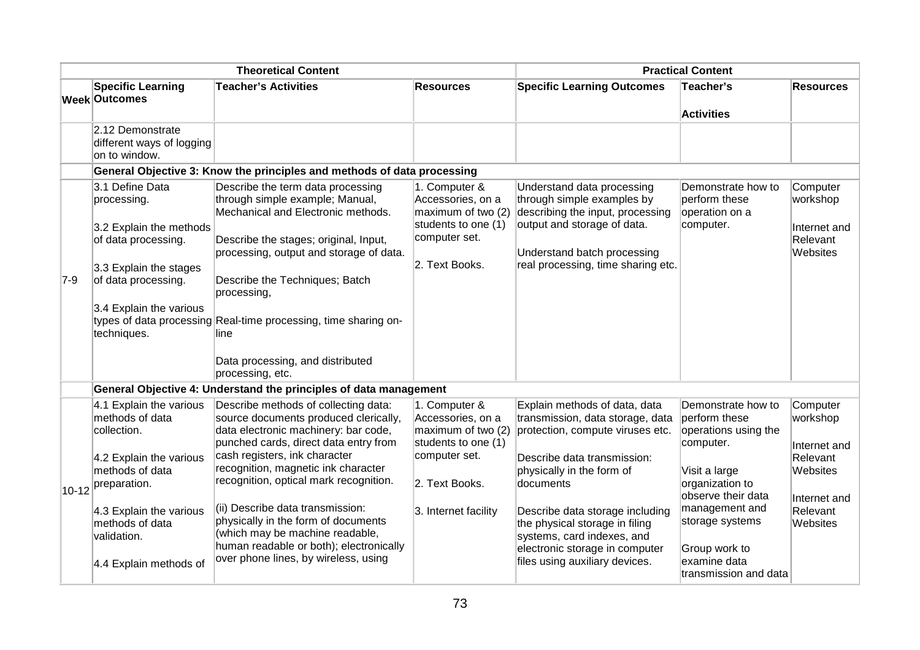| | Theoretical Content | | | Practical Content | | |
|---|---|---|---|---|---|---|
| **Week** | **Specific Learning Outcomes** | **Teacher's Activities** | **Resources** | **Specific Learning Outcomes** | **Teacher's Activities** | **Resources** |
| | 2.12 Demonstrate different ways of logging on to window. | | | | | |
| | **General Objective 3: Know the principles and methods of data processing** | | | | | |
| 7-9 | 3.1 Define Data processing.<br><br>3.2 Explain the methods of data processing.<br><br>3.3 Explain the stages of data processing.<br><br>3.4 Explain the various types of data processing techniques. | Describe the term data processing through simple example; Manual, Mechanical and Electronic methods.<br><br>Describe the stages; original, Input, processing, output and storage of data.<br><br>Describe the Techniques; Batch processing,<br><br>Real-time processing, time sharing on-line<br><br>Data processing, and distributed processing, etc. | 1. Computer & Accessories, on a maximum of two (2) students to one (1) computer set.<br><br>2. Text Books. | Understand data processing through simple examples by describing the input, processing output and storage of data.<br><br>Understand batch processing real processing, time sharing etc. | Demonstrate how to perform these operation on a computer. | Computer workshop<br><br>Internet and Relevant Websites |
| | **General Objective 4: Understand the principles of data management** | | | | | |
| 10-12 | 4.1 Explain the various methods of data collection.<br><br>4.2 Explain the various methods of data preparation.<br><br>4.3 Explain the various methods of data validation.<br><br>4.4 Explain methods of | Describe methods of collecting data: source documents produced clerically, data electronic machinery: bar code, punched cards, direct data entry from cash registers, ink character recognition, magnetic ink character recognition, optical mark recognition.<br><br>(ii) Describe data transmission: physically in the form of documents (which may be machine readable, human readable or both); electronically over phone lines, by wireless, using | 1. Computer & Accessories, on a maximum of two (2) students to one (1) computer set.<br><br>2. Text Books.<br><br>3. Internet facility | Explain methods of data, data transmission, data storage, data protection, compute viruses etc.<br><br>Describe data transmission: physically in the form of documents<br><br>Describe data storage including the physical storage in filing systems, card indexes, and electronic storage in computer files using auxiliary devices. | Demonstrate how to perform these operations using the computer.<br><br>Visit a large organization to observe their data management and storage systems<br><br>Group work to examine data transmission and data | Computer workshop<br><br>Internet and Relevant Websites<br><br>Internet and Relevant Websites |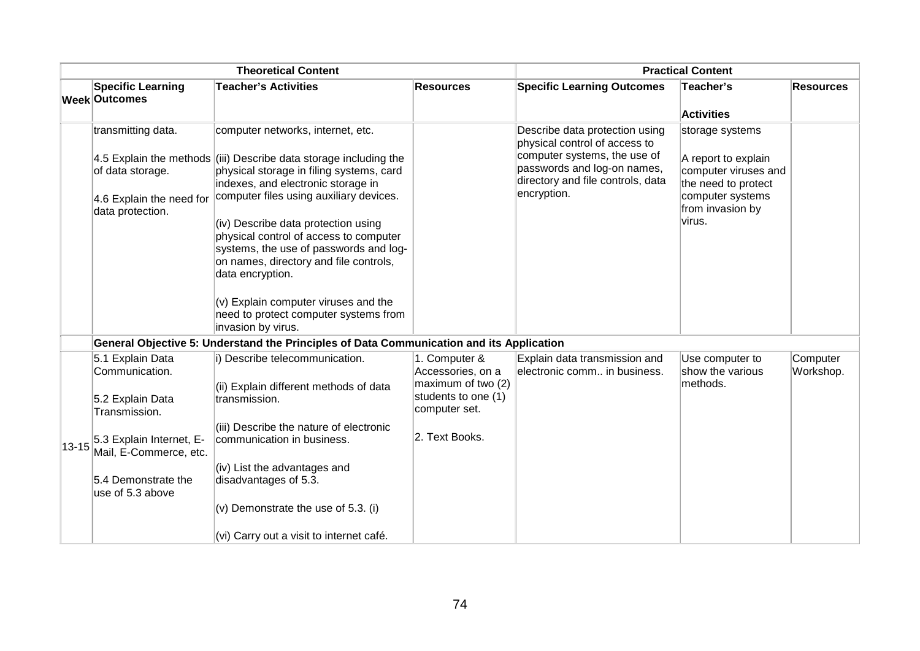| Week | Theoretical Content | | | Practical Content | | |
|---|---|---|---|---|---|---|
| | **Specific Learning Outcomes** | **Teacher's Activities** | **Resources** | **Specific Learning Outcomes** | **Teacher's Activities** | **Resources** |
| | transmitting data.<br><br>4.5 Explain the methods of data storage.<br><br>4.6 Explain the need for data protection. | computer networks, internet, etc.<br><br>(iii) Describe data storage including the physical storage in filing systems, card indexes, and electronic storage in computer files using auxiliary devices.<br><br>(iv) Describe data protection using physical control of access to computer systems, the use of passwords and log-on names, directory and file controls, data encryption.<br><br>(v) Explain computer viruses and the need to protect computer systems from invasion by virus. | | Describe data protection using physical control of access to computer systems, the use of passwords and log-on names, directory and file controls, data encryption. | storage systems<br><br>A report to explain computer viruses and the need to protect computer systems from invasion by virus. | |
| | **General Objective 5: Understand the Principles of Data Communication and its Application** | | | | | |
| 13-15 | 5.1 Explain Data Communication.<br><br>5.2 Explain Data Transmission.<br><br>5.3 Explain Internet, E-Mail, E-Commerce, etc.<br><br>5.4 Demonstrate the use of 5.3 above | i) Describe telecommunication.<br><br>(ii) Explain different methods of data transmission.<br><br>(iii) Describe the nature of electronic communication in business.<br><br>(iv) List the advantages and disadvantages of 5.3.<br><br>(v) Demonstrate the use of 5.3. (i)<br><br>(vi) Carry out a visit to internet café. | 1. Computer & Accessories, on a maximum of two (2) students to one (1) computer set.<br><br>2. Text Books. | Explain data transmission and electronic comm.. in business. | Use computer to show the various methods. | Computer Workshop. |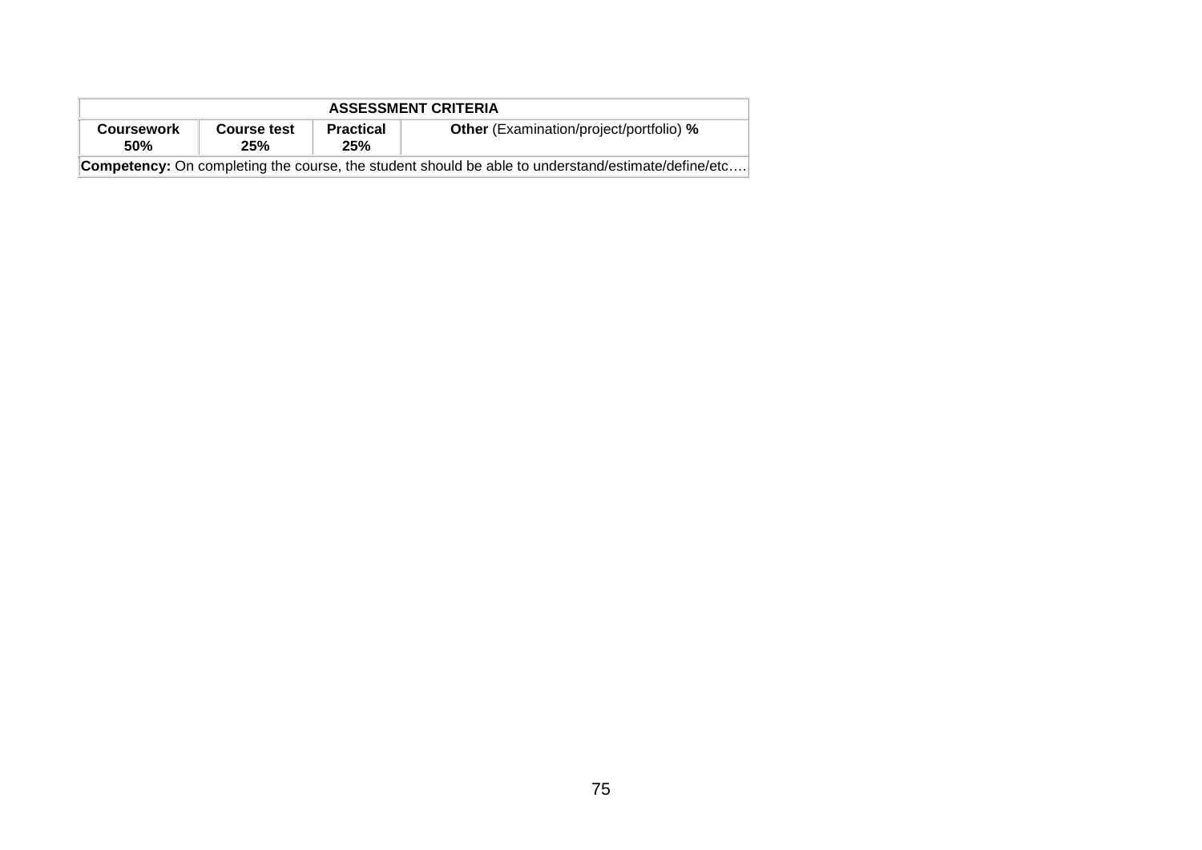| ASSESSMENT CRITERIA | | | |
|---|---|---|---|
| **Coursework 50%** | **Course test 25%** | **Practical 25%** | **Other** (Examination/project/portfolio) **%** |
| **Competency:** On completing the course, the student should be able to understand/estimate/define/etc…. | | | |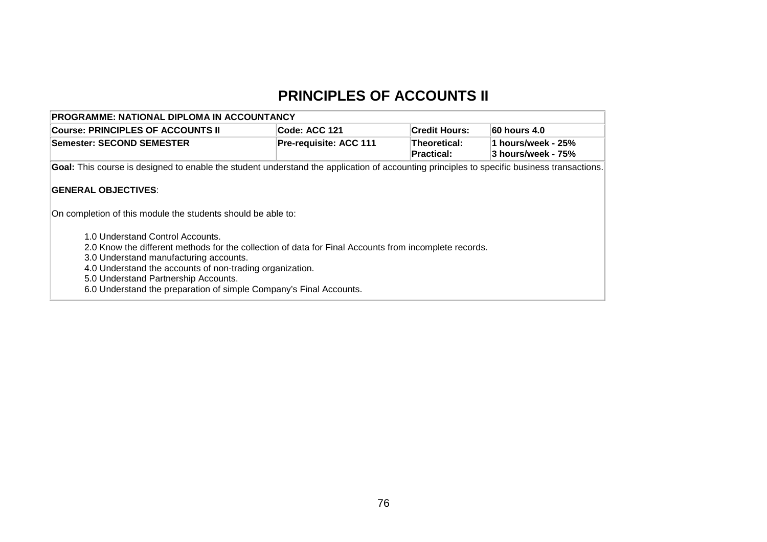# PRINCIPLES OF ACCOUNTS II

| PROGRAMME: NATIONAL DIPLOMA IN ACCOUNTANCY | | | |
|---|---|---|---|
| **Course: PRINCIPLES OF ACCOUNTS II** | **Code: ACC 121** | **Credit Hours:** | **60 hours 4.0** |
| **Semester: SECOND SEMESTER** | **Pre-requisite: ACC 111** | **Theoretical:**<br>**Practical:** | **1 hours/week - 25%**<br>**3 hours/week - 75%** |

**Goal:** This course is designed to enable the student understand the application of accounting principles to specific business transactions.

**GENERAL OBJECTIVES**:

On completion of this module the students should be able to:

1.0 Understand Control Accounts.
2.0 Know the different methods for the collection of data for Final Accounts from incomplete records.
3.0 Understand manufacturing accounts.
4.0 Understand the accounts of non-trading organization.
5.0 Understand Partnership Accounts.
6.0 Understand the preparation of simple Company's Final Accounts.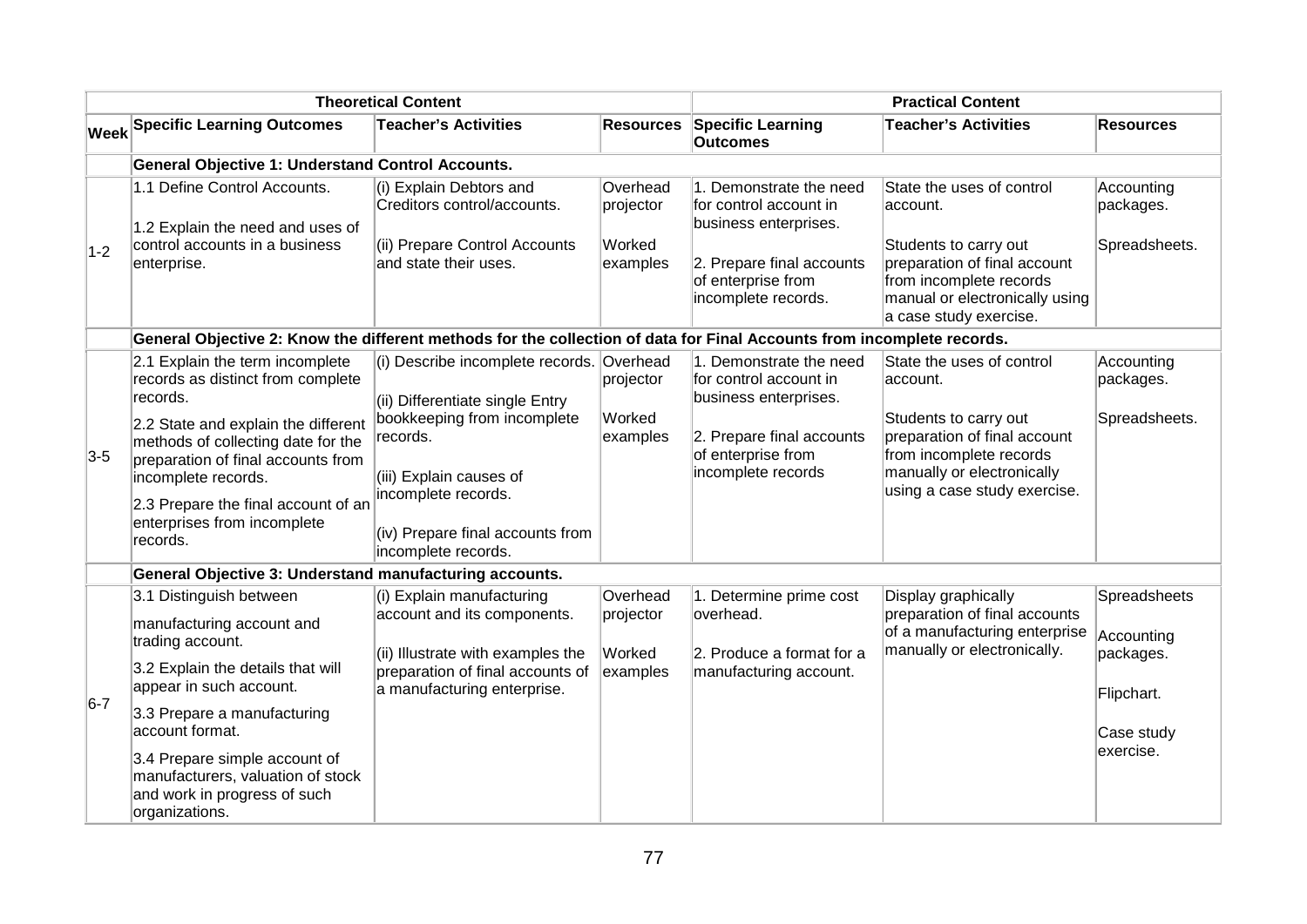| Theoretical Content | | | | Practical Content | | |
|---|---|---|---|---|---|---|
| **Week** | **Specific Learning Outcomes** | **Teacher's Activities** | **Resources** | **Specific Learning Outcomes** | **Teacher's Activities** | **Resources** |
| | **General Objective 1: Understand Control Accounts.** | | | | | |
| 1-2 | 1.1 Define Control Accounts.<br><br>1.2 Explain the need and uses of control accounts in a business enterprise. | (i) Explain Debtors and Creditors control/accounts.<br><br>(ii) Prepare Control Accounts and state their uses. | Overhead projector<br><br>Worked examples | 1. Demonstrate the need for control account in business enterprises.<br><br>2. Prepare final accounts of enterprise from incomplete records. | State the uses of control account.<br><br>Students to carry out preparation of final account from incomplete records manual or electronically using a case study exercise. | Accounting packages.<br><br>Spreadsheets. |
| | **General Objective 2: Know the different methods for the collection of data for Final Accounts from incomplete records.** | | | | | |
| 3-5 | 2.1 Explain the term incomplete records as distinct from complete records.<br><br>2.2 State and explain the different methods of collecting date for the preparation of final accounts from incomplete records.<br><br>2.3 Prepare the final account of an enterprises from incomplete records. | (i) Describe incomplete records.<br><br>(ii) Differentiate single Entry bookkeeping from incomplete records.<br><br>(iii) Explain causes of incomplete records.<br><br>(iv) Prepare final accounts from incomplete records. | Overhead projector<br><br>Worked examples | 1. Demonstrate the need for control account in business enterprises.<br><br>2. Prepare final accounts of enterprise from incomplete records | State the uses of control account.<br><br>Students to carry out preparation of final account from incomplete records manually or electronically using a case study exercise. | Accounting packages.<br><br>Spreadsheets. |
| | **General Objective 3: Understand manufacturing accounts.** | | | | | |
| 6-7 | 3.1 Distinguish between manufacturing account and trading account.<br><br>3.2 Explain the details that will appear in such account.<br><br>3.3 Prepare a manufacturing account format.<br><br>3.4 Prepare simple account of manufacturers, valuation of stock and work in progress of such organizations. | (i) Explain manufacturing account and its components.<br><br>(ii) Illustrate with examples the preparation of final accounts of a manufacturing enterprise. | Overhead projector<br><br>Worked examples | 1. Determine prime cost overhead.<br><br>2. Produce a format for a manufacturing account. | Display graphically preparation of final accounts of a manufacturing enterprise manually or electronically. | Spreadsheets<br><br>Accounting packages.<br><br>Flipchart.<br><br>Case study exercise. |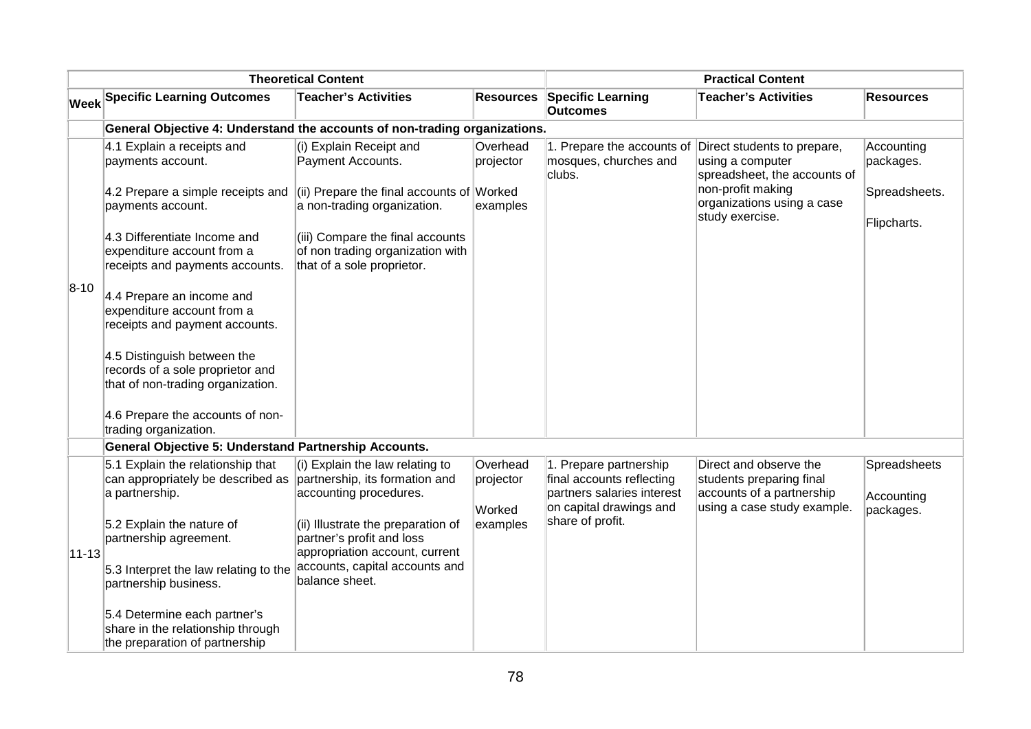| | Theoretical Content | | | Practical Content | | |
|---|---|---|---|---|---|---|
| **Week** | **Specific Learning Outcomes** | **Teacher's Activities** | **Resources** | **Specific Learning Outcomes** | **Teacher's Activities** | **Resources** |
| | **General Objective 4: Understand the accounts of non-trading organizations.** | | | | | |
| 8-10 | 4.1 Explain a receipts and payments account.<br><br>4.2 Prepare a simple receipts and payments account.<br><br>4.3 Differentiate Income and expenditure account from a receipts and payments accounts.<br><br>4.4 Prepare an income and expenditure account from a receipts and payment accounts.<br><br>4.5 Distinguish between the records of a sole proprietor and that of non-trading organization.<br><br>4.6 Prepare the accounts of non-trading organization. | (i) Explain Receipt and Payment Accounts.<br><br>(ii) Prepare the final accounts of a non-trading organization.<br><br>(iii) Compare the final accounts of non trading organization with that of a sole proprietor. | Overhead projector<br><br>Worked examples | 1. Prepare the accounts of mosques, churches and clubs. | Direct students to prepare, using a computer spreadsheet, the accounts of non-profit making organizations using a case study exercise. | Accounting packages.<br><br>Spreadsheets.<br><br>Flipcharts. |
| | **General Objective 5: Understand Partnership Accounts.** | | | | | |
| 11-13 | 5.1 Explain the relationship that can appropriately be described as a partnership.<br><br>5.2 Explain the nature of partnership agreement.<br><br>5.3 Interpret the law relating to the partnership business.<br><br>5.4 Determine each partner's share in the relationship through the preparation of partnership | (i) Explain the law relating to partnership, its formation and accounting procedures.<br><br>(ii) Illustrate the preparation of partner's profit and loss appropriation account, current accounts, capital accounts and balance sheet. | Overhead projector<br><br>Worked examples | 1. Prepare partnership final accounts reflecting partners salaries interest on capital drawings and share of profit. | Direct and observe the students preparing final accounts of a partnership using a case study example. | Spreadsheets<br><br>Accounting packages. |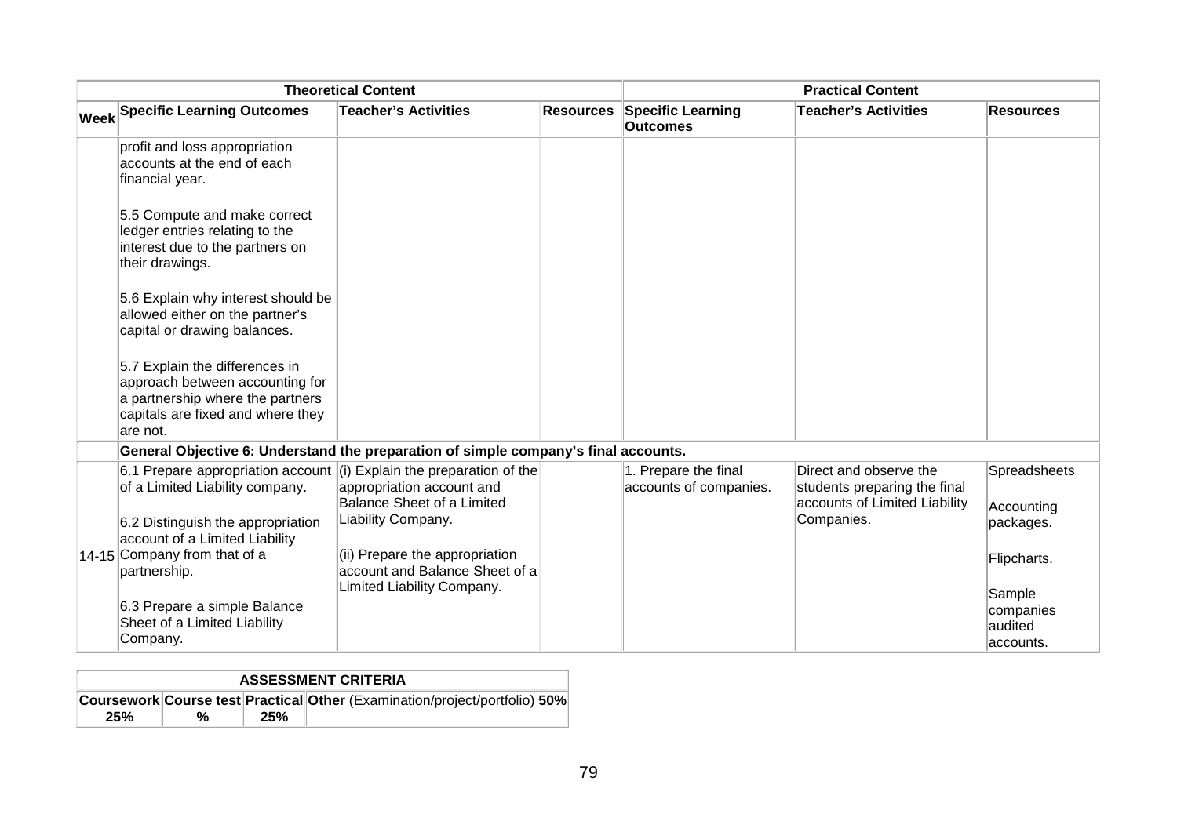| Theoretical Content | | | | Practical Content | | |
|---|---|---|---|---|---|---|
| **Week** | **Specific Learning Outcomes** | **Teacher's Activities** | **Resources** | **Specific Learning Outcomes** | **Teacher's Activities** | **Resources** |
| | profit and loss appropriation accounts at the end of each financial year.<br><br>5.5 Compute and make correct ledger entries relating to the interest due to the partners on their drawings.<br><br>5.6 Explain why interest should be allowed either on the partner's capital or drawing balances.<br><br>5.7 Explain the differences in approach between accounting for a partnership where the partners capitals are fixed and where they are not. | | | | | |
| | **General Objective 6: Understand the preparation of simple company's final accounts.** | | | | | |
| 14-15 | 6.1 Prepare appropriation account of a Limited Liability company.<br><br>6.2 Distinguish the appropriation account of a Limited Liability Company from that of a partnership.<br><br>6.3 Prepare a simple Balance Sheet of a Limited Liability Company. | (i) Explain the preparation of the appropriation account and Balance Sheet of a Limited Liability Company.<br><br>(ii) Prepare the appropriation account and Balance Sheet of a Limited Liability Company. | | 1. Prepare the final accounts of companies. | Direct and observe the students preparing the final accounts of Limited Liability Companies. | Spreadsheets<br><br>Accounting packages.<br><br>Flipcharts.<br><br>Sample companies audited accounts. |

| ASSESSMENT CRITERIA | | | |
|---|---|---|---|
| **Coursework 25%** | **Course test %** | **Practical 25%** | **Other** (Examination/project/portfolio) **50%** |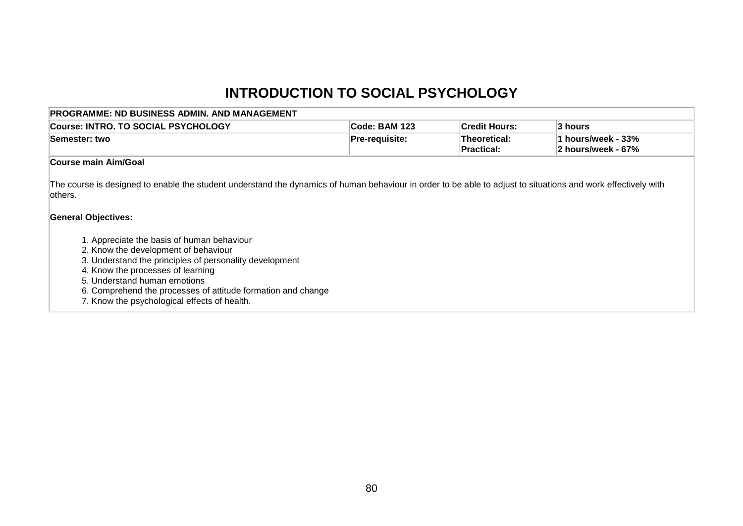# INTRODUCTION TO SOCIAL PSYCHOLOGY

| PROGRAMME: ND BUSINESS ADMIN. AND MANAGEMENT | | | |
|---|---|---|---|
| **Course: INTRO. TO SOCIAL PSYCHOLOGY** | **Code: BAM 123** | **Credit Hours:** | **3 hours** |
| **Semester: two** | **Pre-requisite:** | **Theoretical:**<br>**Practical:** | **1 hours/week - 33%**<br>**2 hours/week - 67%** |

**Course main Aim/Goal**

The course is designed to enable the student understand the dynamics of human behaviour in order to be able to adjust to situations and work effectively with others.

**General Objectives:**

1. Appreciate the basis of human behaviour
2. Know the development of behaviour
3. Understand the principles of personality development
4. Know the processes of learning
5. Understand human emotions
6. Comprehend the processes of attitude formation and change
7. Know the psychological effects of health.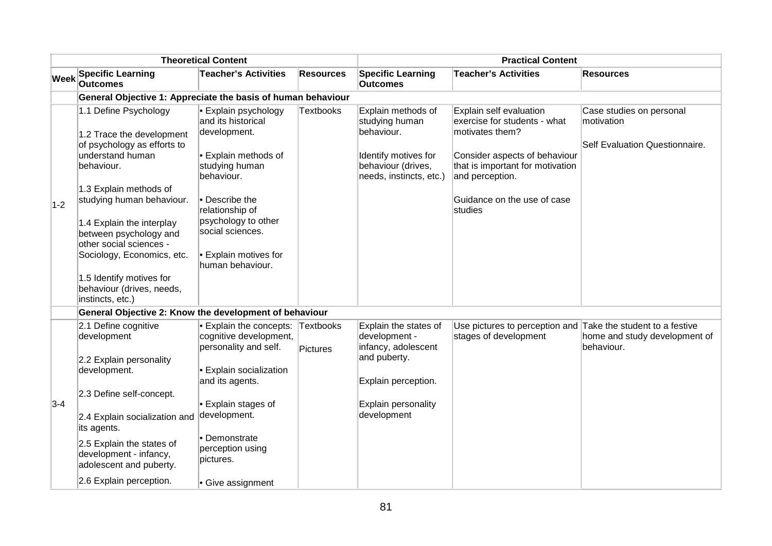| | Theoretical Content | | | Practical Content | | |
|---|---|---|---|---|---|---|
| **Week** | **Specific Learning Outcomes** | **Teacher's Activities** | **Resources** | **Specific Learning Outcomes** | **Teacher's Activities** | **Resources** |
| | **General Objective 1: Appreciate the basis of human behaviour** | | | | | |
| 1-2 | 1.1 Define Psychology<br><br>1.2 Trace the development of psychology as efforts to understand human behaviour.<br><br>1.3 Explain methods of studying human behaviour.<br><br>1.4 Explain the interplay between psychology and other social sciences - Sociology, Economics, etc.<br><br>1.5 Identify motives for behaviour (drives, needs, instincts, etc.) | • Explain psychology and its historical development.<br><br>• Explain methods of studying human behaviour.<br><br>• Describe the relationship of psychology to other social sciences.<br><br>• Explain motives for human behaviour. | Textbooks | Explain methods of studying human behaviour.<br><br>Identify motives for behaviour (drives, needs, instincts, etc.) | Explain self evaluation exercise for students - what motivates them?<br><br>Consider aspects of behaviour that is important for motivation and perception.<br><br>Guidance on the use of case studies | Case studies on personal motivation<br><br>Self Evaluation Questionnaire. |
| | **General Objective 2: Know the development of behaviour** | | | | | |
| 3-4 | 2.1 Define cognitive development<br><br>2.2 Explain personality development.<br><br>2.3 Define self-concept.<br><br>2.4 Explain socialization and its agents.<br><br>2.5 Explain the states of development - infancy, adolescent and puberty.<br><br>2.6 Explain perception. | • Explain the concepts: cognitive development, personality and self.<br><br>• Explain socialization and its agents.<br><br>• Explain stages of development.<br><br>• Demonstrate perception using pictures.<br><br>• Give assignment | Textbooks<br><br>Pictures | Explain the states of development - infancy, adolescent and puberty.<br><br>Explain perception.<br><br>Explain personality development | Use pictures to perception and stages of development | Take the student to a festive home and study development of behaviour. |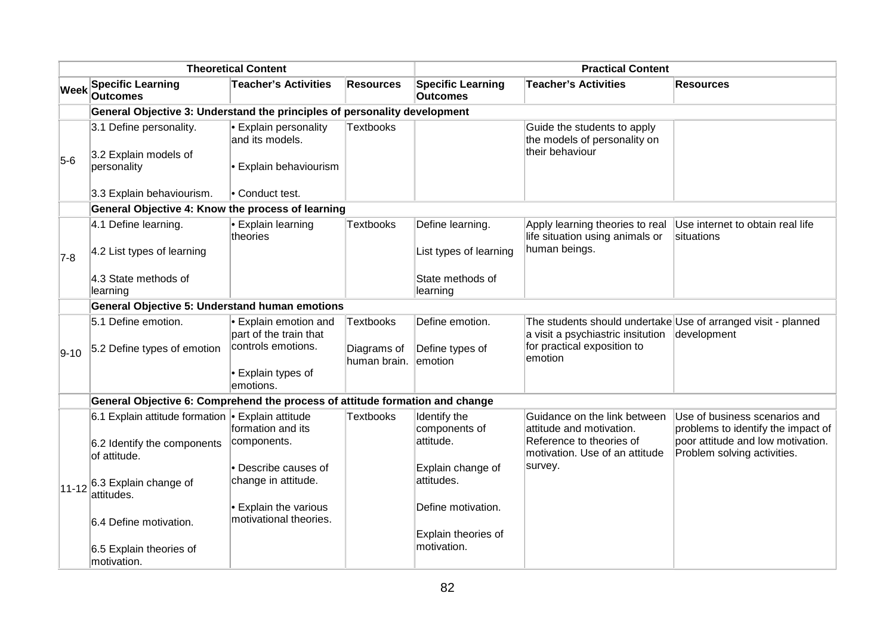| | Theoretical Content | | | Practical Content | | |
|---|---|---|---|---|---|---|
| **Week** | **Specific Learning Outcomes** | **Teacher's Activities** | **Resources** | **Specific Learning Outcomes** | **Teacher's Activities** | **Resources** |
| | **General Objective 3: Understand the principles of personality development** | | | | | |
| 5-6 | 3.1 Define personality.<br><br>3.2 Explain models of personality<br><br>3.3 Explain behaviourism. | • Explain personality and its models.<br><br>• Explain behaviourism<br><br>• Conduct test. | Textbooks | | Guide the students to apply the models of personality on their behaviour | |
| | **General Objective 4: Know the process of learning** | | | | | |
| 7-8 | 4.1 Define learning.<br><br>4.2 List types of learning<br><br>4.3 State methods of learning | • Explain learning theories | Textbooks | Define learning.<br><br>List types of learning<br><br>State methods of learning | Apply learning theories to real life situation using animals or human beings. | Use internet to obtain real life situations |
| | **General Objective 5: Understand human emotions** | | | | | |
| 9-10 | 5.1 Define emotion.<br><br>5.2 Define types of emotion | • Explain emotion and part of the train that controls emotions.<br><br>• Explain types of emotions. | Textbooks<br><br>Diagrams of human brain. | Define emotion.<br><br>Define types of emotion | The students should undertake a visit a psychiastric insitution for practical exposition to emotion | Use of arranged visit - planned development |
| | **General Objective 6: Comprehend the process of attitude formation and change** | | | | | |
| 11-12 | 6.1 Explain attitude formation<br><br>6.2 Identify the components of attitude.<br><br>6.3 Explain change of attitudes.<br><br>6.4 Define motivation.<br><br>6.5 Explain theories of motivation. | • Explain attitude formation and its components.<br><br>• Describe causes of change in attitude.<br><br>• Explain the various motivational theories. | Textbooks | Identify the components of attitude.<br><br>Explain change of attitudes.<br><br>Define motivation.<br><br>Explain theories of motivation. | Guidance on the link between attitude and motivation. Reference to theories of motivation. Use of an attitude survey. | Use of business scenarios and problems to identify the impact of poor attitude and low motivation. Problem solving activities. |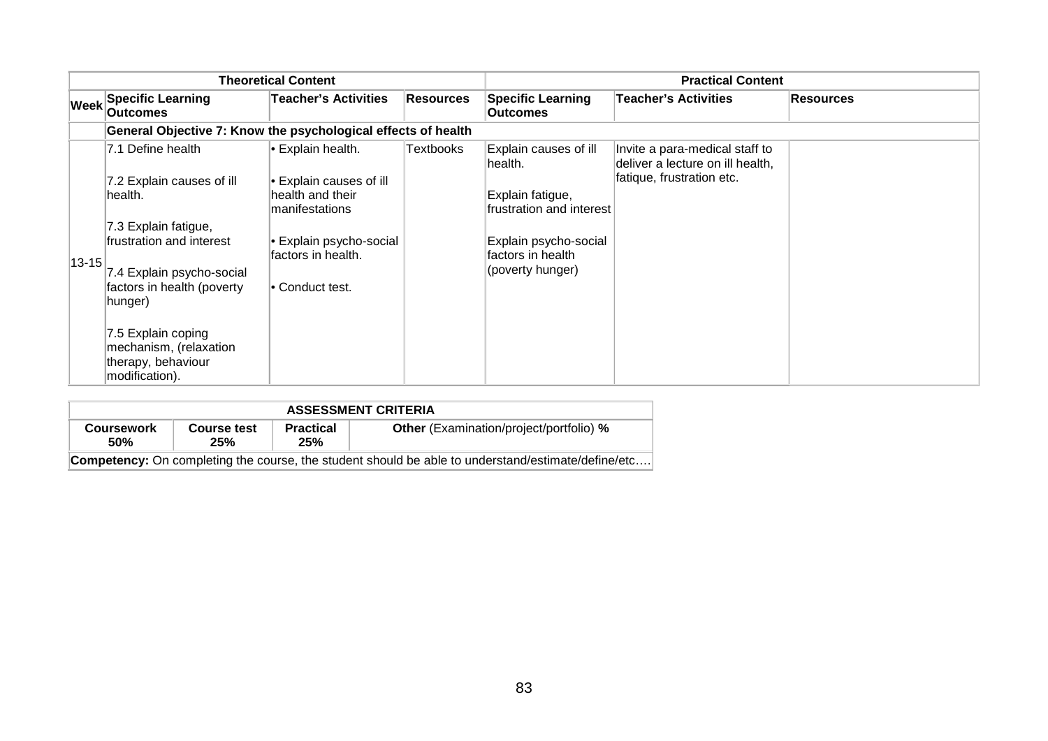| Theoretical Content | | | | Practical Content | | |
|---|---|---|---|---|---|---|
| **Week** | **Specific Learning Outcomes** | **Teacher's Activities** | **Resources** | **Specific Learning Outcomes** | **Teacher's Activities** | **Resources** |
| | **General Objective 7: Know the psychological effects of health** | | | | | |
| 13-15 | 7.1 Define health<br><br>7.2 Explain causes of ill health.<br><br>7.3 Explain fatigue, frustration and interest<br><br>7.4 Explain psycho-social factors in health (poverty hunger)<br><br>7.5 Explain coping mechanism, (relaxation therapy, behaviour modification). | • Explain health.<br><br>• Explain causes of ill health and their manifestations<br><br>• Explain psycho-social factors in health.<br><br>• Conduct test. | Textbooks | Explain causes of ill health.<br><br>Explain fatigue, frustration and interest<br><br>Explain psycho-social factors in health (poverty hunger) | Invite a para-medical staff to deliver a lecture on ill health, fatique, frustration etc. | |

| ASSESSMENT CRITERIA | | | |
|---|---|---|---|
| **Coursework 50%** | **Course test 25%** | **Practical 25%** | **Other** (Examination/project/portfolio) **%** |
| **Competency:** On completing the course, the student should be able to understand/estimate/define/etc…. | | | |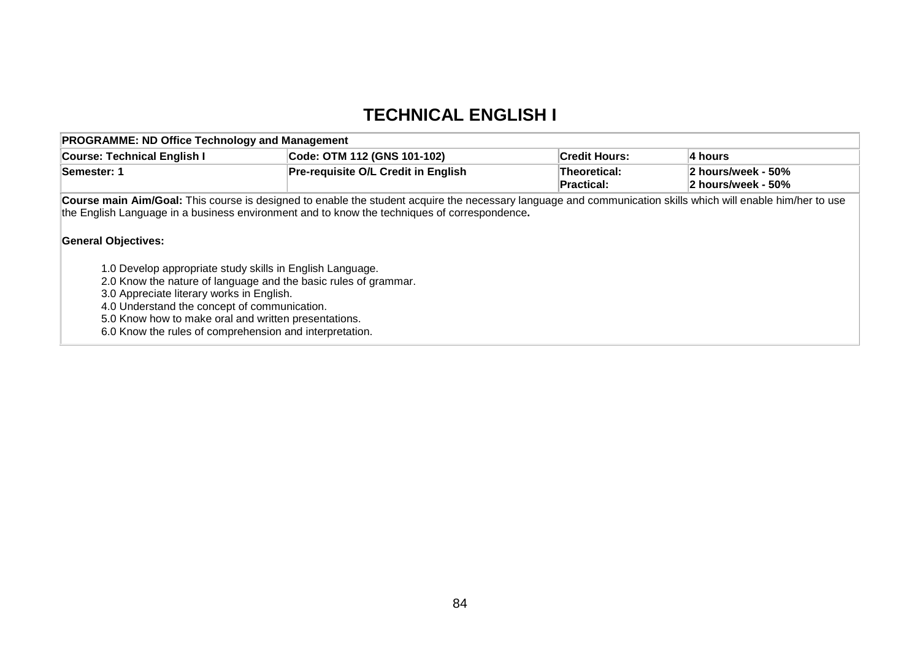# TECHNICAL ENGLISH I

| **PROGRAMME: ND Office Technology and Management** | | | |
|---|---|---|---|
| **Course: Technical English I** | **Code: OTM 112 (GNS 101-102)** | **Credit Hours:** | **4 hours** |
| **Semester: 1** | **Pre-requisite O/L Credit in English** | **Theoretical:**<br>**Practical:** | **2 hours/week - 50%**<br>**2 hours/week - 50%** |

**Course main Aim/Goal:** This course is designed to enable the student acquire the necessary language and communication skills which will enable him/her to use the English Language in a business environment and to know the techniques of correspondence**.**

**General Objectives:**

1.0 Develop appropriate study skills in English Language.
2.0 Know the nature of language and the basic rules of grammar.
3.0 Appreciate literary works in English.
4.0 Understand the concept of communication.
5.0 Know how to make oral and written presentations.
6.0 Know the rules of comprehension and interpretation.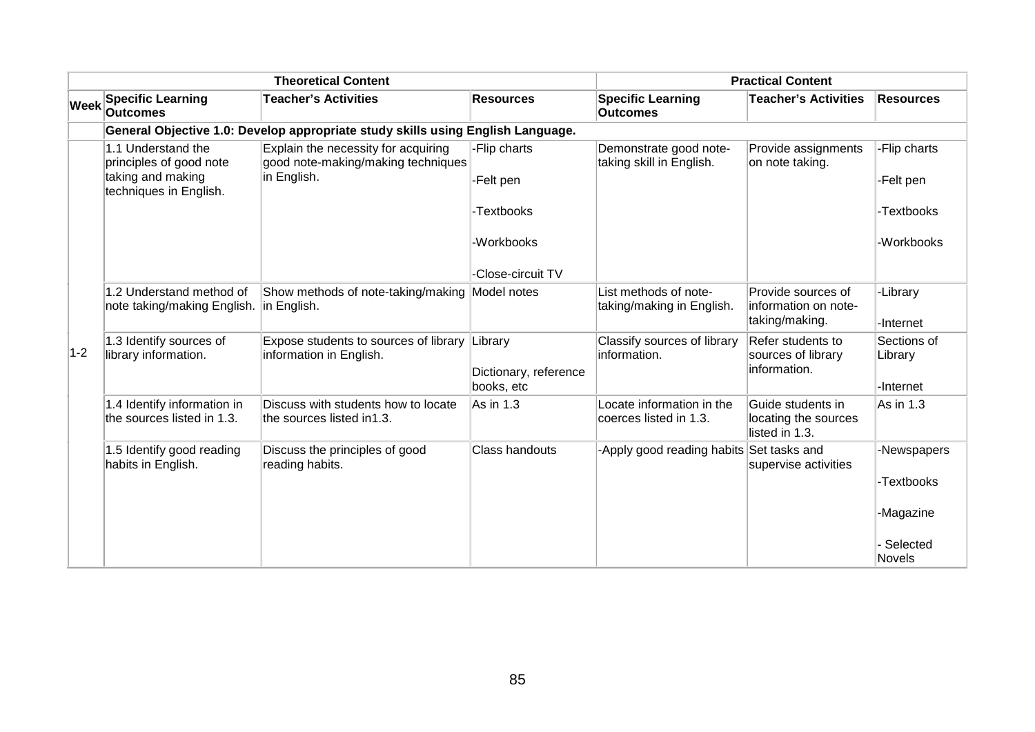| | Theoretical Content | | | Practical Content | | |
|---|---|---|---|---|---|---|
| **Week** | **Specific Learning Outcomes** | **Teacher's Activities** | **Resources** | **Specific Learning Outcomes** | **Teacher's Activities** | **Resources** |
| | **General Objective 1.0: Develop appropriate study skills using English Language.** | | | | | |
| 1-2 | 1.1 Understand the principles of good note taking and making techniques in English. | Explain the necessity for acquiring good note-making/making techniques in English. | -Flip charts<br><br>-Felt pen<br><br>-Textbooks<br><br>-Workbooks<br><br>-Close-circuit TV | Demonstrate good note-taking skill in English. | Provide assignments on note taking. | -Flip charts<br><br>-Felt pen<br><br>-Textbooks<br><br>-Workbooks |
| | 1.2 Understand method of note taking/making English. | Show methods of note-taking/making in English. | Model notes | List methods of note-taking/making in English. | Provide sources of information on note-taking/making. | -Library<br><br>-Internet |
| | 1.3 Identify sources of library information. | Expose students to sources of library information in English. | Library<br><br>Dictionary, reference books, etc | Classify sources of library information. | Refer students to sources of library information. | Sections of Library<br><br>-Internet |
| | 1.4 Identify information in the sources listed in 1.3. | Discuss with students how to locate the sources listed in1.3. | As in 1.3 | Locate information in the coerces listed in 1.3. | Guide students in locating the sources listed in 1.3. | As in 1.3 |
| | 1.5 Identify good reading habits in English. | Discuss the principles of good reading habits. | Class handouts | -Apply good reading habits | Set tasks and supervise activities | -Newspapers<br><br>-Textbooks<br><br>-Magazine<br><br>- Selected Novels |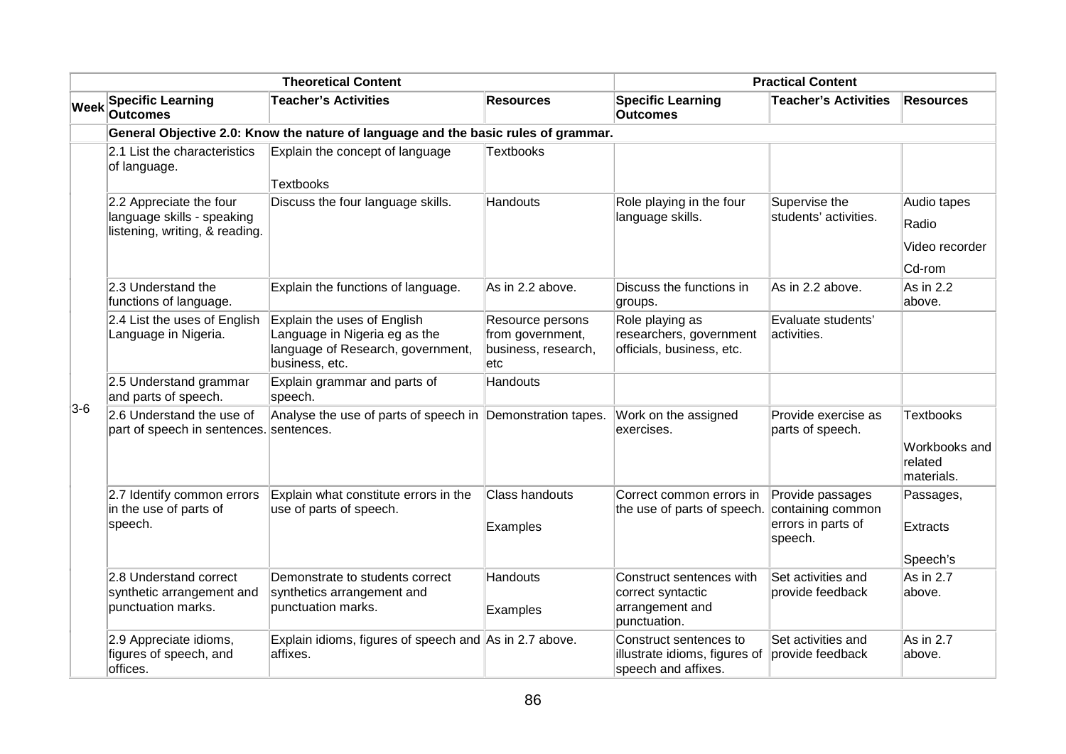| | Theoretical Content | | | Practical Content | | |
|---|---|---|---|---|---|---|
| Week | Specific Learning Outcomes | Teacher's Activities | Resources | Specific Learning Outcomes | Teacher's Activities | Resources |
| | General Objective 2.0: Know the nature of language and the basic rules of grammar. | | | | | |
| 3-6 | 2.1 List the characteristics of language. | Explain the concept of language<br><br>Textbooks | Textbooks | | | |
| | 2.2 Appreciate the four language skills - speaking listening, writing, & reading. | Discuss the four language skills. | Handouts | Role playing in the four language skills. | Supervise the students' activities. | Audio tapes<br><br>Radio<br><br>Video recorder<br><br>Cd-rom |
| | 2.3 Understand the functions of language. | Explain the functions of language. | As in 2.2 above. | Discuss the functions in groups. | As in 2.2 above. | As in 2.2 above. |
| | 2.4 List the uses of English Language in Nigeria. | Explain the uses of English Language in Nigeria eg as the language of Research, government, business, etc. | Resource persons from government, business, research, etc | Role playing as researchers, government officials, business, etc. | Evaluate students' activities. | |
| | 2.5 Understand grammar and parts of speech. | Explain grammar and parts of speech. | Handouts | | | |
| | 2.6 Understand the use of part of speech in sentences. | Analyse the use of parts of speech in sentences. | Demonstration tapes. | Work on the assigned exercises. | Provide exercise as parts of speech. | Textbooks<br><br>Workbooks and related materials. |
| | 2.7 Identify common errors in the use of parts of speech. | Explain what constitute errors in the use of parts of speech. | Class handouts<br><br>Examples | Correct common errors in the use of parts of speech. | Provide passages containing common errors in parts of speech. | Passages,<br><br>Extracts<br><br>Speech's |
| | 2.8 Understand correct synthetic arrangement and punctuation marks. | Demonstrate to students correct synthetics arrangement and punctuation marks. | Handouts<br><br>Examples | Construct sentences with correct syntactic arrangement and punctuation. | Set activities and provide feedback | As in 2.7 above. |
| | 2.9 Appreciate idioms, figures of speech, and offices. | Explain idioms, figures of speech and affixes. | As in 2.7 above. | Construct sentences to illustrate idioms, figures of speech and affixes. | Set activities and provide feedback | As in 2.7 above. |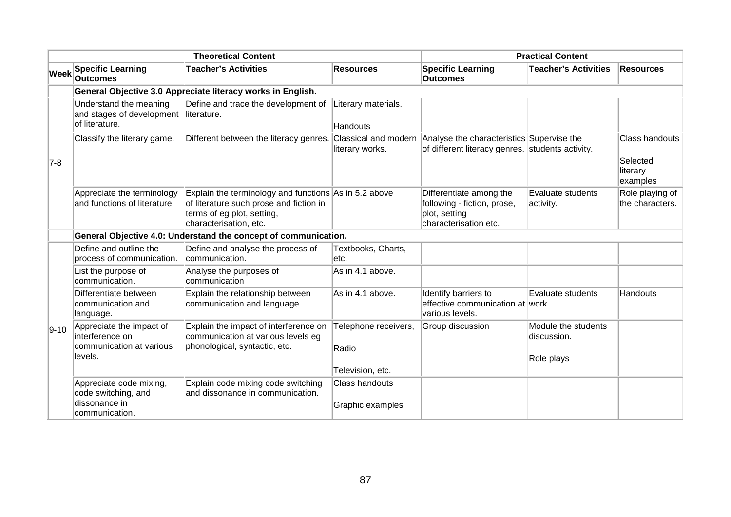| | Theoretical Content | | | Practical Content | | |
|---|---|---|---|---|---|---|
| Week | Specific Learning Outcomes | Teacher's Activities | Resources | Specific Learning Outcomes | Teacher's Activities | Resources |
| | **General Objective 3.0 Appreciate literacy works in English.** | | | | | |
| 7-8 | Understand the meaning and stages of development of literature. | Define and trace the development of literature. | Literary materials.<br><br>Handouts | | | |
| | Classify the literary game. | Different between the literacy genres. | Classical and modern literary works. | Analyse the characteristics of different literacy genres. | Supervise the students activity. | Class handouts<br><br>Selected literary examples |
| | Appreciate the terminology and functions of literature. | Explain the terminology and functions of literature such prose and fiction in terms of eg plot, setting, characterisation, etc. | As in 5.2 above | Differentiate among the following - fiction, prose, plot, setting characterisation etc. | Evaluate students activity. | Role playing of the characters. |
| | **General Objective 4.0: Understand the concept of communication.** | | | | | |
| 9-10 | Define and outline the process of communication. | Define and analyse the process of communication. | Textbooks, Charts, etc. | | | |
| | List the purpose of communication. | Analyse the purposes of communication | As in 4.1 above. | | | |
| | Differentiate between communication and language. | Explain the relationship between communication and language. | As in 4.1 above. | Identify barriers to effective communication at various levels. | Evaluate students work. | Handouts |
| | Appreciate the impact of interference on communication at various levels. | Explain the impact of interference on communication at various levels eg phonological, syntactic, etc. | Telephone receivers,<br><br>Radio<br><br>Television, etc. | Group discussion | Module the students discussion.<br><br>Role plays | |
| | Appreciate code mixing, code switching, and dissonance in communication. | Explain code mixing code switching and dissonance in communication. | Class handouts<br><br>Graphic examples | | | |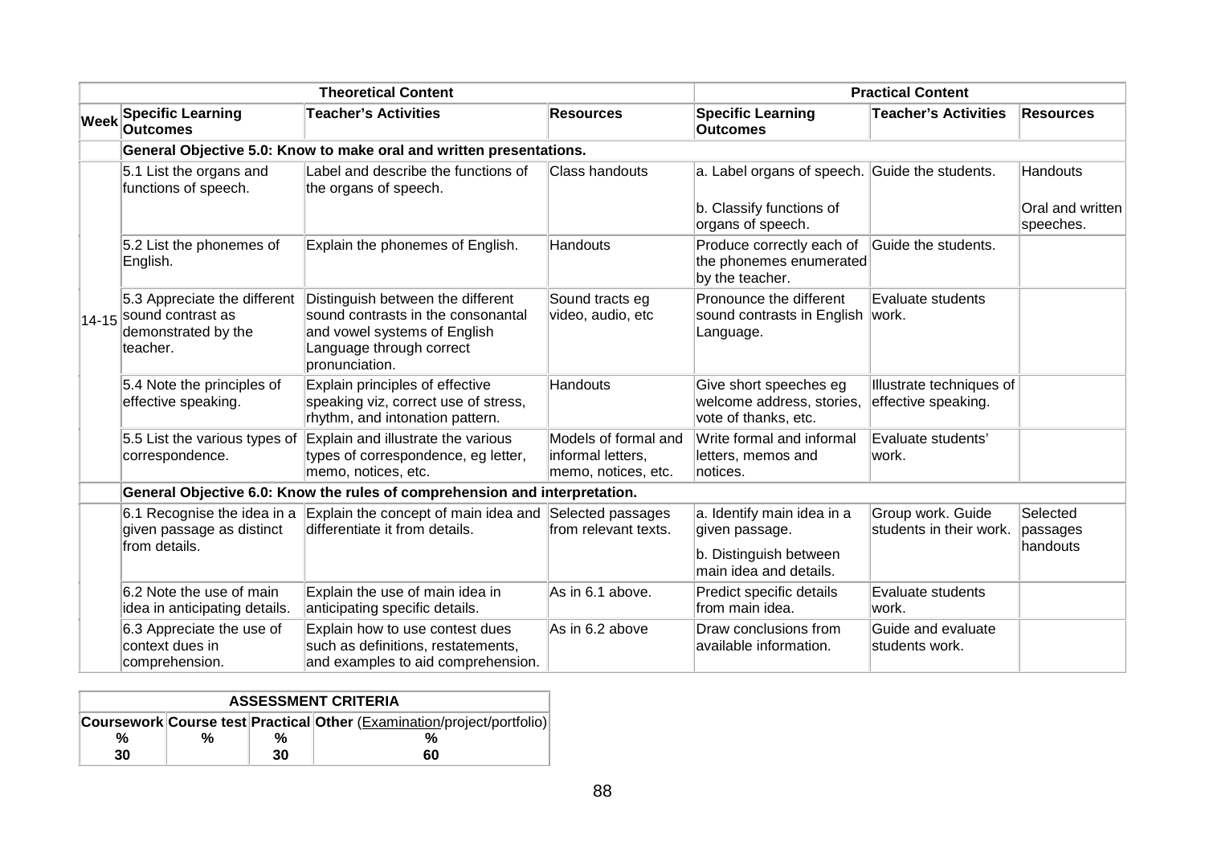| Theoretical Content | | | | Practical Content | | |
|---|---|---|---|---|---|---|
| Week | Specific Learning Outcomes | Teacher's Activities | Resources | Specific Learning Outcomes | Teacher's Activities | Resources |
| | **General Objective 5.0: Know to make oral and written presentations.** | | | | | |
| 14-15 | 5.1 List the organs and functions of speech. | Label and describe the functions of the organs of speech. | Class handouts | a. Label organs of speech.<br>b. Classify functions of organs of speech. | Guide the students. | Handouts<br>Oral and written speeches. |
| | 5.2 List the phonemes of English. | Explain the phonemes of English. | Handouts | Produce correctly each of the phonemes enumerated by the teacher. | Guide the students. | |
| | 5.3 Appreciate the different sound contrast as demonstrated by the teacher. | Distinguish between the different sound contrasts in the consonantal and vowel systems of English Language through correct pronunciation. | Sound tracts eg video, audio, etc | Pronounce the different sound contrasts in English Language. | Evaluate students work. | |
| | 5.4 Note the principles of effective speaking. | Explain principles of effective speaking viz, correct use of stress, rhythm, and intonation pattern. | Handouts | Give short speeches eg welcome address, stories, vote of thanks, etc. | Illustrate techniques of effective speaking. | |
| | 5.5 List the various types of correspondence. | Explain and illustrate the various types of correspondence, eg letter, memo, notices, etc. | Models of formal and informal letters, memo, notices, etc. | Write formal and informal letters, memos and notices. | Evaluate students' work. | |
| | **General Objective 6.0: Know the rules of comprehension and interpretation.** | | | | | |
| | 6.1 Recognise the idea in a given passage as distinct from details. | Explain the concept of main idea and differentiate it from details. | Selected passages from relevant texts. | a. Identify main idea in a given passage.<br>b. Distinguish between main idea and details. | Group work. Guide students in their work. | Selected passages handouts |
| | 6.2 Note the use of main idea in anticipating details. | Explain the use of main idea in anticipating specific details. | As in 6.1 above. | Predict specific details from main idea. | Evaluate students work. | |
| | 6.3 Appreciate the use of context dues in comprehension. | Explain how to use contest dues such as definitions, restatements, and examples to aid comprehension. | As in 6.2 above | Draw conclusions from available information. | Guide and evaluate students work. | |

| ASSESSMENT CRITERIA | | | |
|---|---|---|---|
| Coursework % | Course test % | Practical % | Other (Examination/project/portfolio) % |
| 30 | | 30 | 60 |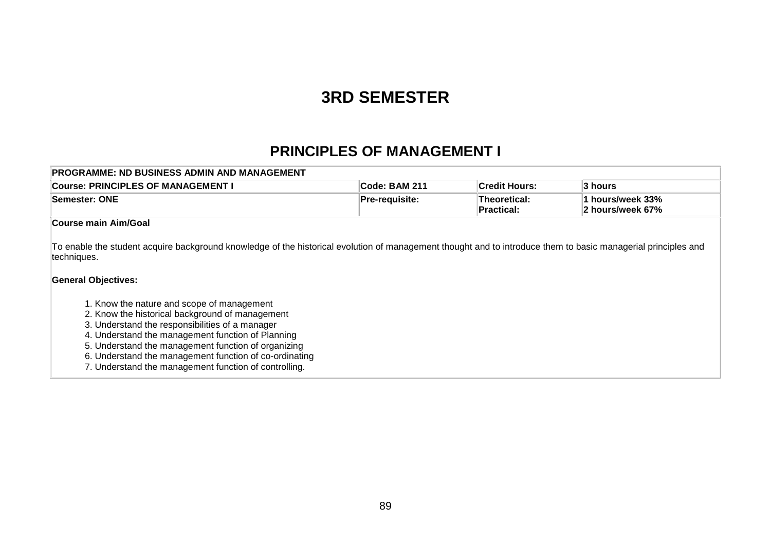# 3RD SEMESTER

## PRINCIPLES OF MANAGEMENT I

| PROGRAMME: ND BUSINESS ADMIN AND MANAGEMENT | | | |
|---|---|---|---|
| **Course: PRINCIPLES OF MANAGEMENT I** | **Code: BAM 211** | **Credit Hours:** | **3 hours** |
| **Semester: ONE** | **Pre-requisite:** | **Theoretical:**<br>**Practical:** | **1 hours/week 33%**<br>**2 hours/week 67%** |

**Course main Aim/Goal**

To enable the student acquire background knowledge of the historical evolution of management thought and to introduce them to basic managerial principles and techniques.

**General Objectives:**

1. Know the nature and scope of management
2. Know the historical background of management
3. Understand the responsibilities of a manager
4. Understand the management function of Planning
5. Understand the management function of organizing
6. Understand the management function of co-ordinating
7. Understand the management function of controlling.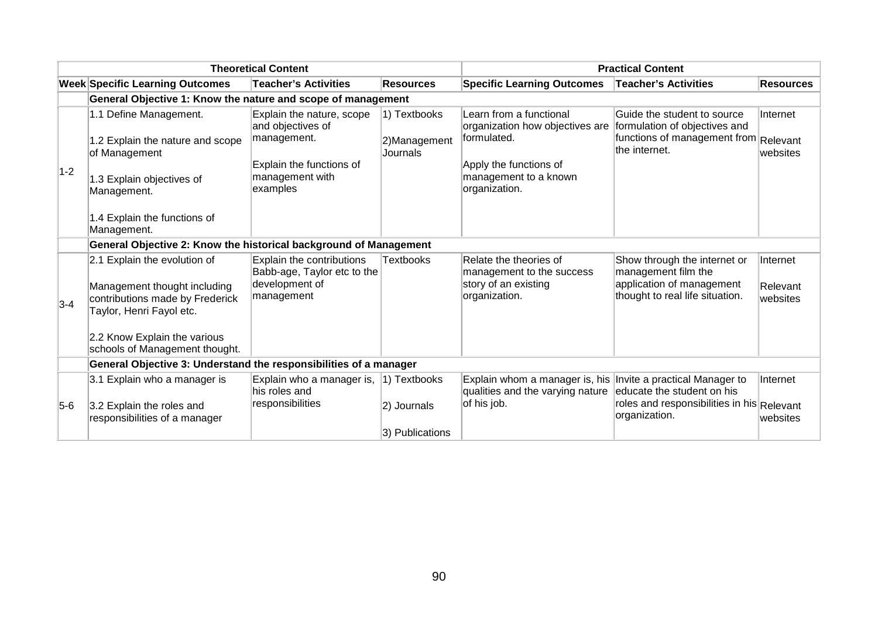| | Theoretical Content | | | Practical Content | | |
|---|---|---|---|---|---|---|
| **Week** | **Specific Learning Outcomes** | **Teacher's Activities** | **Resources** | **Specific Learning Outcomes** | **Teacher's Activities** | **Resources** |
| | **General Objective 1: Know the nature and scope of management** | | | | | |
| 1-2 | 1.1 Define Management.<br><br>1.2 Explain the nature and scope of Management<br><br>1.3 Explain objectives of Management.<br><br>1.4 Explain the functions of Management. | Explain the nature, scope and objectives of management.<br><br>Explain the functions of management with examples | 1) Textbooks<br><br>2)Management Journals | Learn from a functional organization how objectives are formulated.<br><br>Apply the functions of management to a known organization. | Guide the student to source formulation of objectives and functions of management from the internet. | Internet<br><br>Relevant websites |
| | **General Objective 2: Know the historical background of Management** | | | | | |
| 3-4 | 2.1 Explain the evolution of<br><br>Management thought including contributions made by Frederick Taylor, Henri Fayol etc.<br><br>2.2 Know Explain the various schools of Management thought. | Explain the contributions Babb-age, Taylor etc to the development of management | Textbooks | Relate the theories of management to the success story of an existing organization. | Show through the internet or management film the application of management thought to real life situation. | Internet<br><br>Relevant websites |
| | **General Objective 3: Understand the responsibilities of a manager** | | | | | |
| 5-6 | 3.1 Explain who a manager is<br><br>3.2 Explain the roles and responsibilities of a manager | Explain who a manager is, his roles and responsibilities | 1) Textbooks<br><br>2) Journals<br><br>3) Publications | Explain whom a manager is, his qualities and the varying nature of his job. | Invite a practical Manager to educate the student on his roles and responsibilities in his organization. | Internet<br><br>Relevant websites |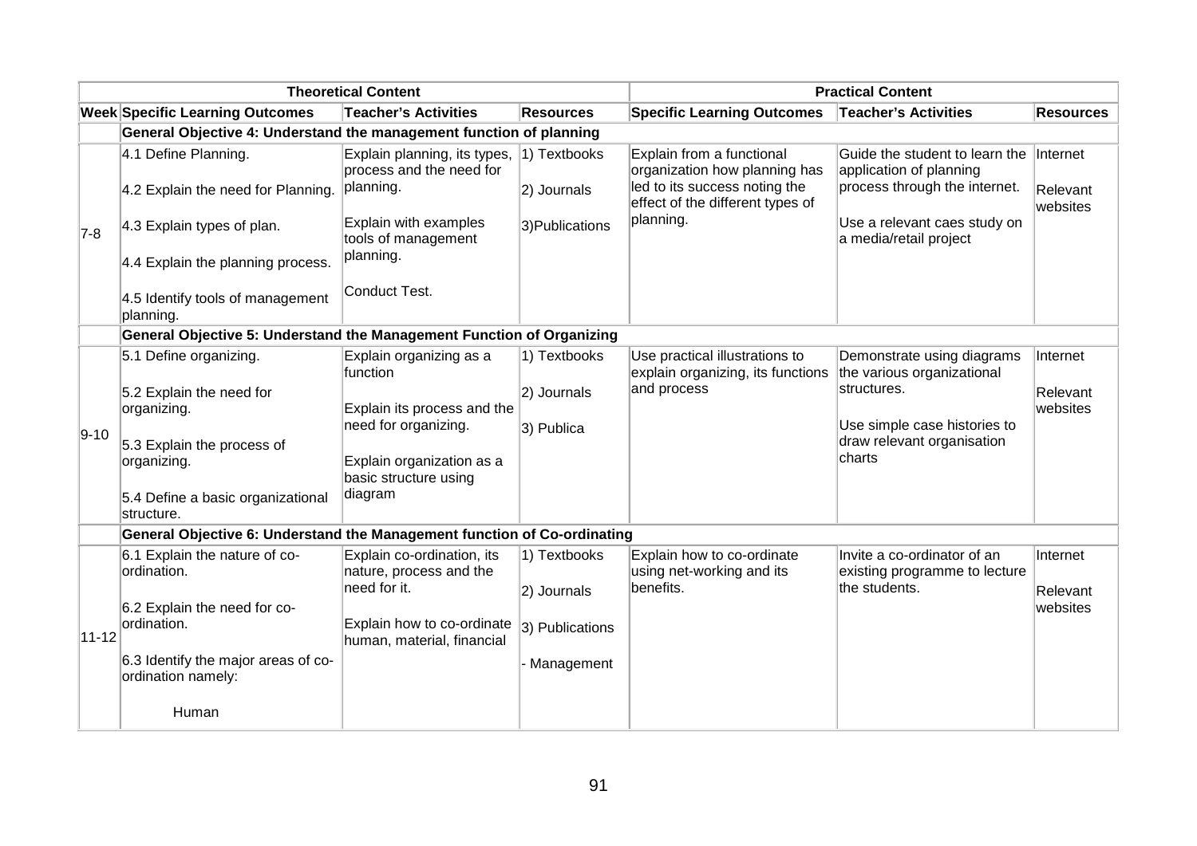| Theoretical Content | | | | Practical Content | | |
|---|---|---|---|---|---|---|
| **Week** | **Specific Learning Outcomes** | **Teacher's Activities** | **Resources** | **Specific Learning Outcomes** | **Teacher's Activities** | **Resources** |
| | **General Objective 4: Understand the management function of planning** | | | | | |
| 7-8 | 4.1 Define Planning.<br><br>4.2 Explain the need for Planning.<br><br>4.3 Explain types of plan.<br><br>4.4 Explain the planning process.<br><br>4.5 Identify tools of management planning. | Explain planning, its types, process and the need for planning.<br><br>Explain with examples tools of management planning.<br><br>Conduct Test. | 1) Textbooks<br><br>2) Journals<br><br>3)Publications | Explain from a functional organization how planning has led to its success noting the effect of the different types of planning. | Guide the student to learn the application of planning process through the internet.<br><br>Use a relevant caes study on a media/retail project | Internet<br><br>Relevant websites |
| | **General Objective 5: Understand the Management Function of Organizing** | | | | | |
| 9-10 | 5.1 Define organizing.<br><br>5.2 Explain the need for organizing.<br><br>5.3 Explain the process of organizing.<br><br>5.4 Define a basic organizational structure. | Explain organizing as a function<br><br>Explain its process and the need for organizing.<br><br>Explain organization as a basic structure using diagram | 1) Textbooks<br><br>2) Journals<br><br>3) Publica | Use practical illustrations to explain organizing, its functions and process | Demonstrate using diagrams the various organizational structures.<br><br>Use simple case histories to draw relevant organisation charts | Internet<br><br>Relevant websites |
| | **General Objective 6: Understand the Management function of Co-ordinating** | | | | | |
| 11-12 | 6.1 Explain the nature of co-ordination.<br><br>6.2 Explain the need for co-ordination.<br><br>6.3 Identify the major areas of co-ordination namely:<br><br>Human | Explain co-ordination, its nature, process and the need for it.<br><br>Explain how to co-ordinate human, material, financial | 1) Textbooks<br><br>2) Journals<br><br>3) Publications<br><br>- Management | Explain how to co-ordinate using net-working and its benefits. | Invite a co-ordinator of an existing programme to lecture the students. | Internet<br><br>Relevant websites |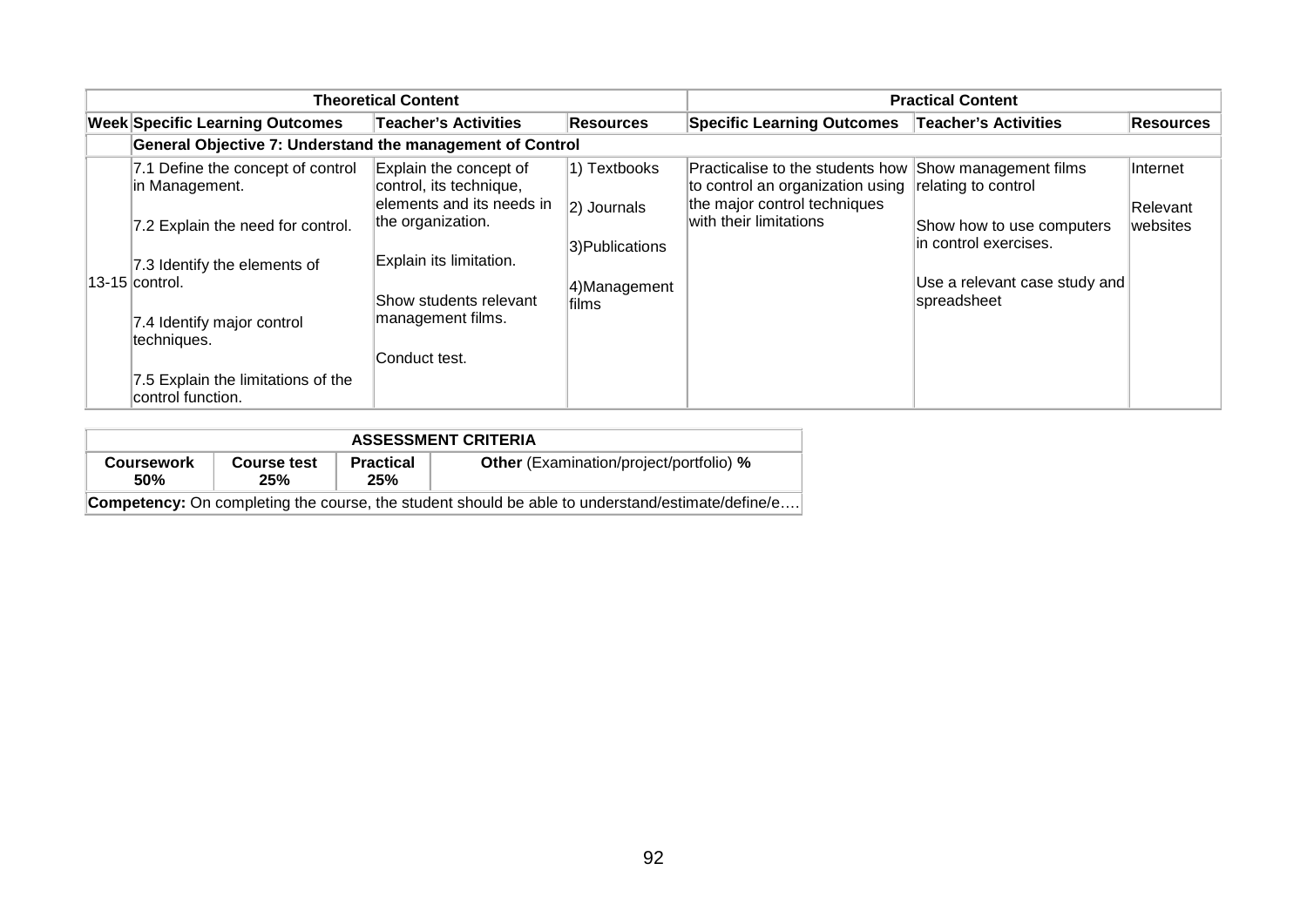| Week | Theoretical Content | | | Practical Content | | |
|---|---|---|---|---|---|---|
| | Specific Learning Outcomes | Teacher's Activities | Resources | Specific Learning Outcomes | Teacher's Activities | Resources |
| | **General Objective 7: Understand the management of Control** | | | | | |
| 13-15 | 7.1 Define the concept of control in Management.<br><br>7.2 Explain the need for control.<br><br>7.3 Identify the elements of control.<br><br>7.4 Identify major control techniques.<br><br>7.5 Explain the limitations of the control function. | Explain the concept of control, its technique, elements and its needs in the organization.<br><br>Explain its limitation.<br><br>Show students relevant management films.<br><br>Conduct test. | 1) Textbooks<br><br>2) Journals<br><br>3)Publications<br><br>4)Management films | Practicalise to the students how to control an organization using the major control techniques with their limitations | Show management films relating to control<br><br>Show how to use computers in control exercises.<br><br>Use a relevant case study and spreadsheet | Internet<br><br>Relevant websites |

| ASSESSMENT CRITERIA | | | |
|---|---|---|---|
| **Coursework 50%** | **Course test 25%** | **Practical 25%** | **Other** (Examination/project/portfolio) **%** |
| **Competency:** On completing the course, the student should be able to understand/estimate/define/e…. | | | |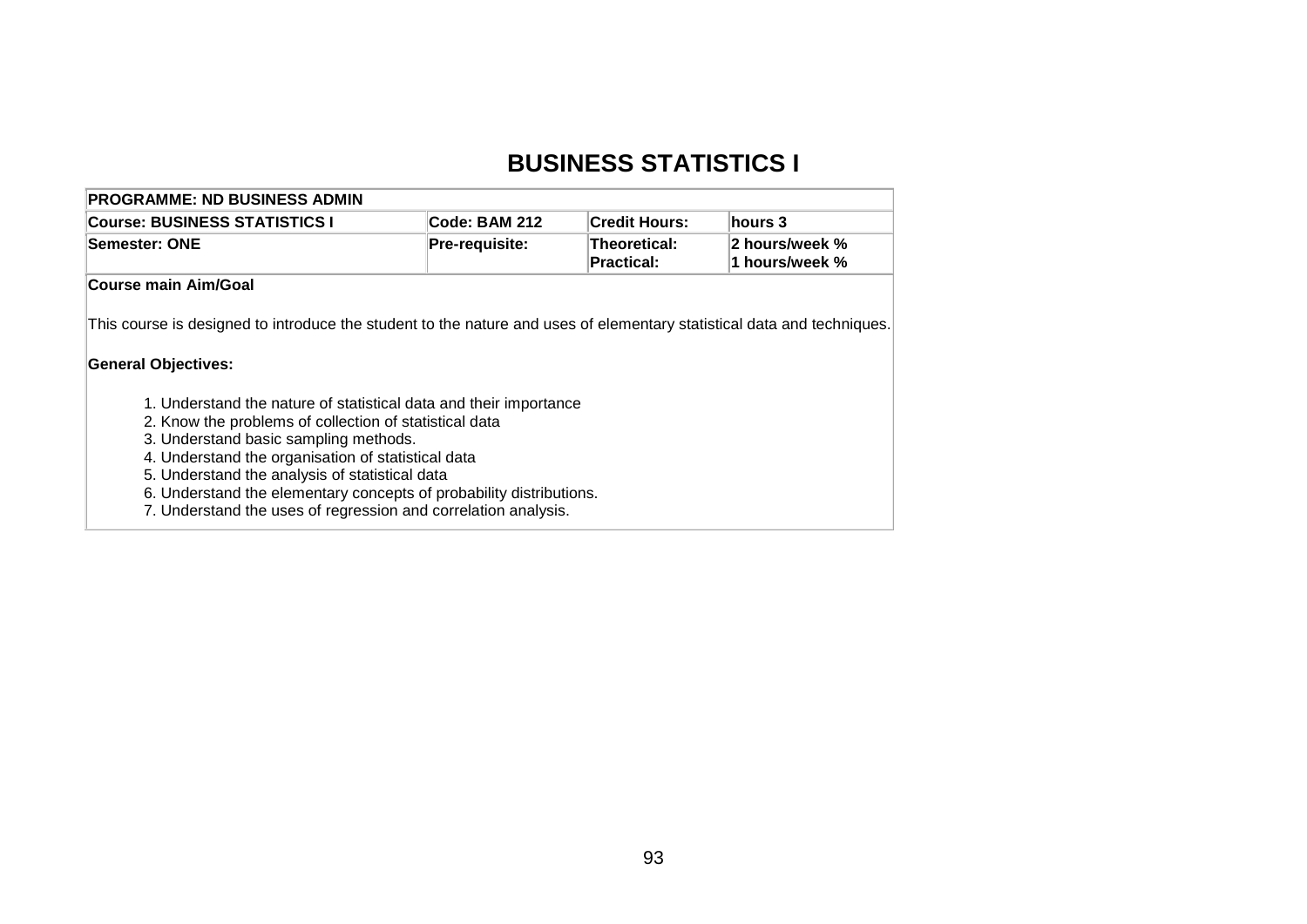# BUSINESS STATISTICS I

| PROGRAMME: ND BUSINESS ADMIN | | | |
|---|---|---|---|
| **Course: BUSINESS STATISTICS I** | **Code: BAM 212** | **Credit Hours:** | **hours 3** |
| **Semester: ONE** | **Pre-requisite:** | **Theoretical:** <br> **Practical:** | **2 hours/week %** <br> **1 hours/week %** |

**Course main Aim/Goal**

This course is designed to introduce the student to the nature and uses of elementary statistical data and techniques.

**General Objectives:**

1. Understand the nature of statistical data and their importance
2. Know the problems of collection of statistical data
3. Understand basic sampling methods.
4. Understand the organisation of statistical data
5. Understand the analysis of statistical data
6. Understand the elementary concepts of probability distributions.
7. Understand the uses of regression and correlation analysis.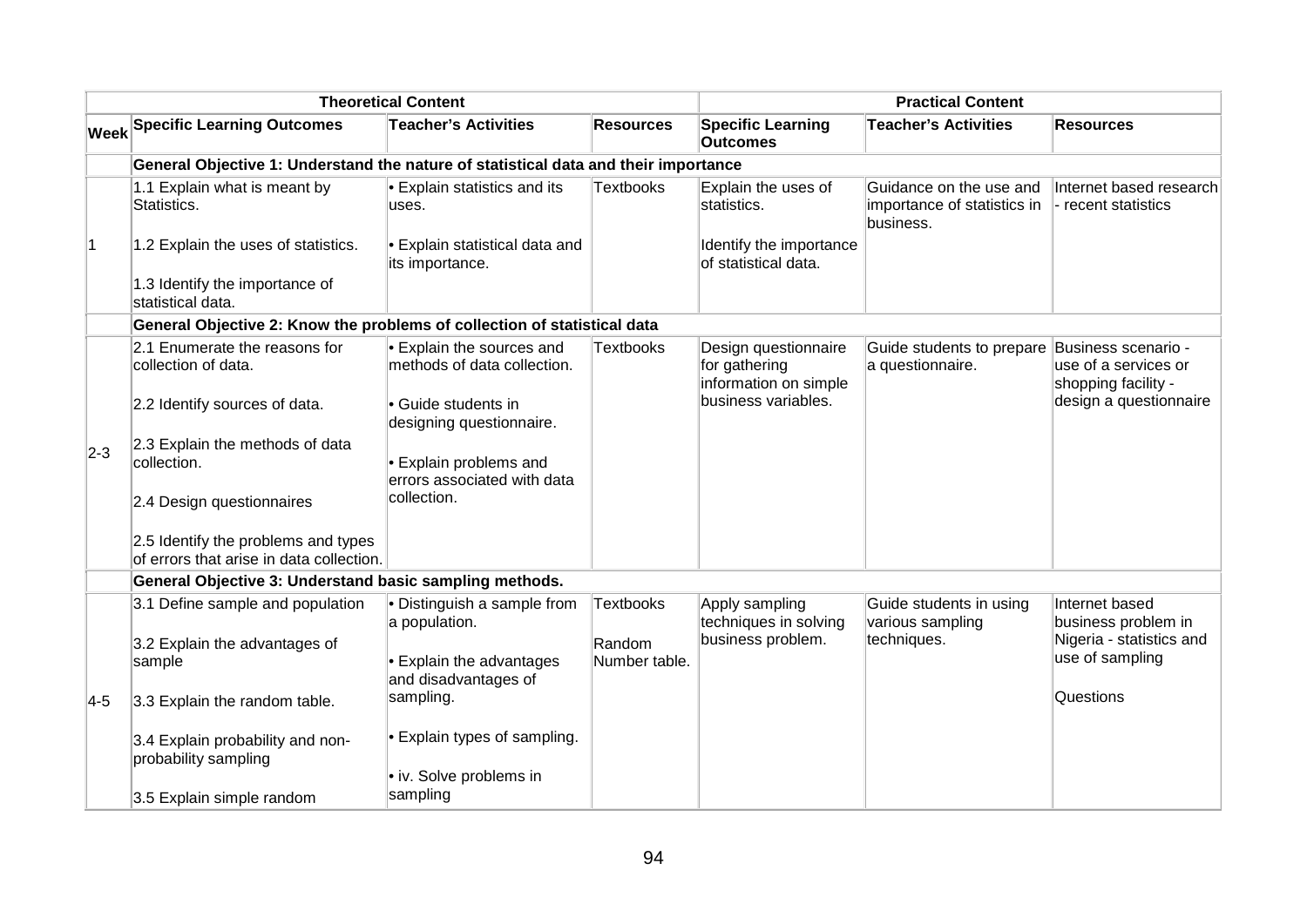| | Theoretical Content | | | Practical Content | | |
|---|---|---|---|---|---|---|
| Week | Specific Learning Outcomes | Teacher's Activities | Resources | Specific Learning Outcomes | Teacher's Activities | Resources |
| | **General Objective 1: Understand the nature of statistical data and their importance** | | | | | |
| 1 | 1.1 Explain what is meant by Statistics.<br><br>1.2 Explain the uses of statistics.<br><br>1.3 Identify the importance of statistical data. | • Explain statistics and its uses.<br><br>• Explain statistical data and its importance. | Textbooks | Explain the uses of statistics.<br><br>Identify the importance of statistical data. | Guidance on the use and importance of statistics in business. | Internet based research - recent statistics |
| | **General Objective 2: Know the problems of collection of statistical data** | | | | | |
| 2-3 | 2.1 Enumerate the reasons for collection of data.<br><br>2.2 Identify sources of data.<br><br>2.3 Explain the methods of data collection.<br><br>2.4 Design questionnaires<br><br>2.5 Identify the problems and types of errors that arise in data collection. | • Explain the sources and methods of data collection.<br><br>• Guide students in designing questionnaire.<br><br>• Explain problems and errors associated with data collection. | Textbooks | Design questionnaire for gathering information on simple business variables. | Guide students to prepare a questionnaire. | Business scenario - use of a services or shopping facility - design a questionnaire |
| | **General Objective 3: Understand basic sampling methods.** | | | | | |
| 4-5 | 3.1 Define sample and population<br><br>3.2 Explain the advantages of sample<br><br>3.3 Explain the random table.<br><br>3.4 Explain probability and non-probability sampling<br><br>3.5 Explain simple random | • Distinguish a sample from a population.<br><br>• Explain the advantages and disadvantages of sampling.<br><br>• Explain types of sampling.<br><br>• iv. Solve problems in sampling | Textbooks<br><br>Random Number table. | Apply sampling techniques in solving business problem. | Guide students in using various sampling techniques. | Internet based business problem in Nigeria - statistics and use of sampling<br><br>Questions |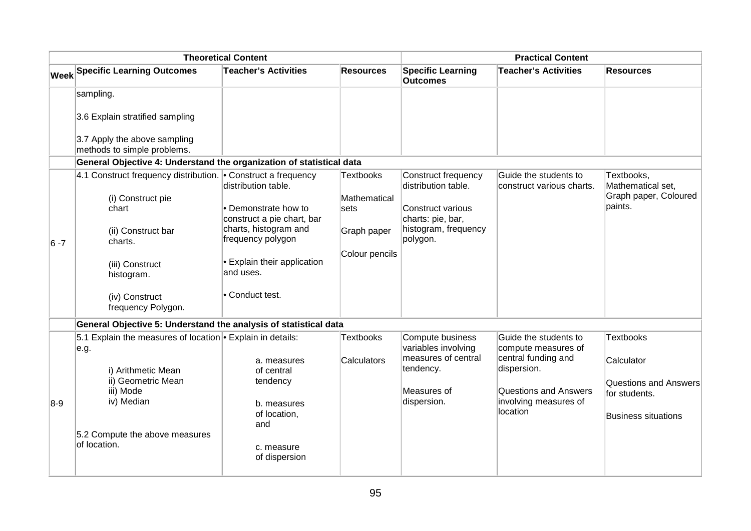| | Theoretical Content | | | Practical Content | | |
|---|---|---|---|---|---|---|
| **Week** | **Specific Learning Outcomes** | **Teacher's Activities** | **Resources** | **Specific Learning Outcomes** | **Teacher's Activities** | **Resources** |
| | sampling.<br><br>3.6 Explain stratified sampling<br><br>3.7 Apply the above sampling methods to simple problems. | | | | | |
| | **General Objective 4: Understand the organization of statistical data** | | | | | |
| 6 -7 | 4.1 Construct frequency distribution.<br><br>(i) Construct pie chart<br><br>(ii) Construct bar charts.<br><br>(iii) Construct histogram.<br><br>(iv) Construct frequency Polygon. | • Construct a frequency distribution table.<br><br>• Demonstrate how to construct a pie chart, bar charts, histogram and frequency polygon<br><br>• Explain their application and uses.<br><br>• Conduct test. | Textbooks<br><br>Mathematical sets<br><br>Graph paper<br><br>Colour pencils | Construct frequency distribution table.<br><br>Construct various charts: pie, bar, histogram, frequency polygon. | Guide the students to construct various charts. | Textbooks, Mathematical set, Graph paper, Coloured paints. |
| | **General Objective 5: Understand the analysis of statistical data** | | | | | |
| 8-9 | 5.1 Explain the measures of location e.g.<br><br>i) Arithmetic Mean<br>ii) Geometric Mean<br>iii) Mode<br>iv) Median<br><br>5.2 Compute the above measures of location. | • Explain in details:<br><br>a. measures of central tendency<br><br>b. measures of location, and<br><br>c. measure of dispersion | Textbooks<br><br>Calculators | Compute business variables involving measures of central tendency.<br><br>Measures of dispersion. | Guide the students to compute measures of central funding and dispersion.<br><br>Questions and Answers involving measures of location | Textbooks<br><br>Calculator<br><br>Questions and Answers for students.<br><br>Business situations |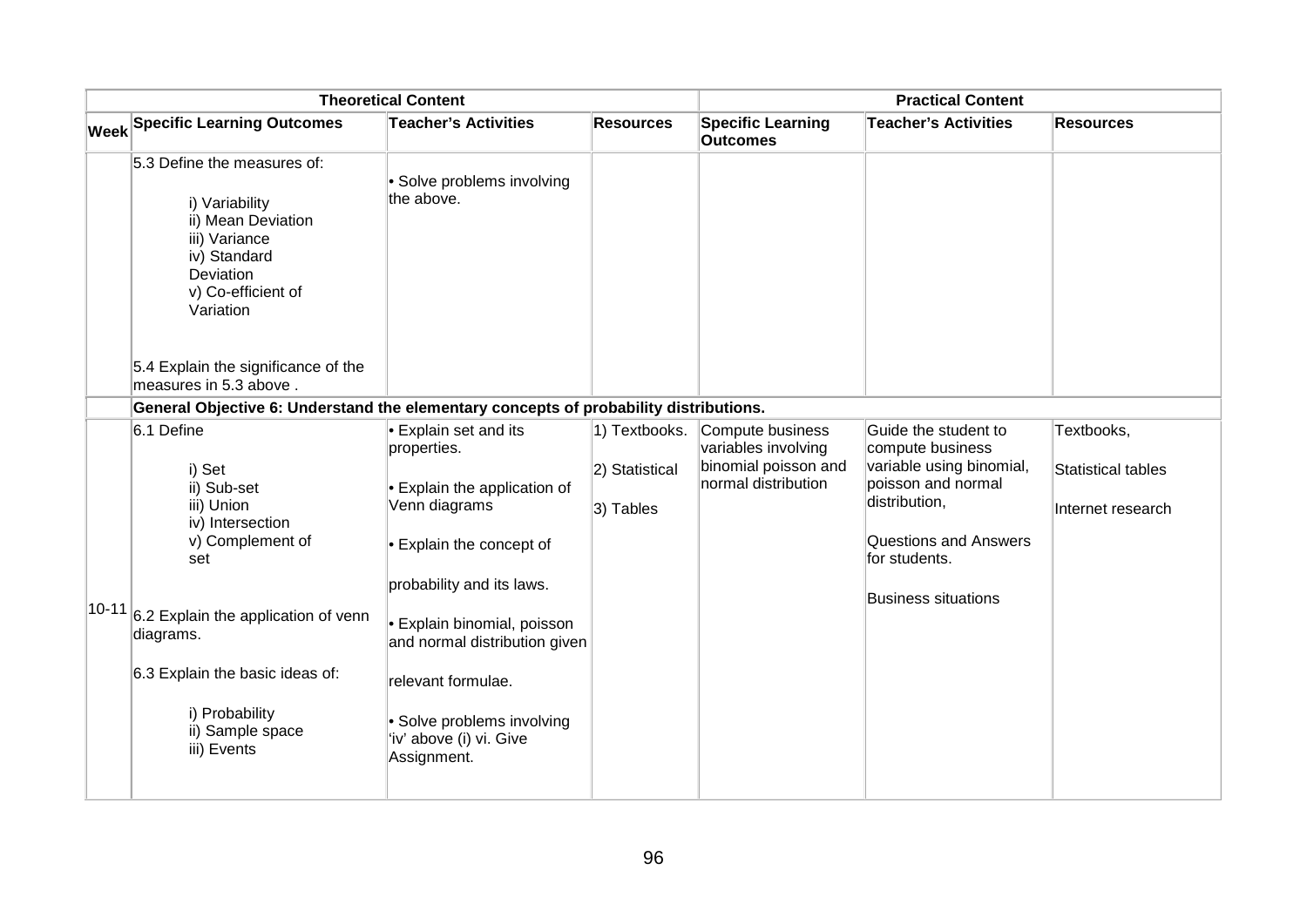| Theoretical Content | | | | Practical Content | | |
|---|---|---|---|---|---|---|
| **Week** | **Specific Learning Outcomes** | **Teacher's Activities** | **Resources** | **Specific Learning Outcomes** | **Teacher's Activities** | **Resources** |
| | 5.3 Define the measures of:<br><br>i) Variability<br>ii) Mean Deviation<br>iii) Variance<br>iv) Standard Deviation<br>v) Co-efficient of Variation<br><br>5.4 Explain the significance of the measures in 5.3 above . | • Solve problems involving the above. | | | | |
| | **General Objective 6: Understand the elementary concepts of probability distributions.** | | | | | |
| 10-11 | 6.1 Define<br><br>i) Set<br>ii) Sub-set<br>iii) Union<br>iv) Intersection<br>v) Complement of set<br><br>6.2 Explain the application of venn diagrams.<br><br>6.3 Explain the basic ideas of:<br><br>i) Probability<br>ii) Sample space<br>iii) Events | • Explain set and its properties.<br><br>• Explain the application of Venn diagrams<br><br>• Explain the concept of probability and its laws.<br><br>• Explain binomial, poisson and normal distribution given relevant formulae.<br><br>• Solve problems involving 'iv' above (i) vi. Give Assignment. | 1) Textbooks.<br><br>2) Statistical<br><br>3) Tables | Compute business variables involving binomial poisson and normal distribution | Guide the student to compute business variable using binomial, poisson and normal distribution,<br><br>Questions and Answers for students.<br><br>Business situations | Textbooks,<br><br>Statistical tables<br><br>Internet research |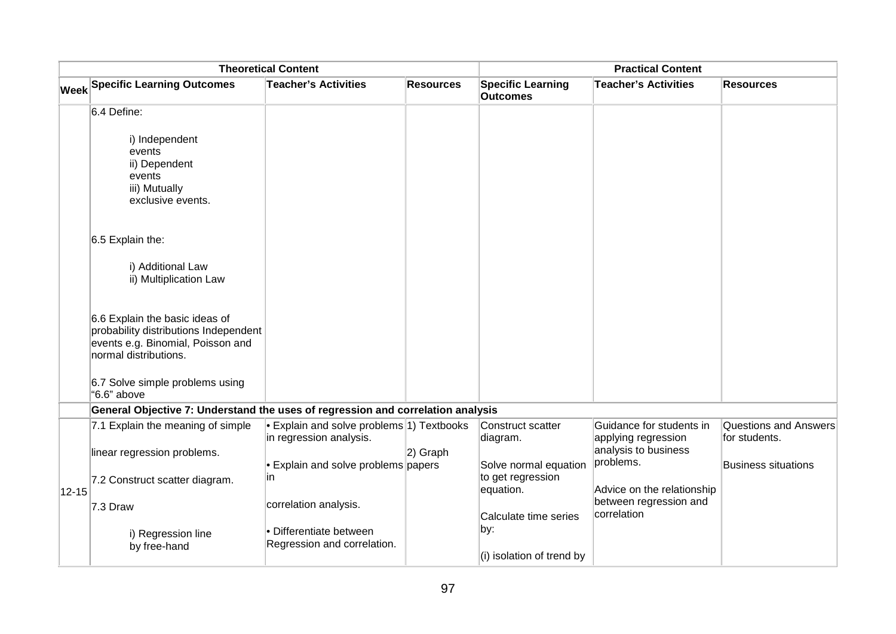| Theoretical Content | | | | Practical Content | | |
|---|---|---|---|---|---|---|
| Week | Specific Learning Outcomes | Teacher's Activities | Resources | Specific Learning Outcomes | Teacher's Activities | Resources |
| | 6.4 Define:<br><br>i) Independent events<br>ii) Dependent events<br>iii) Mutually exclusive events.<br><br>6.5 Explain the:<br><br>i) Additional Law<br>ii) Multiplication Law<br><br>6.6 Explain the basic ideas of probability distributions Independent events e.g. Binomial, Poisson and normal distributions.<br><br>6.7 Solve simple problems using "6.6" above | | | | | |
| | **General Objective 7: Understand the uses of regression and correlation analysis** | | | | | |
| 12-15 | 7.1 Explain the meaning of simple linear regression problems.<br><br>7.2 Construct scatter diagram.<br><br>7.3 Draw<br><br>i) Regression line by free-hand | • Explain and solve problems in regression analysis.<br><br>• Explain and solve problems in correlation analysis.<br><br>• Differentiate between Regression and correlation. | 1) Textbooks<br><br>2) Graph papers | Construct scatter diagram.<br><br>Solve normal equation to get regression equation.<br><br>Calculate time series by:<br><br>(i) isolation of trend by | Guidance for students in applying regression analysis to business problems.<br><br>Advice on the relationship between regression and correlation | Questions and Answers for students.<br><br>Business situations |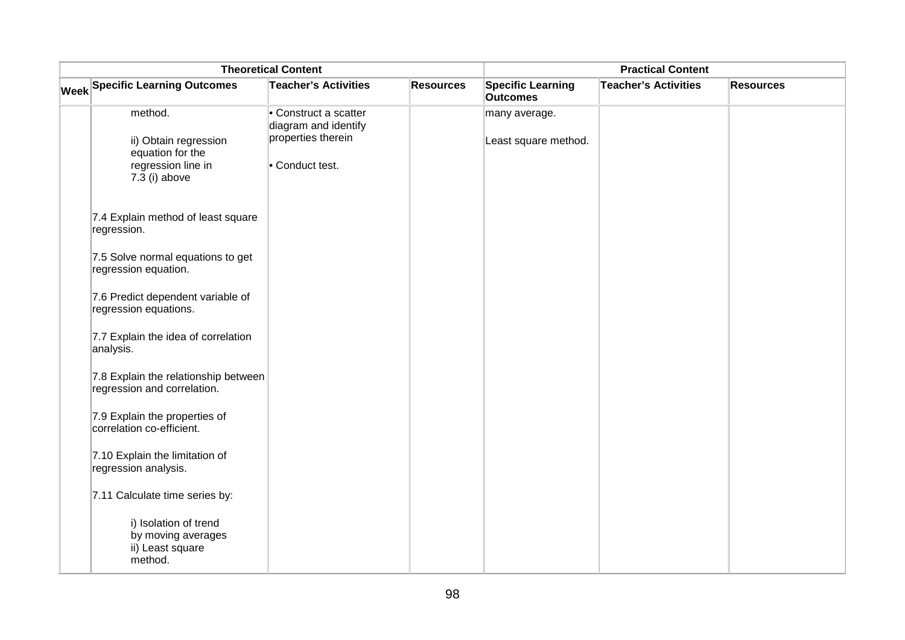| Theoretical Content | | | | Practical Content | | |
|---|---|---|---|---|---|---|
| **Week** | **Specific Learning Outcomes** | **Teacher's Activities** | **Resources** | **Specific Learning Outcomes** | **Teacher's Activities** | **Resources** |
| | method.<br><br>ii) Obtain regression equation for the regression line in 7.3 (i) above<br><br>7.4 Explain method of least square regression.<br><br>7.5 Solve normal equations to get regression equation.<br><br>7.6 Predict dependent variable of regression equations.<br><br>7.7 Explain the idea of correlation analysis.<br><br>7.8 Explain the relationship between regression and correlation.<br><br>7.9 Explain the properties of correlation co-efficient.<br><br>7.10 Explain the limitation of regression analysis.<br><br>7.11 Calculate time series by:<br><br>i) Isolation of trend by moving averages<br>ii) Least square method. | • Construct a scatter diagram and identify properties therein<br><br>• Conduct test. | | many average.<br><br>Least square method. | | |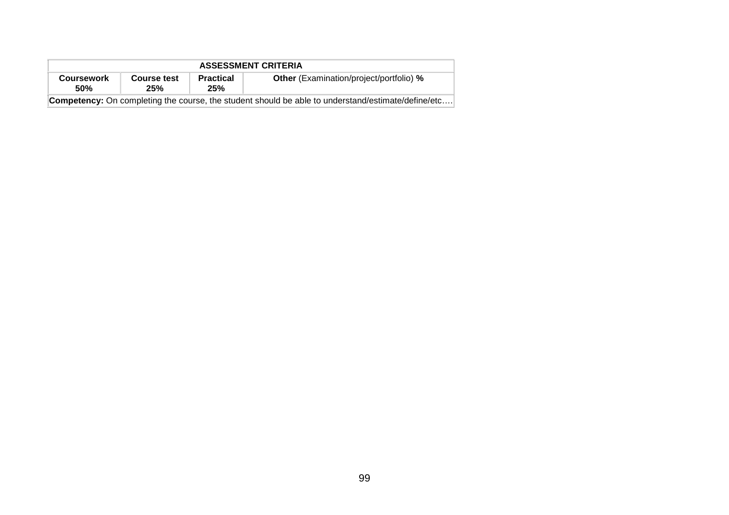| ASSESSMENT CRITERIA | | | |
|---|---|---|---|
| **Coursework 50%** | **Course test 25%** | **Practical 25%** | **Other** (Examination/project/portfolio) **%** |
| **Competency:** On completing the course, the student should be able to understand/estimate/define/etc…. | | | |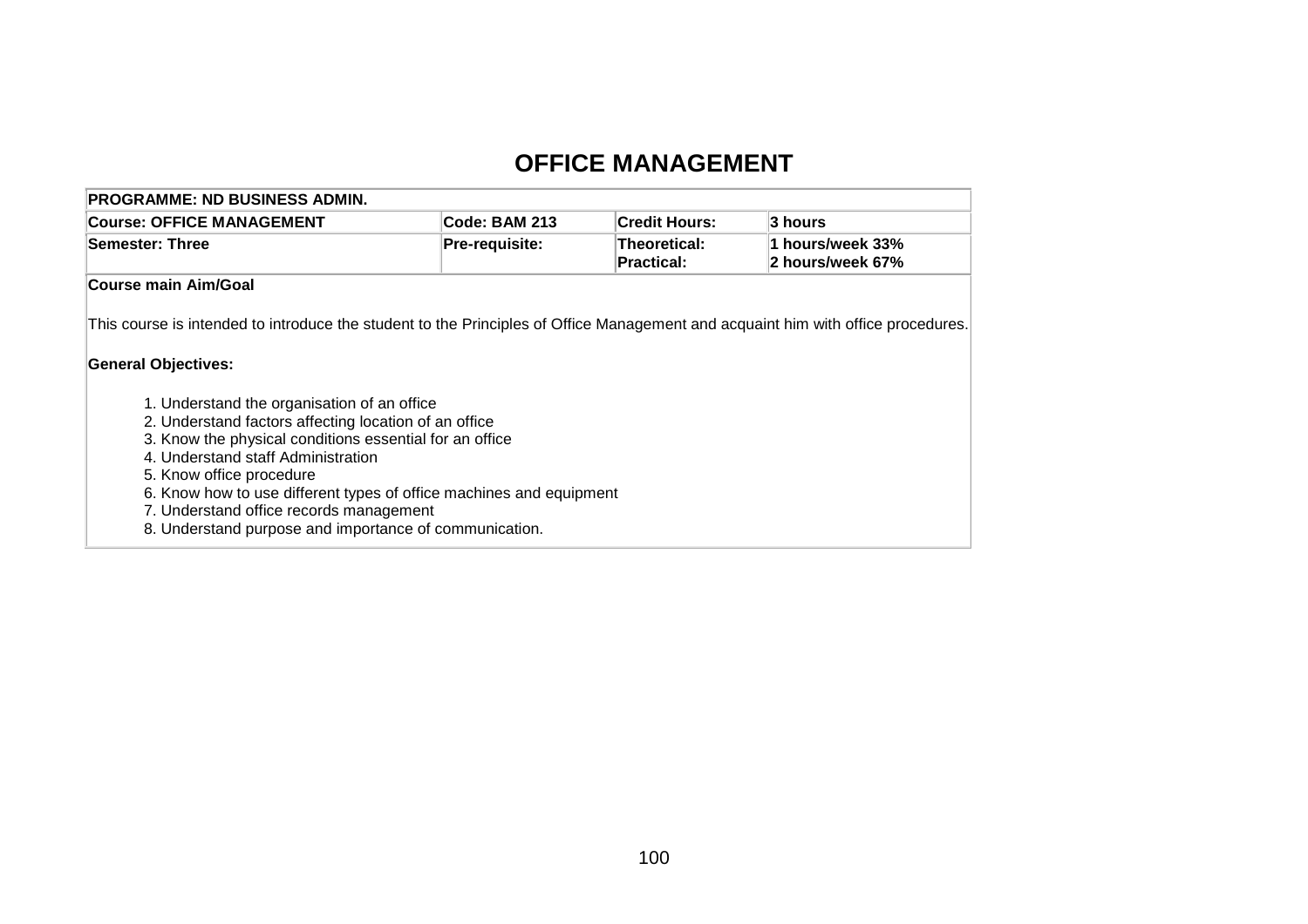# OFFICE MANAGEMENT

| PROGRAMME: ND BUSINESS ADMIN. | | | |
|---|---|---|---|
| **Course: OFFICE MANAGEMENT** | **Code: BAM 213** | **Credit Hours:** | **3 hours** |
| **Semester: Three** | **Pre-requisite:** | **Theoretical:**<br>**Practical:** | **1 hours/week 33%**<br>**2 hours/week 67%** |

**Course main Aim/Goal**

This course is intended to introduce the student to the Principles of Office Management and acquaint him with office procedures.

**General Objectives:**

1. Understand the organisation of an office
2. Understand factors affecting location of an office
3. Know the physical conditions essential for an office
4. Understand staff Administration
5. Know office procedure
6. Know how to use different types of office machines and equipment
7. Understand office records management
8. Understand purpose and importance of communication.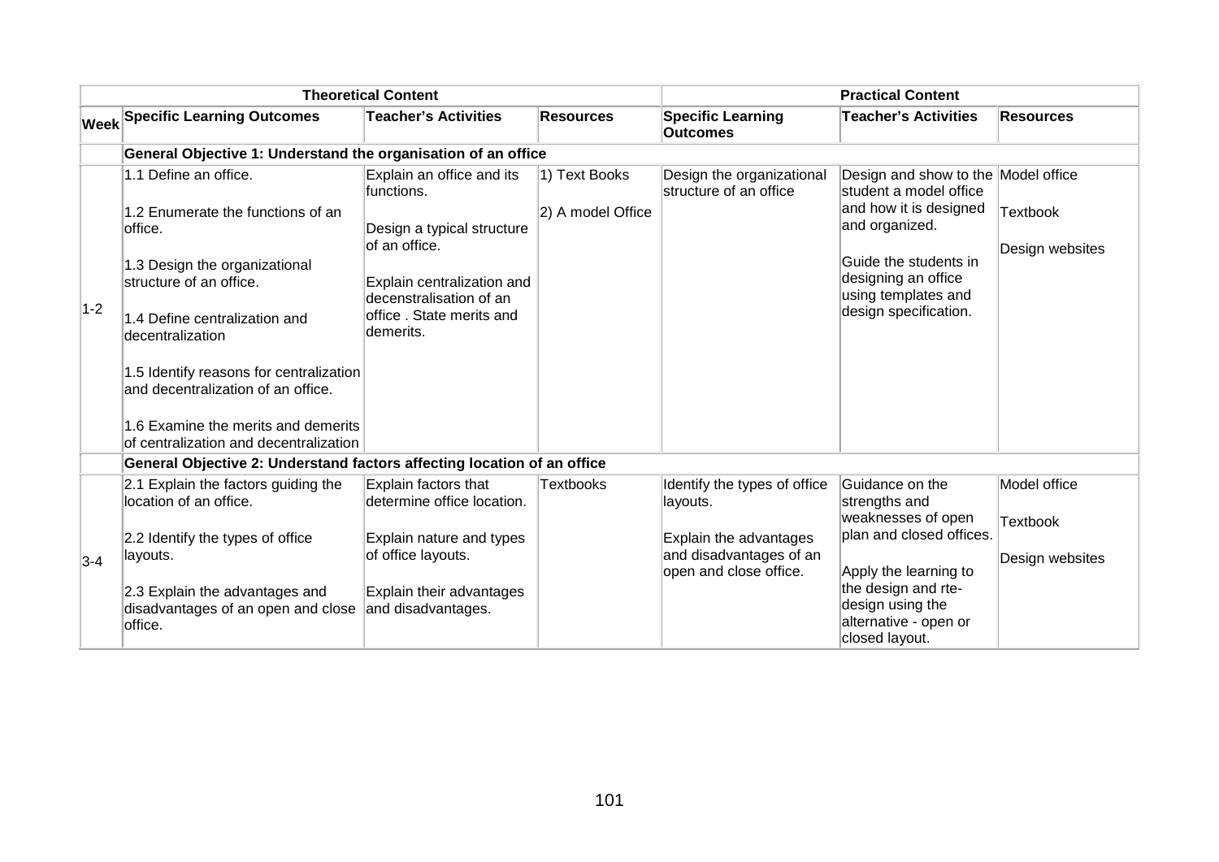| Week | Theoretical Content | | | Practical Content | | |
|---|---|---|---|---|---|---|
| | Specific Learning Outcomes | Teacher's Activities | Resources | Specific Learning Outcomes | Teacher's Activities | Resources |
| | **General Objective 1: Understand the organisation of an office** | | | | | |
| 1-2 | 1.1 Define an office.<br><br>1.2 Enumerate the functions of an office.<br><br>1.3 Design the organizational structure of an office.<br><br>1.4 Define centralization and decentralization<br><br>1.5 Identify reasons for centralization and decentralization of an office.<br><br>1.6 Examine the merits and demerits of centralization and decentralization | Explain an office and its functions.<br><br>Design a typical structure of an office.<br><br>Explain centralization and decenstralisation of an office . State merits and demerits. | 1) Text Books<br><br>2) A model Office | Design the organizational structure of an office | Design and show to the student a model office and how it is designed and organized.<br><br>Guide the students in designing an office using templates and design specification. | Model office<br><br>Textbook<br><br>Design websites |
| | **General Objective 2: Understand factors affecting location of an office** | | | | | |
| 3-4 | 2.1 Explain the factors guiding the location of an office.<br><br>2.2 Identify the types of office layouts.<br><br>2.3 Explain the advantages and disadvantages of an open and close office. | Explain factors that determine office location.<br><br>Explain nature and types of office layouts.<br><br>Explain their advantages and disadvantages. | Textbooks | Identify the types of office layouts.<br><br>Explain the advantages and disadvantages of an open and close office. | Guidance on the strengths and weaknesses of open plan and closed offices.<br><br>Apply the learning to the design and rte-design using the alternative - open or closed layout. | Model office<br><br>Textbook<br><br>Design websites |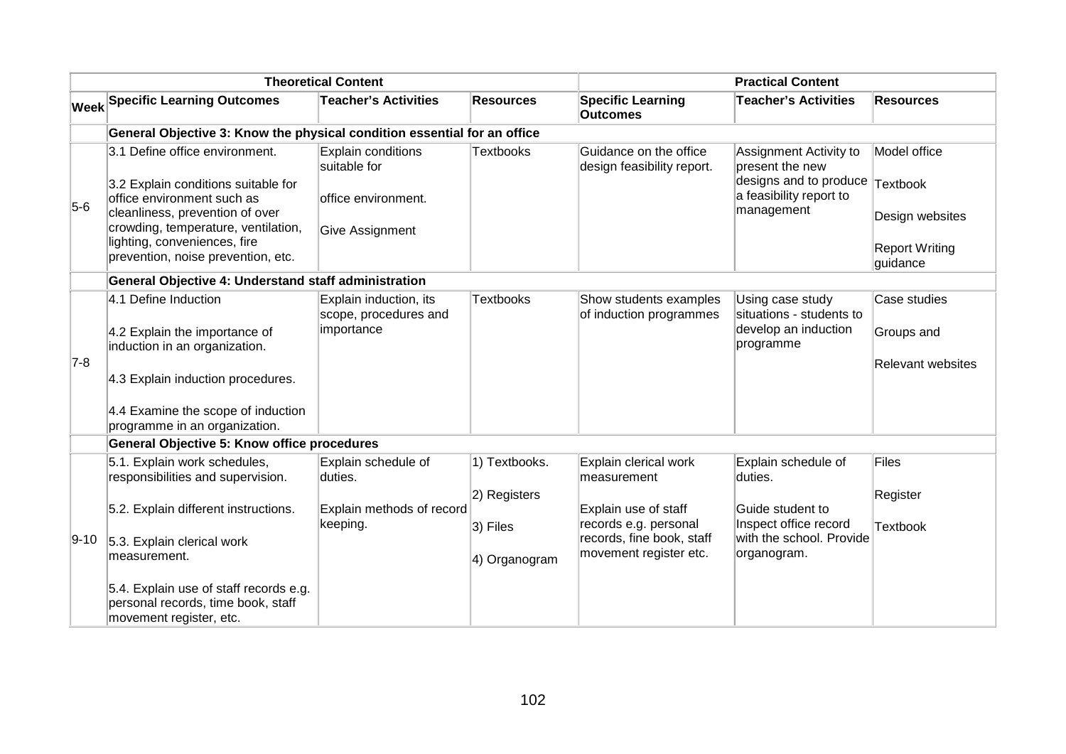| | Theoretical Content | | | Practical Content | | |
|---|---|---|---|---|---|---|
| **Week** | **Specific Learning Outcomes** | **Teacher's Activities** | **Resources** | **Specific Learning Outcomes** | **Teacher's Activities** | **Resources** |
| | **General Objective 3: Know the physical condition essential for an office** | | | | | |
| 5-6 | 3.1 Define office environment.<br><br>3.2 Explain conditions suitable for office environment such as cleanliness, prevention of over crowding, temperature, ventilation, lighting, conveniences, fire prevention, noise prevention, etc. | Explain conditions suitable for<br><br>office environment.<br><br>Give Assignment | Textbooks | Guidance on the office design feasibility report. | Assignment Activity to present the new designs and to produce a feasibility report to management | Model office<br><br>Textbook<br><br>Design websites<br><br>Report Writing guidance |
| | **General Objective 4: Understand staff administration** | | | | | |
| 7-8 | 4.1 Define Induction<br><br>4.2 Explain the importance of induction in an organization.<br><br>4.3 Explain induction procedures.<br><br>4.4 Examine the scope of induction programme in an organization. | Explain induction, its scope, procedures and importance | Textbooks | Show students examples of induction programmes | Using case study situations - students to develop an induction programme | Case studies<br><br>Groups and<br><br>Relevant websites |
| | **General Objective 5: Know office procedures** | | | | | |
| 9-10 | 5.1. Explain work schedules, responsibilities and supervision.<br><br>5.2. Explain different instructions.<br><br>5.3. Explain clerical work measurement.<br><br>5.4. Explain use of staff records e.g. personal records, time book, staff movement register, etc. | Explain schedule of duties.<br><br>Explain methods of record keeping. | 1) Textbooks.<br><br>2) Registers<br><br>3) Files<br><br>4) Organogram | Explain clerical work measurement<br><br>Explain use of staff records e.g. personal records, fine book, staff movement register etc. | Explain schedule of duties.<br><br>Guide student to Inspect office record with the school. Provide organogram. | Files<br><br>Register<br><br>Textbook |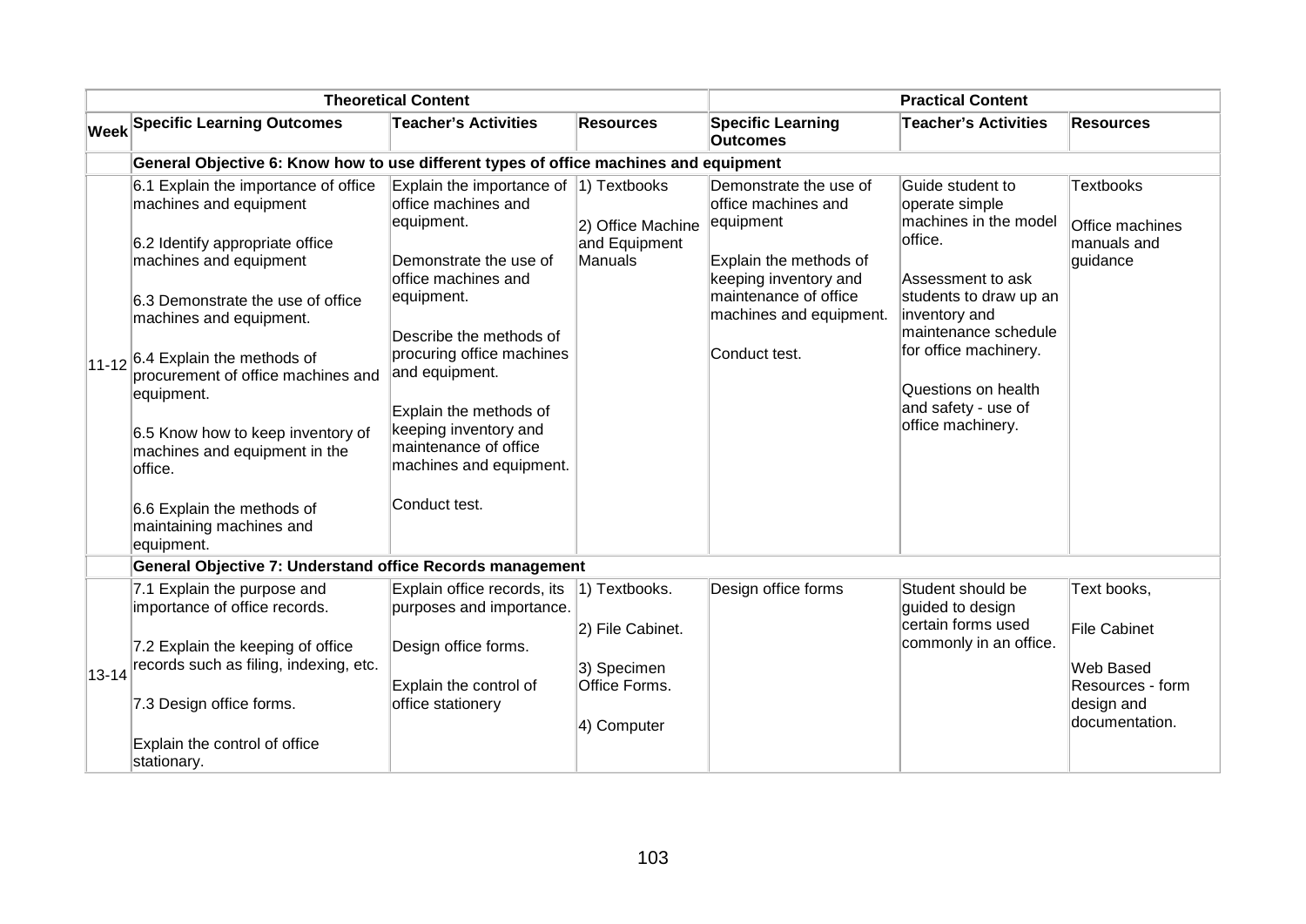| | Theoretical Content | | | Practical Content | | |
|---|---|---|---|---|---|---|
| Week | Specific Learning Outcomes | Teacher's Activities | Resources | Specific Learning Outcomes | Teacher's Activities | Resources |
| | **General Objective 6: Know how to use different types of office machines and equipment** | | | | | |
| 11-12 | 6.1 Explain the importance of office machines and equipment<br><br>6.2 Identify appropriate office machines and equipment<br><br>6.3 Demonstrate the use of office machines and equipment.<br><br>6.4 Explain the methods of procurement of office machines and equipment.<br><br>6.5 Know how to keep inventory of machines and equipment in the office.<br><br>6.6 Explain the methods of maintaining machines and equipment. | Explain the importance of office machines and equipment.<br><br>Demonstrate the use of office machines and equipment.<br><br>Describe the methods of procuring office machines and equipment.<br><br>Explain the methods of keeping inventory and maintenance of office machines and equipment.<br><br>Conduct test. | 1) Textbooks<br><br>2) Office Machine and Equipment Manuals | Demonstrate the use of office machines and equipment<br><br>Explain the methods of keeping inventory and maintenance of office machines and equipment.<br><br>Conduct test. | Guide student to operate simple machines in the model office.<br><br>Assessment to ask students to draw up an inventory and maintenance schedule for office machinery.<br><br>Questions on health and safety - use of office machinery. | Textbooks<br><br>Office machines manuals and guidance |
| | **General Objective 7: Understand office Records management** | | | | | |
| 13-14 | 7.1 Explain the purpose and importance of office records.<br><br>7.2 Explain the keeping of office records such as filing, indexing, etc.<br><br>7.3 Design office forms.<br><br>Explain the control of office stationary. | Explain office records, its purposes and importance.<br><br>Design office forms.<br><br>Explain the control of office stationery | 1) Textbooks.<br><br>2) File Cabinet.<br><br>3) Specimen Office Forms.<br><br>4) Computer | Design office forms | Student should be guided to design certain forms used commonly in an office. | Text books,<br><br>File Cabinet<br><br>Web Based Resources - form design and documentation. |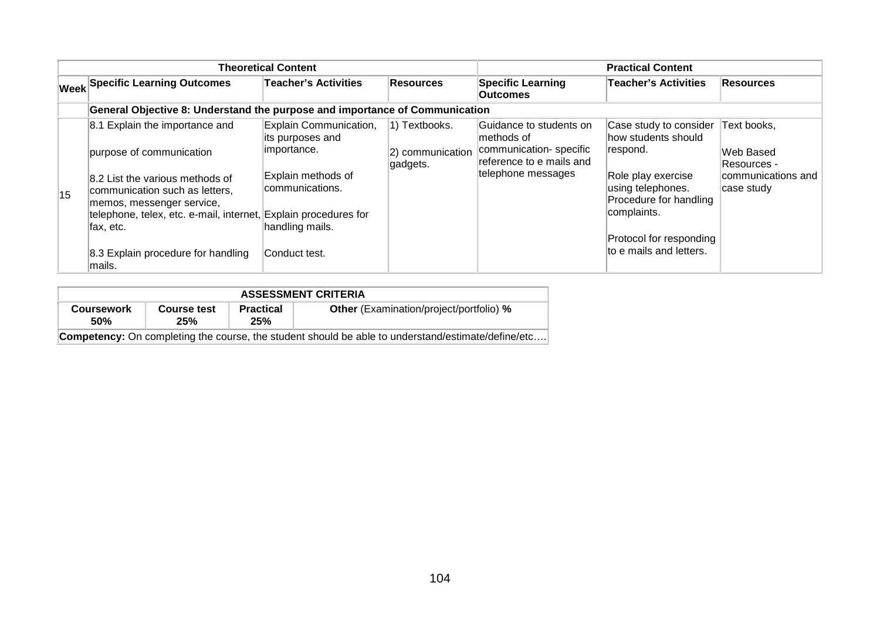| Theoretical Content | | | | Practical Content | | |
|---|---|---|---|---|---|---|
| Week | Specific Learning Outcomes | Teacher's Activities | Resources | Specific Learning Outcomes | Teacher's Activities | Resources |
| | **General Objective 8: Understand the purpose and importance of Communication** | | | | | |
| 15 | 8.1 Explain the importance and purpose of communication<br><br>8.2 List the various methods of communication such as letters, memos, messenger service, telephone, telex, etc. e-mail, internet, fax, etc.<br><br>8.3 Explain procedure for handling mails. | Explain Communication, its purposes and importance.<br><br>Explain methods of communications.<br><br>Explain procedures for handling mails.<br><br>Conduct test. | 1) Textbooks.<br><br>2) communication gadgets. | Guidance to students on methods of communication- specific reference to e mails and telephone messages | Case study to consider how students should respond.<br><br>Role play exercise using telephones. Procedure for handling complaints.<br><br>Protocol for responding to e mails and letters. | Text books,<br><br>Web Based Resources - communications and case study |

| ASSESSMENT CRITERIA | | | |
|---|---|---|---|
| **Coursework 50%** | **Course test 25%** | **Practical 25%** | **Other** (Examination/project/portfolio) **%** |
| **Competency:** On completing the course, the student should be able to understand/estimate/define/etc…. | | | |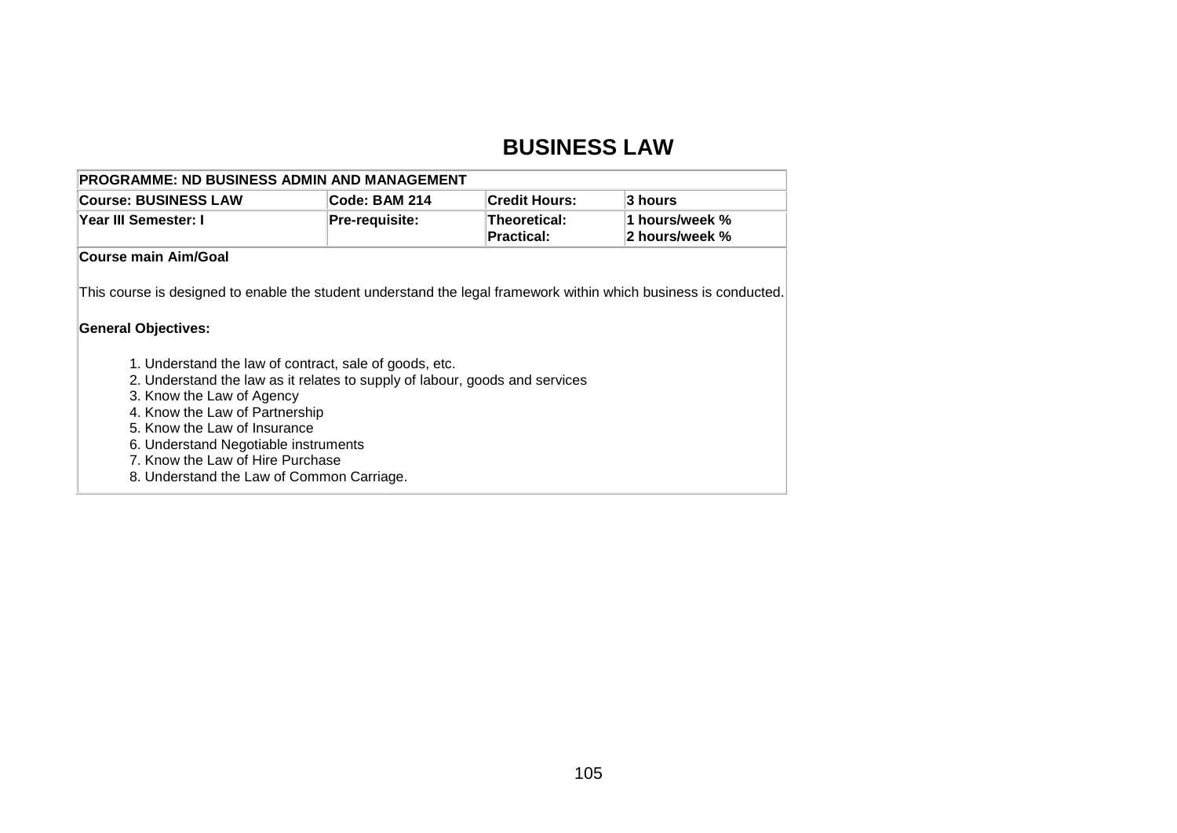# BUSINESS LAW

| PROGRAMME: ND BUSINESS ADMIN AND MANAGEMENT | | | |
|---|---|---|---|
| **Course: BUSINESS LAW** | **Code: BAM 214** | **Credit Hours:** | **3 hours** |
| **Year III Semester: I** | **Pre-requisite:** | **Theoretical:**<br>**Practical:** | **1 hours/week %**<br>**2 hours/week %** |

**Course main Aim/Goal**

This course is designed to enable the student understand the legal framework within which business is conducted.

**General Objectives:**

1. Understand the law of contract, sale of goods, etc.
2. Understand the law as it relates to supply of labour, goods and services
3. Know the Law of Agency
4. Know the Law of Partnership
5. Know the Law of Insurance
6. Understand Negotiable instruments
7. Know the Law of Hire Purchase
8. Understand the Law of Common Carriage.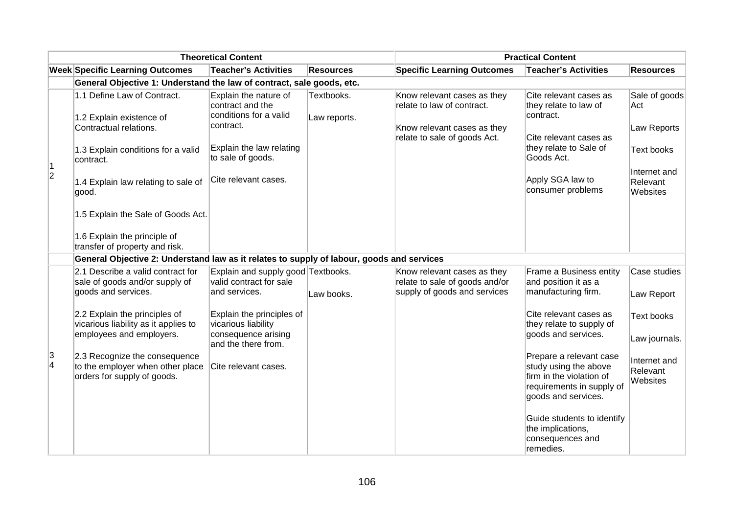| | Theoretical Content | | | Practical Content | | |
|---|---|---|---|---|---|---|
| **Week** | **Specific Learning Outcomes** | **Teacher's Activities** | **Resources** | **Specific Learning Outcomes** | **Teacher's Activities** | **Resources** |
| | **General Objective 1: Understand the law of contract, sale goods, etc.** | | | | | |
| 1<br>2 | 1.1 Define Law of Contract.<br><br>1.2 Explain existence of Contractual relations.<br><br>1.3 Explain conditions for a valid contract.<br><br>1.4 Explain law relating to sale of good.<br><br>1.5 Explain the Sale of Goods Act.<br><br>1.6 Explain the principle of transfer of property and risk. | Explain the nature of contract and the conditions for a valid contract.<br><br>Explain the law relating to sale of goods.<br><br>Cite relevant cases. | Textbooks.<br><br>Law reports. | Know relevant cases as they relate to law of contract.<br><br>Know relevant cases as they relate to sale of goods Act. | Cite relevant cases as they relate to law of contract.<br><br>Cite relevant cases as they relate to Sale of Goods Act.<br><br>Apply SGA law to consumer problems | Sale of goods Act<br><br>Law Reports<br><br>Text books<br><br>Internet and Relevant Websites |
| | **General Objective 2: Understand law as it relates to supply of labour, goods and services** | | | | | |
| 3<br>4 | 2.1 Describe a valid contract for sale of goods and/or supply of goods and services.<br><br>2.2 Explain the principles of vicarious liability as it applies to employees and employers.<br><br>2.3 Recognize the consequence to the employer when other place orders for supply of goods. | Explain and supply good valid contract for sale and services.<br><br>Explain the principles of vicarious liability consequence arising and the there from.<br><br>Cite relevant cases. | Textbooks.<br><br>Law books. | Know relevant cases as they relate to sale of goods and/or supply of goods and services | Frame a Business entity and position it as a manufacturing firm.<br><br>Cite relevant cases as they relate to supply of goods and services.<br><br>Prepare a relevant case study using the above firm in the violation of requirements in supply of goods and services.<br><br>Guide students to identify the implications, consequences and remedies. | Case studies<br><br>Law Report<br><br>Text books<br><br>Law journals.<br><br>Internet and Relevant Websites |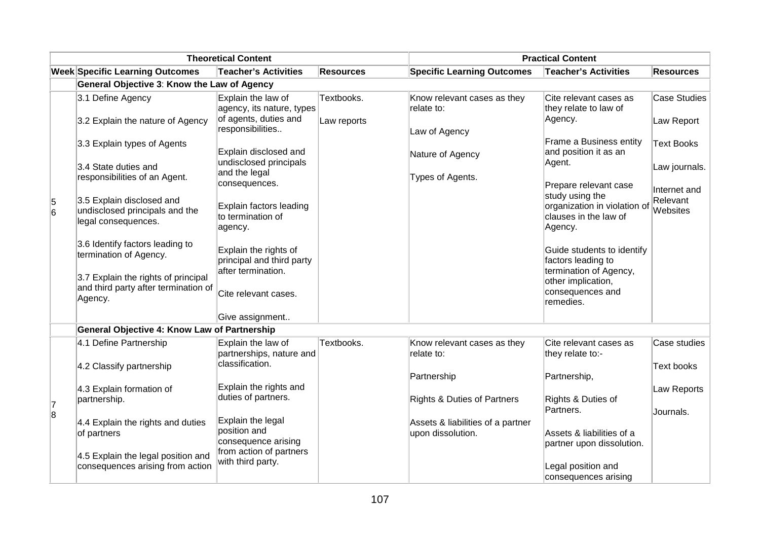| Theoretical Content | | | | Practical Content | | |
|---|---|---|---|---|---|---|
| **Week** | **Specific Learning Outcomes** | **Teacher's Activities** | **Resources** | **Specific Learning Outcomes** | **Teacher's Activities** | **Resources** |
| | **General Objective 3: Know the Law of Agency** | | | | | |
| 5<br>6 | 3.1 Define Agency<br><br>3.2 Explain the nature of Agency<br><br>3.3 Explain types of Agents<br><br>3.4 State duties and responsibilities of an Agent.<br><br>3.5 Explain disclosed and undisclosed principals and the legal consequences.<br><br>3.6 Identify factors leading to termination of Agency.<br><br>3.7 Explain the rights of principal and third party after termination of Agency. | Explain the law of agency, its nature, types of agents, duties and responsibilities..<br><br>Explain disclosed and undisclosed principals and the legal consequences.<br><br>Explain factors leading to termination of agency.<br><br>Explain the rights of principal and third party after termination..<br><br>Cite relevant cases.<br><br>Give assignment.. | Textbooks.<br><br>Law reports | Know relevant cases as they relate to:<br><br>Law of Agency<br><br>Nature of Agency<br><br>Types of Agents. | Cite relevant cases as they relate to law of Agency.<br><br>Frame a Business entity and position it as an Agent.<br><br>Prepare relevant case study using the organization in violation of clauses in the law of Agency.<br><br>Guide students to identify factors leading to termination of Agency, other implication, consequences and remedies. | Case Studies<br><br>Law Report<br><br>Text Books<br><br>Law journals.<br><br>Internet and Relevant Websites |
| | **General Objective 4: Know Law of Partnership** | | | | | |
| 7<br>8 | 4.1 Define Partnership<br><br>4.2 Classify partnership<br><br>4.3 Explain formation of partnership.<br><br>4.4 Explain the rights and duties of partners<br><br>4.5 Explain the legal position and consequences arising from action | Explain the law of partnerships, nature and classification.<br><br>Explain the rights and duties of partners.<br><br>Explain the legal position and consequence arising from action of partners with third party. | Textbooks. | Know relevant cases as they relate to:<br><br>Partnership<br><br>Rights & Duties of Partners<br><br>Assets & liabilities of a partner upon dissolution. | Cite relevant cases as they relate to:-<br><br>Partnership,<br><br>Rights & Duties of Partners.<br><br>Assets & liabilities of a partner upon dissolution.<br><br>Legal position and consequences arising | Case studies<br><br>Text books<br><br>Law Reports<br><br>Journals. |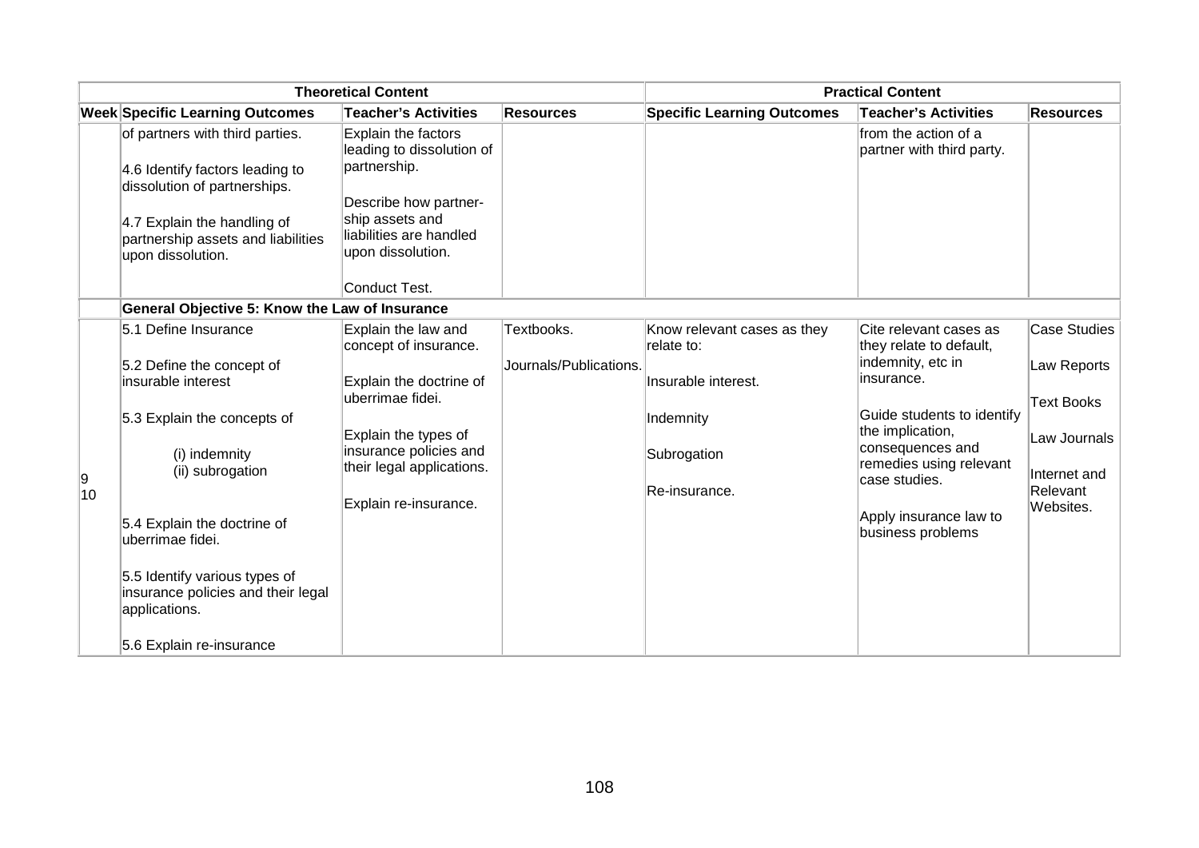| Theoretical Content | | | | Practical Content | | |
|---|---|---|---|---|---|---|
| **Week** | **Specific Learning Outcomes** | **Teacher's Activities** | **Resources** | **Specific Learning Outcomes** | **Teacher's Activities** | **Resources** |
| | of partners with third parties.<br><br>4.6 Identify factors leading to dissolution of partnerships.<br><br>4.7 Explain the handling of partnership assets and liabilities upon dissolution. | Explain the factors leading to dissolution of partnership.<br><br>Describe how partner-ship assets and liabilities are handled upon dissolution.<br><br>Conduct Test. | | | from the action of a partner with third party. | |
| | **General Objective 5: Know the Law of Insurance** | | | | | |
| 9<br>10 | 5.1 Define Insurance<br><br>5.2 Define the concept of insurable interest<br><br>5.3 Explain the concepts of<br><br>(i) indemnity<br>(ii) subrogation<br><br>5.4 Explain the doctrine of uberrimae fidei.<br><br>5.5 Identify various types of insurance policies and their legal applications.<br><br>5.6 Explain re-insurance | Explain the law and concept of insurance.<br><br>Explain the doctrine of uberrimae fidei.<br><br>Explain the types of insurance policies and their legal applications.<br><br>Explain re-insurance. | Textbooks.<br><br>Journals/Publications. | Know relevant cases as they relate to:<br><br>Insurable interest.<br><br>Indemnity<br><br>Subrogation<br><br>Re-insurance. | Cite relevant cases as they relate to default, indemnity, etc in insurance.<br><br>Guide students to identify the implication, consequences and remedies using relevant case studies.<br><br>Apply insurance law to business problems | Case Studies<br><br>Law Reports<br><br>Text Books<br><br>Law Journals<br><br>Internet and Relevant Websites. |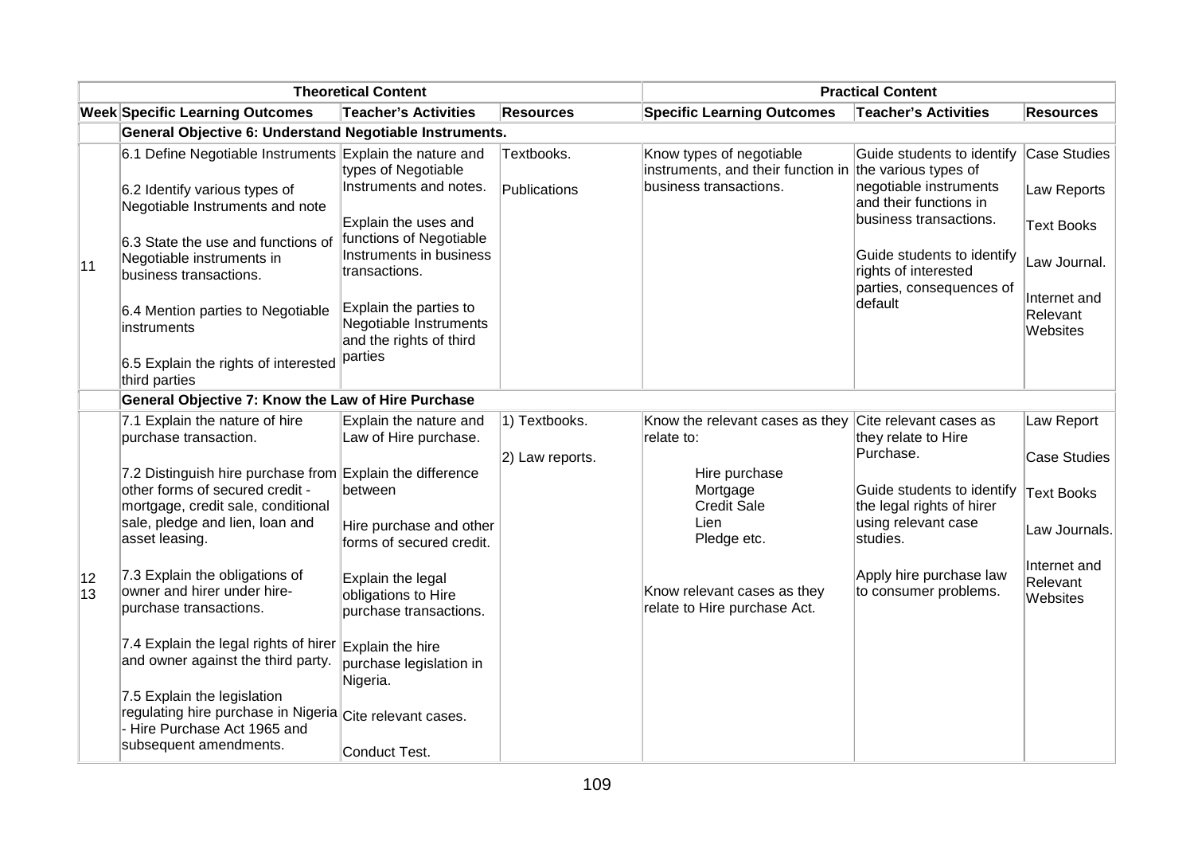| | Theoretical Content | | | Practical Content | | |
|---|---|---|---|---|---|---|
| **Week** | **Specific Learning Outcomes** | **Teacher's Activities** | **Resources** | **Specific Learning Outcomes** | **Teacher's Activities** | **Resources** |
| | **General Objective 6: Understand Negotiable Instruments.** | | | | | |
| 11 | 6.1 Define Negotiable Instruments<br><br>6.2 Identify various types of Negotiable Instruments and note<br><br>6.3 State the use and functions of Negotiable instruments in business transactions.<br><br>6.4 Mention parties to Negotiable instruments<br><br>6.5 Explain the rights of interested third parties | Explain the nature and types of Negotiable Instruments and notes.<br><br>Explain the uses and functions of Negotiable Instruments in business transactions.<br><br>Explain the parties to Negotiable Instruments and the rights of third parties | Textbooks.<br><br>Publications | Know types of negotiable instruments, and their function in business transactions. | Guide students to identify the various types of negotiable instruments and their functions in business transactions.<br><br>Guide students to identify rights of interested parties, consequences of default | Case Studies<br><br>Law Reports<br><br>Text Books<br><br>Law Journal.<br><br>Internet and Relevant Websites |
| | **General Objective 7: Know the Law of Hire Purchase** | | | | | |
| 12<br>13 | 7.1 Explain the nature of hire purchase transaction.<br><br>7.2 Distinguish hire purchase from other forms of secured credit - mortgage, credit sale, conditional sale, pledge and lien, loan and asset leasing.<br><br>7.3 Explain the obligations of owner and hirer under hire-purchase transactions.<br><br>7.4 Explain the legal rights of hirer and owner against the third party.<br><br>7.5 Explain the legislation regulating hire purchase in Nigeria - Hire Purchase Act 1965 and subsequent amendments. | Explain the nature and Law of Hire purchase.<br><br>Explain the difference between<br><br>Hire purchase and other forms of secured credit.<br><br>Explain the legal obligations to Hire purchase transactions.<br><br>Explain the hire purchase legislation in Nigeria.<br><br>Cite relevant cases.<br><br>Conduct Test. | 1) Textbooks.<br><br>2) Law reports. | Know the relevant cases as they relate to:<br><br>Hire purchase<br>Mortgage<br>Credit Sale<br>Lien<br>Pledge etc.<br><br>Know relevant cases as they relate to Hire purchase Act. | Cite relevant cases as they relate to Hire Purchase.<br><br>Guide students to identify the legal rights of hirer using relevant case studies.<br><br>Apply hire purchase law to consumer problems. | Law Report<br><br>Case Studies<br><br>Text Books<br><br>Law Journals.<br><br>Internet and Relevant Websites |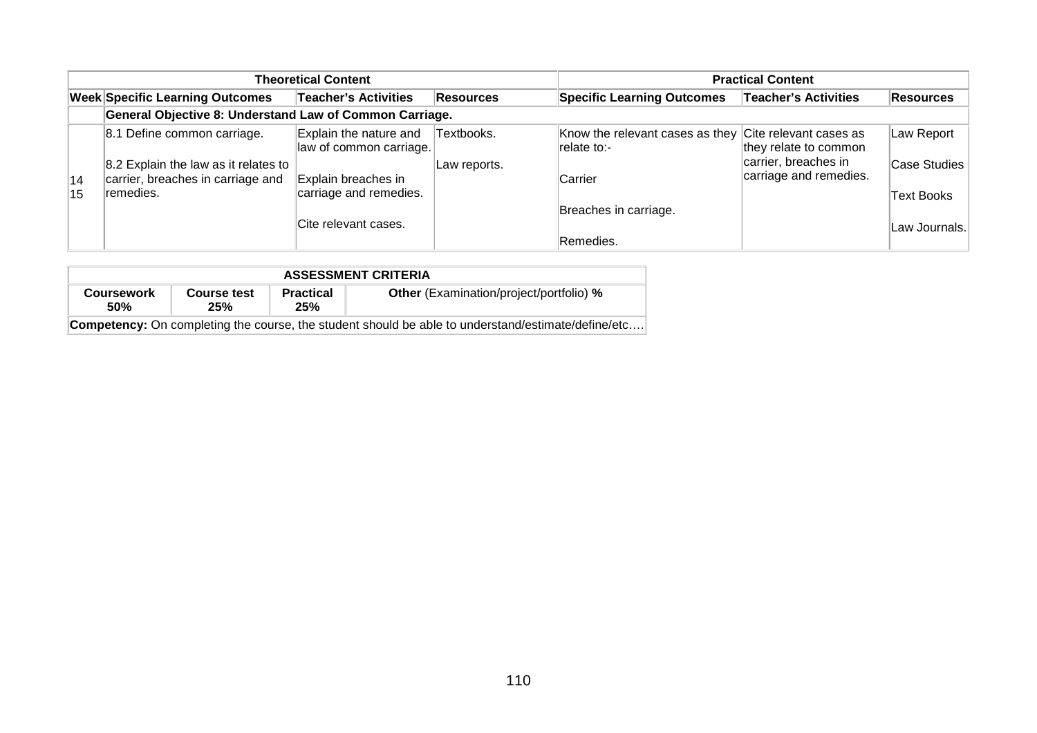| Theoretical Content | | | | Practical Content | | |
|---|---|---|---|---|---|---|
| **Week** | **Specific Learning Outcomes** | **Teacher's Activities** | **Resources** | **Specific Learning Outcomes** | **Teacher's Activities** | **Resources** |
| | **General Objective 8: Understand Law of Common Carriage.** | | | | | |
| 14<br>15 | 8.1 Define common carriage.<br><br>8.2 Explain the law as it relates to carrier, breaches in carriage and remedies. | Explain the nature and law of common carriage.<br><br>Explain breaches in carriage and remedies.<br><br>Cite relevant cases. | Textbooks.<br><br>Law reports. | Know the relevant cases as they relate to:-<br><br>Carrier<br><br>Breaches in carriage.<br><br>Remedies. | Cite relevant cases as they relate to common carrier, breaches in carriage and remedies. | Law Report<br><br>Case Studies<br><br>Text Books<br><br>Law Journals. |

| ASSESSMENT CRITERIA | | | |
|---|---|---|---|
| **Coursework 50%** | **Course test 25%** | **Practical 25%** | **Other** (Examination/project/portfolio) **%** |
| **Competency:** On completing the course, the student should be able to understand/estimate/define/etc…. | | | |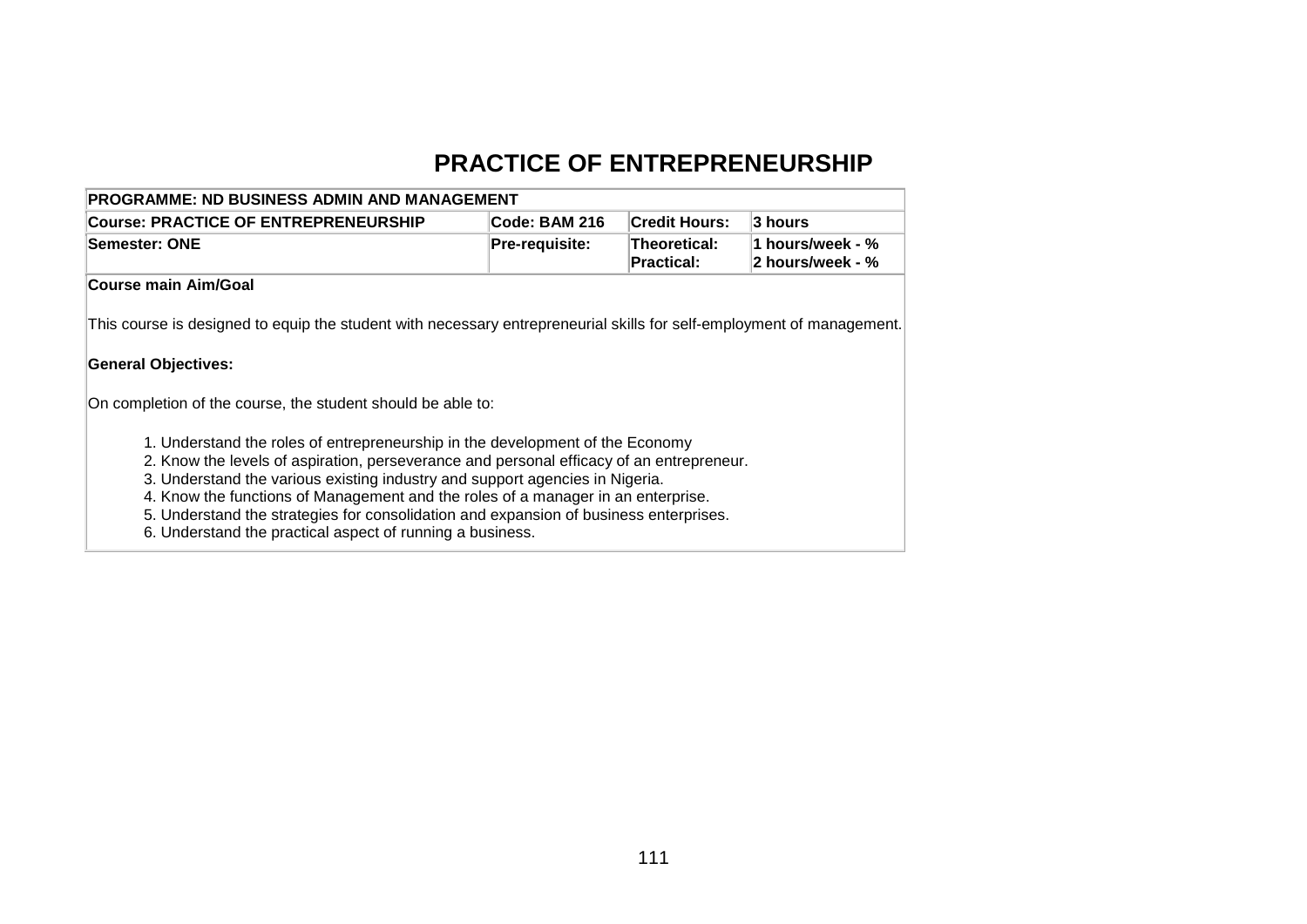# PRACTICE OF ENTREPRENEURSHIP

| PROGRAMME: ND BUSINESS ADMIN AND MANAGEMENT | | | |
|---|---|---|---|
| **Course: PRACTICE OF ENTREPRENEURSHIP** | **Code: BAM 216** | **Credit Hours:** | **3 hours** |
| **Semester: ONE** | **Pre-requisite:** | **Theoretical:**<br>**Practical:** | **1 hours/week - %**<br>**2 hours/week - %** |

**Course main Aim/Goal**

This course is designed to equip the student with necessary entrepreneurial skills for self-employment of management.

**General Objectives:**

On completion of the course, the student should be able to:

1. Understand the roles of entrepreneurship in the development of the Economy
2. Know the levels of aspiration, perseverance and personal efficacy of an entrepreneur.
3. Understand the various existing industry and support agencies in Nigeria.
4. Know the functions of Management and the roles of a manager in an enterprise.
5. Understand the strategies for consolidation and expansion of business enterprises.
6. Understand the practical aspect of running a business.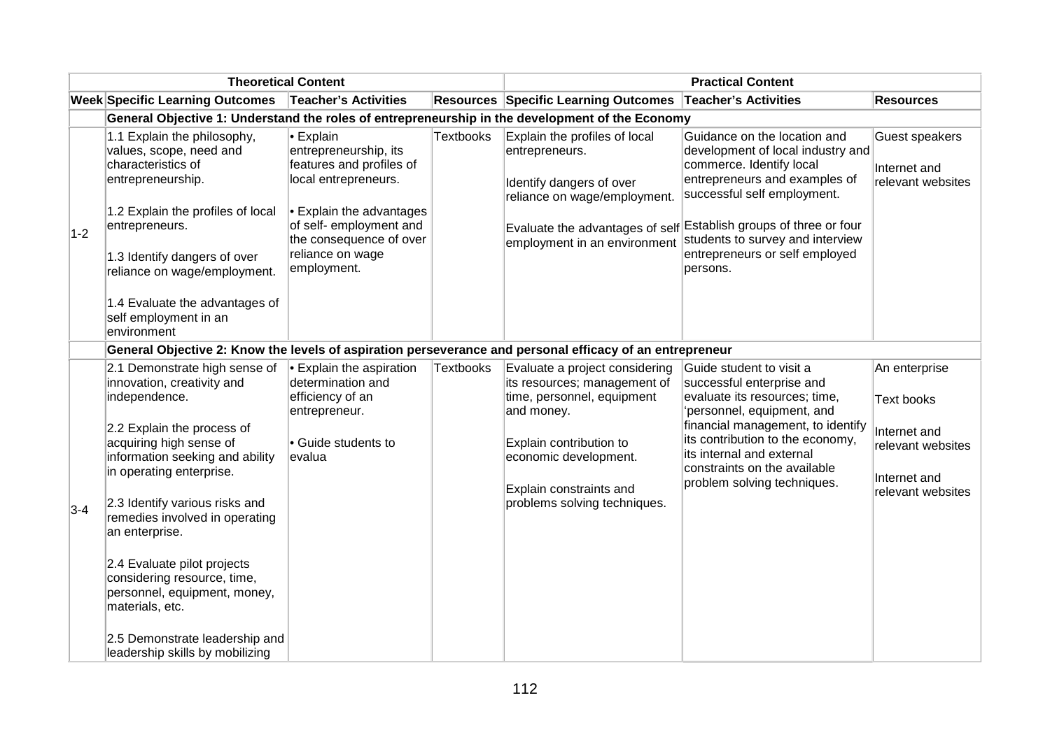| Theoretical Content | | | | Practical Content | | |
|---|---|---|---|---|---|---|
| **Week** | **Specific Learning Outcomes** | **Teacher's Activities** | **Resources** | **Specific Learning Outcomes** | **Teacher's Activities** | **Resources** |
| | **General Objective 1: Understand the roles of entrepreneurship in the development of the Economy** | | | | | |
| 1-2 | 1.1 Explain the philosophy, values, scope, need and characteristics of entrepreneurship.<br><br>1.2 Explain the profiles of local entrepreneurs.<br><br>1.3 Identify dangers of over reliance on wage/employment.<br><br>1.4 Evaluate the advantages of self employment in an environment | • Explain entrepreneurship, its features and profiles of local entrepreneurs.<br><br>• Explain the advantages of self- employment and the consequence of over reliance on wage employment. | Textbooks | Explain the profiles of local entrepreneurs.<br><br>Identify dangers of over reliance on wage/employment.<br><br>Evaluate the advantages of self employment in an environment | Guidance on the location and development of local industry and commerce. Identify local entrepreneurs and examples of successful self employment.<br><br>Establish groups of three or four students to survey and interview entrepreneurs or self employed persons. | Guest speakers<br><br>Internet and relevant websites |
| | **General Objective 2: Know the levels of aspiration perseverance and personal efficacy of an entrepreneur** | | | | | |
| 3-4 | 2.1 Demonstrate high sense of innovation, creativity and independence.<br><br>2.2 Explain the process of acquiring high sense of information seeking and ability in operating enterprise.<br><br>2.3 Identify various risks and remedies involved in operating an enterprise.<br><br>2.4 Evaluate pilot projects considering resource, time, personnel, equipment, money, materials, etc.<br><br>2.5 Demonstrate leadership and leadership skills by mobilizing | • Explain the aspiration determination and efficiency of an entrepreneur.<br><br>• Guide students to evalua | Textbooks | Evaluate a project considering its resources; management of time, personnel, equipment and money.<br><br>Explain contribution to economic development.<br><br>Explain constraints and problems solving techniques. | Guide student to visit a successful enterprise and evaluate its resources; time, 'personnel, equipment, and financial management, to identify its contribution to the economy, its internal and external constraints on the available problem solving techniques. | An enterprise<br><br>Text books<br><br>Internet and relevant websites<br><br>Internet and relevant websites |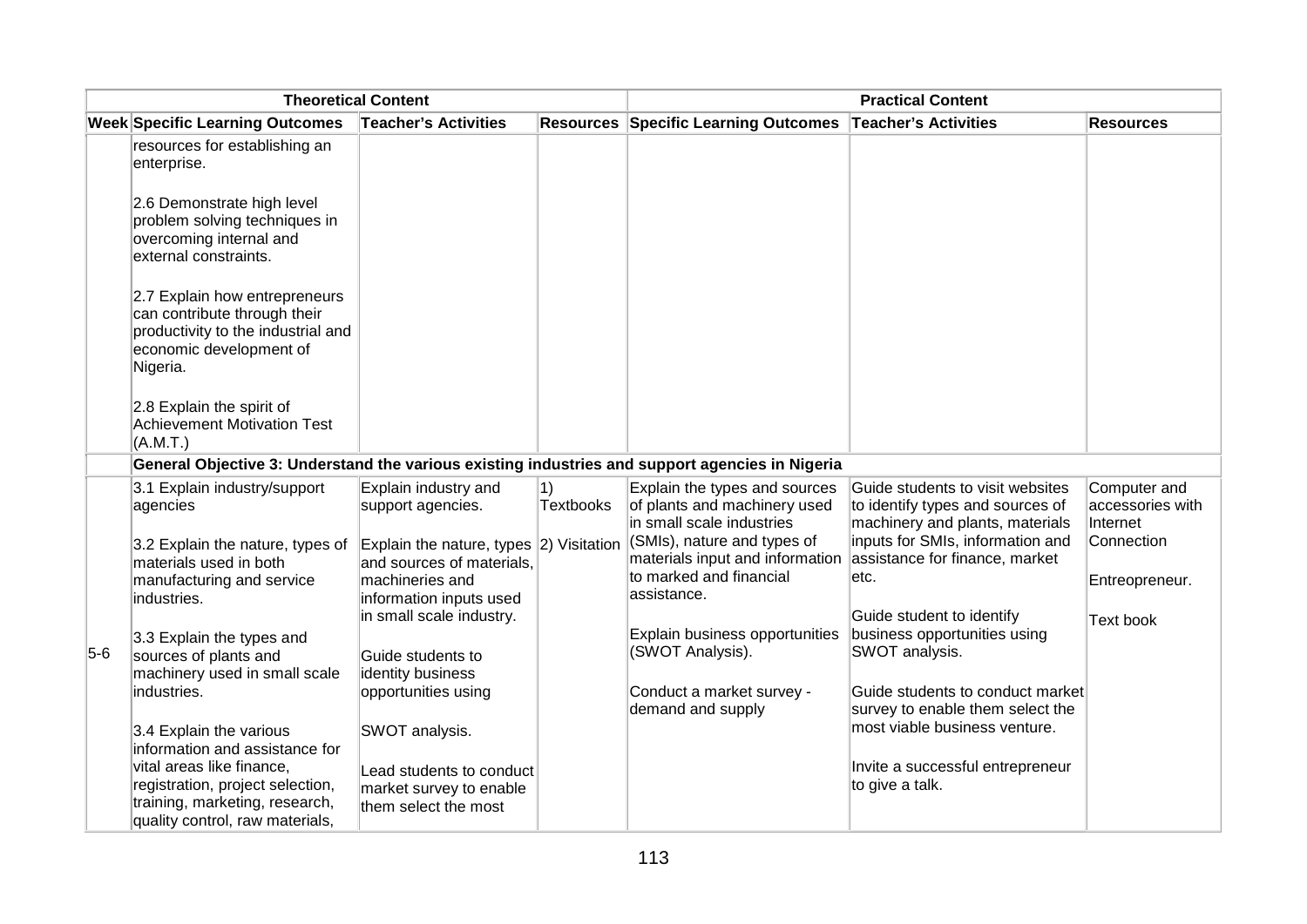| Theoretical Content | | | | Practical Content | | |
|---|---|---|---|---|---|---|
| **Week** | **Specific Learning Outcomes** | **Teacher's Activities** | **Resources** | **Specific Learning Outcomes** | **Teacher's Activities** | **Resources** |
| | resources for establishing an enterprise.<br><br>2.6 Demonstrate high level problem solving techniques in overcoming internal and external constraints.<br><br>2.7 Explain how entrepreneurs can contribute through their productivity to the industrial and economic development of Nigeria.<br><br>2.8 Explain the spirit of Achievement Motivation Test (A.M.T.) | | | | | |
| | **General Objective 3: Understand the various existing industries and support agencies in Nigeria** | | | | | |
| 5-6 | 3.1 Explain industry/support agencies<br><br>3.2 Explain the nature, types of materials used in both manufacturing and service industries.<br><br>3.3 Explain the types and sources of plants and machinery used in small scale industries.<br><br>3.4 Explain the various information and assistance for vital areas like finance, registration, project selection, training, marketing, research, quality control, raw materials, | Explain industry and support agencies.<br><br>Explain the nature, types and sources of materials, machineries and information inputs used in small scale industry.<br><br>Guide students to identity business opportunities using<br><br>SWOT analysis.<br><br>Lead students to conduct market survey to enable them select the most | 1) Textbooks<br><br>2) Visitation | Explain the types and sources of plants and machinery used in small scale industries (SMIs), nature and types of materials input and information to marked and financial assistance.<br><br>Explain business opportunities (SWOT Analysis).<br><br>Conduct a market survey - demand and supply | Guide students to visit websites to identify types and sources of machinery and plants, materials inputs for SMIs, information and assistance for finance, market etc.<br><br>Guide student to identify business opportunities using SWOT analysis.<br><br>Guide students to conduct market survey to enable them select the most viable business venture.<br><br>Invite a successful entrepreneur to give a talk. | Computer and accessories with Internet Connection<br><br>Entreopreneur.<br><br>Text book |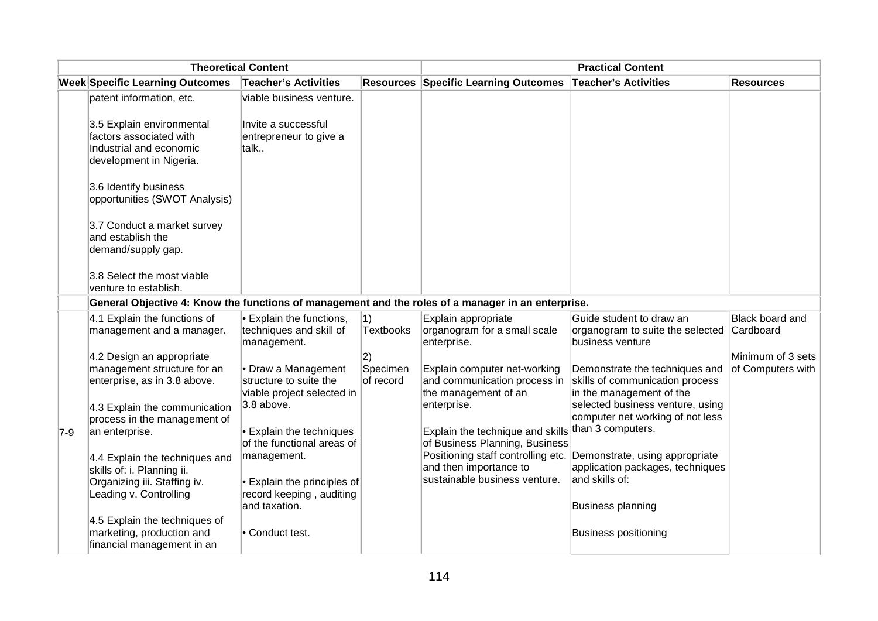| Theoretical Content | | | | Practical Content | | |
|---|---|---|---|---|---|---|
| **Week** | **Specific Learning Outcomes** | **Teacher's Activities** | **Resources** | **Specific Learning Outcomes** | **Teacher's Activities** | **Resources** |
| | patent information, etc.<br><br>3.5 Explain environmental factors associated with Industrial and economic development in Nigeria.<br><br>3.6 Identify business opportunities (SWOT Analysis)<br><br>3.7 Conduct a market survey and establish the demand/supply gap.<br><br>3.8 Select the most viable venture to establish. | viable business venture.<br><br>Invite a successful entrepreneur to give a talk.. | | | | |
| | **General Objective 4: Know the functions of management and the roles of a manager in an enterprise.** | | | | | |
| 7-9 | 4.1 Explain the functions of management and a manager.<br><br>4.2 Design an appropriate management structure for an enterprise, as in 3.8 above.<br><br>4.3 Explain the communication process in the management of an enterprise.<br><br>4.4 Explain the techniques and skills of: i. Planning ii. Organizing iii. Staffing iv. Leading v. Controlling<br><br>4.5 Explain the techniques of marketing, production and financial management in an | • Explain the functions, techniques and skill of management.<br><br>• Draw a Management structure to suite the viable project selected in 3.8 above.<br><br>• Explain the techniques of the functional areas of management.<br><br>• Explain the principles of record keeping , auditing and taxation.<br><br>• Conduct test. | 1) Textbooks<br><br>2) Specimen of record | Explain appropriate organogram for a small scale enterprise.<br><br>Explain computer net-working and communication process in the management of an enterprise.<br><br>Explain the technique and skills of Business Planning, Business Positioning staff controlling etc. and then importance to sustainable business venture. | Guide student to draw an organogram to suite the selected business venture<br><br>Demonstrate the techniques and skills of communication process in the management of the selected business venture, using computer net working of not less than 3 computers.<br><br>Demonstrate, using appropriate application packages, techniques and skills of:<br><br>Business planning<br><br>Business positioning | Black board and Cardboard<br><br>Minimum of 3 sets of Computers with |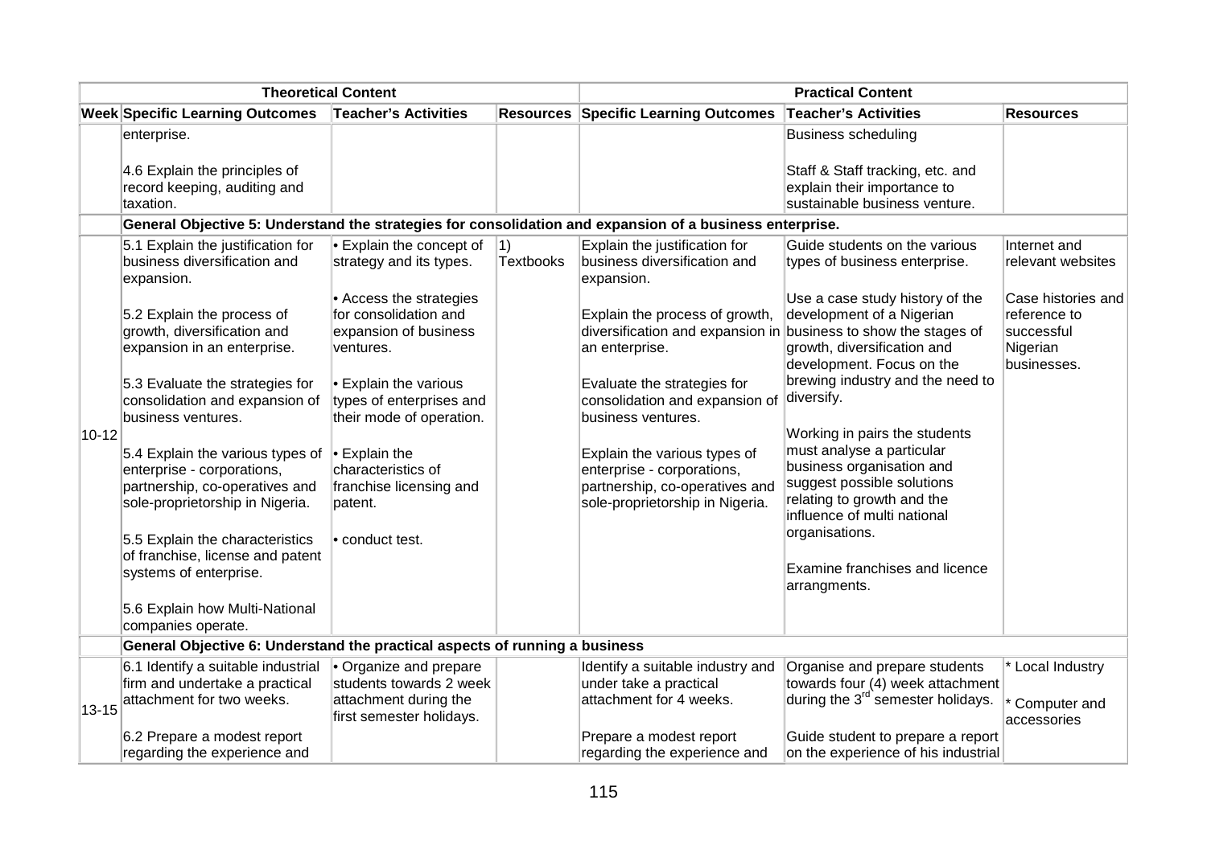| Theoretical Content | | | | Practical Content | | |
|---|---|---|---|---|---|---|
| **Week** | **Specific Learning Outcomes** | **Teacher's Activities** | **Resources** | **Specific Learning Outcomes** | **Teacher's Activities** | **Resources** |
| | enterprise.<br><br>4.6 Explain the principles of record keeping, auditing and taxation. | | | | Business scheduling<br><br>Staff & Staff tracking, etc. and explain their importance to sustainable business venture. | |
| | **General Objective 5: Understand the strategies for consolidation and expansion of a business enterprise.** | | | | | |
| 10-12 | 5.1 Explain the justification for business diversification and expansion.<br><br>5.2 Explain the process of growth, diversification and expansion in an enterprise.<br><br>5.3 Evaluate the strategies for consolidation and expansion of business ventures.<br><br>5.4 Explain the various types of enterprise - corporations, partnership, co-operatives and sole-proprietorship in Nigeria.<br><br>5.5 Explain the characteristics of franchise, license and patent systems of enterprise.<br><br>5.6 Explain how Multi-National companies operate. | • Explain the concept of strategy and its types.<br><br>• Access the strategies for consolidation and expansion of business ventures.<br><br>• Explain the various types of enterprises and their mode of operation.<br><br>• Explain the characteristics of franchise licensing and patent.<br><br>• conduct test. | 1) Textbooks | Explain the justification for business diversification and expansion.<br><br>Explain the process of growth, diversification and expansion in an enterprise.<br><br>Evaluate the strategies for consolidation and expansion of business ventures.<br><br>Explain the various types of enterprise - corporations, partnership, co-operatives and sole-proprietorship in Nigeria. | Guide students on the various types of business enterprise.<br><br>Use a case study history of the development of a Nigerian business to show the stages of growth, diversification and development. Focus on the brewing industry and the need to diversify.<br><br>Working in pairs the students must analyse a particular business organisation and suggest possible solutions relating to growth and the influence of multi national organisations.<br><br>Examine franchises and licence arrangments. | Internet and relevant websites<br><br>Case histories and reference to successful Nigerian businesses. |
| | **General Objective 6: Understand the practical aspects of running a business** | | | | | |
| 13-15 | 6.1 Identify a suitable industrial firm and undertake a practical attachment for two weeks.<br><br>6.2 Prepare a modest report regarding the experience and | • Organize and prepare students towards 2 week attachment during the first semester holidays. | | Identify a suitable industry and under take a practical attachment for 4 weeks.<br><br>Prepare a modest report regarding the experience and | Organise and prepare students towards four (4) week attachment during the 3rd semester holidays.<br><br>Guide student to prepare a report on the experience of his industrial | * Local Industry<br><br>* Computer and accessories |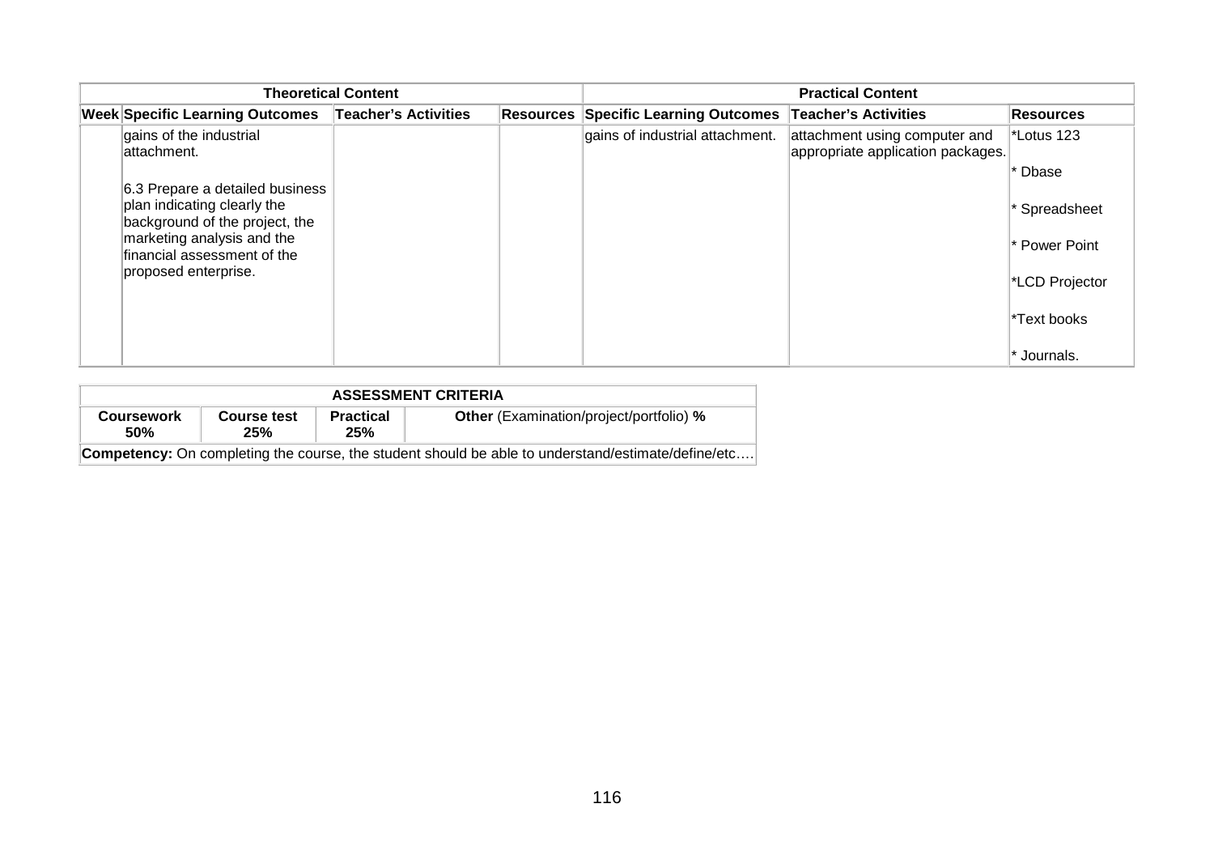| Theoretical Content | | | | Practical Content | | |
|---|---|---|---|---|---|---|
| Week | Specific Learning Outcomes | Teacher's Activities | Resources | Specific Learning Outcomes | Teacher's Activities | Resources |
| | gains of the industrial attachment.<br><br>6.3 Prepare a detailed business plan indicating clearly the background of the project, the marketing analysis and the financial assessment of the proposed enterprise. | | | gains of industrial attachment. | attachment using computer and appropriate application packages. | *Lotus 123<br><br>* Dbase<br><br>* Spreadsheet<br><br>* Power Point<br><br>*LCD Projector<br><br>*Text books<br><br>* Journals. |

| ASSESSMENT CRITERIA | | | |
|---|---|---|---|
| **Coursework 50%** | **Course test 25%** | **Practical 25%** | **Other** (Examination/project/portfolio) **%** |
| **Competency:** On completing the course, the student should be able to understand/estimate/define/etc…. | | | |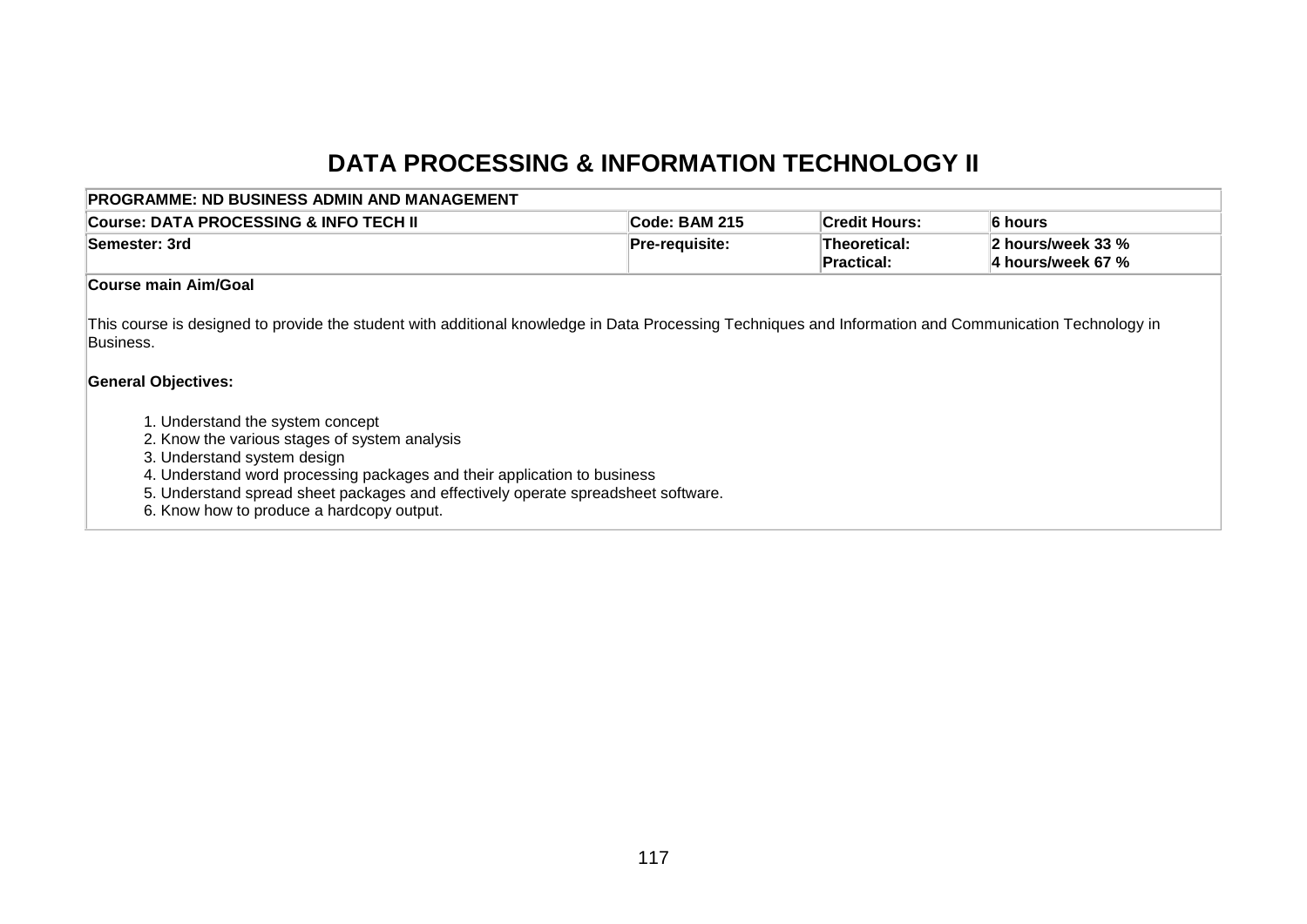# DATA PROCESSING & INFORMATION TECHNOLOGY II

| PROGRAMME: ND BUSINESS ADMIN AND MANAGEMENT | | | |
|---|---|---|---|
| **Course: DATA PROCESSING & INFO TECH II** | **Code: BAM 215** | **Credit Hours:** | **6 hours** |
| **Semester: 3rd** | **Pre-requisite:** | **Theoretical:**<br>**Practical:** | **2 hours/week 33 %**<br>**4 hours/week 67 %** |

**Course main Aim/Goal**

This course is designed to provide the student with additional knowledge in Data Processing Techniques and Information and Communication Technology in Business.

**General Objectives:**

1. Understand the system concept
2. Know the various stages of system analysis
3. Understand system design
4. Understand word processing packages and their application to business
5. Understand spread sheet packages and effectively operate spreadsheet software.
6. Know how to produce a hardcopy output.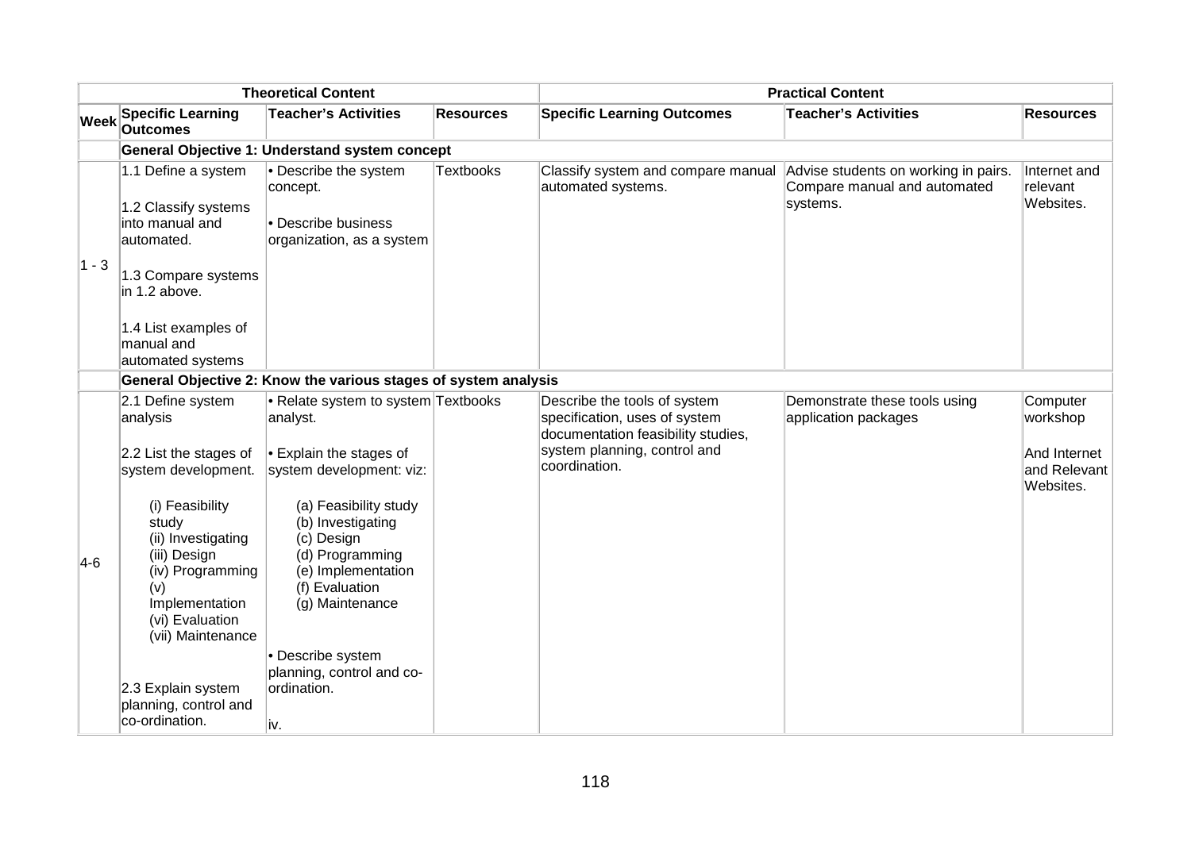| | Theoretical Content | | | Practical Content | | |
|---|---|---|---|---|---|---|
| **Week** | **Specific Learning Outcomes** | **Teacher's Activities** | **Resources** | **Specific Learning Outcomes** | **Teacher's Activities** | **Resources** |
| | **General Objective 1: Understand system concept** | | | | | |
| 1 - 3 | 1.1 Define a system<br><br>1.2 Classify systems into manual and automated.<br><br>1.3 Compare systems in 1.2 above.<br><br>1.4 List examples of manual and automated systems | • Describe the system concept.<br><br>• Describe business organization, as a system | Textbooks | Classify system and compare manual automated systems. | Advise students on working in pairs. Compare manual and automated systems. | Internet and relevant Websites. |
| | **General Objective 2: Know the various stages of system analysis** | | | | | |
| 4-6 | 2.1 Define system analysis<br><br>2.2 List the stages of system development.<br><br>(i) Feasibility study<br>(ii) Investigating<br>(iii) Design<br>(iv) Programming<br>(v) Implementation<br>(vi) Evaluation<br>(vii) Maintenance<br><br>2.3 Explain system planning, control and co-ordination. | • Relate system to system analyst.<br><br>• Explain the stages of system development: viz:<br><br>(a) Feasibility study<br>(b) Investigating<br>(c) Design<br>(d) Programming<br>(e) Implementation<br>(f) Evaluation<br>(g) Maintenance<br><br>• Describe system planning, control and co-ordination.<br><br>iv. | Textbooks | Describe the tools of system specification, uses of system documentation feasibility studies, system planning, control and coordination. | Demonstrate these tools using application packages | Computer workshop<br><br>And Internet and Relevant Websites. |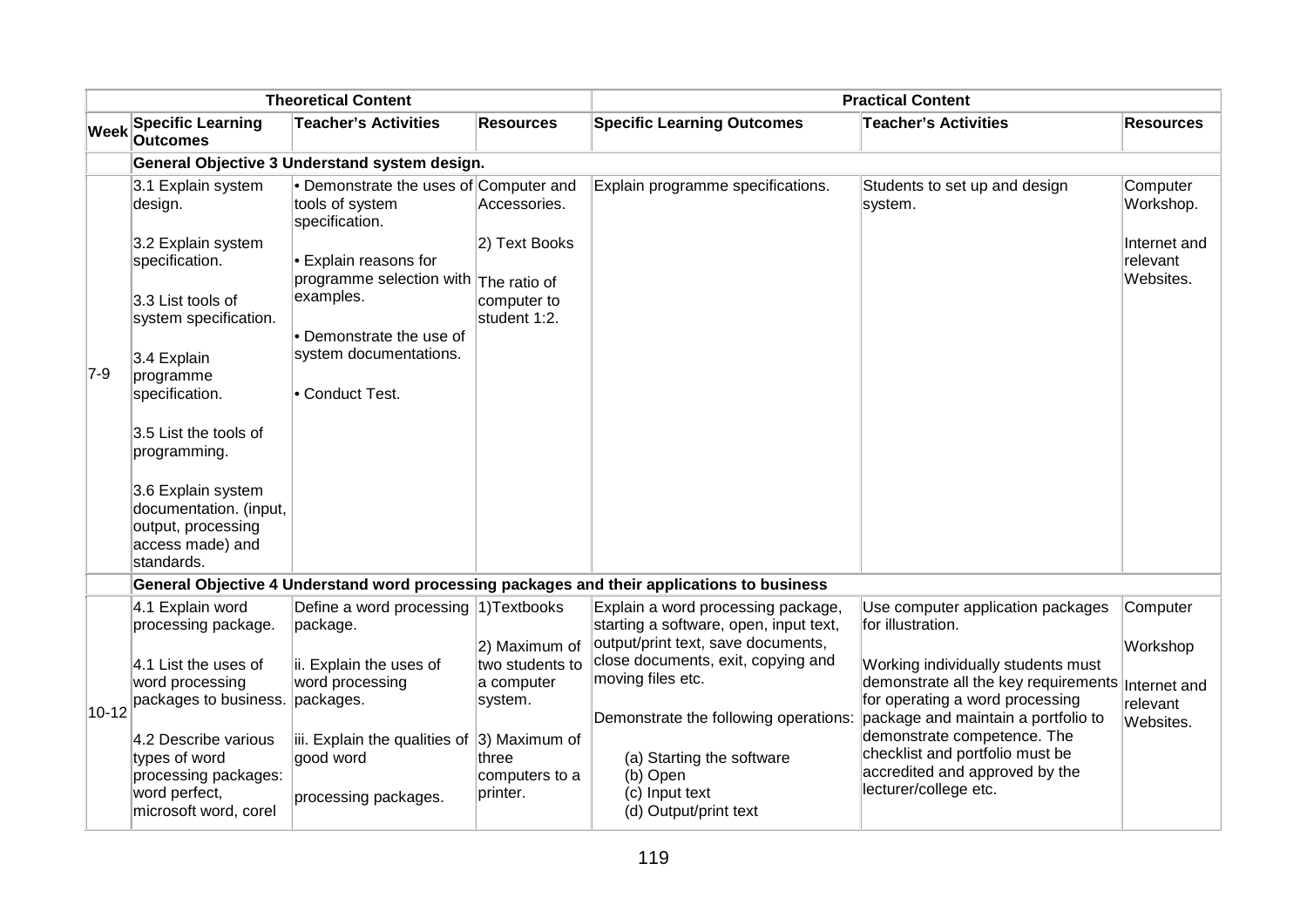| Theoretical Content | | | | Practical Content | | |
|---|---|---|---|---|---|---|
| Week | Specific Learning Outcomes | Teacher's Activities | Resources | Specific Learning Outcomes | Teacher's Activities | Resources |
| | **General Objective 3 Understand system design.** | | | | | |
| 7-9 | 3.1 Explain system design.<br><br>3.2 Explain system specification.<br><br>3.3 List tools of system specification.<br><br>3.4 Explain programme specification.<br><br>3.5 List the tools of programming.<br><br>3.6 Explain system documentation. (input, output, processing access made) and standards. | • Demonstrate the uses of tools of system specification.<br><br>• Explain reasons for programme selection with examples.<br><br>• Demonstrate the use of system documentations.<br><br>• Conduct Test. | Computer and Accessories.<br><br>2) Text Books<br><br>The ratio of computer to student 1:2. | Explain programme specifications. | Students to set up and design system. | Computer Workshop.<br><br>Internet and relevant Websites. |
| | **General Objective 4 Understand word processing packages and their applications to business** | | | | | |
| 10-12 | 4.1 Explain word processing package.<br><br>4.1 List the uses of word processing packages to business.<br><br>4.2 Describe various types of word processing packages: word perfect, microsoft word, corel | Define a word processing package.<br><br>ii. Explain the uses of word processing packages.<br><br>iii. Explain the qualities of good word<br><br>processing packages. | 1)Textbooks<br><br>2) Maximum of two students to a computer system.<br><br>3) Maximum of three computers to a printer. | Explain a word processing package, starting a software, open, input text, output/print text, save documents, close documents, exit, copying and moving files etc.<br><br>Demonstrate the following operations:<br><br>(a) Starting the software<br>(b) Open<br>(c) Input text<br>(d) Output/print text | Use computer application packages for illustration.<br><br>Working individually students must demonstrate all the key requirements for operating a word processing package and maintain a portfolio to demonstrate competence. The checklist and portfolio must be accredited and approved by the lecturer/college etc. | Computer<br><br>Workshop<br><br>Internet and relevant Websites. |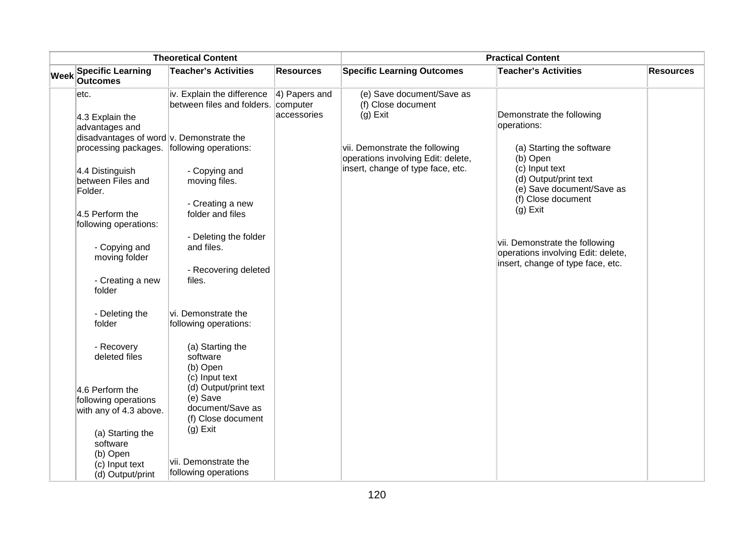| | Theoretical Content | | | Practical Content | | |
|---|---|---|---|---|---|---|
| **Week** | **Specific Learning Outcomes** | **Teacher's Activities** | **Resources** | **Specific Learning Outcomes** | **Teacher's Activities** | **Resources** |
| | etc.<br><br>4.3 Explain the advantages and disadvantages of word processing packages.<br><br>4.4 Distinguish between Files and Folder.<br><br>4.5 Perform the following operations:<br><br>- Copying and moving folder<br><br>- Creating a new folder<br><br>- Deleting the folder<br><br>- Recovery deleted files<br><br>4.6 Perform the following operations with any of 4.3 above.<br><br>(a) Starting the software<br>(b) Open<br>(c) Input text<br>(d) Output/print | iv. Explain the difference between files and folders.<br><br>v. Demonstrate the following operations:<br><br>- Copying and moving files.<br><br>- Creating a new folder and files<br><br>- Deleting the folder and files.<br><br>- Recovering deleted files.<br><br>vi. Demonstrate the following operations:<br><br>(a) Starting the software<br>(b) Open<br>(c) Input text<br>(d) Output/print text<br>(e) Save document/Save as<br>(f) Close document<br>(g) Exit<br><br>vii. Demonstrate the following operations | 4) Papers and computer accessories | (e) Save document/Save as<br>(f) Close document<br>(g) Exit<br><br>vii. Demonstrate the following operations involving Edit: delete, insert, change of type face, etc. | Demonstrate the following operations:<br><br>(a) Starting the software<br>(b) Open<br>(c) Input text<br>(d) Output/print text<br>(e) Save document/Save as<br>(f) Close document<br>(g) Exit<br><br>vii. Demonstrate the following operations involving Edit: delete, insert, change of type face, etc. | |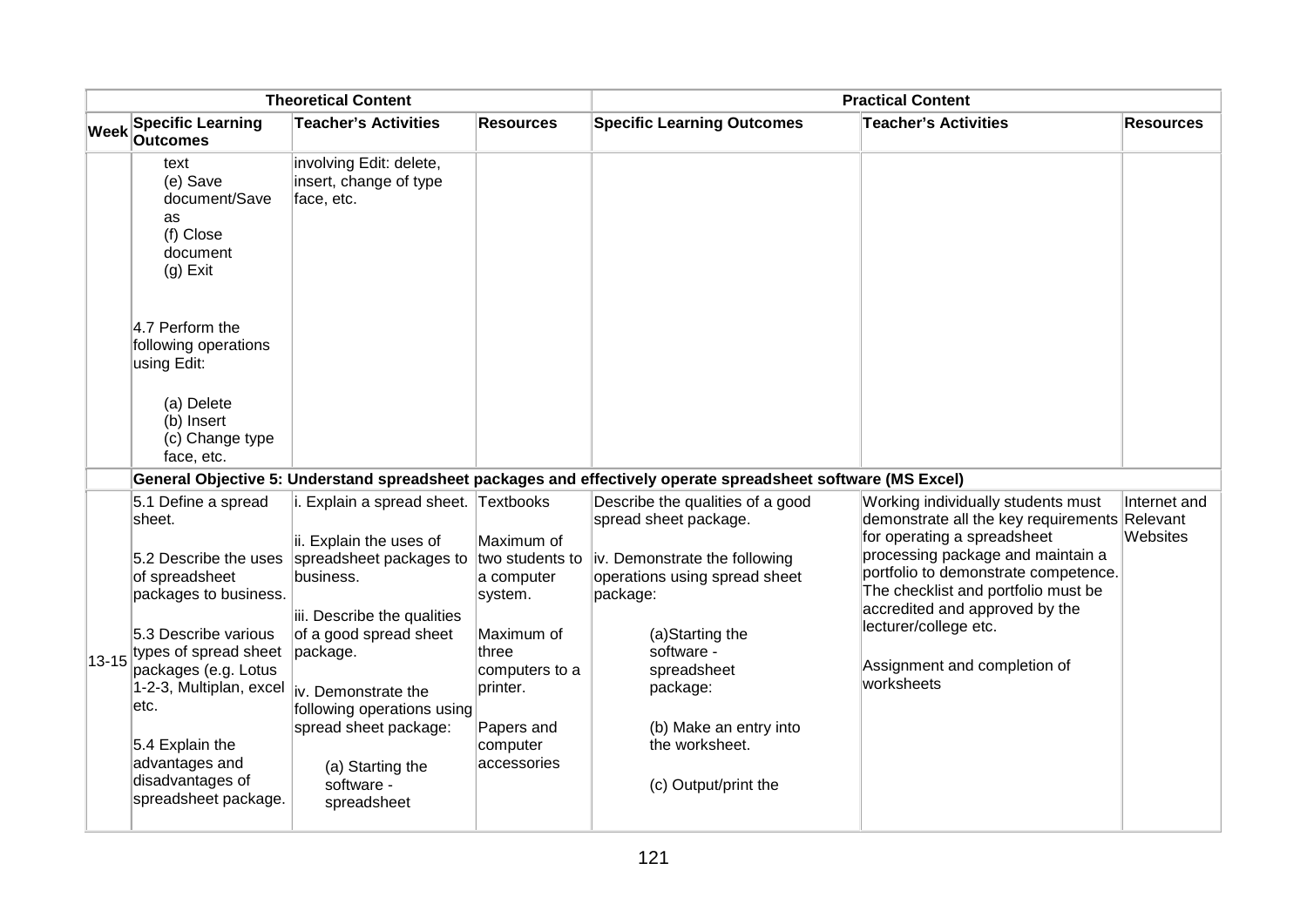| Theoretical Content | | | | Practical Content | | |
|---|---|---|---|---|---|---|
| **Week** | **Specific Learning Outcomes** | **Teacher's Activities** | **Resources** | **Specific Learning Outcomes** | **Teacher's Activities** | **Resources** |
| | text<br>(e) Save document/Save as<br>(f) Close document<br>(g) Exit<br><br>4.7 Perform the following operations using Edit:<br><br>(a) Delete<br>(b) Insert<br>(c) Change type face, etc. | involving Edit: delete, insert, change of type face, etc. | | | | |
| | **General Objective 5: Understand spreadsheet packages and effectively operate spreadsheet software (MS Excel)** | | | | | |
| 13-15 | 5.1 Define a spread sheet.<br><br>5.2 Describe the uses of spreadsheet packages to business.<br><br>5.3 Describe various types of spread sheet packages (e.g. Lotus 1-2-3, Multiplan, excel etc.<br><br>5.4 Explain the advantages and disadvantages of spreadsheet package. | i. Explain a spread sheet.<br><br>ii. Explain the uses of spreadsheet packages to business.<br><br>iii. Describe the qualities of a good spread sheet package.<br><br>iv. Demonstrate the following operations using spread sheet package:<br><br>(a) Starting the software - spreadsheet | Textbooks<br><br>Maximum of two students to a computer system.<br><br>Maximum of three computers to a printer.<br><br>Papers and computer accessories | Describe the qualities of a good spread sheet package.<br><br>iv. Demonstrate the following operations using spread sheet package:<br><br>(a)Starting the software - spreadsheet package:<br><br>(b) Make an entry into the worksheet.<br><br>(c) Output/print the | Working individually students must demonstrate all the key requirements for operating a spreadsheet processing package and maintain a portfolio to demonstrate competence. The checklist and portfolio must be accredited and approved by the lecturer/college etc.<br><br>Assignment and completion of worksheets | Internet and Relevant Websites |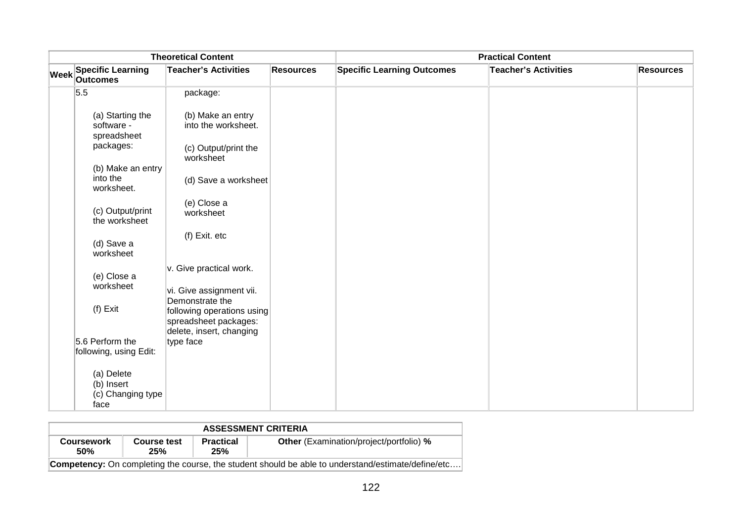| Theoretical Content | | | | Practical Content | | |
|---|---|---|---|---|---|---|
| Week | Specific Learning Outcomes | Teacher's Activities | Resources | Specific Learning Outcomes | Teacher's Activities | Resources |
| | 5.5<br><br>(a) Starting the software - spreadsheet packages:<br><br>(b) Make an entry into the worksheet.<br><br>(c) Output/print the worksheet<br><br>(d) Save a worksheet<br><br>(e) Close a worksheet<br><br>(f) Exit<br><br>5.6 Perform the following, using Edit:<br><br>(a) Delete<br>(b) Insert<br>(c) Changing type face | package:<br><br>(b) Make an entry into the worksheet.<br><br>(c) Output/print the worksheet<br><br>(d) Save a worksheet<br><br>(e) Close a worksheet<br><br>(f) Exit. etc<br><br>v. Give practical work.<br><br>vi. Give assignment vii. Demonstrate the following operations using spreadsheet packages: delete, insert, changing type face | | | | |

| ASSESSMENT CRITERIA | | | |
|---|---|---|---|
| **Coursework 50%** | **Course test 25%** | **Practical 25%** | **Other** (Examination/project/portfolio) **%** |
| **Competency:** On completing the course, the student should be able to understand/estimate/define/etc…. | | | |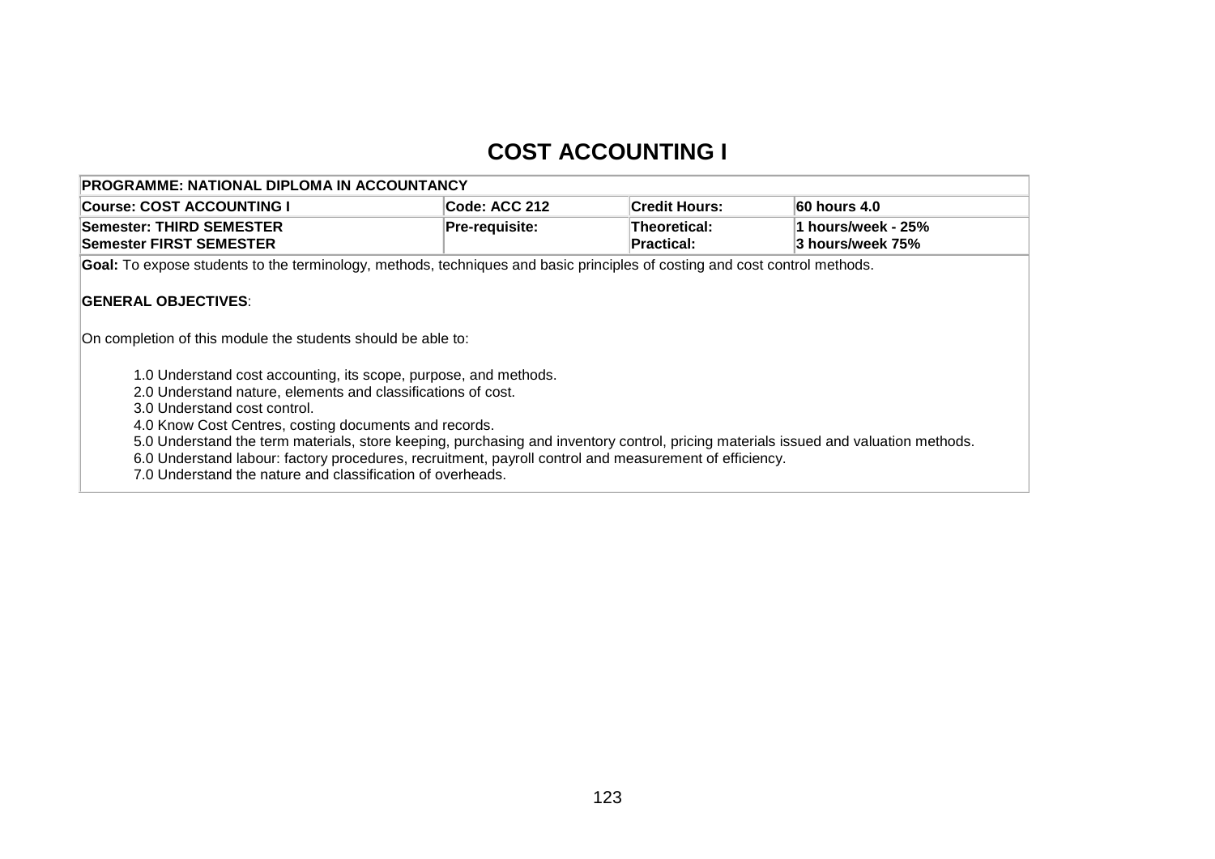# COST ACCOUNTING I

| PROGRAMME: NATIONAL DIPLOMA IN ACCOUNTANCY | | | |
|---|---|---|---|
| **Course: COST ACCOUNTING I** | **Code: ACC 212** | **Credit Hours:** | **60 hours 4.0** |
| **Semester: THIRD SEMESTER**<br>**Semester FIRST SEMESTER** | **Pre-requisite:** | **Theoretical:**<br>**Practical:** | **1 hours/week - 25%**<br>**3 hours/week 75%** |

**Goal:** To expose students to the terminology, methods, techniques and basic principles of costing and cost control methods.

**GENERAL OBJECTIVES**:

On completion of this module the students should be able to:

1.0 Understand cost accounting, its scope, purpose, and methods.
2.0 Understand nature, elements and classifications of cost.
3.0 Understand cost control.
4.0 Know Cost Centres, costing documents and records.
5.0 Understand the term materials, store keeping, purchasing and inventory control, pricing materials issued and valuation methods.
6.0 Understand labour: factory procedures, recruitment, payroll control and measurement of efficiency.
7.0 Understand the nature and classification of overheads.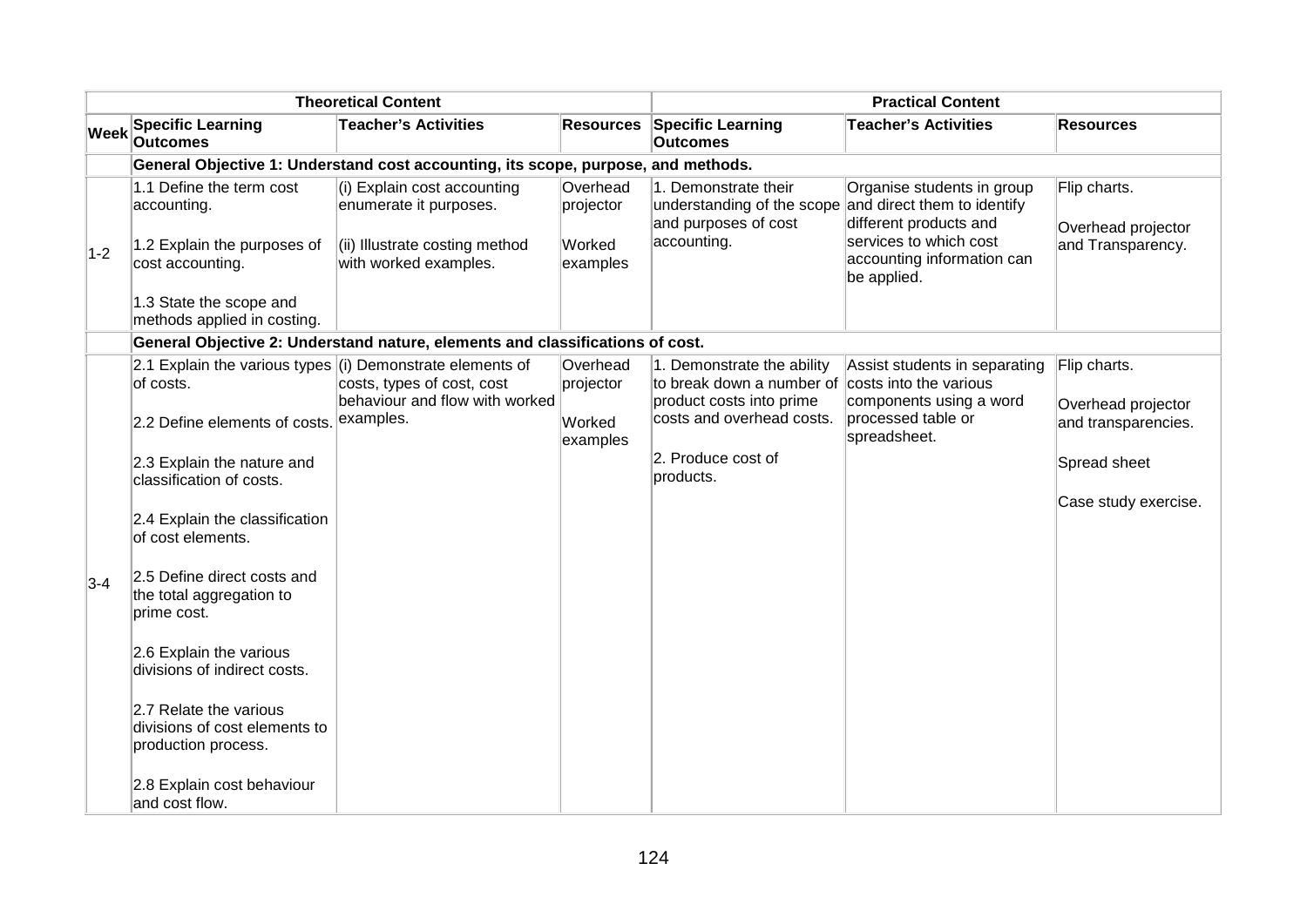| | Theoretical Content | | | Practical Content | | |
|---|---|---|---|---|---|---|
| **Week** | **Specific Learning Outcomes** | **Teacher's Activities** | **Resources** | **Specific Learning Outcomes** | **Teacher's Activities** | **Resources** |
| | **General Objective 1: Understand cost accounting, its scope, purpose, and methods.** | | | | | |
| 1-2 | 1.1 Define the term cost accounting.<br><br>1.2 Explain the purposes of cost accounting.<br><br>1.3 State the scope and methods applied in costing. | (i) Explain cost accounting enumerate it purposes.<br><br>(ii) Illustrate costing method with worked examples. | Overhead projector<br><br>Worked examples | 1. Demonstrate their understanding of the scope and purposes of cost accounting. | Organise students in group and direct them to identify different products and services to which cost accounting information can be applied. | Flip charts.<br><br>Overhead projector and Transparency. |
| | **General Objective 2: Understand nature, elements and classifications of cost.** | | | | | |
| 3-4 | 2.1 Explain the various types of costs.<br><br>2.2 Define elements of costs.<br><br>2.3 Explain the nature and classification of costs.<br><br>2.4 Explain the classification of cost elements.<br><br>2.5 Define direct costs and the total aggregation to prime cost.<br><br>2.6 Explain the various divisions of indirect costs.<br><br>2.7 Relate the various divisions of cost elements to production process.<br><br>2.8 Explain cost behaviour and cost flow. | (i) Demonstrate elements of costs, types of cost, cost behaviour and flow with worked examples. | Overhead projector<br><br>Worked examples | 1. Demonstrate the ability to break down a number of product costs into prime costs and overhead costs.<br><br>2. Produce cost of products. | Assist students in separating costs into the various components using a word processed table or spreadsheet. | Flip charts.<br><br>Overhead projector and transparencies.<br><br>Spread sheet<br><br>Case study exercise. |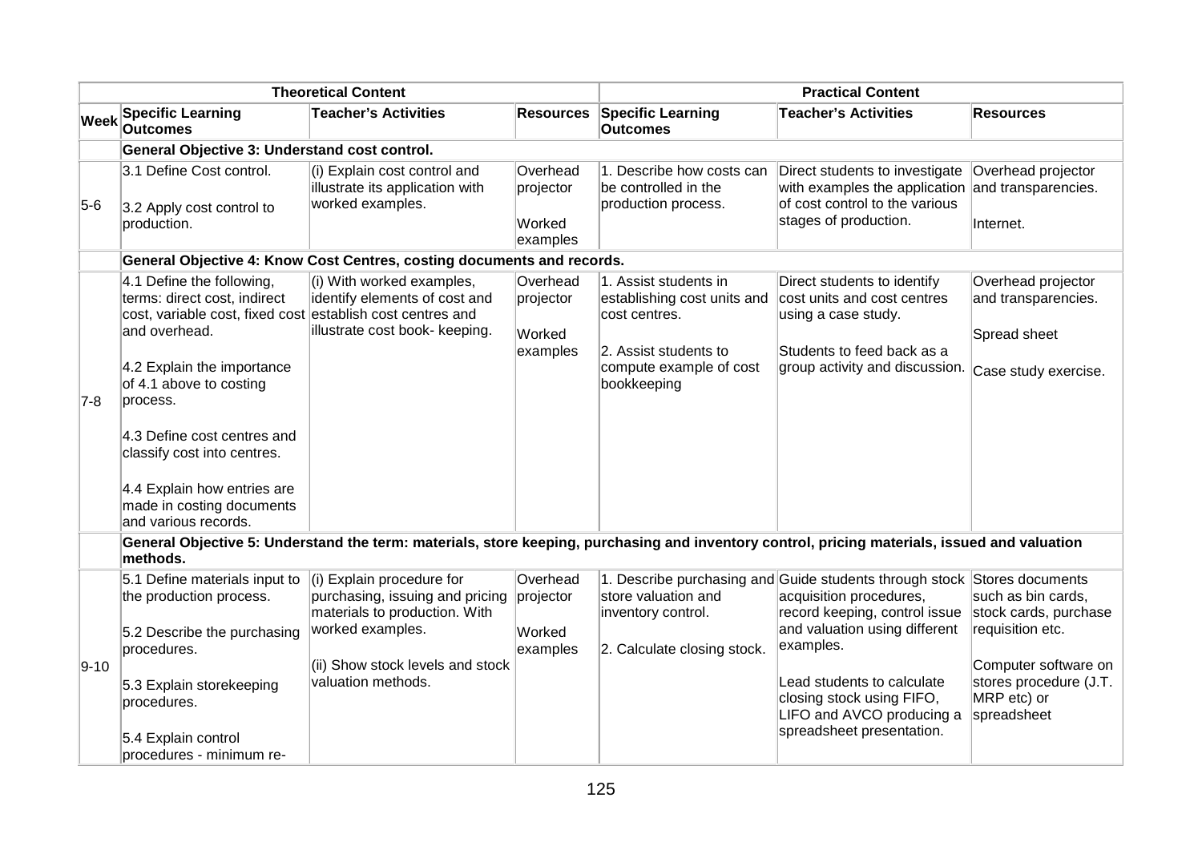| | Theoretical Content | | | Practical Content | | |
|---|---|---|---|---|---|---|
| **Week** | **Specific Learning Outcomes** | **Teacher's Activities** | **Resources** | **Specific Learning Outcomes** | **Teacher's Activities** | **Resources** |
| | **General Objective 3: Understand cost control.** | | | | | |
| 5-6 | 3.1 Define Cost control.<br><br>3.2 Apply cost control to production. | (i) Explain cost control and illustrate its application with worked examples. | Overhead projector<br><br>Worked examples | 1. Describe how costs can be controlled in the production process. | Direct students to investigate with examples the application of cost control to the various stages of production. | Overhead projector and transparencies.<br><br>Internet. |
| | **General Objective 4: Know Cost Centres, costing documents and records.** | | | | | |
| 7-8 | 4.1 Define the following, terms: direct cost, indirect cost, variable cost, fixed cost and overhead.<br><br>4.2 Explain the importance of 4.1 above to costing process.<br><br>4.3 Define cost centres and classify cost into centres.<br><br>4.4 Explain how entries are made in costing documents and various records. | (i) With worked examples, identify elements of cost and establish cost centres and illustrate cost book- keeping. | Overhead projector<br><br>Worked examples | 1. Assist students in establishing cost units and cost centres.<br><br>2. Assist students to compute example of cost bookkeeping | Direct students to identify cost units and cost centres using a case study.<br><br>Students to feed back as a group activity and discussion. | Overhead projector and transparencies.<br><br>Spread sheet<br><br>Case study exercise. |
| | **General Objective 5: Understand the term: materials, store keeping, purchasing and inventory control, pricing materials, issued and valuation methods.** | | | | | |
| 9-10 | 5.1 Define materials input to the production process.<br><br>5.2 Describe the purchasing procedures.<br><br>5.3 Explain storekeeping procedures.<br><br>5.4 Explain control procedures - minimum re- | (i) Explain procedure for purchasing, issuing and pricing materials to production. With worked examples.<br><br>(ii) Show stock levels and stock valuation methods. | Overhead projector<br><br>Worked examples | 1. Describe purchasing and store valuation and inventory control.<br><br>2. Calculate closing stock. | Guide students through stock acquisition procedures, record keeping, control issue and valuation using different examples.<br><br>Lead students to calculate closing stock using FIFO, LIFO and AVCO producing a spreadsheet presentation. | Stores documents such as bin cards, stock cards, purchase requisition etc.<br><br>Computer software on stores procedure (J.T. MRP etc) or spreadsheet |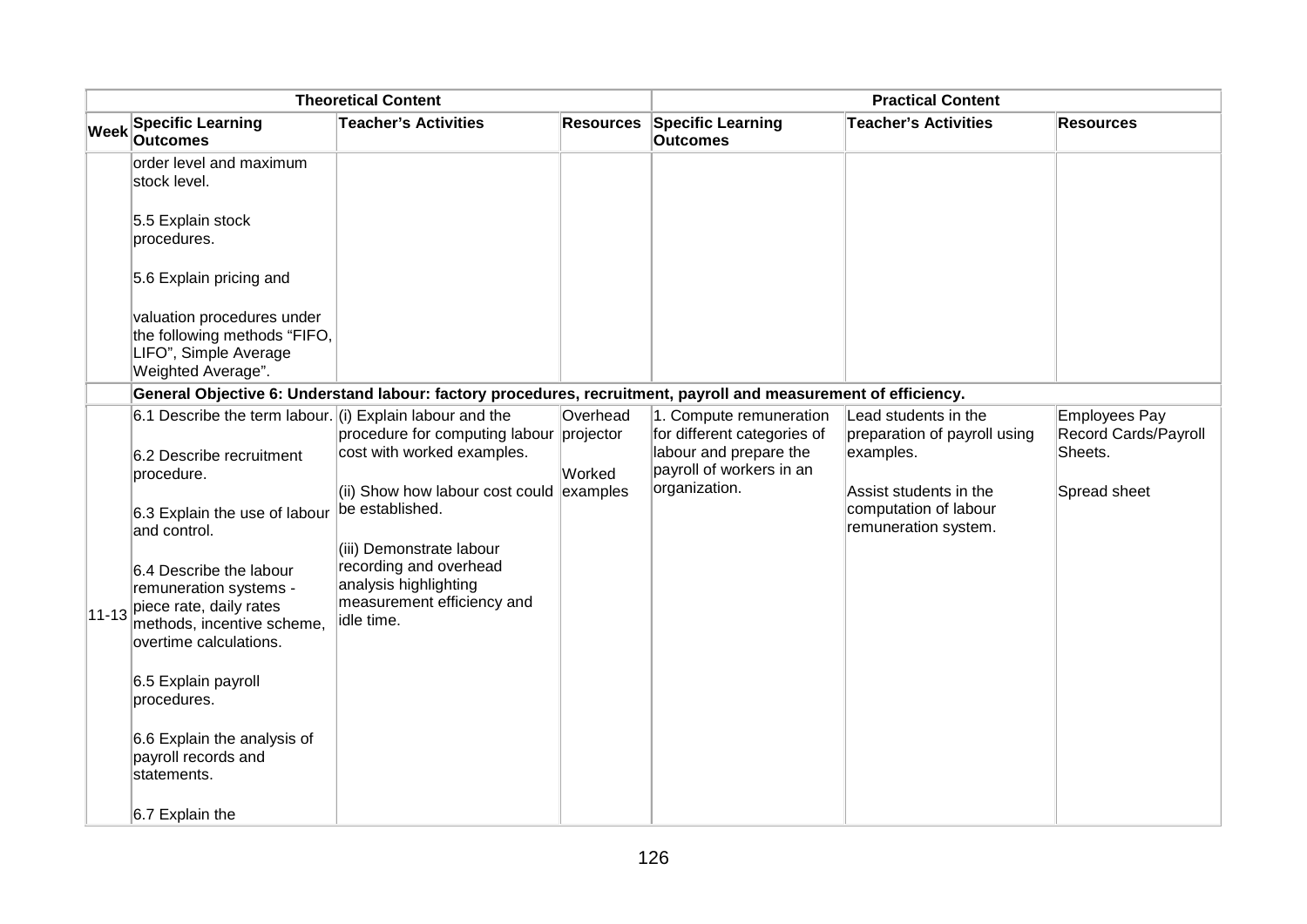| Theoretical Content | | | | Practical Content | | |
|---|---|---|---|---|---|---|
| **Week** | **Specific Learning Outcomes** | **Teacher's Activities** | **Resources** | **Specific Learning Outcomes** | **Teacher's Activities** | **Resources** |
| | order level and maximum stock level.<br><br>5.5 Explain stock procedures.<br><br>5.6 Explain pricing and<br><br>valuation procedures under the following methods "FIFO, LIFO", Simple Average Weighted Average". | | | | | |
| | **General Objective 6: Understand labour: factory procedures, recruitment, payroll and measurement of efficiency.** | | | | | |
| 11-13 | 6.1 Describe the term labour.<br><br>6.2 Describe recruitment procedure.<br><br>6.3 Explain the use of labour and control.<br><br>6.4 Describe the labour remuneration systems - piece rate, daily rates methods, incentive scheme, overtime calculations.<br><br>6.5 Explain payroll procedures.<br><br>6.6 Explain the analysis of payroll records and statements.<br><br>6.7 Explain the | (i) Explain labour and the procedure for computing labour cost with worked examples.<br><br>(ii) Show how labour cost could be established.<br><br>(iii) Demonstrate labour recording and overhead analysis highlighting measurement efficiency and idle time. | Overhead projector<br><br>Worked examples | 1. Compute remuneration for different categories of labour and prepare the payroll of workers in an organization. | Lead students in the preparation of payroll using examples.<br><br>Assist students in the computation of labour remuneration system. | Employees Pay Record Cards/Payroll Sheets.<br><br>Spread sheet |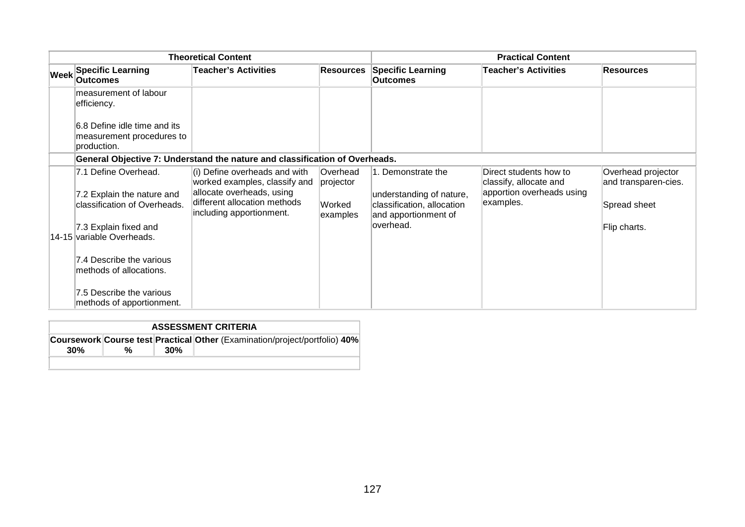| Theoretical Content | | | | Practical Content | | |
|---|---|---|---|---|---|---|
| Week | Specific Learning Outcomes | Teacher's Activities | Resources | Specific Learning Outcomes | Teacher's Activities | Resources |
| | measurement of labour efficiency.<br><br>6.8 Define idle time and its measurement procedures to production. | | | | | |
| | **General Objective 7: Understand the nature and classification of Overheads.** | | | | | |
| 14-15 | 7.1 Define Overhead.<br><br>7.2 Explain the nature and classification of Overheads.<br><br>7.3 Explain fixed and variable Overheads.<br><br>7.4 Describe the various methods of allocations.<br><br>7.5 Describe the various methods of apportionment. | (i) Define overheads and with worked examples, classify and allocate overheads, using different allocation methods including apportionment. | Overhead projector<br><br>Worked examples | 1. Demonstrate the understanding of nature, classification, allocation and apportionment of overhead. | Direct students how to classify, allocate and apportion overheads using examples. | Overhead projector and transparen-cies.<br><br>Spread sheet<br><br>Flip charts. |

| ASSESSMENT CRITERIA | | | |
|---|---|---|---|
| **Coursework 30%** | **Course test %** | **Practical 30%** | **Other** (Examination/project/portfolio) **40%** |
| | | | |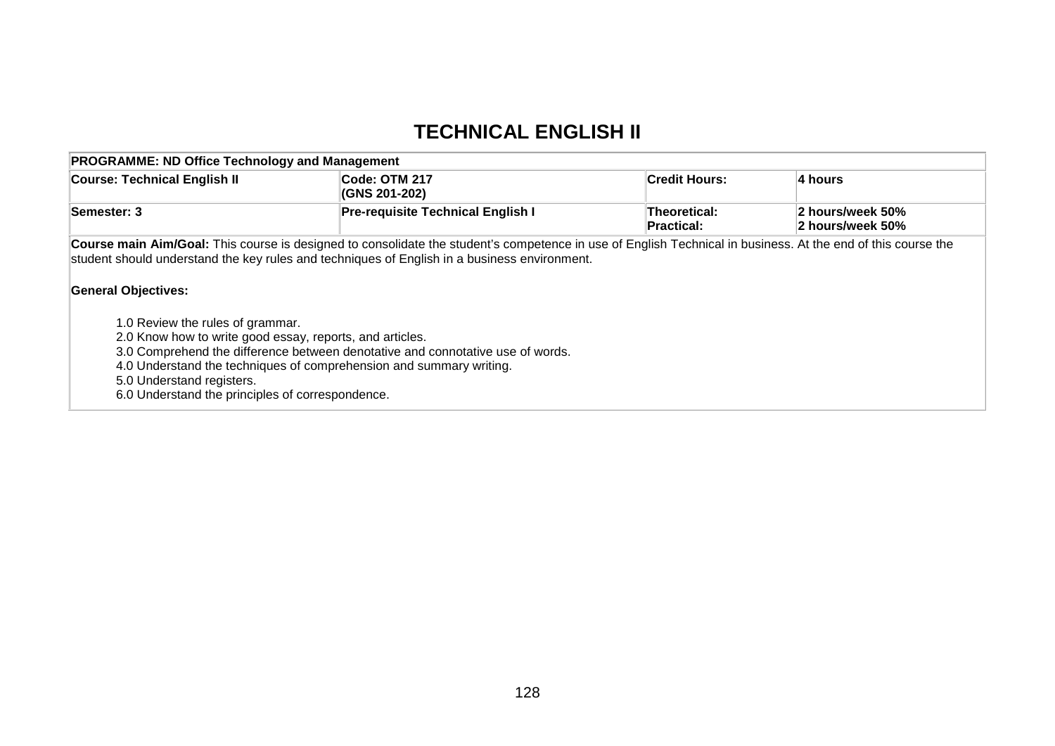# TECHNICAL ENGLISH II

| PROGRAMME: ND Office Technology and Management | | | |
|---|---|---|---|
| **Course: Technical English II** | **Code: OTM 217 (GNS 201-202)** | **Credit Hours:** | **4 hours** |
| **Semester: 3** | **Pre-requisite Technical English I** | **Theoretical:** **Practical:** | **2 hours/week 50%** **2 hours/week 50%** |

**Course main Aim/Goal:** This course is designed to consolidate the student's competence in use of English Technical in business. At the end of this course the student should understand the key rules and techniques of English in a business environment.

**General Objectives:**

1.0 Review the rules of grammar.
2.0 Know how to write good essay, reports, and articles.
3.0 Comprehend the difference between denotative and connotative use of words.
4.0 Understand the techniques of comprehension and summary writing.
5.0 Understand registers.
6.0 Understand the principles of correspondence.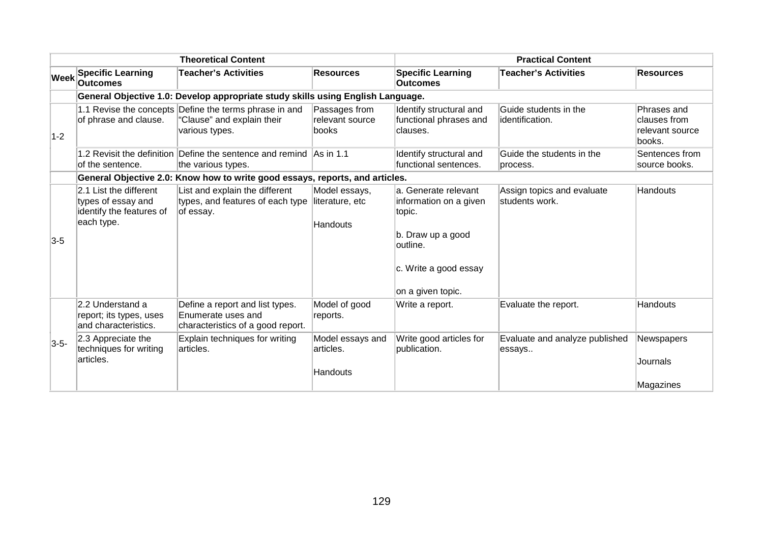| | Theoretical Content | | | Practical Content | | |
|---|---|---|---|---|---|---|
| **Week** | **Specific Learning Outcomes** | **Teacher's Activities** | **Resources** | **Specific Learning Outcomes** | **Teacher's Activities** | **Resources** |
| | **General Objective 1.0: Develop appropriate study skills using English Language.** | | | | | |
| 1-2 | 1.1 Revise the concepts of phrase and clause. | Define the terms phrase in and "Clause" and explain their various types. | Passages from relevant source books | Identify structural and functional phrases and clauses. | Guide students in the identification. | Phrases and clauses from relevant source books. |
| | 1.2 Revisit the definition of the sentence. | Define the sentence and remind the various types. | As in 1.1 | Identify structural and functional sentences. | Guide the students in the process. | Sentences from source books. |
| | **General Objective 2.0: Know how to write good essays, reports, and articles.** | | | | | |
| 3-5 | 2.1 List the different types of essay and identify the features of each type. | List and explain the different types, and features of each type of essay. | Model essays, literature, etc<br><br>Handouts | a. Generate relevant information on a given topic.<br><br>b. Draw up a good outline.<br><br>c. Write a good essay<br><br>on a given topic. | Assign topics and evaluate students work. | Handouts |
| 3-5- | 2.2 Understand a report; its types, uses and characteristics. | Define a report and list types. Enumerate uses and characteristics of a good report. | Model of good reports. | Write a report. | Evaluate the report. | Handouts |
| | 2.3 Appreciate the techniques for writing articles. | Explain techniques for writing articles. | Model essays and articles.<br><br>Handouts | Write good articles for publication. | Evaluate and analyze published essays.. | Newspapers<br><br>Journals<br><br>Magazines |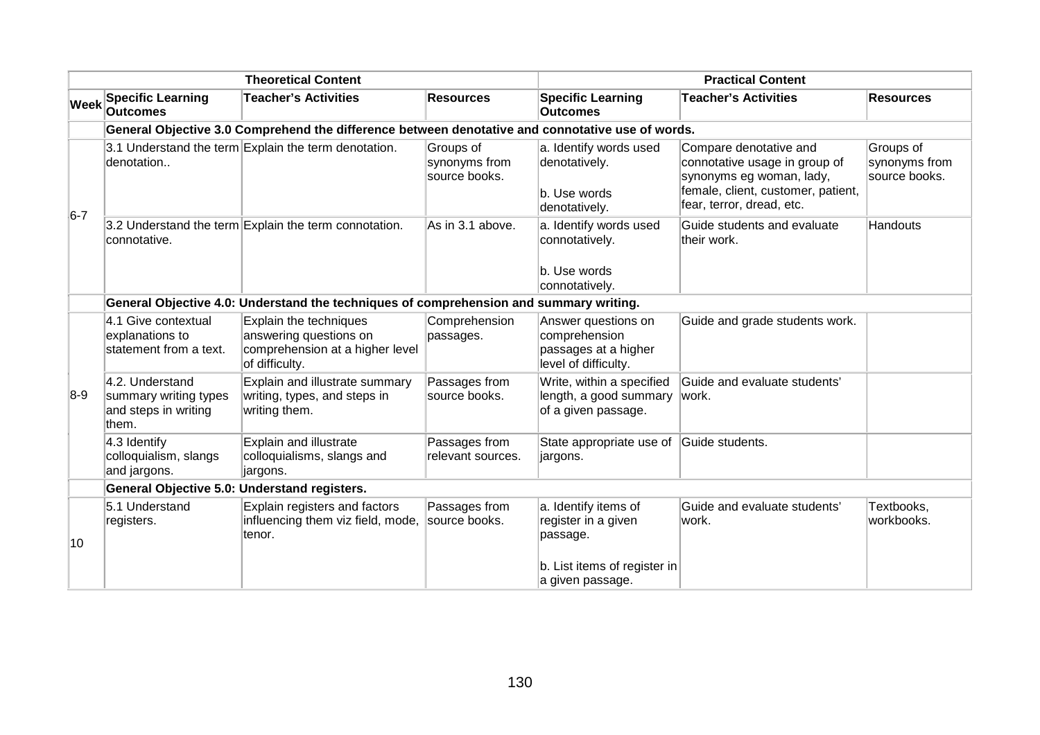| | Theoretical Content | | | Practical Content | | |
|---|---|---|---|---|---|---|
| **Week** | **Specific Learning Outcomes** | **Teacher's Activities** | **Resources** | **Specific Learning Outcomes** | **Teacher's Activities** | **Resources** |
| | **General Objective 3.0 Comprehend the difference between denotative and connotative use of words.** | | | | | |
| 6-7 | 3.1 Understand the term denotation.. | Explain the term denotation. | Groups of synonyms from source books. | a. Identify words used denotatively.<br><br>b. Use words denotatively. | Compare denotative and connotative usage in group of synonyms eg woman, lady, female, client, customer, patient, fear, terror, dread, etc. | Groups of synonyms from source books. |
| | 3.2 Understand the term connotative. | Explain the term connotation. | As in 3.1 above. | a. Identify words used connotatively.<br><br>b. Use words connotatively. | Guide students and evaluate their work. | Handouts |
| | **General Objective 4.0: Understand the techniques of comprehension and summary writing.** | | | | | |
| 8-9 | 4.1 Give contextual explanations to statement from a text. | Explain the techniques answering questions on comprehension at a higher level of difficulty. | Comprehension passages. | Answer questions on comprehension passages at a higher level of difficulty. | Guide and grade students work. | |
| | 4.2. Understand summary writing types and steps in writing them. | Explain and illustrate summary writing, types, and steps in writing them. | Passages from source books. | Write, within a specified length, a good summary of a given passage. | Guide and evaluate students' work. | |
| | 4.3 Identify colloquialism, slangs and jargons. | Explain and illustrate colloquialisms, slangs and jargons. | Passages from relevant sources. | State appropriate use of jargons. | Guide students. | |
| | **General Objective 5.0: Understand registers.** | | | | | |
| 10 | 5.1 Understand registers. | Explain registers and factors influencing them viz field, mode, tenor. | Passages from source books. | a. Identify items of register in a given passage.<br><br>b. List items of register in a given passage. | Guide and evaluate students' work. | Textbooks, workbooks. |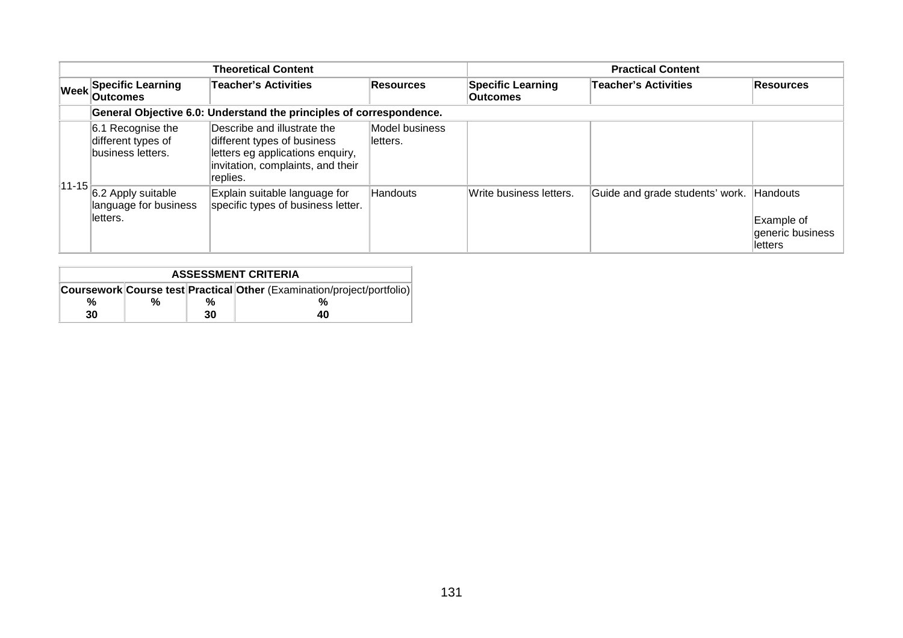| Theoretical Content | | | | Practical Content | | |
|---|---|---|---|---|---|---|
| Week | Specific Learning Outcomes | Teacher's Activities | Resources | Specific Learning Outcomes | Teacher's Activities | Resources |
| | General Objective 6.0: Understand the principles of correspondence. | | | | | |
| 11-15 | 6.1 Recognise the different types of business letters. | Describe and illustrate the different types of business letters eg applications enquiry, invitation, complaints, and their replies. | Model business letters. | | | |
| | 6.2 Apply suitable language for business letters. | Explain suitable language for specific types of business letter. | Handouts | Write business letters. | Guide and grade students' work. | Handouts<br><br>Example of generic business letters |

| ASSESSMENT CRITERIA | | | |
|---|---|---|---|
| Coursework<br>% | Course test<br>% | Practical<br>% | Other (Examination/project/portfolio)<br>% |
| 30 | | 30 | 40 |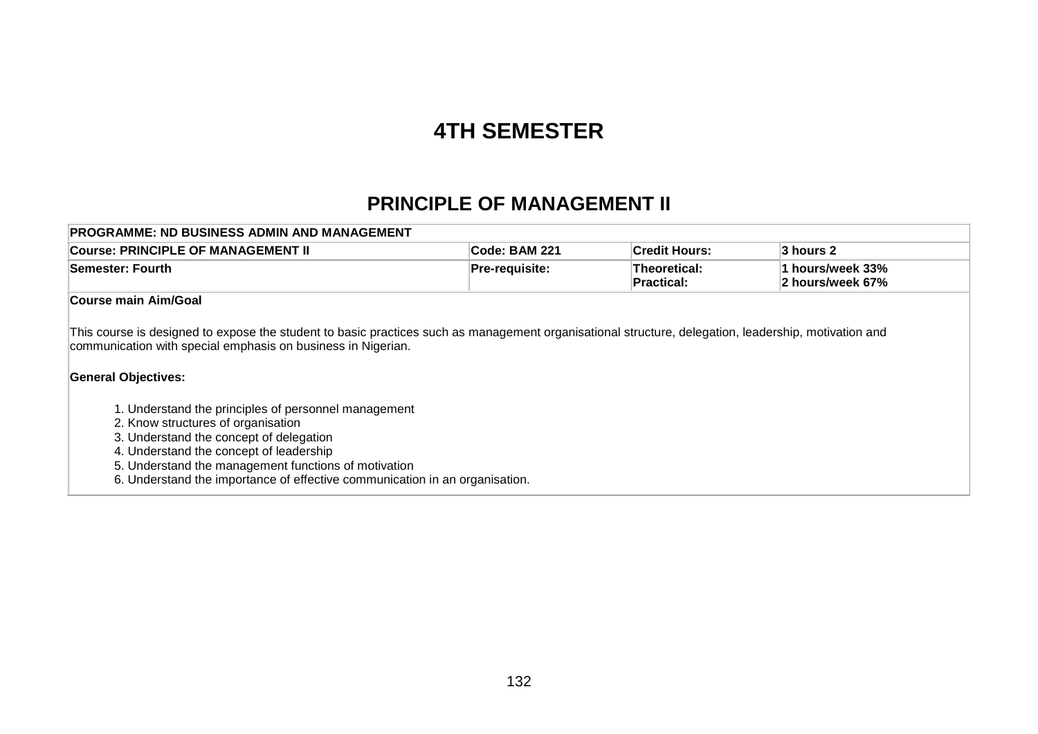# 4TH SEMESTER

## PRINCIPLE OF MANAGEMENT II

| PROGRAMME: ND BUSINESS ADMIN AND MANAGEMENT | | | |
|---|---|---|---|
| **Course: PRINCIPLE OF MANAGEMENT II** | **Code: BAM 221** | **Credit Hours:** | **3 hours 2** |
| **Semester: Fourth** | **Pre-requisite:** | **Theoretical:**<br>**Practical:** | **1 hours/week 33%**<br>**2 hours/week 67%** |

**Course main Aim/Goal**

This course is designed to expose the student to basic practices such as management organisational structure, delegation, leadership, motivation and communication with special emphasis on business in Nigerian.

**General Objectives:**

1. Understand the principles of personnel management
2. Know structures of organisation
3. Understand the concept of delegation
4. Understand the concept of leadership
5. Understand the management functions of motivation
6. Understand the importance of effective communication in an organisation.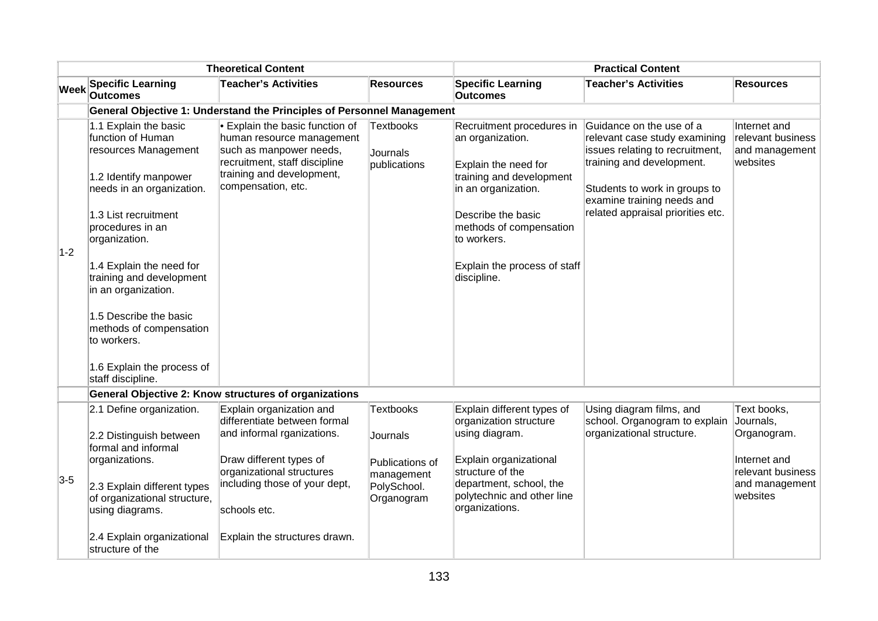| | Theoretical Content | | | Practical Content | | |
|---|---|---|---|---|---|---|
| **Week** | **Specific Learning Outcomes** | **Teacher's Activities** | **Resources** | **Specific Learning Outcomes** | **Teacher's Activities** | **Resources** |
| | **General Objective 1: Understand the Principles of Personnel Management** | | | | | |
| 1-2 | 1.1 Explain the basic function of Human resources Management<br><br>1.2 Identify manpower needs in an organization.<br><br>1.3 List recruitment procedures in an organization.<br><br>1.4 Explain the need for training and development in an organization.<br><br>1.5 Describe the basic methods of compensation to workers.<br><br>1.6 Explain the process of staff discipline. | • Explain the basic function of human resource management such as manpower needs, recruitment, staff discipline training and development, compensation, etc. | Textbooks<br><br>Journals publications | Recruitment procedures in an organization.<br><br>Explain the need for training and development in an organization.<br><br>Describe the basic methods of compensation to workers.<br><br>Explain the process of staff discipline. | Guidance on the use of a relevant case study examining issues relating to recruitment, training and development.<br><br>Students to work in groups to examine training needs and related appraisal priorities etc. | Internet and relevant business and management websites |
| | **General Objective 2: Know structures of organizations** | | | | | |
| 3-5 | 2.1 Define organization.<br><br>2.2 Distinguish between formal and informal organizations.<br><br>2.3 Explain different types of organizational structure, using diagrams.<br><br>2.4 Explain organizational structure of the | Explain organization and differentiate between formal and informal rganizations.<br><br>Draw different types of organizational structures including those of your dept,<br><br>schools etc.<br><br>Explain the structures drawn. | Textbooks<br><br>Journals<br><br>Publications of management PolySchool. Organogram | Explain different types of organization structure using diagram.<br><br>Explain organizational structure of the department, school, the polytechnic and other line organizations. | Using diagram films, and school. Organogram to explain organizational structure. | Text books, Journals, Organogram.<br><br>Internet and relevant business and management websites |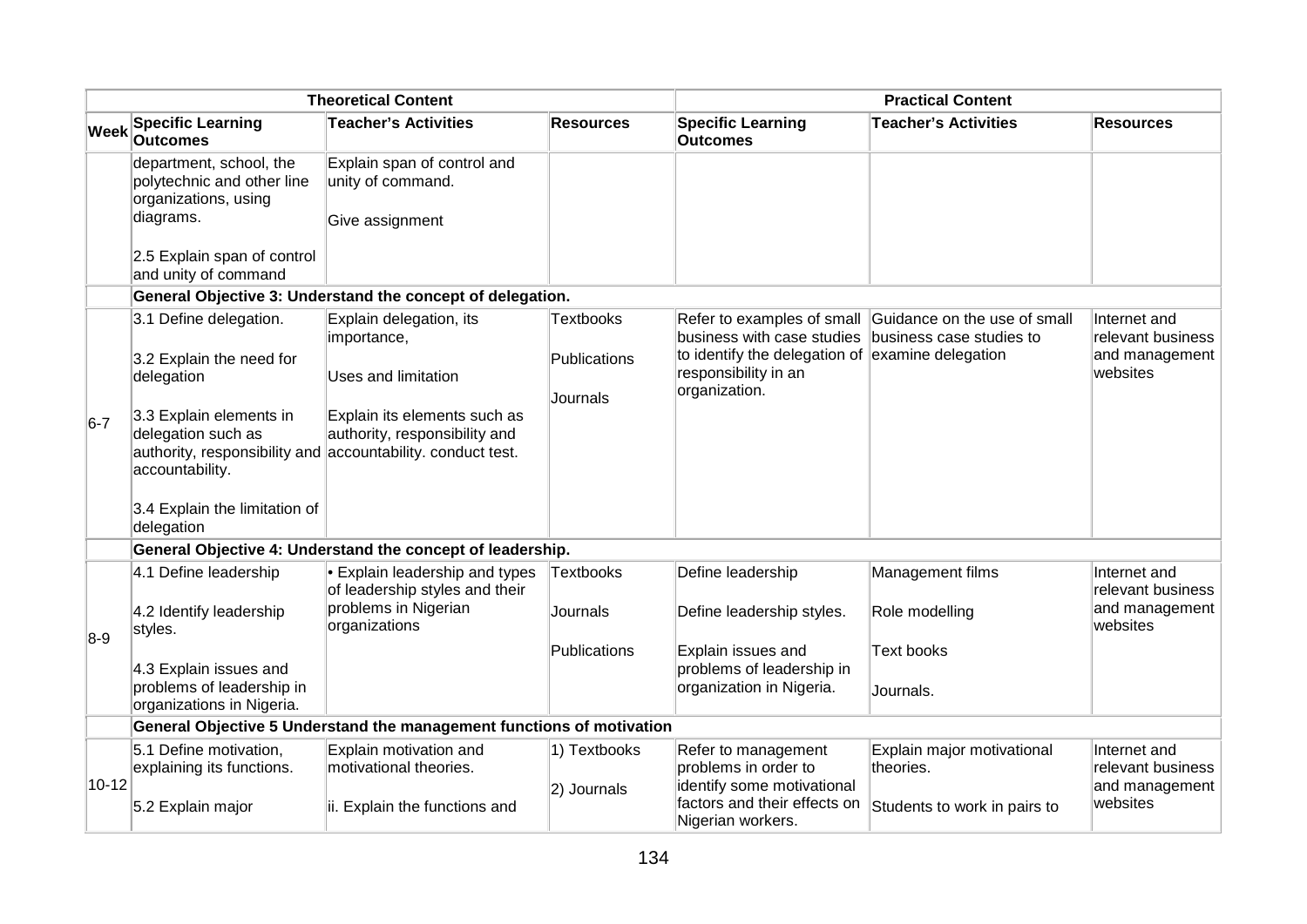| Theoretical Content | | | | Practical Content | | |
|---|---|---|---|---|---|---|
| Week | Specific Learning Outcomes | Teacher's Activities | Resources | Specific Learning Outcomes | Teacher's Activities | Resources |
| | department, school, the polytechnic and other line organizations, using diagrams.<br><br>2.5 Explain span of control and unity of command | Explain span of control and unity of command.<br><br>Give assignment | | | | |
| | **General Objective 3: Understand the concept of delegation.** | | | | | |
| 6-7 | 3.1 Define delegation.<br><br>3.2 Explain the need for delegation<br><br>3.3 Explain elements in delegation such as authority, responsibility and accountability.<br><br>3.4 Explain the limitation of delegation | Explain delegation, its importance,<br><br>Uses and limitation<br><br>Explain its elements such as authority, responsibility and accountability. conduct test. | Textbooks<br><br>Publications<br><br>Journals | Refer to examples of small business with case studies to identify the delegation of responsibility in an organization. | Guidance on the use of small business case studies to examine delegation | Internet and relevant business and management websites |
| | **General Objective 4: Understand the concept of leadership.** | | | | | |
| 8-9 | 4.1 Define leadership<br><br>4.2 Identify leadership styles.<br><br>4.3 Explain issues and problems of leadership in organizations in Nigeria. | • Explain leadership and types of leadership styles and their problems in Nigerian organizations | Textbooks<br><br>Journals<br><br>Publications | Define leadership<br><br>Define leadership styles.<br><br>Explain issues and problems of leadership in organization in Nigeria. | Management films<br><br>Role modelling<br><br>Text books<br><br>Journals. | Internet and relevant business and management websites |
| | **General Objective 5 Understand the management functions of motivation** | | | | | |
| 10-12 | 5.1 Define motivation, explaining its functions.<br><br>5.2 Explain major | Explain motivation and motivational theories.<br><br>ii. Explain the functions and | 1) Textbooks<br><br>2) Journals | Refer to management problems in order to identify some motivational factors and their effects on Nigerian workers. | Explain major motivational theories.<br><br>Students to work in pairs to | Internet and relevant business and management websites |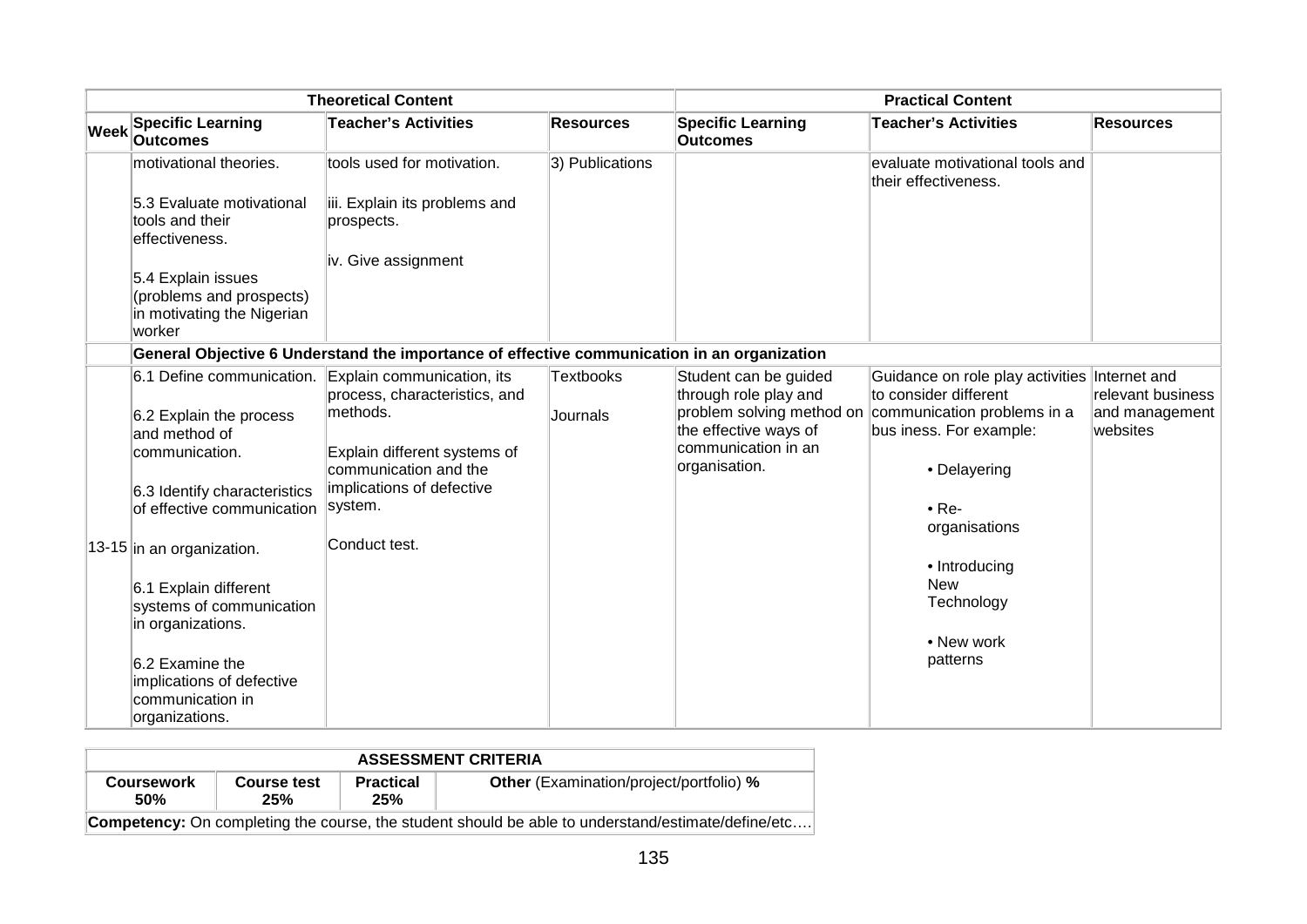| Theoretical Content | | | | Practical Content | | |
|---|---|---|---|---|---|---|
| Week | Specific Learning Outcomes | Teacher's Activities | Resources | Specific Learning Outcomes | Teacher's Activities | Resources |
| | motivational theories.<br><br>5.3 Evaluate motivational tools and their effectiveness.<br><br>5.4 Explain issues (problems and prospects) in motivating the Nigerian worker | tools used for motivation.<br><br>iii. Explain its problems and prospects.<br><br>iv. Give assignment | 3) Publications | | evaluate motivational tools and their effectiveness. | |
| | **General Objective 6 Understand the importance of effective communication in an organization** | | | | | |
| 13-15 | 6.1 Define communication.<br><br>6.2 Explain the process and method of communication.<br><br>6.3 Identify characteristics of effective communication in an organization.<br><br>6.1 Explain different systems of communication in organizations.<br><br>6.2 Examine the implications of defective communication in organizations. | Explain communication, its process, characteristics, and methods.<br><br>Explain different systems of communication and the implications of defective system.<br><br>Conduct test. | Textbooks<br><br>Journals | Student can be guided through role play and problem solving method on the effective ways of communication in an organisation. | Guidance on role play activities to consider different communication problems in a bus iness. For example:<br><br>• Delayering<br><br>• Re-organisations<br><br>• Introducing New Technology<br><br>• New work patterns | Internet and relevant business and management websites |

| ASSESSMENT CRITERIA | | | |
|---|---|---|---|
| **Coursework 50%** | **Course test 25%** | **Practical 25%** | **Other** (Examination/project/portfolio) **%** |
| **Competency:** On completing the course, the student should be able to understand/estimate/define/etc…. | | | |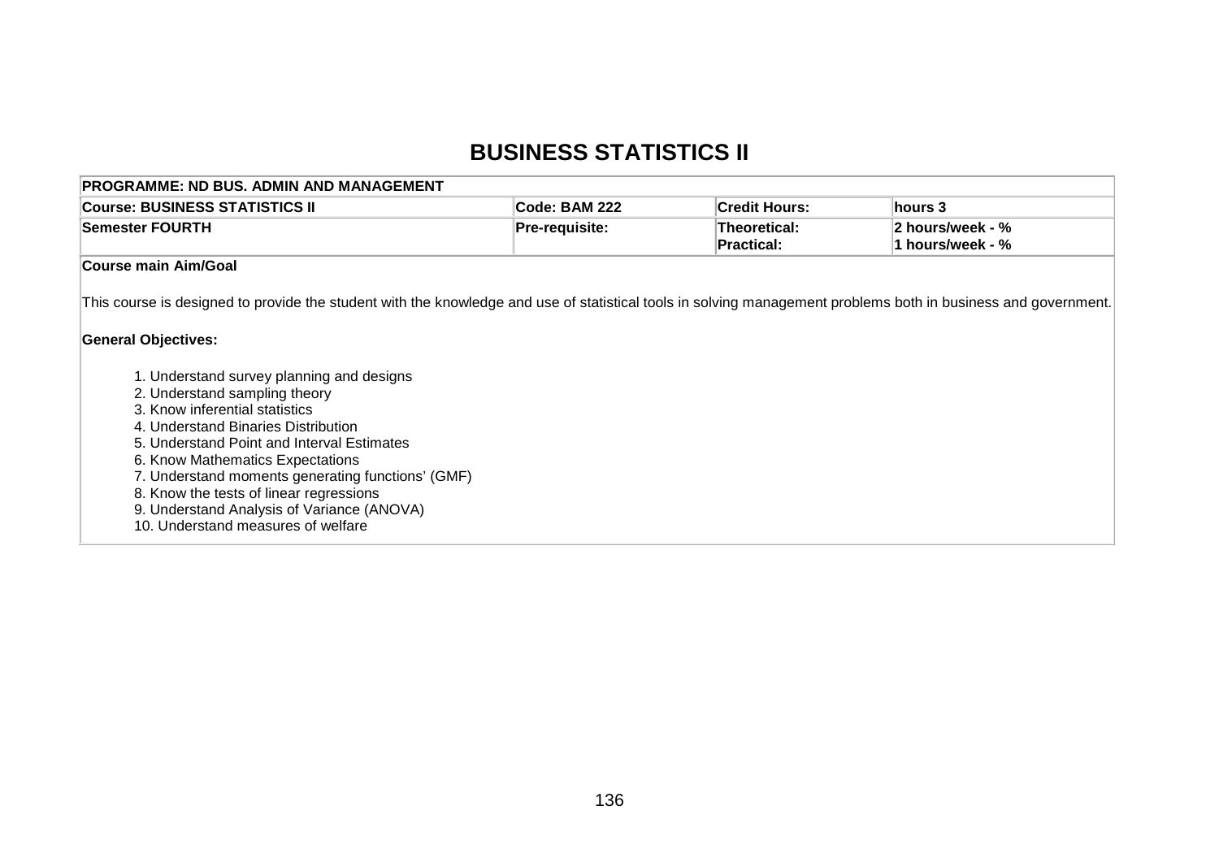# BUSINESS STATISTICS II

| PROGRAMME: ND BUS. ADMIN AND MANAGEMENT | | | |
|---|---|---|---|
| **Course: BUSINESS STATISTICS II** | **Code: BAM 222** | **Credit Hours:** | **hours 3** |
| **Semester FOURTH** | **Pre-requisite:** | **Theoretical:**<br>**Practical:** | **2 hours/week - %**<br>**1 hours/week - %** |

**Course main Aim/Goal**

This course is designed to provide the student with the knowledge and use of statistical tools in solving management problems both in business and government.

**General Objectives:**

1. Understand survey planning and designs
2. Understand sampling theory
3. Know inferential statistics
4. Understand Binaries Distribution
5. Understand Point and Interval Estimates
6. Know Mathematics Expectations
7. Understand moments generating functions' (GMF)
8. Know the tests of linear regressions
9. Understand Analysis of Variance (ANOVA)
10. Understand measures of welfare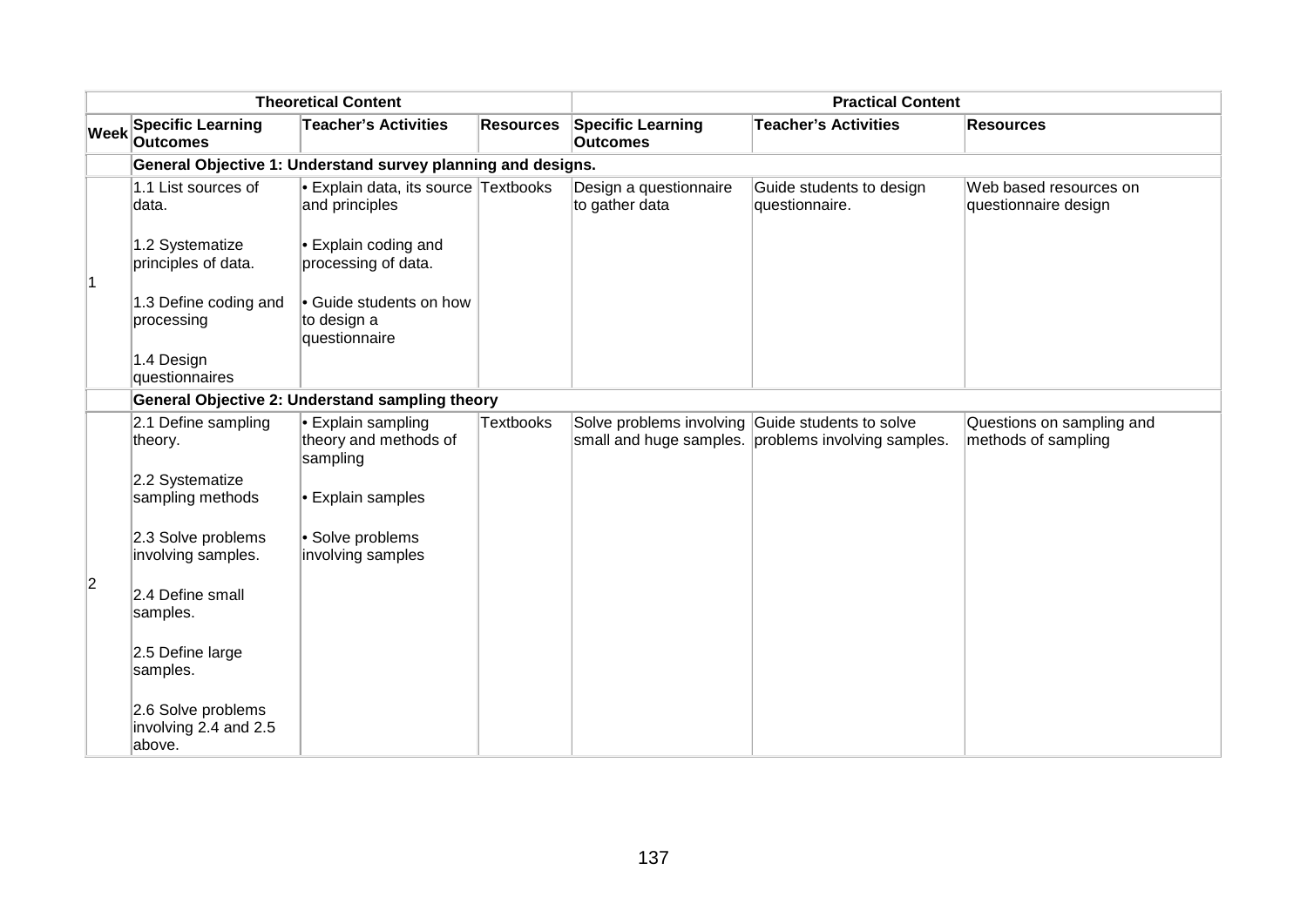| | Theoretical Content | | | Practical Content | | |
|---|---|---|---|---|---|---|
| **Week** | **Specific Learning Outcomes** | **Teacher's Activities** | **Resources** | **Specific Learning Outcomes** | **Teacher's Activities** | **Resources** |
| | **General Objective 1: Understand survey planning and designs.** | | | | | |
| 1 | 1.1 List sources of data.<br><br>1.2 Systematize principles of data.<br><br>1.3 Define coding and processing<br><br>1.4 Design questionnaires | • Explain data, its source and principles<br><br>• Explain coding and processing of data.<br><br>• Guide students on how to design a questionnaire | Textbooks | Design a questionnaire to gather data | Guide students to design questionnaire. | Web based resources on questionnaire design |
| | **General Objective 2: Understand sampling theory** | | | | | |
| 2 | 2.1 Define sampling theory.<br><br>2.2 Systematize sampling methods<br><br>2.3 Solve problems involving samples.<br><br>2.4 Define small samples.<br><br>2.5 Define large samples.<br><br>2.6 Solve problems involving 2.4 and 2.5 above. | • Explain sampling theory and methods of sampling<br><br>• Explain samples<br><br>• Solve problems involving samples | Textbooks | Solve problems involving small and huge samples. | Guide students to solve problems involving samples. | Questions on sampling and methods of sampling |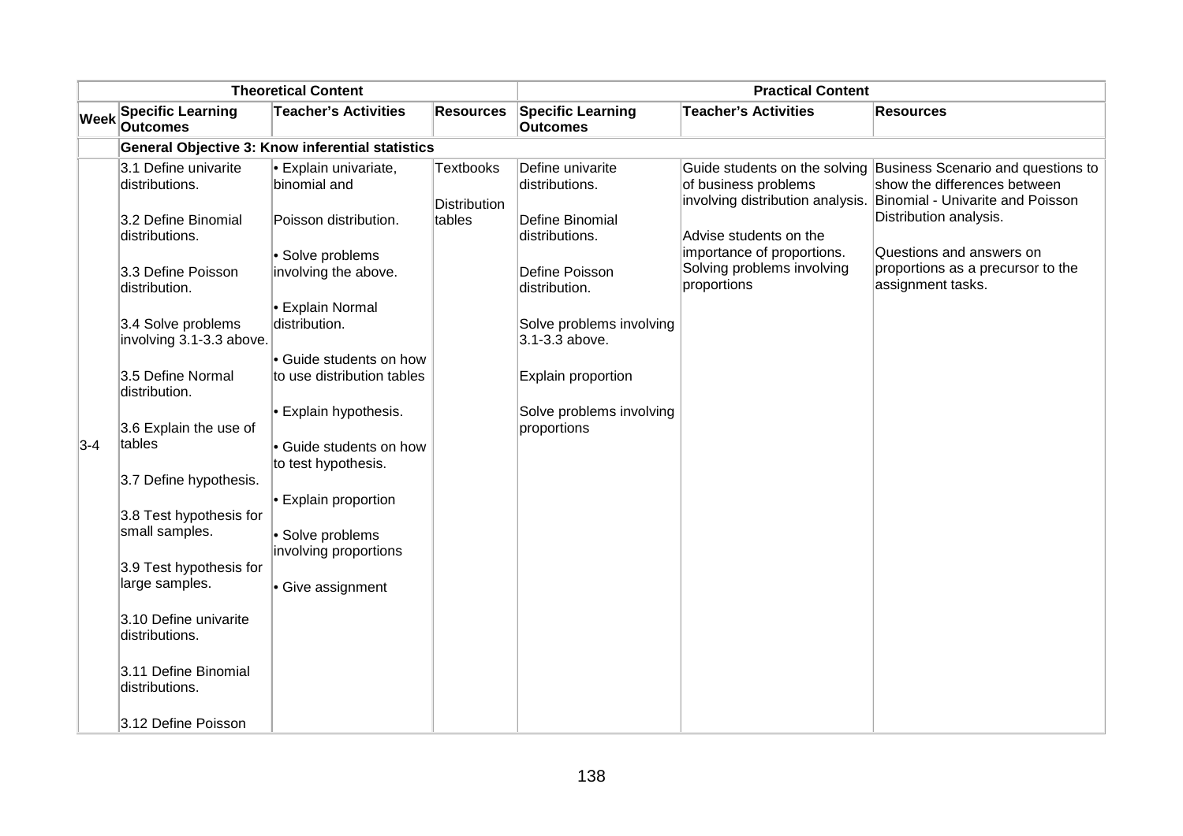| | Theoretical Content | | | Practical Content | | |
|---|---|---|---|---|---|---|
| Week | Specific Learning Outcomes | Teacher's Activities | Resources | Specific Learning Outcomes | Teacher's Activities | Resources |
| | **General Objective 3: Know inferential statistics** | | | | | |
| 3-4 | 3.1 Define univarite distributions.<br><br>3.2 Define Binomial distributions.<br><br>3.3 Define Poisson distribution.<br><br>3.4 Solve problems involving 3.1-3.3 above.<br><br>3.5 Define Normal distribution.<br><br>3.6 Explain the use of tables<br><br>3.7 Define hypothesis.<br><br>3.8 Test hypothesis for small samples.<br><br>3.9 Test hypothesis for large samples.<br><br>3.10 Define univarite distributions.<br><br>3.11 Define Binomial distributions.<br><br>3.12 Define Poisson | • Explain univariate, binomial and Poisson distribution.<br><br>• Solve problems involving the above.<br><br>• Explain Normal distribution.<br><br>• Guide students on how to use distribution tables<br><br>• Explain hypothesis.<br><br>• Guide students on how to test hypothesis.<br><br>• Explain proportion<br><br>• Solve problems involving proportions<br><br>• Give assignment | Textbooks<br><br>Distribution tables | Define univarite distributions.<br><br>Define Binomial distributions.<br><br>Define Poisson distribution.<br><br>Solve problems involving 3.1-3.3 above.<br><br>Explain proportion<br><br>Solve problems involving proportions | Guide students on the solving of business problems involving distribution analysis.<br><br>Advise students on the importance of proportions. Solving problems involving proportions | Business Scenario and questions to show the differences between Binomial - Univarite and Poisson Distribution analysis.<br><br>Questions and answers on proportions as a precursor to the assignment tasks. |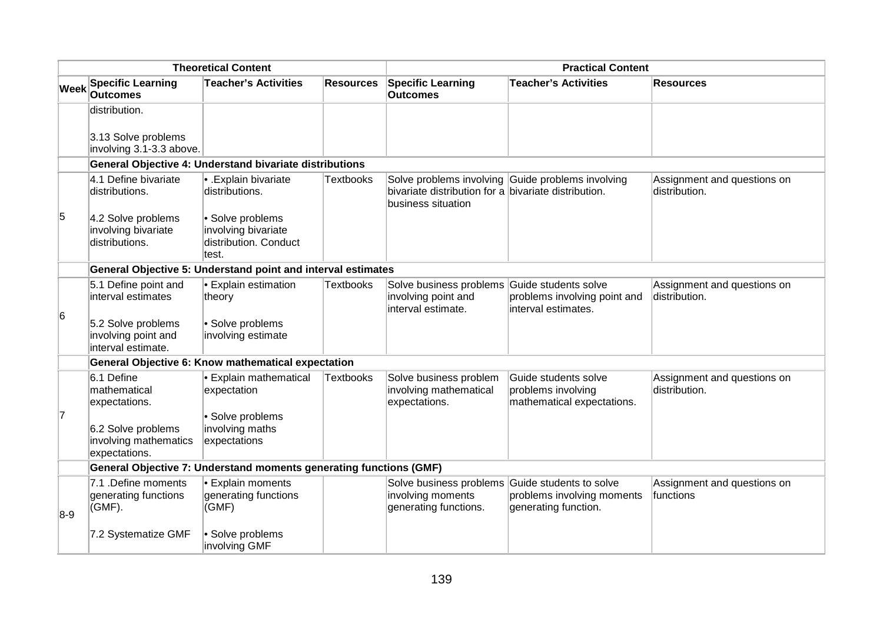| Theoretical Content | | | | Practical Content | | |
|---|---|---|---|---|---|---|
| **Week** | **Specific Learning Outcomes** | **Teacher's Activities** | **Resources** | **Specific Learning Outcomes** | **Teacher's Activities** | **Resources** |
| | distribution.<br><br>3.13 Solve problems involving 3.1-3.3 above. | | | | | |
| | **General Objective 4: Understand bivariate distributions** | | | | | |
| 5 | 4.1 Define bivariate distributions.<br><br>4.2 Solve problems involving bivariate distributions. | • .Explain bivariate distributions.<br><br>• Solve problems involving bivariate distribution. Conduct test. | Textbooks | Solve problems involving bivariate distribution for a business situation | Guide problems involving bivariate distribution. | Assignment and questions on distribution. |
| | **General Objective 5: Understand point and interval estimates** | | | | | |
| 6 | 5.1 Define point and interval estimates<br><br>5.2 Solve problems involving point and interval estimate. | • Explain estimation theory<br><br>• Solve problems involving estimate | Textbooks | Solve business problems involving point and interval estimate. | Guide students solve problems involving point and interval estimates. | Assignment and questions on distribution. |
| | **General Objective 6: Know mathematical expectation** | | | | | |
| 7 | 6.1 Define mathematical expectations.<br><br>6.2 Solve problems involving mathematics expectations. | • Explain mathematical expectation<br><br>• Solve problems involving maths expectations | Textbooks | Solve business problem involving mathematical expectations. | Guide students solve problems involving mathematical expectations. | Assignment and questions on distribution. |
| | **General Objective 7: Understand moments generating functions (GMF)** | | | | | |
| 8-9 | 7.1 .Define moments generating functions (GMF).<br><br>7.2 Systematize GMF | • Explain moments generating functions (GMF)<br><br>• Solve problems involving GMF | | Solve business problems involving moments generating functions. | Guide students to solve problems involving moments generating function. | Assignment and questions on functions |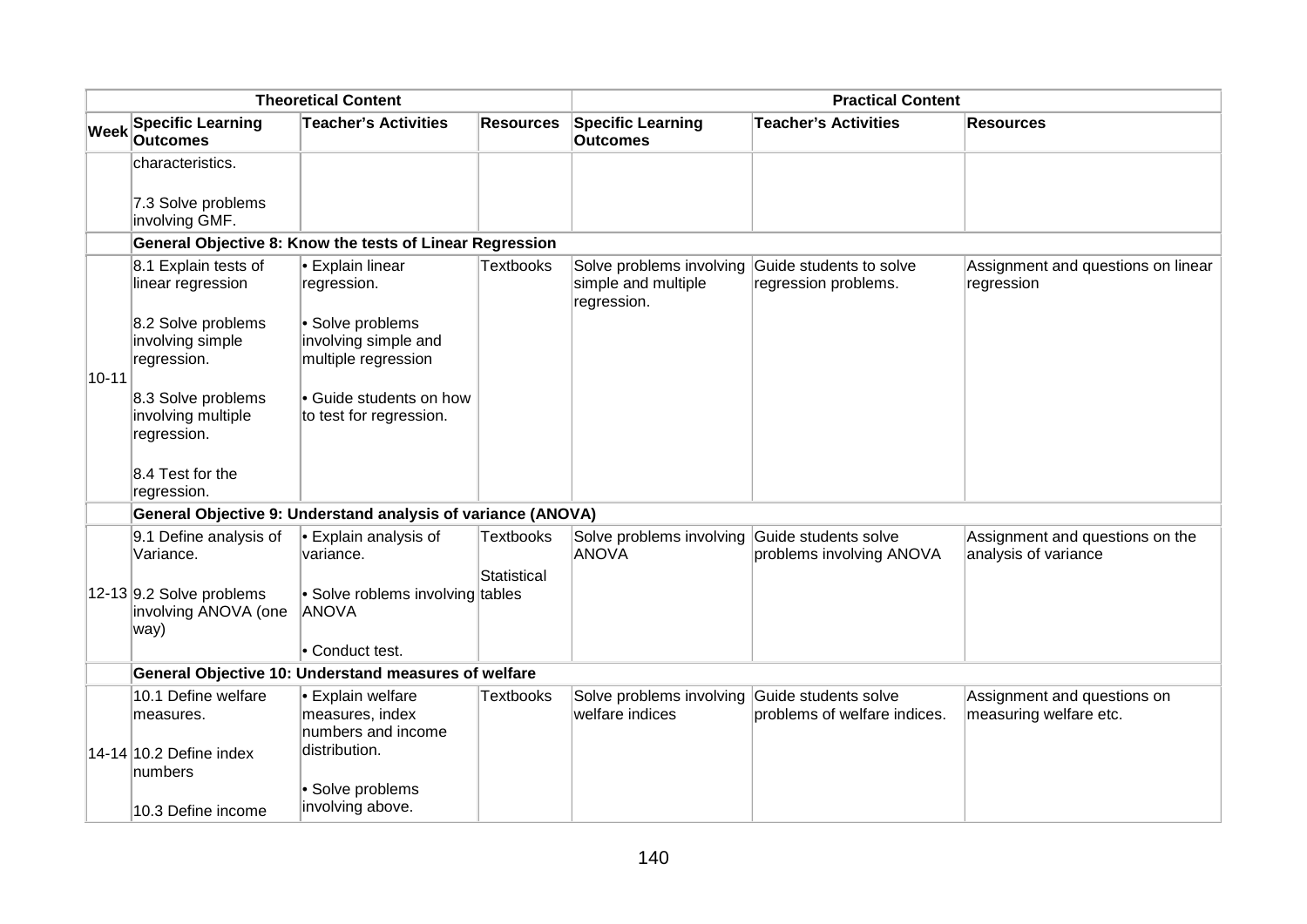| Theoretical Content | | | | Practical Content | | |
|---|---|---|---|---|---|---|
| **Week** | **Specific Learning Outcomes** | **Teacher's Activities** | **Resources** | **Specific Learning Outcomes** | **Teacher's Activities** | **Resources** |
| | characteristics.<br><br>7.3 Solve problems involving GMF. | | | | | |
| | **General Objective 8: Know the tests of Linear Regression** | | | | | |
| 10-11 | 8.1 Explain tests of linear regression<br><br>8.2 Solve problems involving simple regression.<br><br>8.3 Solve problems involving multiple regression.<br><br>8.4 Test for the regression. | • Explain linear regression.<br><br>• Solve problems involving simple and multiple regression<br><br>• Guide students on how to test for regression. | Textbooks | Solve problems involving simple and multiple regression. | Guide students to solve regression problems. | Assignment and questions on linear regression |
| | **General Objective 9: Understand analysis of variance (ANOVA)** | | | | | |
| 12-13 | 9.1 Define analysis of Variance.<br><br>9.2 Solve problems involving ANOVA (one way) | • Explain analysis of variance.<br><br>• Solve roblems involving ANOVA<br><br>• Conduct test. | Textbooks<br><br>Statistical tables | Solve problems involving ANOVA | Guide students solve problems involving ANOVA | Assignment and questions on the analysis of variance |
| | **General Objective 10: Understand measures of welfare** | | | | | |
| 14-14 | 10.1 Define welfare measures.<br><br>10.2 Define index numbers<br><br>10.3 Define income | • Explain welfare measures, index numbers and income distribution.<br><br>• Solve problems involving above. | Textbooks | Solve problems involving welfare indices | Guide students solve problems of welfare indices. | Assignment and questions on measuring welfare etc. |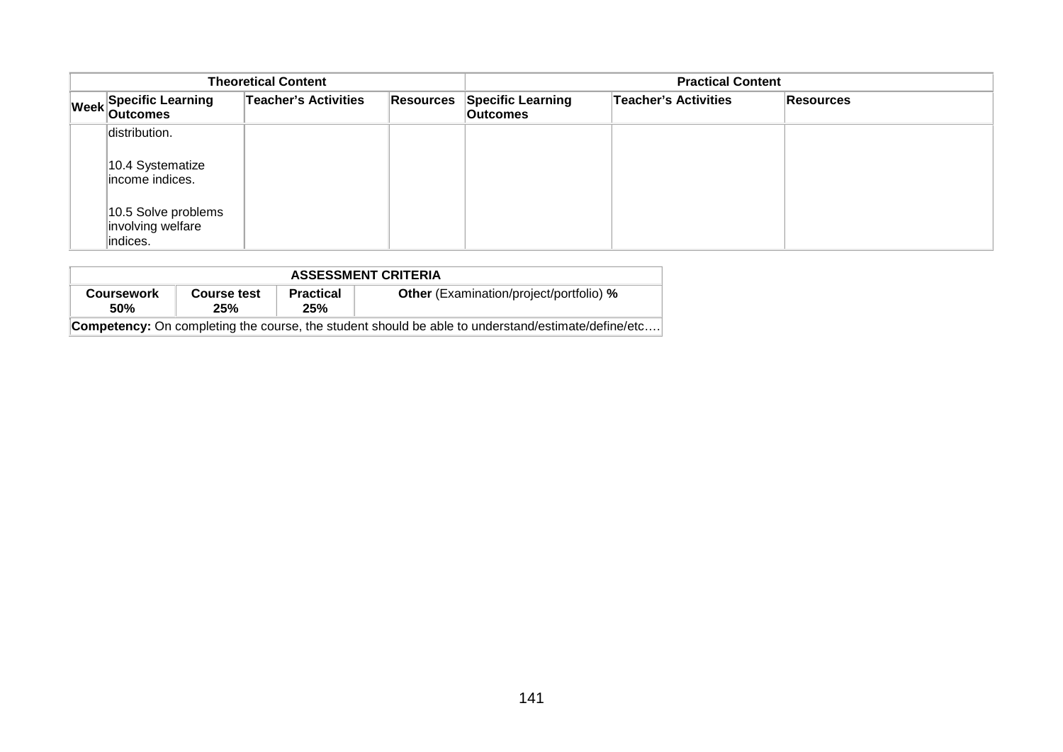| Theoretical Content | | | | Practical Content | | |
|---|---|---|---|---|---|---|
| Week | Specific Learning Outcomes | Teacher's Activities | Resources | Specific Learning Outcomes | Teacher's Activities | Resources |
| | distribution.<br><br>10.4 Systematize income indices.<br><br>10.5 Solve problems involving welfare indices. | | | | | |

| ASSESSMENT CRITERIA | | | |
|---|---|---|---|
| **Coursework 50%** | **Course test 25%** | **Practical 25%** | **Other** (Examination/project/portfolio) **%** |
| **Competency:** On completing the course, the student should be able to understand/estimate/define/etc…. | | | |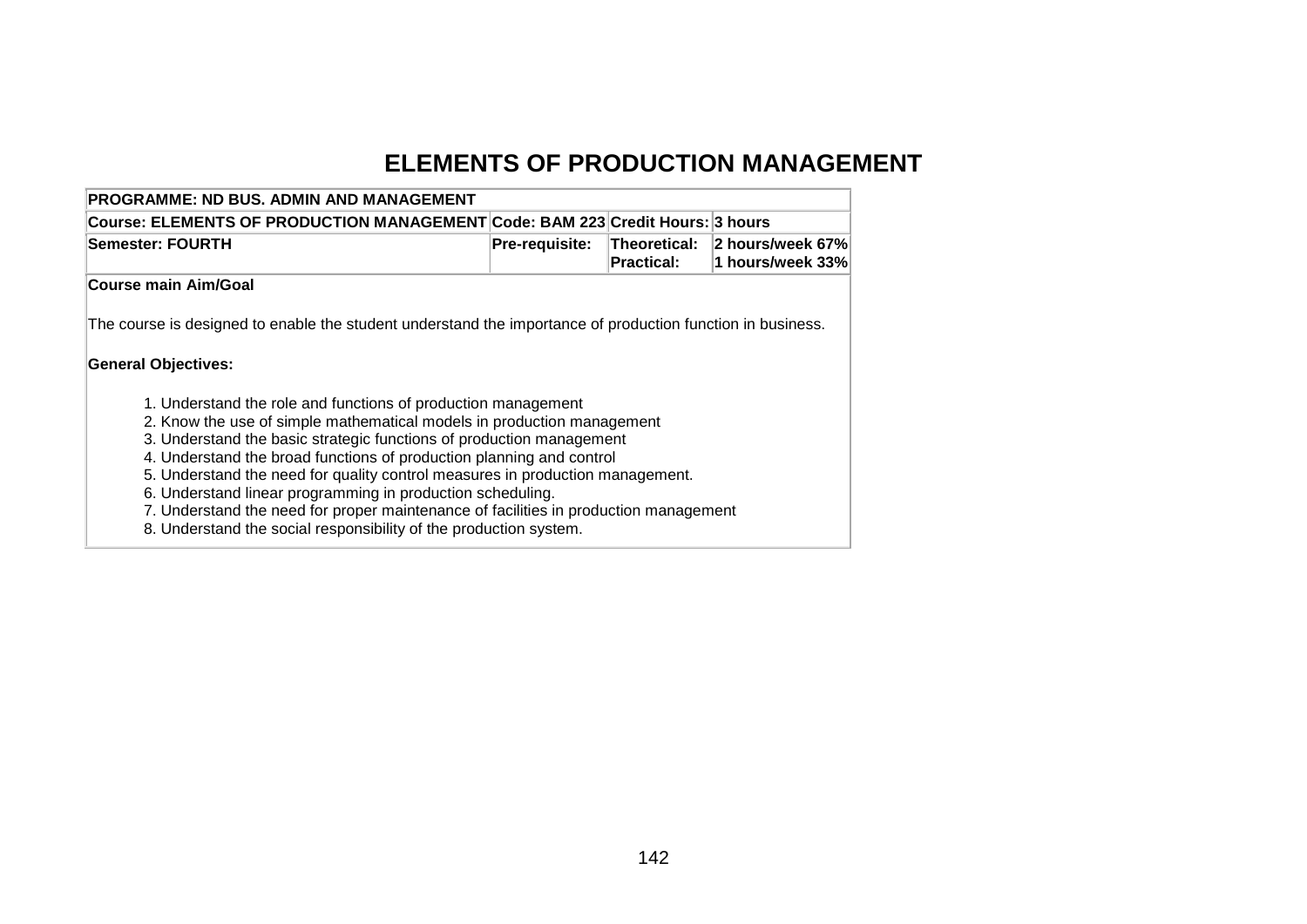# ELEMENTS OF PRODUCTION MANAGEMENT

| PROGRAMME: ND BUS. ADMIN AND MANAGEMENT | | | |
|---|---|---|---|
| **Course: ELEMENTS OF PRODUCTION MANAGEMENT** | **Code: BAM 223** | **Credit Hours:** | **3 hours** |
| **Semester: FOURTH** | **Pre-requisite:** | **Theoretical:**<br>**Practical:** | **2 hours/week 67%**<br>**1 hours/week 33%** |

**Course main Aim/Goal**

The course is designed to enable the student understand the importance of production function in business.

**General Objectives:**

1. Understand the role and functions of production management
2. Know the use of simple mathematical models in production management
3. Understand the basic strategic functions of production management
4. Understand the broad functions of production planning and control
5. Understand the need for quality control measures in production management.
6. Understand linear programming in production scheduling.
7. Understand the need for proper maintenance of facilities in production management
8. Understand the social responsibility of the production system.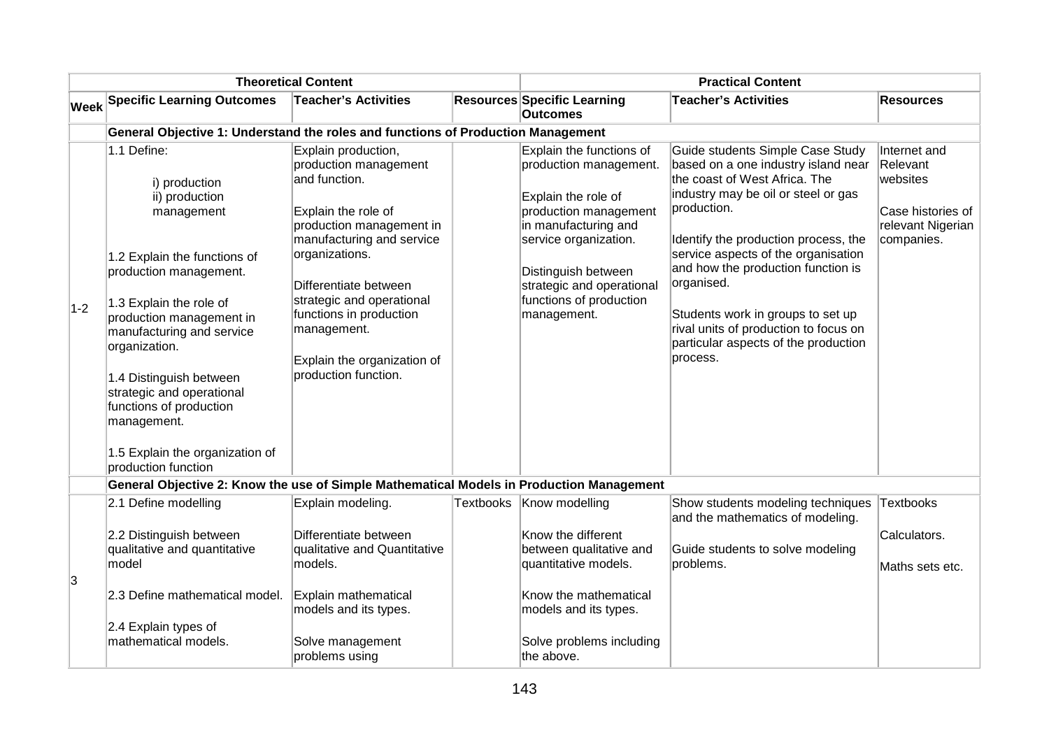| Theoretical Content | | | | Practical Content | | |
|---|---|---|---|---|---|---|
| **Week** | **Specific Learning Outcomes** | **Teacher's Activities** | **Resources** | **Specific Learning Outcomes** | **Teacher's Activities** | **Resources** |
| | **General Objective 1: Understand the roles and functions of Production Management** | | | | | |
| 1-2 | 1.1 Define:<br><br>i) production<br>ii) production management<br><br>1.2 Explain the functions of production management.<br><br>1.3 Explain the role of production management in manufacturing and service organization.<br><br>1.4 Distinguish between strategic and operational functions of production management.<br><br>1.5 Explain the organization of production function | Explain production, production management and function.<br><br>Explain the role of production management in manufacturing and service organizations.<br><br>Differentiate between strategic and operational functions in production management.<br><br>Explain the organization of production function. | | Explain the functions of production management.<br><br>Explain the role of production management in manufacturing and service organization.<br><br>Distinguish between strategic and operational functions of production management. | Guide students Simple Case Study based on a one industry island near the coast of West Africa. The industry may be oil or steel or gas production.<br><br>Identify the production process, the service aspects of the organisation and how the production function is organised.<br><br>Students work in groups to set up rival units of production to focus on particular aspects of the production process. | Internet and Relevant websites<br><br>Case histories of relevant Nigerian companies. |
| | **General Objective 2: Know the use of Simple Mathematical Models in Production Management** | | | | | |
| 3 | 2.1 Define modelling<br><br>2.2 Distinguish between qualitative and quantitative model<br><br>2.3 Define mathematical model.<br><br>2.4 Explain types of mathematical models. | Explain modeling.<br><br>Differentiate between qualitative and Quantitative models.<br><br>Explain mathematical models and its types.<br><br>Solve management problems using | Textbooks | Know modelling<br><br>Know the different between qualitative and quantitative models.<br><br>Know the mathematical models and its types.<br><br>Solve problems including the above. | Show students modeling techniques and the mathematics of modeling.<br><br>Guide students to solve modeling problems. | Textbooks<br><br>Calculators.<br><br>Maths sets etc. |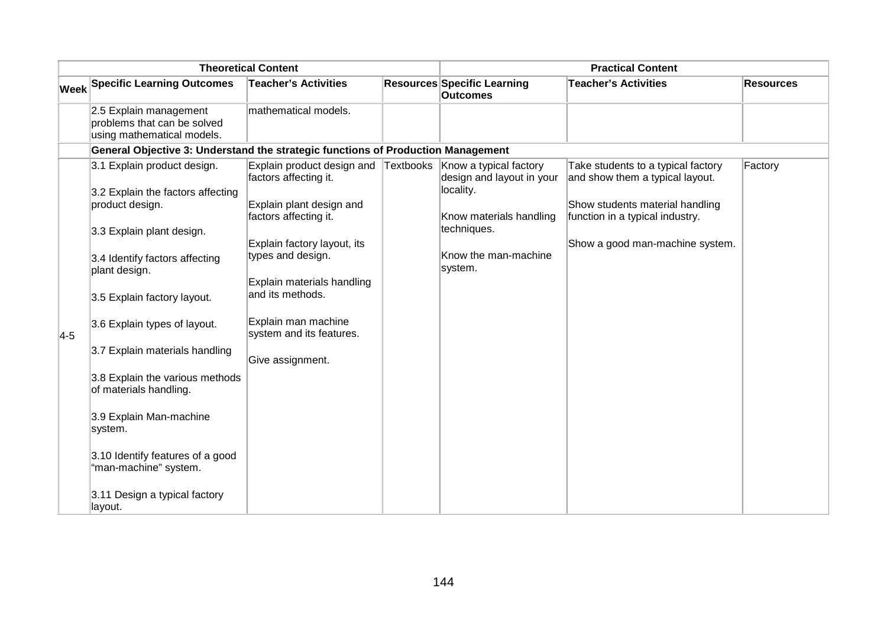| Theoretical Content | | | | Practical Content | | |
|---|---|---|---|---|---|---|
| **Week** | **Specific Learning Outcomes** | **Teacher's Activities** | **Resources** | **Specific Learning Outcomes** | **Teacher's Activities** | **Resources** |
| | 2.5 Explain management problems that can be solved using mathematical models. | mathematical models. | | | | |
| | **General Objective 3: Understand the strategic functions of Production Management** | | | | | |
| 4-5 | 3.1 Explain product design.<br><br>3.2 Explain the factors affecting product design.<br><br>3.3 Explain plant design.<br><br>3.4 Identify factors affecting plant design.<br><br>3.5 Explain factory layout.<br><br>3.6 Explain types of layout.<br><br>3.7 Explain materials handling<br><br>3.8 Explain the various methods of materials handling.<br><br>3.9 Explain Man-machine system.<br><br>3.10 Identify features of a good "man-machine" system.<br><br>3.11 Design a typical factory layout. | Explain product design and factors affecting it.<br><br>Explain plant design and factors affecting it.<br><br>Explain factory layout, its types and design.<br><br>Explain materials handling and its methods.<br><br>Explain man machine system and its features.<br><br>Give assignment. | Textbooks | Know a typical factory design and layout in your locality.<br><br>Know materials handling techniques.<br><br>Know the man-machine system. | Take students to a typical factory and show them a typical layout.<br><br>Show students material handling function in a typical industry.<br><br>Show a good man-machine system. | Factory |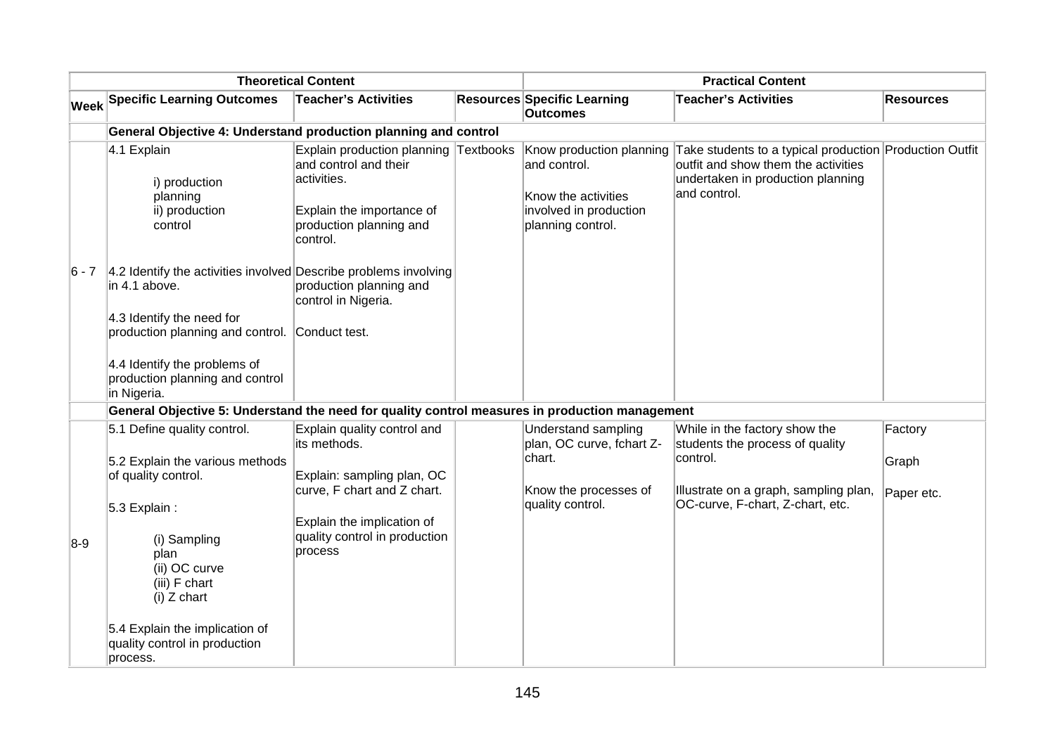| | Theoretical Content | | | Practical Content | | |
|---|---|---|---|---|---|---|
| Week | Specific Learning Outcomes | Teacher's Activities | Resources | Specific Learning Outcomes | Teacher's Activities | Resources |
| | **General Objective 4: Understand production planning and control** | | | | | |
| 6 - 7 | 4.1 Explain<br>i) production planning<br>ii) production control<br><br>4.2 Identify the activities involved in 4.1 above.<br><br>4.3 Identify the need for production planning and control.<br><br>4.4 Identify the problems of production planning and control in Nigeria. | Explain production planning and control and their activities.<br><br>Explain the importance of production planning and control.<br><br>Describe problems involving production planning and control in Nigeria.<br><br>Conduct test. | Textbooks | Know production planning and control.<br><br>Know the activities involved in production planning control. | Take students to a typical production outfit and show them the activities undertaken in production planning and control. | Production Outfit |
| | **General Objective 5: Understand the need for quality control measures in production management** | | | | | |
| 8-9 | 5.1 Define quality control.<br><br>5.2 Explain the various methods of quality control.<br><br>5.3 Explain :<br>(i) Sampling plan<br>(ii) OC curve<br>(iii) F chart<br>(i) Z chart<br><br>5.4 Explain the implication of quality control in production process. | Explain quality control and its methods.<br><br>Explain: sampling plan, OC curve, F chart and Z chart.<br><br>Explain the implication of quality control in production process | | Understand sampling plan, OC curve, fchart Z-chart.<br><br>Know the processes of quality control. | While in the factory show the students the process of quality control.<br><br>Illustrate on a graph, sampling plan, OC-curve, F-chart, Z-chart, etc. | Factory<br><br>Graph<br><br>Paper etc. |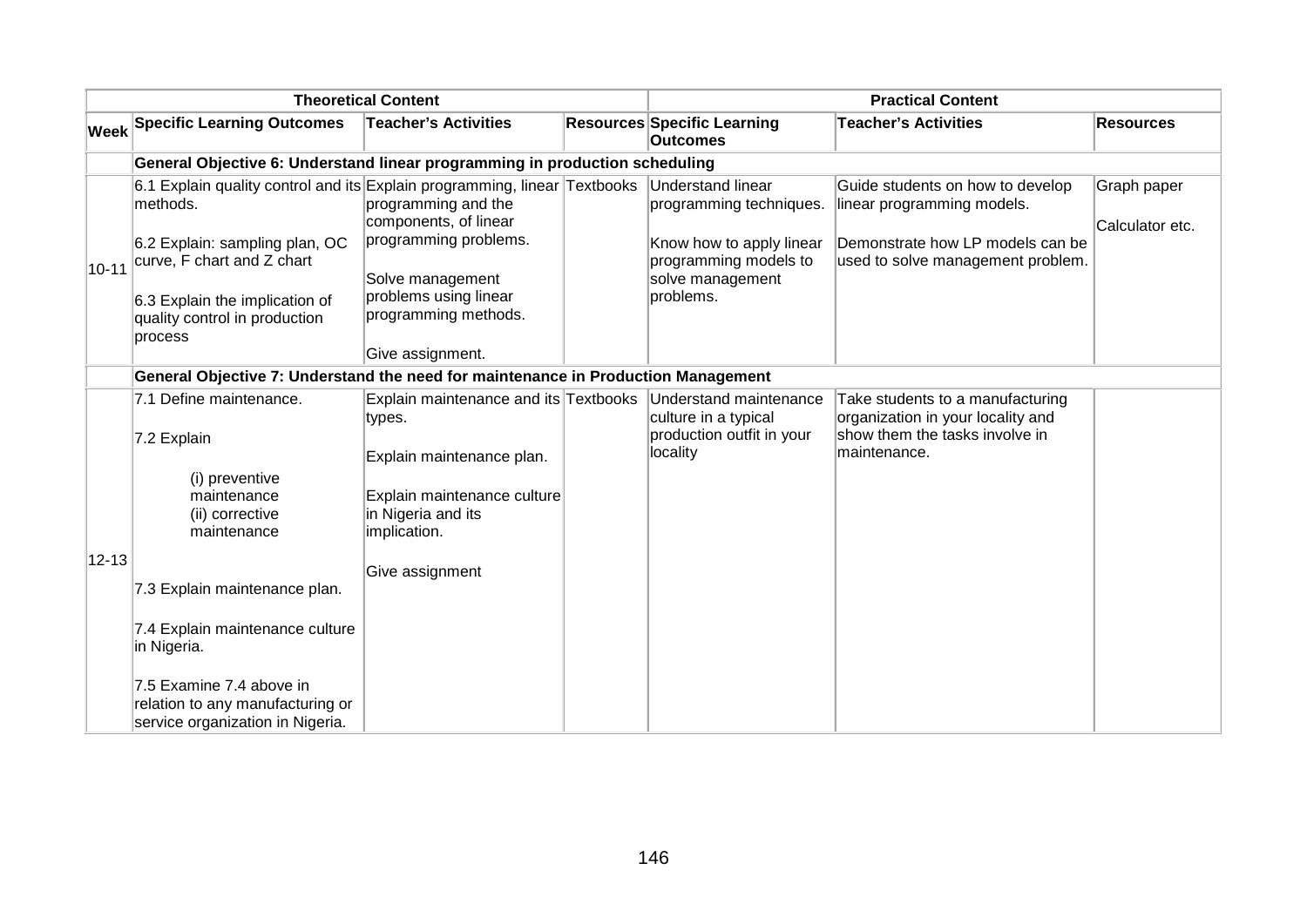| | Theoretical Content | | | Practical Content | | |
|---|---|---|---|---|---|---|
| **Week** | **Specific Learning Outcomes** | **Teacher's Activities** | **Resources** | **Specific Learning Outcomes** | **Teacher's Activities** | **Resources** |
| | **General Objective 6: Understand linear programming in production scheduling** | | | | | |
| 10-11 | 6.1 Explain quality control and its methods.<br><br>6.2 Explain: sampling plan, OC curve, F chart and Z chart<br><br>6.3 Explain the implication of quality control in production process | Explain programming, linear programming and the components, of linear programming problems.<br><br>Solve management problems using linear programming methods.<br><br>Give assignment. | Textbooks | Understand linear programming techniques.<br><br>Know how to apply linear programming models to solve management problems. | Guide students on how to develop linear programming models.<br><br>Demonstrate how LP models can be used to solve management problem. | Graph paper<br><br>Calculator etc. |
| | **General Objective 7: Understand the need for maintenance in Production Management** | | | | | |
| 12-13 | 7.1 Define maintenance.<br><br>7.2 Explain<br>(i) preventive maintenance<br>(ii) corrective maintenance<br><br>7.3 Explain maintenance plan.<br><br>7.4 Explain maintenance culture in Nigeria.<br><br>7.5 Examine 7.4 above in relation to any manufacturing or service organization in Nigeria. | Explain maintenance and its types.<br><br>Explain maintenance plan.<br><br>Explain maintenance culture in Nigeria and its implication.<br><br>Give assignment | Textbooks | Understand maintenance culture in a typical production outfit in your locality | Take students to a manufacturing organization in your locality and show them the tasks involve in maintenance. | |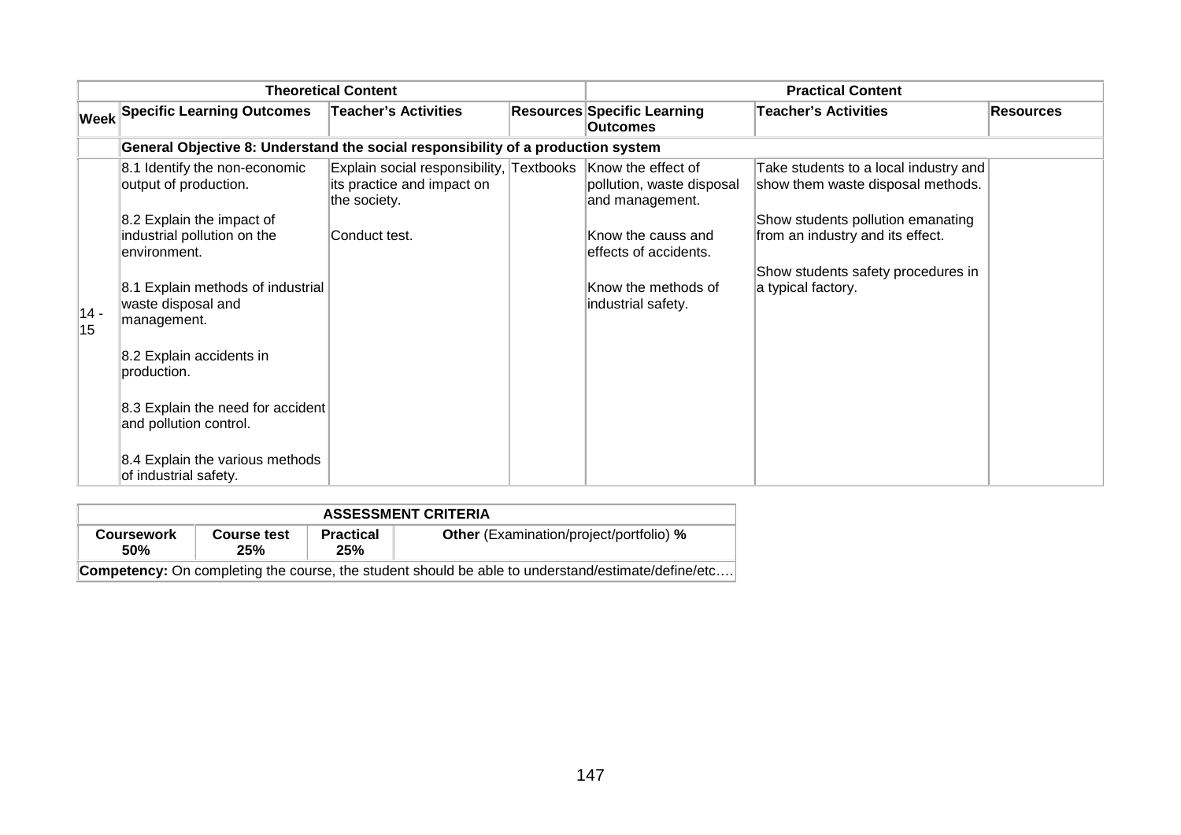| Theoretical Content | | | | Practical Content | | |
|---|---|---|---|---|---|---|
| **Week** | **Specific Learning Outcomes** | **Teacher's Activities** | **Resources** | **Specific Learning Outcomes** | **Teacher's Activities** | **Resources** |
| | **General Objective 8: Understand the social responsibility of a production system** | | | | | |
| 14 - 15 | 8.1 Identify the non-economic output of production.<br><br>8.2 Explain the impact of industrial pollution on the environment.<br><br>8.1 Explain methods of industrial waste disposal and management.<br><br>8.2 Explain accidents in production.<br><br>8.3 Explain the need for accident and pollution control.<br><br>8.4 Explain the various methods of industrial safety. | Explain social responsibility, its practice and impact on the society.<br><br>Conduct test. | Textbooks | Know the effect of pollution, waste disposal and management.<br><br>Know the causs and effects of accidents.<br><br>Know the methods of industrial safety. | Take students to a local industry and show them waste disposal methods.<br><br>Show students pollution emanating from an industry and its effect.<br><br>Show students safety procedures in a typical factory. | |

| ASSESSMENT CRITERIA | | | |
|---|---|---|---|
| **Coursework 50%** | **Course test 25%** | **Practical 25%** | **Other** (Examination/project/portfolio) **%** |
| **Competency:** On completing the course, the student should be able to understand/estimate/define/etc…. | | | |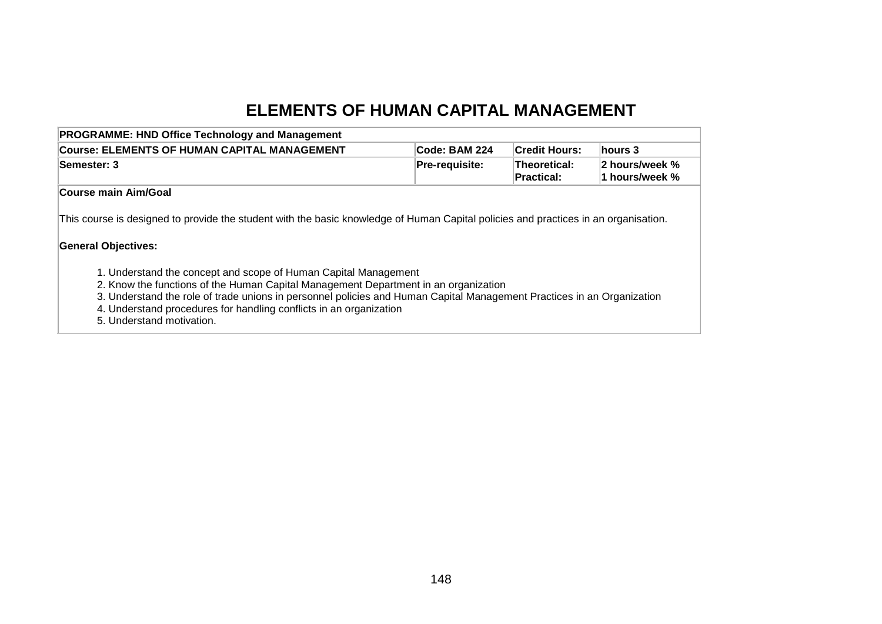# ELEMENTS OF HUMAN CAPITAL MANAGEMENT

| PROGRAMME: HND Office Technology and Management | | | |
|---|---|---|---|
| **Course: ELEMENTS OF HUMAN CAPITAL MANAGEMENT** | **Code: BAM 224** | **Credit Hours:** | **hours 3** |
| **Semester: 3** | **Pre-requisite:** | **Theoretical:**<br>**Practical:** | **2 hours/week %**<br>**1 hours/week %** |

**Course main Aim/Goal**

This course is designed to provide the student with the basic knowledge of Human Capital policies and practices in an organisation.

**General Objectives:**

1. Understand the concept and scope of Human Capital Management
2. Know the functions of the Human Capital Management Department in an organization
3. Understand the role of trade unions in personnel policies and Human Capital Management Practices in an Organization
4. Understand procedures for handling conflicts in an organization
5. Understand motivation.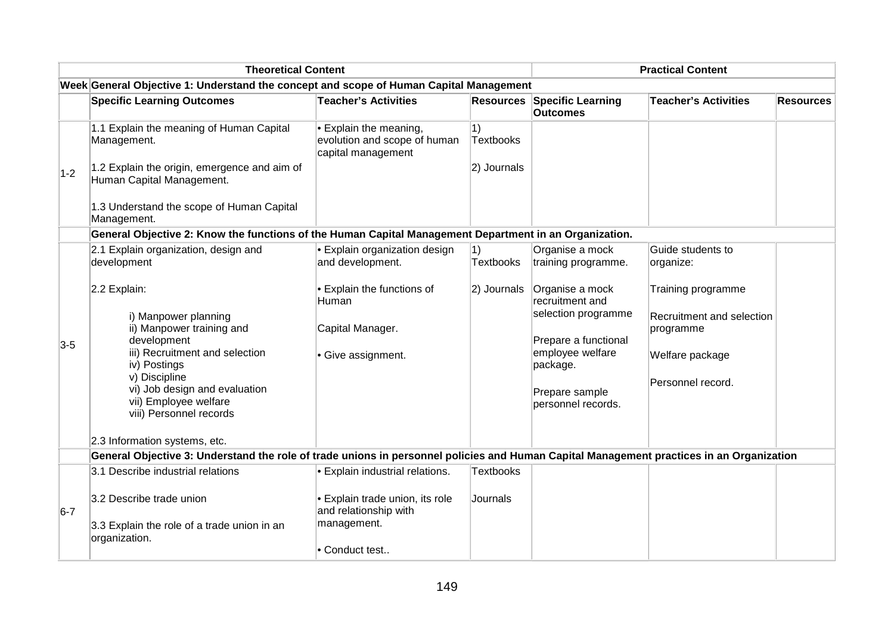| | Theoretical Content | | | Practical Content | | |
|---|---|---|---|---|---|---|
| Week | General Objective 1: Understand the concept and scope of Human Capital Management | | | | | |
| | **Specific Learning Outcomes** | **Teacher's Activities** | **Resources** | **Specific Learning Outcomes** | **Teacher's Activities** | **Resources** |
| 1-2 | 1.1 Explain the meaning of Human Capital Management.<br><br>1.2 Explain the origin, emergence and aim of Human Capital Management.<br><br>1.3 Understand the scope of Human Capital Management. | • Explain the meaning, evolution and scope of human capital management | 1) Textbooks<br><br>2) Journals | | | |
| | **General Objective 2: Know the functions of the Human Capital Management Department in an Organization.** | | | | | |
| 3-5 | 2.1 Explain organization, design and development<br><br>2.2 Explain:<br><br>i) Manpower planning<br>ii) Manpower training and development<br>iii) Recruitment and selection<br>iv) Postings<br>v) Discipline<br>vi) Job design and evaluation<br>vii) Employee welfare<br>viii) Personnel records<br><br>2.3 Information systems, etc. | • Explain organization design and development.<br><br>• Explain the functions of Human<br><br>Capital Manager.<br><br>• Give assignment. | 1) Textbooks<br><br>2) Journals | Organise a mock training programme.<br><br>Organise a mock recruitment and selection programme<br><br>Prepare a functional employee welfare package.<br><br>Prepare sample personnel records. | Guide students to organize:<br><br>Training programme<br><br>Recruitment and selection programme<br><br>Welfare package<br><br>Personnel record. | |
| | **General Objective 3: Understand the role of trade unions in personnel policies and Human Capital Management practices in an Organization** | | | | | |
| 6-7 | 3.1 Describe industrial relations<br><br>3.2 Describe trade union<br><br>3.3 Explain the role of a trade union in an organization. | • Explain industrial relations.<br><br>• Explain trade union, its role and relationship with management.<br><br>• Conduct test.. | Textbooks<br><br>Journals | | | |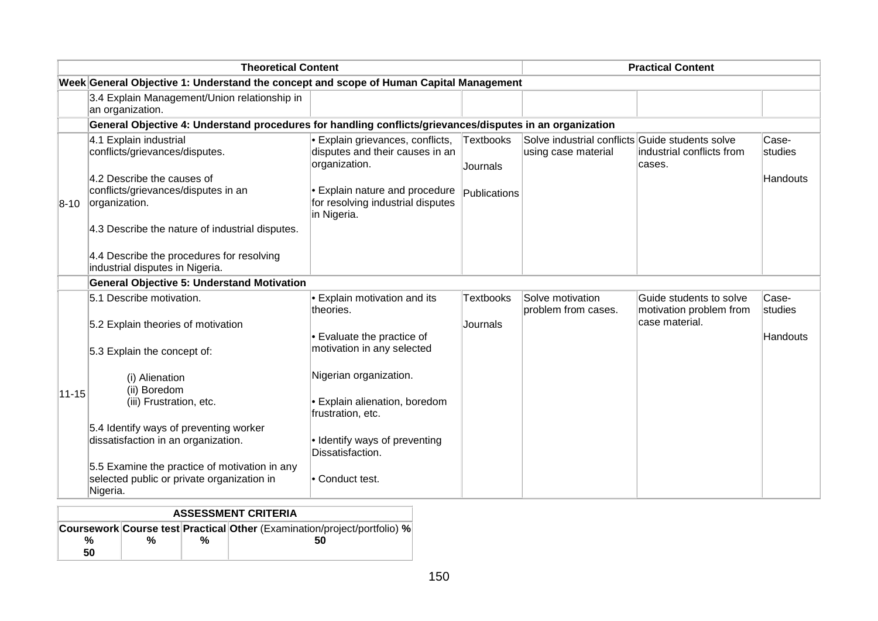| Theoretical Content | | | | Practical Content | | |
|---|---|---|---|---|---|---|
| **Week** | **General Objective 1: Understand the concept and scope of Human Capital Management** | | | | | |
| | 3.4 Explain Management/Union relationship in an organization. | | | | | |
| | **General Objective 4: Understand procedures for handling conflicts/grievances/disputes in an organization** | | | | | |
| 8-10 | 4.1 Explain industrial conflicts/grievances/disputes.<br><br>4.2 Describe the causes of conflicts/grievances/disputes in an organization.<br><br>4.3 Describe the nature of industrial disputes.<br><br>4.4 Describe the procedures for resolving industrial disputes in Nigeria. | • Explain grievances, conflicts, disputes and their causes in an organization.<br><br>• Explain nature and procedure for resolving industrial disputes in Nigeria. | Textbooks<br><br>Journals<br><br>Publications | Solve industrial conflicts using case material | Guide students solve industrial conflicts from cases. | Case-studies<br><br>Handouts |
| | **General Objective 5: Understand Motivation** | | | | | |
| 11-15 | 5.1 Describe motivation.<br><br>5.2 Explain theories of motivation<br><br>5.3 Explain the concept of:<br><br>(i) Alienation<br>(ii) Boredom<br>(iii) Frustration, etc.<br><br>5.4 Identify ways of preventing worker dissatisfaction in an organization.<br><br>5.5 Examine the practice of motivation in any selected public or private organization in Nigeria. | • Explain motivation and its theories.<br><br>• Evaluate the practice of motivation in any selected<br><br>Nigerian organization.<br><br>• Explain alienation, boredom frustration, etc.<br><br>• Identify ways of preventing Dissatisfaction.<br><br>• Conduct test. | Textbooks<br><br>Journals | Solve motivation problem from cases. | Guide students to solve motivation problem from case material. | Case-studies<br><br>Handouts |

| ASSESSMENT CRITERIA | | | |
|---|---|---|---|
| **Coursework** % 50 | **Course test** % | **Practical** % | **Other** (Examination/project/portfolio) % 50 |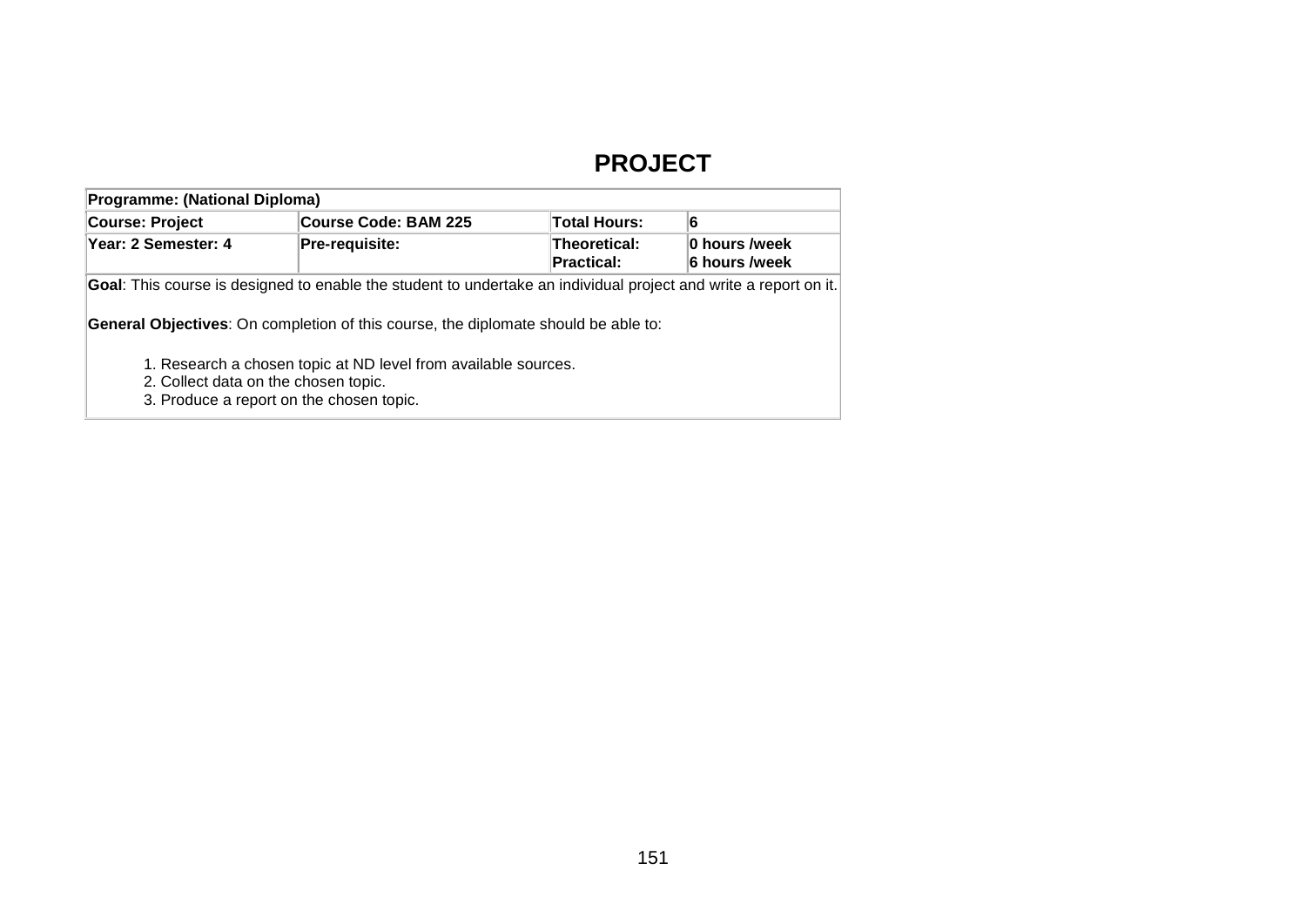# PROJECT

| Programme: (National Diploma) | | | |
|---|---|---|---|
| **Course: Project** | **Course Code: BAM 225** | **Total Hours:** | **6** |
| **Year: 2 Semester: 4** | **Pre-requisite:** | **Theoretical:**<br>**Practical:** | **0 hours /week**<br>**6 hours /week** |

**Goal**: This course is designed to enable the student to undertake an individual project and write a report on it.

**General Objectives**: On completion of this course, the diplomate should be able to:

1. Research a chosen topic at ND level from available sources.
2. Collect data on the chosen topic.
3. Produce a report on the chosen topic.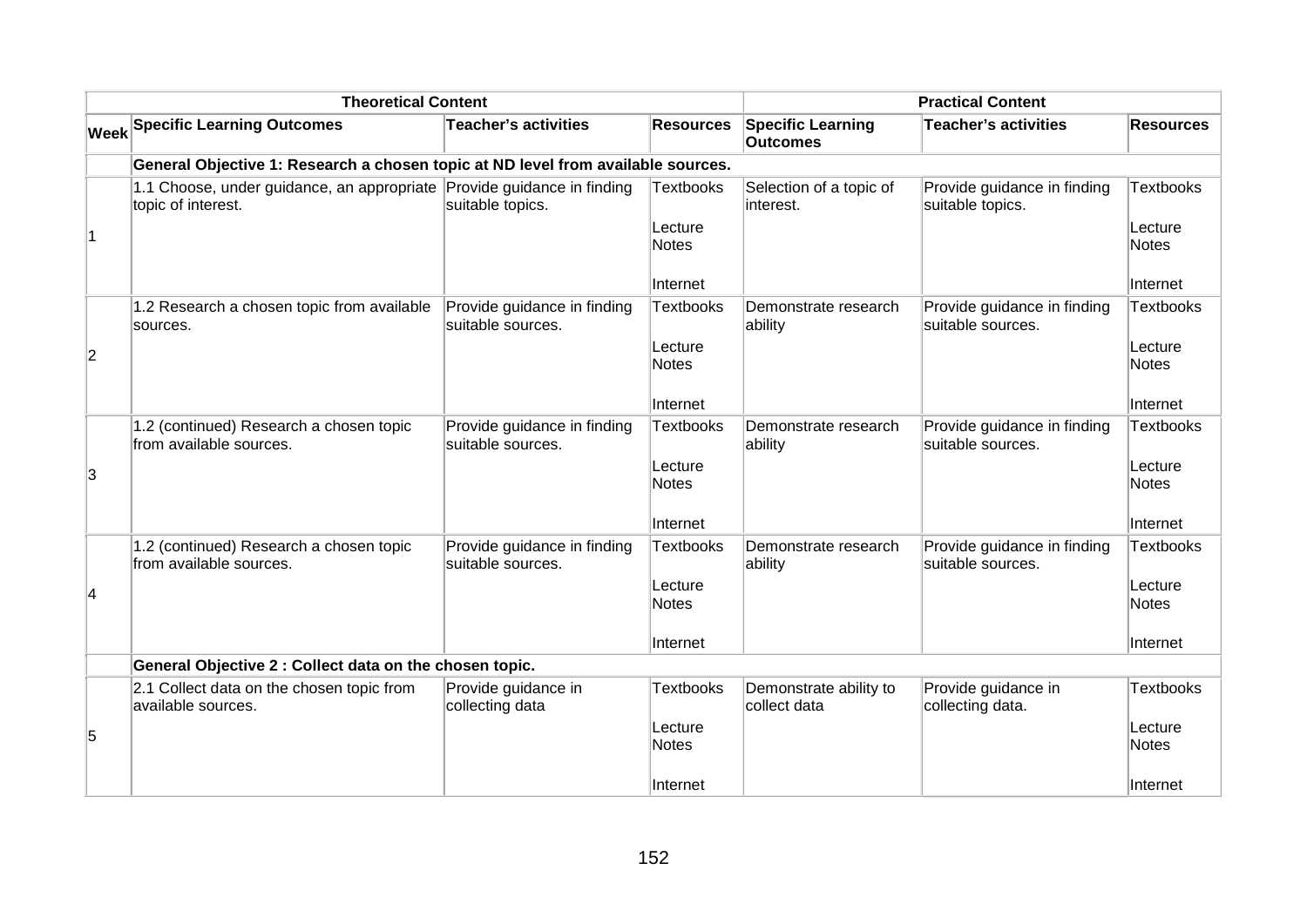| | Theoretical Content | | | Practical Content | | |
|---|---|---|---|---|---|---|
| Week | Specific Learning Outcomes | Teacher's activities | Resources | Specific Learning Outcomes | Teacher's activities | Resources |
| | **General Objective 1: Research a chosen topic at ND level from available sources.** | | | | | |
| 1 | 1.1 Choose, under guidance, an appropriate topic of interest. | Provide guidance in finding suitable topics. | Textbooks<br><br>Lecture Notes<br><br>Internet | Selection of a topic of interest. | Provide guidance in finding suitable topics. | Textbooks<br><br>Lecture Notes<br><br>Internet |
| 2 | 1.2 Research a chosen topic from available sources. | Provide guidance in finding suitable sources. | Textbooks<br><br>Lecture Notes<br><br>Internet | Demonstrate research ability | Provide guidance in finding suitable sources. | Textbooks<br><br>Lecture Notes<br><br>Internet |
| 3 | 1.2 (continued) Research a chosen topic from available sources. | Provide guidance in finding suitable sources. | Textbooks<br><br>Lecture Notes<br><br>Internet | Demonstrate research ability | Provide guidance in finding suitable sources. | Textbooks<br><br>Lecture Notes<br><br>Internet |
| 4 | 1.2 (continued) Research a chosen topic from available sources. | Provide guidance in finding suitable sources. | Textbooks<br><br>Lecture Notes<br><br>Internet | Demonstrate research ability | Provide guidance in finding suitable sources. | Textbooks<br><br>Lecture Notes<br><br>Internet |
| | **General Objective 2 : Collect data on the chosen topic.** | | | | | |
| 5 | 2.1 Collect data on the chosen topic from available sources. | Provide guidance in collecting data | Textbooks<br><br>Lecture Notes<br><br>Internet | Demonstrate ability to collect data | Provide guidance in collecting data. | Textbooks<br><br>Lecture Notes<br><br>Internet |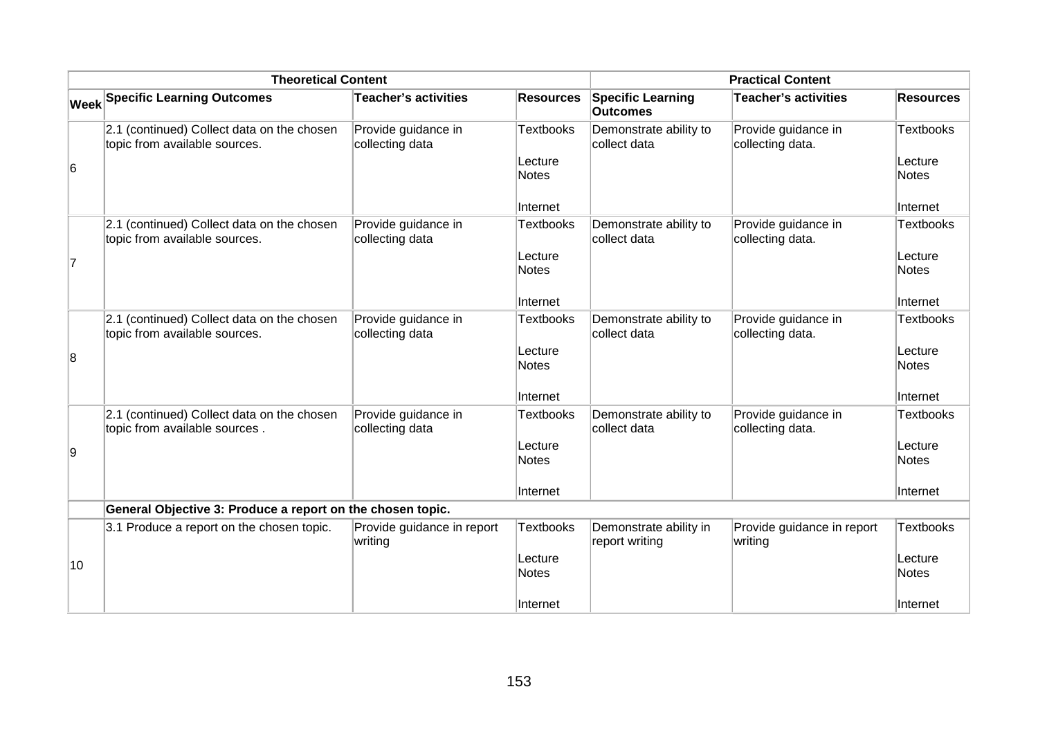| Theoretical Content | | | | Practical Content | | |
|---|---|---|---|---|---|---|
| Week | Specific Learning Outcomes | Teacher's activities | Resources | Specific Learning Outcomes | Teacher's activities | Resources |
| 6 | 2.1 (continued) Collect data on the chosen topic from available sources. | Provide guidance in collecting data | Textbooks<br><br>Lecture Notes<br><br>Internet | Demonstrate ability to collect data | Provide guidance in collecting data. | Textbooks<br><br>Lecture Notes<br><br>Internet |
| 7 | 2.1 (continued) Collect data on the chosen topic from available sources. | Provide guidance in collecting data | Textbooks<br><br>Lecture Notes<br><br>Internet | Demonstrate ability to collect data | Provide guidance in collecting data. | Textbooks<br><br>Lecture Notes<br><br>Internet |
| 8 | 2.1 (continued) Collect data on the chosen topic from available sources. | Provide guidance in collecting data | Textbooks<br><br>Lecture Notes<br><br>Internet | Demonstrate ability to collect data | Provide guidance in collecting data. | Textbooks<br><br>Lecture Notes<br><br>Internet |
| 9 | 2.1 (continued) Collect data on the chosen topic from available sources . | Provide guidance in collecting data | Textbooks<br><br>Lecture Notes<br><br>Internet | Demonstrate ability to collect data | Provide guidance in collecting data. | Textbooks<br><br>Lecture Notes<br><br>Internet |
| | **General Objective 3: Produce a report on the chosen topic.** | | | | | |
| 10 | 3.1 Produce a report on the chosen topic. | Provide guidance in report writing | Textbooks<br><br>Lecture Notes<br><br>Internet | Demonstrate ability in report writing | Provide guidance in report writing | Textbooks<br><br>Lecture Notes<br><br>Internet |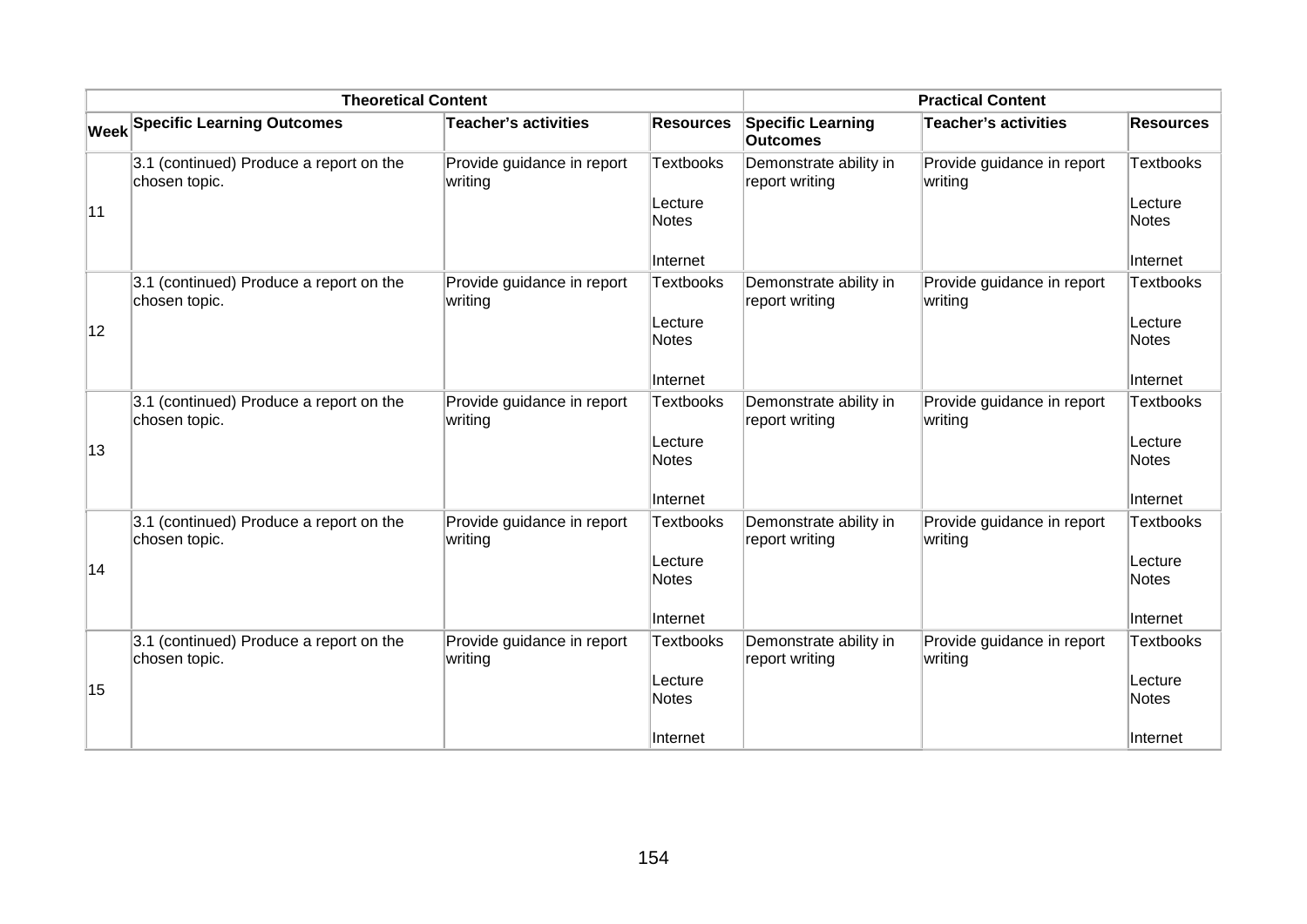| Theoretical Content | | | | Practical Content | | |
|---|---|---|---|---|---|---|
| Week | Specific Learning Outcomes | Teacher's activities | Resources | Specific Learning Outcomes | Teacher's activities | Resources |
| 11 | 3.1 (continued) Produce a report on the chosen topic. | Provide guidance in report writing | Textbooks<br><br>Lecture Notes<br><br>Internet | Demonstrate ability in report writing | Provide guidance in report writing | Textbooks<br><br>Lecture Notes<br><br>Internet |
| 12 | 3.1 (continued) Produce a report on the chosen topic. | Provide guidance in report writing | Textbooks<br><br>Lecture Notes<br><br>Internet | Demonstrate ability in report writing | Provide guidance in report writing | Textbooks<br><br>Lecture Notes<br><br>Internet |
| 13 | 3.1 (continued) Produce a report on the chosen topic. | Provide guidance in report writing | Textbooks<br><br>Lecture Notes<br><br>Internet | Demonstrate ability in report writing | Provide guidance in report writing | Textbooks<br><br>Lecture Notes<br><br>Internet |
| 14 | 3.1 (continued) Produce a report on the chosen topic. | Provide guidance in report writing | Textbooks<br><br>Lecture Notes<br><br>Internet | Demonstrate ability in report writing | Provide guidance in report writing | Textbooks<br><br>Lecture Notes<br><br>Internet |
| 15 | 3.1 (continued) Produce a report on the chosen topic. | Provide guidance in report writing | Textbooks<br><br>Lecture Notes<br><br>Internet | Demonstrate ability in report writing | Provide guidance in report writing | Textbooks<br><br>Lecture Notes<br><br>Internet |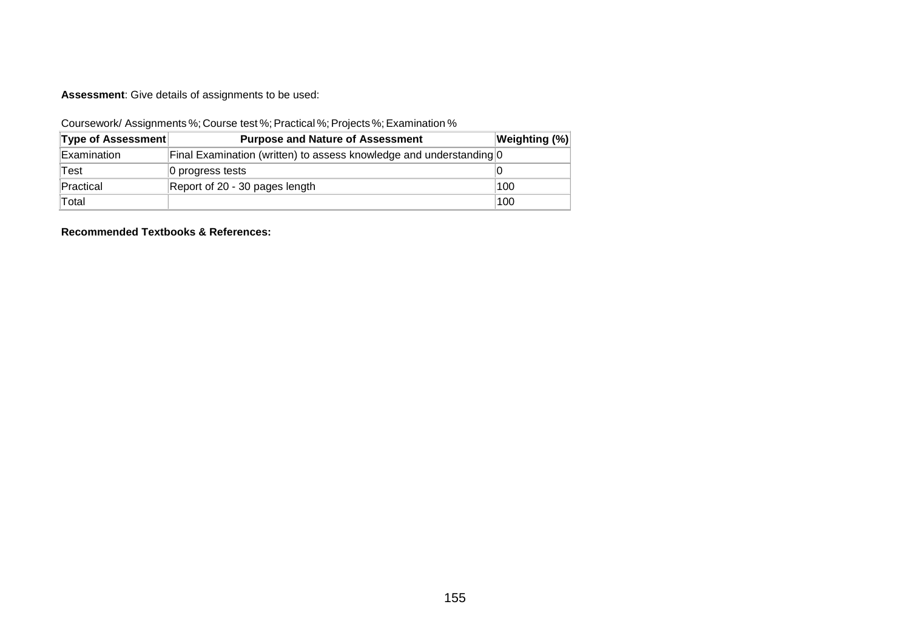**Assessment**: Give details of assignments to be used:

Coursework/ Assignments %; Course test %; Practical %; Projects %; Examination %

| Type of Assessment | Purpose and Nature of Assessment | Weighting (%) |
|---|---|---|
| Examination | Final Examination (written) to assess knowledge and understanding | 0 |
| Test | 0 progress tests | 0 |
| Practical | Report of 20 - 30 pages length | 100 |
| Total | | 100 |

**Recommended Textbooks & References:**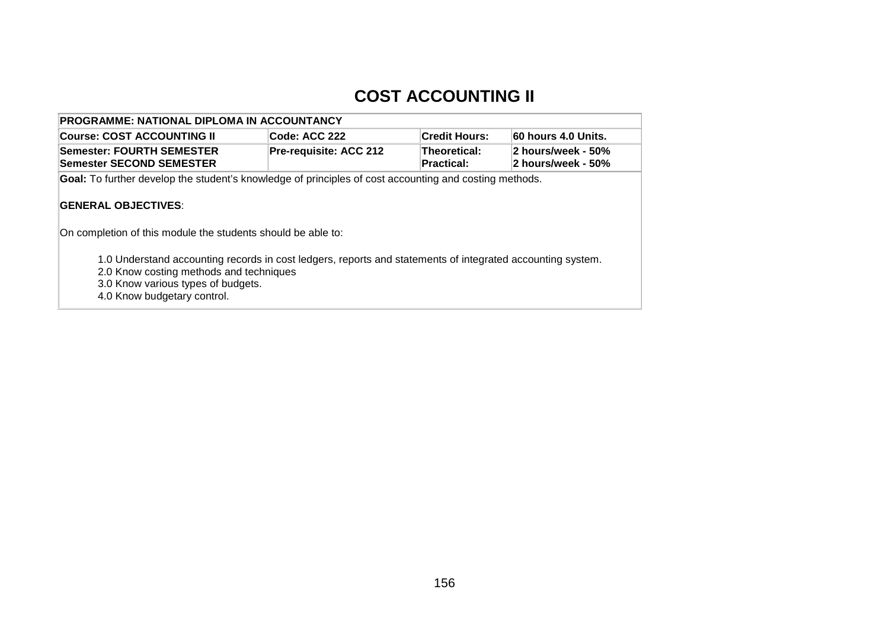# COST ACCOUNTING II

| PROGRAMME: NATIONAL DIPLOMA IN ACCOUNTANCY | | | |
|---|---|---|---|
| **Course: COST ACCOUNTING II** | **Code: ACC 222** | **Credit Hours:** | **60 hours 4.0 Units.** |
| **Semester: FOURTH SEMESTER**<br>**Semester SECOND SEMESTER** | **Pre-requisite: ACC 212** | **Theoretical:**<br>**Practical:** | **2 hours/week - 50%**<br>**2 hours/week - 50%** |

**Goal:** To further develop the student's knowledge of principles of cost accounting and costing methods.

**GENERAL OBJECTIVES**:

On completion of this module the students should be able to:

1.0 Understand accounting records in cost ledgers, reports and statements of integrated accounting system.
2.0 Know costing methods and techniques
3.0 Know various types of budgets.
4.0 Know budgetary control.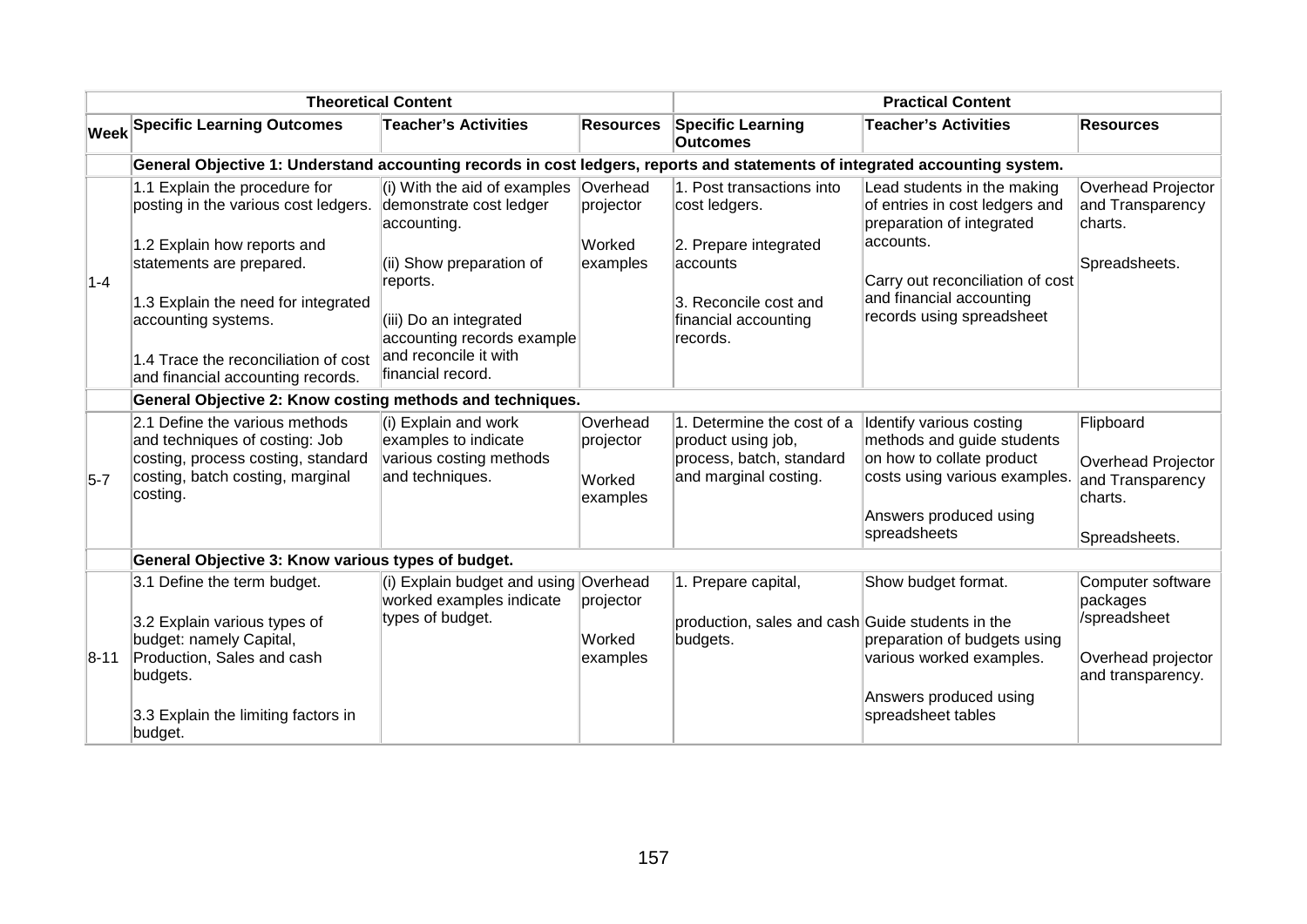| | Theoretical Content | | | Practical Content | | |
|---|---|---|---|---|---|---|
| **Week** | **Specific Learning Outcomes** | **Teacher's Activities** | **Resources** | **Specific Learning Outcomes** | **Teacher's Activities** | **Resources** |
| | **General Objective 1: Understand accounting records in cost ledgers, reports and statements of integrated accounting system.** | | | | | |
| 1-4 | 1.1 Explain the procedure for posting in the various cost ledgers.<br><br>1.2 Explain how reports and statements are prepared.<br><br>1.3 Explain the need for integrated accounting systems.<br><br>1.4 Trace the reconciliation of cost and financial accounting records. | (i) With the aid of examples demonstrate cost ledger accounting.<br><br>(ii) Show preparation of reports.<br><br>(iii) Do an integrated accounting records example and reconcile it with financial record. | Overhead projector<br><br>Worked examples | 1. Post transactions into cost ledgers.<br><br>2. Prepare integrated accounts<br><br>3. Reconcile cost and financial accounting records. | Lead students in the making of entries in cost ledgers and preparation of integrated accounts.<br><br>Carry out reconciliation of cost and financial accounting records using spreadsheet | Overhead Projector and Transparency charts.<br><br>Spreadsheets. |
| | **General Objective 2: Know costing methods and techniques.** | | | | | |
| 5-7 | 2.1 Define the various methods and techniques of costing: Job costing, process costing, standard costing, batch costing, marginal costing. | (i) Explain and work examples to indicate various costing methods and techniques. | Overhead projector<br><br>Worked examples | 1. Determine the cost of a product using job, process, batch, standard and marginal costing. | Identify various costing methods and guide students on how to collate product costs using various examples.<br><br>Answers produced using spreadsheets | Flipboard<br><br>Overhead Projector and Transparency charts.<br><br>Spreadsheets. |
| | **General Objective 3: Know various types of budget.** | | | | | |
| 8-11 | 3.1 Define the term budget.<br><br>3.2 Explain various types of budget: namely Capital, Production, Sales and cash budgets.<br><br>3.3 Explain the limiting factors in budget. | (i) Explain budget and using worked examples indicate types of budget. | Overhead projector<br><br>Worked examples | 1. Prepare capital,<br><br>production, sales and cash budgets. | Show budget format.<br><br>Guide students in the preparation of budgets using various worked examples.<br><br>Answers produced using spreadsheet tables | Computer software packages /spreadsheet<br><br>Overhead projector and transparency. |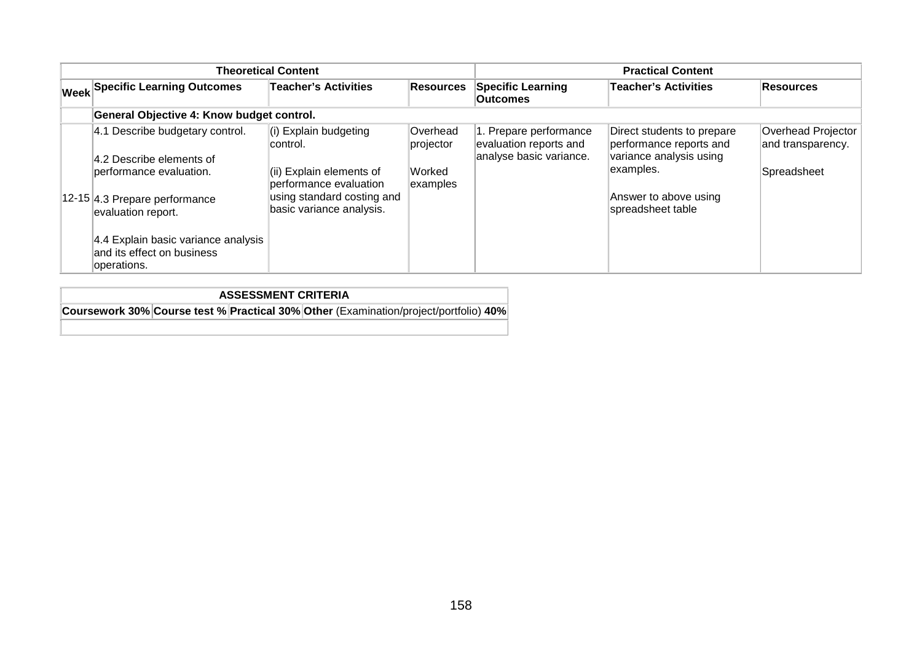| | Theoretical Content | | | Practical Content | | |
|---|---|---|---|---|---|---|
| **Week** | **Specific Learning Outcomes** | **Teacher's Activities** | **Resources** | **Specific Learning Outcomes** | **Teacher's Activities** | **Resources** |
| | **General Objective 4: Know budget control.** | | | | | |
| 12-15 | 4.1 Describe budgetary control.<br><br>4.2 Describe elements of performance evaluation.<br><br>4.3 Prepare performance evaluation report.<br><br>4.4 Explain basic variance analysis and its effect on business operations. | (i) Explain budgeting control.<br><br>(ii) Explain elements of performance evaluation using standard costing and basic variance analysis. | Overhead projector<br><br>Worked examples | 1. Prepare performance evaluation reports and analyse basic variance. | Direct students to prepare performance reports and variance analysis using examples.<br><br>Answer to above using spreadsheet table | Overhead Projector and transparency.<br><br>Spreadsheet |

| ASSESSMENT CRITERIA | | | |
|---|---|---|---|
| **Coursework 30%** | **Course test %** | **Practical 30%** | **Other** (Examination/project/portfolio) **40%** |
| | | | |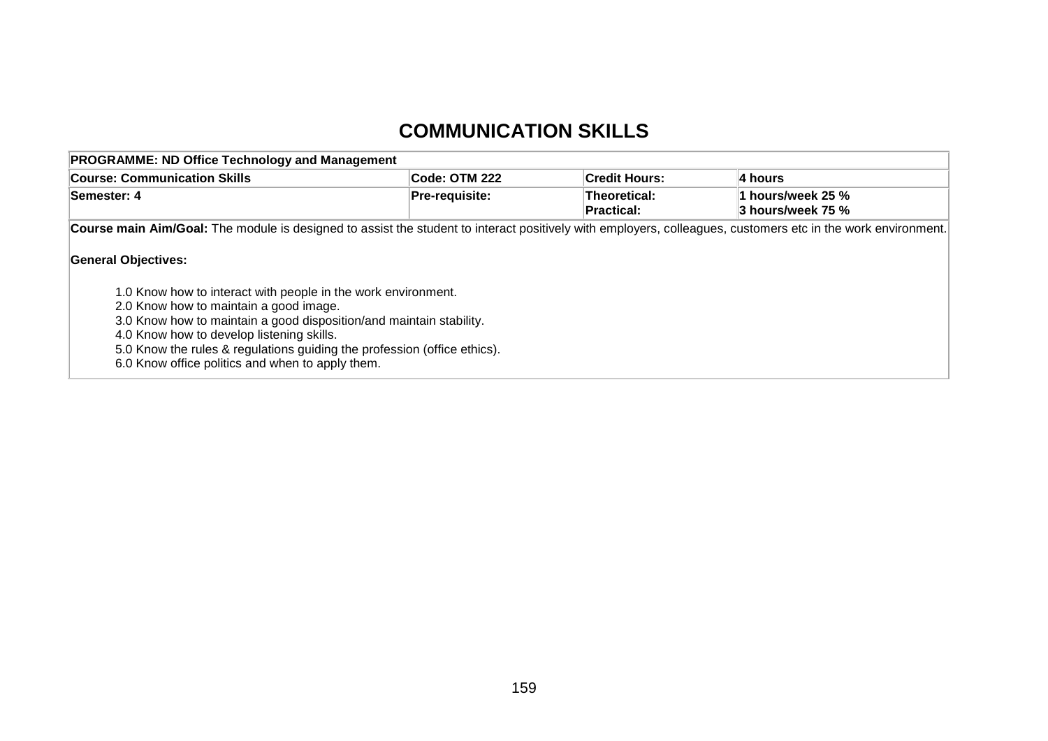# COMMUNICATION SKILLS

| **PROGRAMME: ND Office Technology and Management** | | | |
|---|---|---|---|
| **Course: Communication Skills** | **Code: OTM 222** | **Credit Hours:** | **4 hours** |
| **Semester: 4** | **Pre-requisite:** | **Theoretical:**<br>**Practical:** | **1 hours/week 25 %**<br>**3 hours/week 75 %** |

**Course main Aim/Goal:** The module is designed to assist the student to interact positively with employers, colleagues, customers etc in the work environment.

**General Objectives:**

1.0 Know how to interact with people in the work environment.
2.0 Know how to maintain a good image.
3.0 Know how to maintain a good disposition/and maintain stability.
4.0 Know how to develop listening skills.
5.0 Know the rules & regulations guiding the profession (office ethics).
6.0 Know office politics and when to apply them.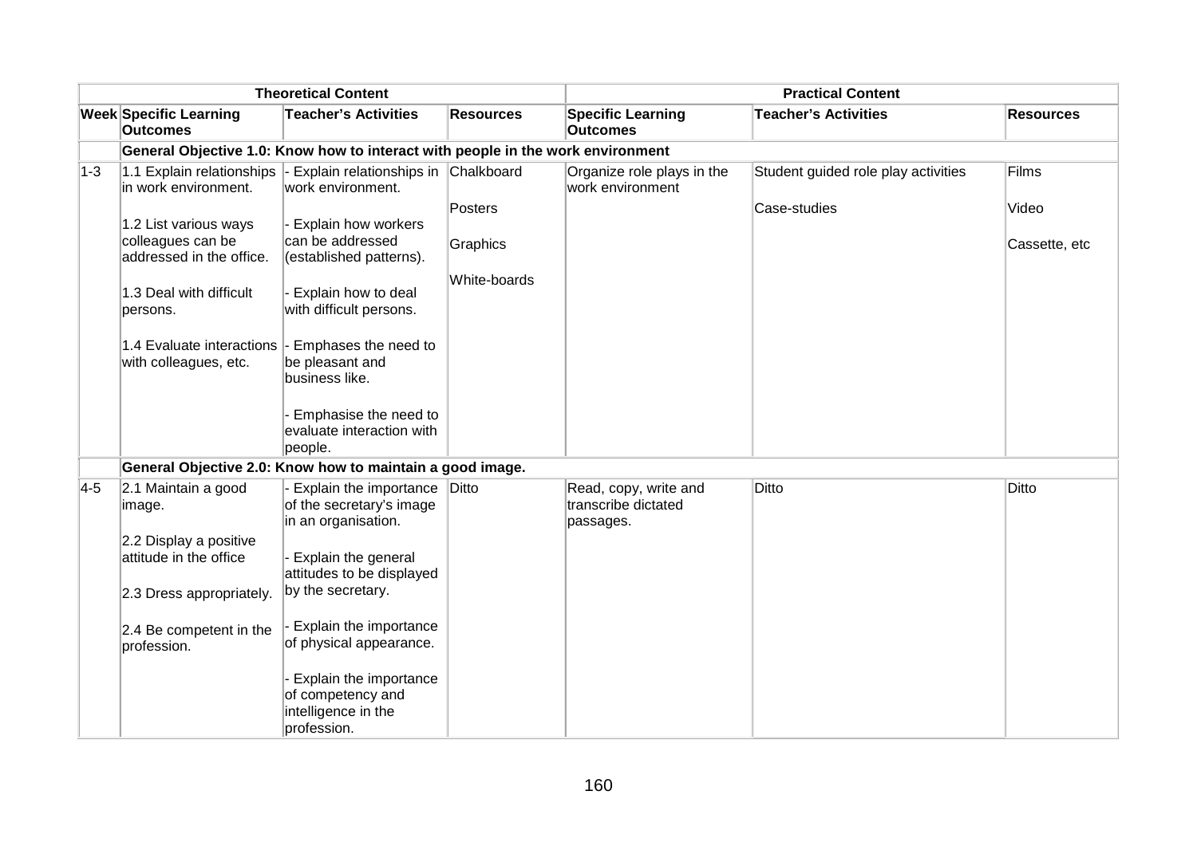| Theoretical Content | | | | Practical Content | | |
|---|---|---|---|---|---|---|
| **Week** | **Specific Learning Outcomes** | **Teacher's Activities** | **Resources** | **Specific Learning Outcomes** | **Teacher's Activities** | **Resources** |
| | **General Objective 1.0: Know how to interact with people in the work environment** | | | | | |
| 1-3 | 1.1 Explain relationships in work environment.<br><br>1.2 List various ways colleagues can be addressed in the office.<br><br>1.3 Deal with difficult persons.<br><br>1.4 Evaluate interactions with colleagues, etc. | - Explain relationships in work environment.<br><br>- Explain how workers can be addressed (established patterns).<br><br>- Explain how to deal with difficult persons.<br><br>- Emphases the need to be pleasant and business like.<br><br>- Emphasise the need to evaluate interaction with people. | Chalkboard<br><br>Posters<br><br>Graphics<br><br>White-boards | Organize role plays in the work environment | Student guided role play activities<br><br>Case-studies | Films<br><br>Video<br><br>Cassette, etc |
| | **General Objective 2.0: Know how to maintain a good image.** | | | | | |
| 4-5 | 2.1 Maintain a good image.<br><br>2.2 Display a positive attitude in the office<br><br>2.3 Dress appropriately.<br><br>2.4 Be competent in the profession. | - Explain the importance of the secretary's image in an organisation.<br><br>- Explain the general attitudes to be displayed by the secretary.<br><br>- Explain the importance of physical appearance.<br><br>- Explain the importance of competency and intelligence in the profession. | Ditto | Read, copy, write and transcribe dictated passages. | Ditto | Ditto |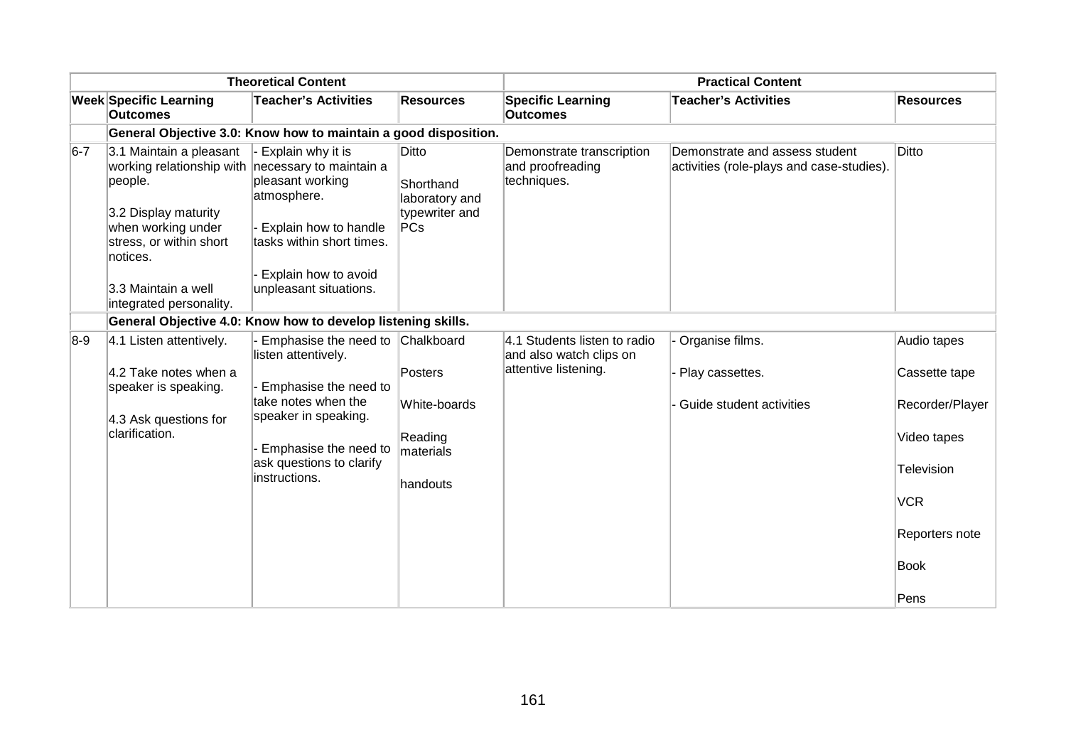| | Theoretical Content | | | Practical Content | | |
|---|---|---|---|---|---|---|
| **Week** | **Specific Learning Outcomes** | **Teacher's Activities** | **Resources** | **Specific Learning Outcomes** | **Teacher's Activities** | **Resources** |
| | **General Objective 3.0: Know how to maintain a good disposition.** | | | | | |
| 6-7 | 3.1 Maintain a pleasant working relationship with people.<br><br>3.2 Display maturity when working under stress, or within short notices.<br><br>3.3 Maintain a well integrated personality. | - Explain why it is necessary to maintain a pleasant working atmosphere.<br><br>- Explain how to handle tasks within short times.<br><br>- Explain how to avoid unpleasant situations. | Ditto<br><br>Shorthand laboratory and typewriter and PCs | Demonstrate transcription and proofreading techniques. | Demonstrate and assess student activities (role-plays and case-studies). | Ditto |
| | **General Objective 4.0: Know how to develop listening skills.** | | | | | |
| 8-9 | 4.1 Listen attentively.<br><br>4.2 Take notes when a speaker is speaking.<br><br>4.3 Ask questions for clarification. | - Emphasise the need to listen attentively.<br><br>- Emphasise the need to take notes when the speaker in speaking.<br><br>- Emphasise the need to ask questions to clarify instructions. | Chalkboard<br><br>Posters<br><br>White-boards<br><br>Reading materials<br><br>handouts | 4.1 Students listen to radio and also watch clips on attentive listening. | - Organise films.<br><br>- Play cassettes.<br><br>- Guide student activities | Audio tapes<br><br>Cassette tape<br><br>Recorder/Player<br><br>Video tapes<br><br>Television<br><br>VCR<br><br>Reporters note<br><br>Book<br><br>Pens |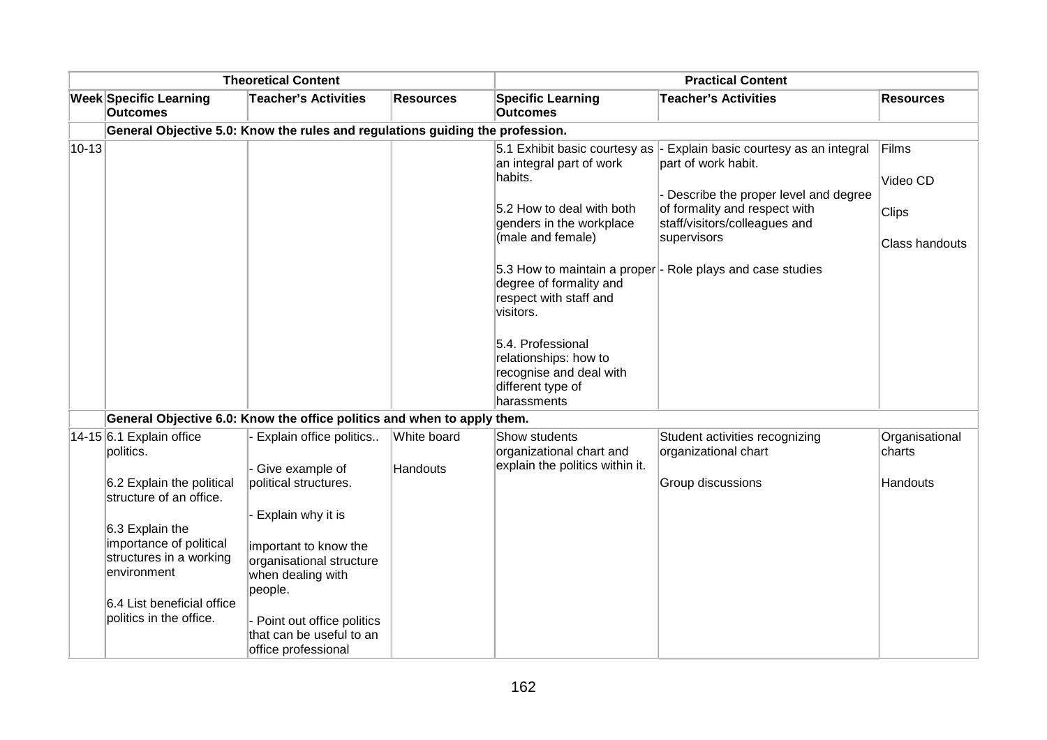| | Theoretical Content | | | Practical Content | | |
|---|---|---|---|---|---|---|
| **Week** | **Specific Learning Outcomes** | **Teacher's Activities** | **Resources** | **Specific Learning Outcomes** | **Teacher's Activities** | **Resources** |
| | **General Objective 5.0: Know the rules and regulations guiding the profession.** | | | | | |
| 10-13 | | | | 5.1 Exhibit basic courtesy as an integral part of work habits.<br><br>5.2 How to deal with both genders in the workplace (male and female)<br><br>5.3 How to maintain a proper degree of formality and respect with staff and visitors.<br><br>5.4. Professional relationships: how to recognise and deal with different type of harassments | - Explain basic courtesy as an integral part of work habit.<br><br>- Describe the proper level and degree of formality and respect with staff/visitors/colleagues and supervisors<br><br>- Role plays and case studies | Films<br><br>Video CD<br><br>Clips<br><br>Class handouts |
| | **General Objective 6.0: Know the office politics and when to apply them.** | | | | | |
| 14-15 | 6.1 Explain office politics.<br><br>6.2 Explain the political structure of an office.<br><br>6.3 Explain the importance of political structures in a working environment<br><br>6.4 List beneficial office politics in the office. | - Explain office politics..<br><br>- Give example of political structures.<br><br>- Explain why it is important to know the organisational structure when dealing with people.<br><br>- Point out office politics that can be useful to an office professional | White board<br><br>Handouts | Show students organizational chart and explain the politics within it. | Student activities recognizing organizational chart<br><br>Group discussions | Organisational charts<br><br>Handouts |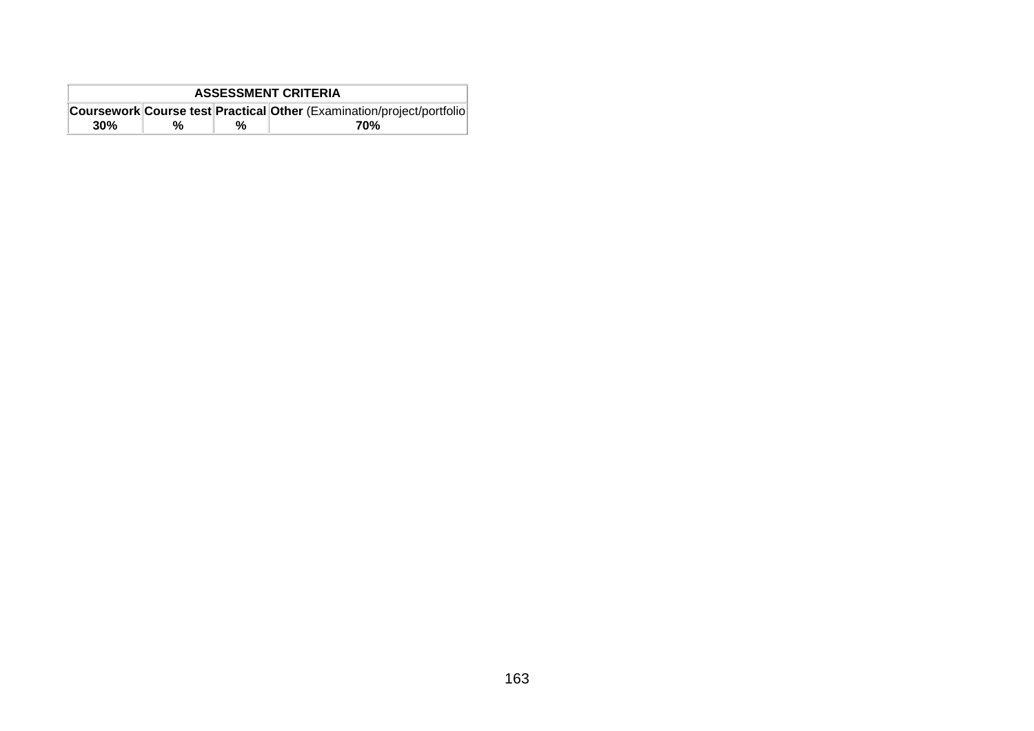| ASSESSMENT CRITERIA | | | |
|---|---|---|---|
| **Coursework** | **Course test** | **Practical** | **Other** (Examination/project/portfolio |
| **30%** | **%** | **%** | **70%** |